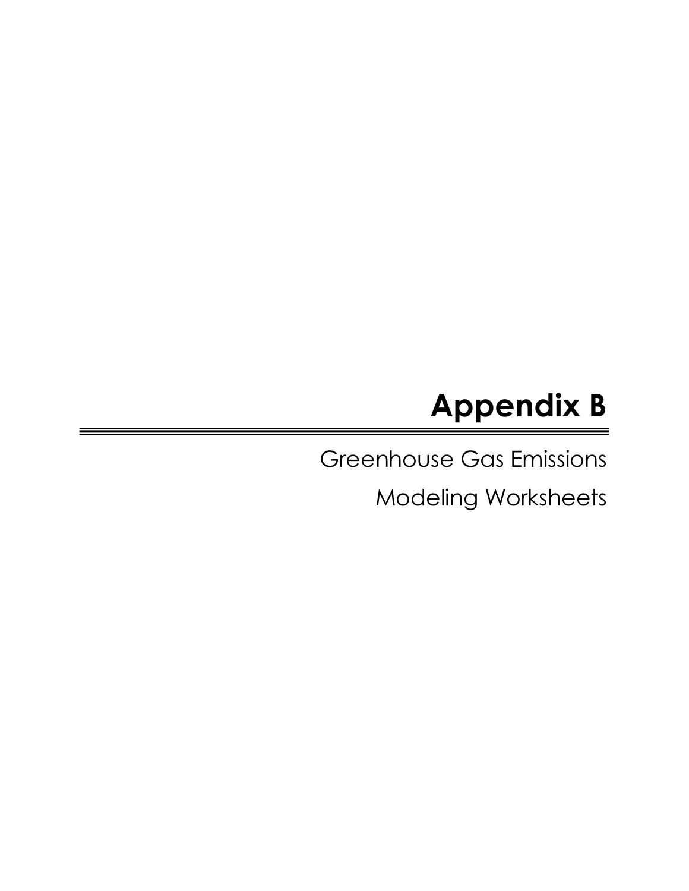# Appendix B

Greenhouse Gas Emissions

Modeling Worksheets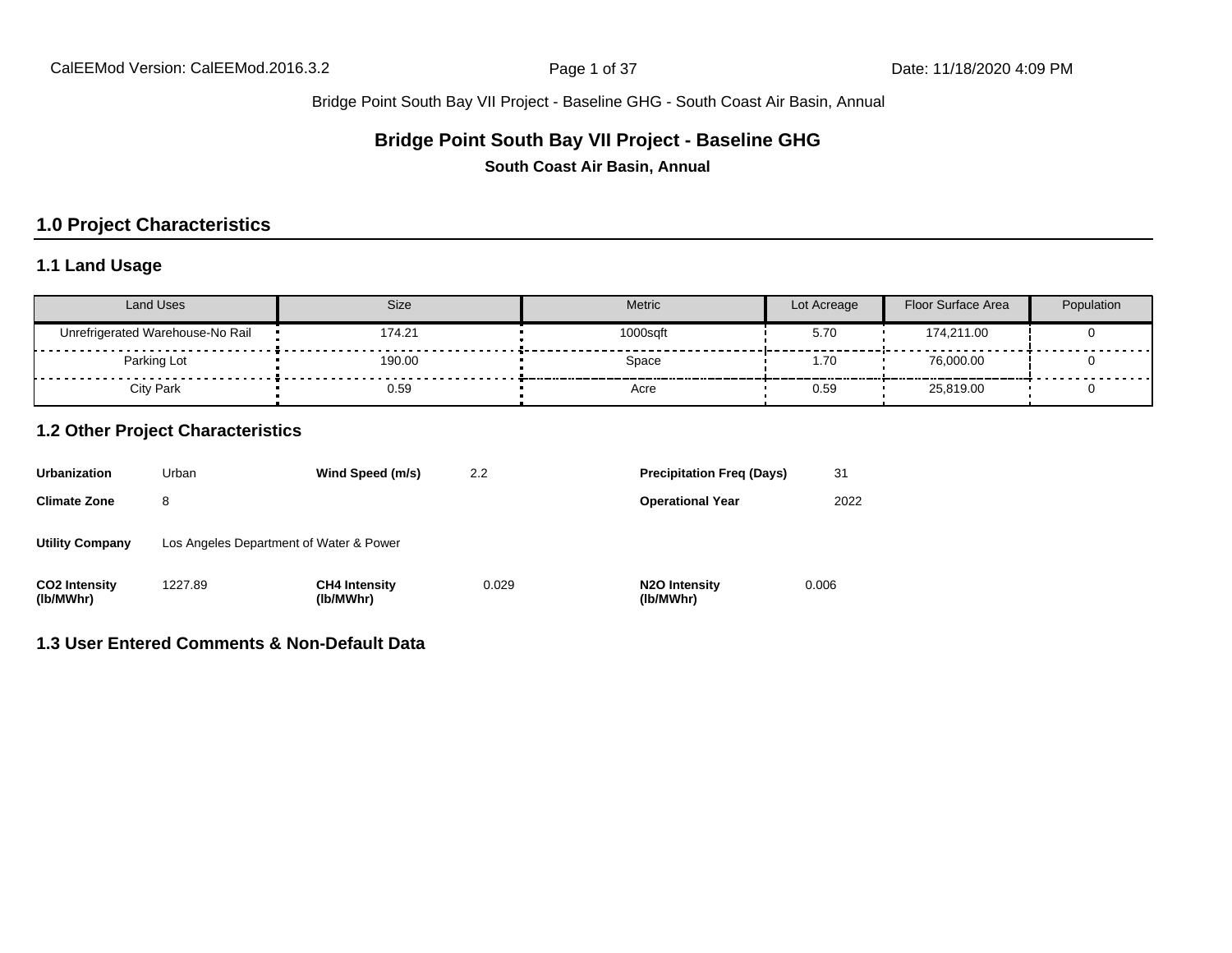Bridge Point South Bay VII Project - Baseline GHG - South Coast Air Basin, Annual

# Bridge Point South Bay VII Project - Baseline GHG

**South Coast Air Basin, Annual**

## 1.0 Project Characteristics

### 1.1 Land Usage

| Land Uses | Size | Metric | Lot Acreage | Floor Surface Area | Population |
|---|---|---|---|---|---|
| Unrefrigerated Warehouse-No Rail | 174.21 | 1000sqft | 5.70 | 174,211.00 | 0 |
| Parking Lot | 190.00 | Space | 1.70 | 76,000.00 | 0 |
| City Park | 0.59 | Acre | 0.59 | 25,819.00 | 0 |

### 1.2 Other Project Characteristics

| | | | | | |
|---|---|---|---|---|---|
| **Urbanization** | Urban | **Wind Speed (m/s)** | 2.2 | **Precipitation Freq (Days)** | 31 |
| **Climate Zone** | 8 | | | **Operational Year** | 2022 |
| **Utility Company** | Los Angeles Department of Water & Power | | | | |
| **$CO_2$ Intensity (lb/MWhr)** | 1227.89 | **$CH_4$ Intensity (lb/MWhr)** | 0.029 | **$N_2O$ Intensity (lb/MWhr)** | 0.006 |

### 1.3 User Entered Comments & Non-Default Data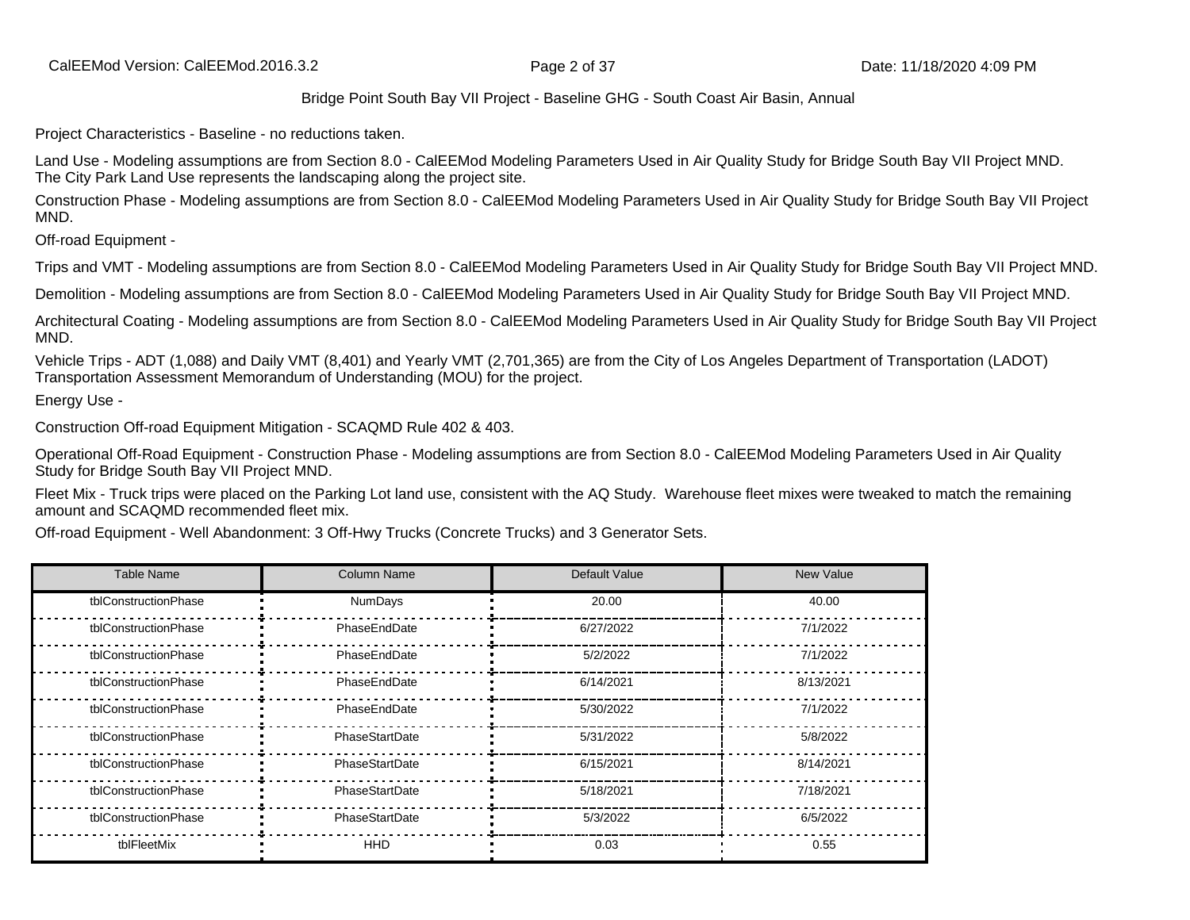Project Characteristics - Baseline - no reductions taken.

Land Use - Modeling assumptions are from Section 8.0 - CalEEMod Modeling Parameters Used in Air Quality Study for Bridge South Bay VII Project MND. The City Park Land Use represents the landscaping along the project site.

Construction Phase - Modeling assumptions are from Section 8.0 - CalEEMod Modeling Parameters Used in Air Quality Study for Bridge South Bay VII Project MND.

Off-road Equipment -

Trips and VMT - Modeling assumptions are from Section 8.0 - CalEEMod Modeling Parameters Used in Air Quality Study for Bridge South Bay VII Project MND.

Demolition - Modeling assumptions are from Section 8.0 - CalEEMod Modeling Parameters Used in Air Quality Study for Bridge South Bay VII Project MND.

Architectural Coating - Modeling assumptions are from Section 8.0 - CalEEMod Modeling Parameters Used in Air Quality Study for Bridge South Bay VII Project MND.

Vehicle Trips - ADT (1,088) and Daily VMT (8,401) and Yearly VMT (2,701,365) are from the City of Los Angeles Department of Transportation (LADOT) Transportation Assessment Memorandum of Understanding (MOU) for the project.

Energy Use -

Construction Off-road Equipment Mitigation - SCAQMD Rule 402 & 403.

Operational Off-Road Equipment - Construction Phase - Modeling assumptions are from Section 8.0 - CalEEMod Modeling Parameters Used in Air Quality Study for Bridge South Bay VII Project MND.

Fleet Mix - Truck trips were placed on the Parking Lot land use, consistent with the AQ Study. Warehouse fleet mixes were tweaked to match the remaining amount and SCAQMD recommended fleet mix.

Off-road Equipment - Well Abandonment: 3 Off-Hwy Trucks (Concrete Trucks) and 3 Generator Sets.

| Table Name | Column Name | Default Value | New Value |
|---|---|---|---|
| tblConstructionPhase | NumDays | 20.00 | 40.00 |
| tblConstructionPhase | PhaseEndDate | 6/27/2022 | 7/1/2022 |
| tblConstructionPhase | PhaseEndDate | 5/2/2022 | 7/1/2022 |
| tblConstructionPhase | PhaseEndDate | 6/14/2021 | 8/13/2021 |
| tblConstructionPhase | PhaseEndDate | 5/30/2022 | 7/1/2022 |
| tblConstructionPhase | PhaseStartDate | 5/31/2022 | 5/8/2022 |
| tblConstructionPhase | PhaseStartDate | 6/15/2021 | 8/14/2021 |
| tblConstructionPhase | PhaseStartDate | 5/18/2021 | 7/18/2021 |
| tblConstructionPhase | PhaseStartDate | 5/3/2022 | 6/5/2022 |
| tblFleetMix | HHD | 0.03 | 0.55 |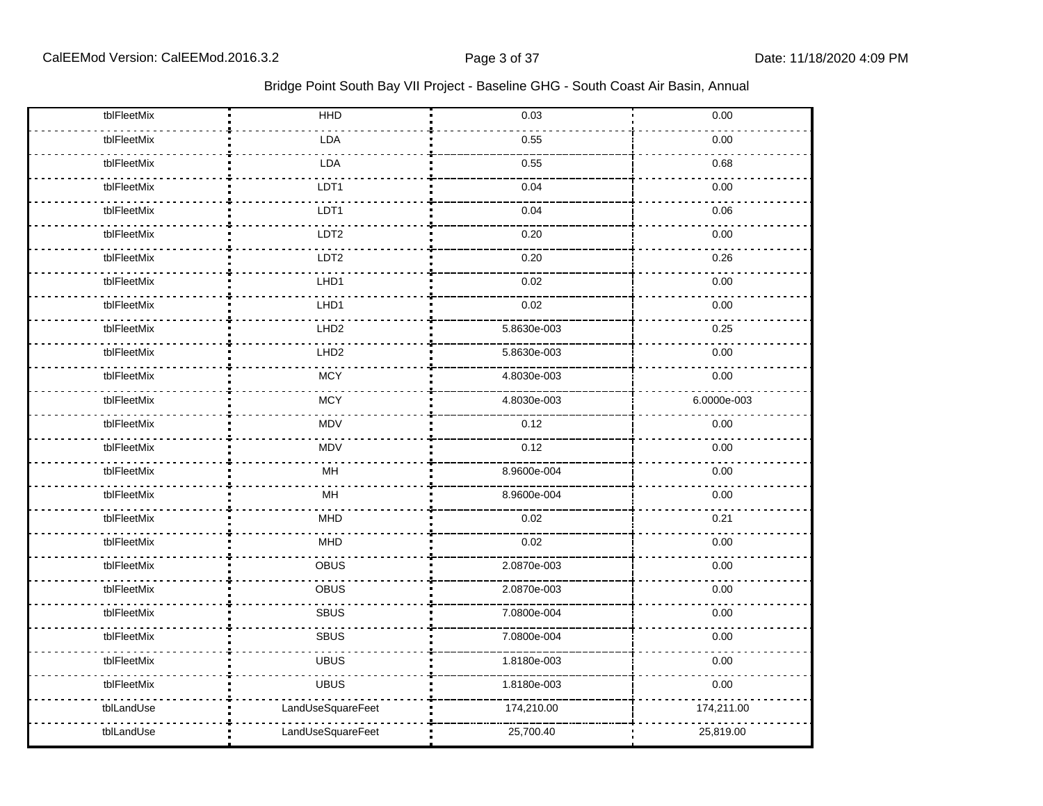| tblFleetMix | HHD | 0.03 | 0.00 |
|---|---|---|---|
| tblFleetMix | LDA | 0.55 | 0.00 |
| tblFleetMix | LDA | 0.55 | 0.68 |
| tblFleetMix | LDT1 | 0.04 | 0.00 |
| tblFleetMix | LDT1 | 0.04 | 0.06 |
| tblFleetMix | LDT2 | 0.20 | 0.00 |
| tblFleetMix | LDT2 | 0.20 | 0.26 |
| tblFleetMix | LHD1 | 0.02 | 0.00 |
| tblFleetMix | LHD1 | 0.02 | 0.00 |
| tblFleetMix | LHD2 | 5.8630e-003 | 0.25 |
| tblFleetMix | LHD2 | 5.8630e-003 | 0.00 |
| tblFleetMix | MCY | 4.8030e-003 | 0.00 |
| tblFleetMix | MCY | 4.8030e-003 | 6.0000e-003 |
| tblFleetMix | MDV | 0.12 | 0.00 |
| tblFleetMix | MDV | 0.12 | 0.00 |
| tblFleetMix | MH | 8.9600e-004 | 0.00 |
| tblFleetMix | MH | 8.9600e-004 | 0.00 |
| tblFleetMix | MHD | 0.02 | 0.21 |
| tblFleetMix | MHD | 0.02 | 0.00 |
| tblFleetMix | OBUS | 2.0870e-003 | 0.00 |
| tblFleetMix | OBUS | 2.0870e-003 | 0.00 |
| tblFleetMix | SBUS | 7.0800e-004 | 0.00 |
| tblFleetMix | SBUS | 7.0800e-004 | 0.00 |
| tblFleetMix | UBUS | 1.8180e-003 | 0.00 |
| tblFleetMix | UBUS | 1.8180e-003 | 0.00 |
| tblLandUse | LandUseSquareFeet | 174,210.00 | 174,211.00 |
| tblLandUse | LandUseSquareFeet | 25,700.40 | 25,819.00 |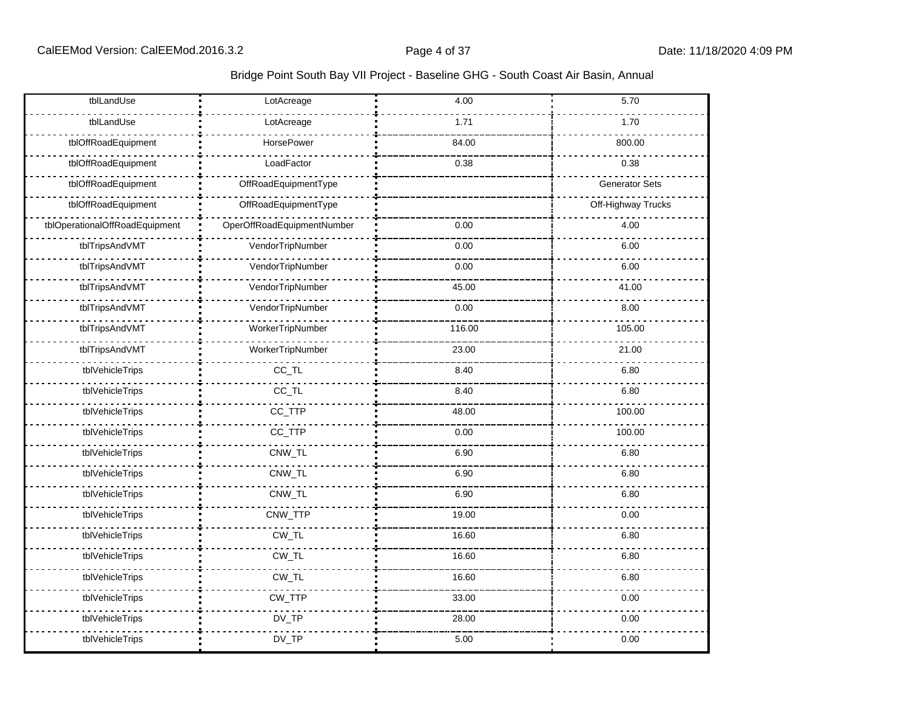| tblLandUse | LotAcreage | 4.00 | 5.70 |
|---|---|---|---|
| tblLandUse | LotAcreage | 1.71 | 1.70 |
| tblOffRoadEquipment | HorsePower | 84.00 | 800.00 |
| tblOffRoadEquipment | LoadFactor | 0.38 | 0.38 |
| tblOffRoadEquipment | OffRoadEquipmentType | | Generator Sets |
| tblOffRoadEquipment | OffRoadEquipmentType | | Off-Highway Trucks |
| tblOperationalOffRoadEquipment | OperOffRoadEquipmentNumber | 0.00 | 4.00 |
| tblTripsAndVMT | VendorTripNumber | 0.00 | 6.00 |
| tblTripsAndVMT | VendorTripNumber | 0.00 | 6.00 |
| tblTripsAndVMT | VendorTripNumber | 45.00 | 41.00 |
| tblTripsAndVMT | VendorTripNumber | 0.00 | 8.00 |
| tblTripsAndVMT | WorkerTripNumber | 116.00 | 105.00 |
| tblTripsAndVMT | WorkerTripNumber | 23.00 | 21.00 |
| tblVehicleTrips | CC_TL | 8.40 | 6.80 |
| tblVehicleTrips | CC_TL | 8.40 | 6.80 |
| tblVehicleTrips | CC_TTP | 48.00 | 100.00 |
| tblVehicleTrips | CC_TTP | 0.00 | 100.00 |
| tblVehicleTrips | CNW_TL | 6.90 | 6.80 |
| tblVehicleTrips | CNW_TL | 6.90 | 6.80 |
| tblVehicleTrips | CNW_TL | 6.90 | 6.80 |
| tblVehicleTrips | CNW_TTP | 19.00 | 0.00 |
| tblVehicleTrips | CW_TL | 16.60 | 6.80 |
| tblVehicleTrips | CW_TL | 16.60 | 6.80 |
| tblVehicleTrips | CW_TL | 16.60 | 6.80 |
| tblVehicleTrips | CW_TTP | 33.00 | 0.00 |
| tblVehicleTrips | DV_TP | 28.00 | 0.00 |
| tblVehicleTrips | DV_TP | 5.00 | 0.00 |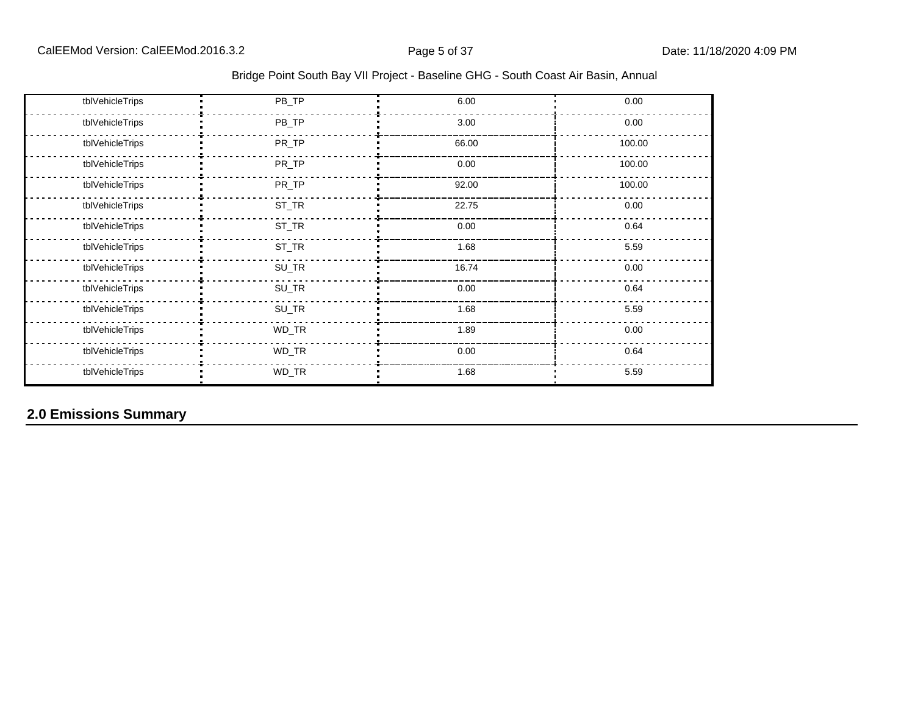| tblVehicleTrips | PB_TP | 6.00 | 0.00 |
|---|---|---|---|
| tblVehicleTrips | PB_TP | 3.00 | 0.00 |
| tblVehicleTrips | PR_TP | 66.00 | 100.00 |
| tblVehicleTrips | PR_TP | 0.00 | 100.00 |
| tblVehicleTrips | PR_TP | 92.00 | 100.00 |
| tblVehicleTrips | ST_TR | 22.75 | 0.00 |
| tblVehicleTrips | ST_TR | 0.00 | 0.64 |
| tblVehicleTrips | ST_TR | 1.68 | 5.59 |
| tblVehicleTrips | SU_TR | 16.74 | 0.00 |
| tblVehicleTrips | SU_TR | 0.00 | 0.64 |
| tblVehicleTrips | SU_TR | 1.68 | 5.59 |
| tblVehicleTrips | WD_TR | 1.89 | 0.00 |
| tblVehicleTrips | WD_TR | 0.00 | 0.64 |
| tblVehicleTrips | WD_TR | 1.68 | 5.59 |

## 2.0 Emissions Summary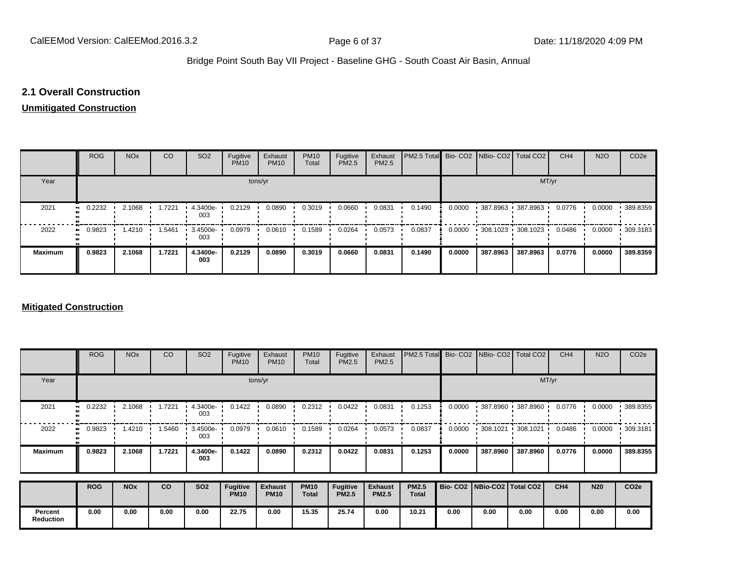## 2.1 Overall Construction

**Unmitigated Construction**

| | ROG | NOx | CO | SO2 | Fugitive PM10 | Exhaust PM10 | PM10 Total | Fugitive PM2.5 | Exhaust PM2.5 | PM2.5 Total | Bio- CO2 | NBio- CO2 | Total CO2 | CH4 | N2O | CO2e |
|---|---|---|---|---|---|---|---|---|---|---|---|---|---|---|---|---|
| Year | tons/yr | | | | | | | | | | MT/yr | | | | | |
| 2021 | 0.2232 | 2.1068 | 1.7221 | 4.3400e-003 | 0.2129 | 0.0890 | 0.3019 | 0.0660 | 0.0831 | 0.1490 | 0.0000 | 387.8963 | 387.8963 | 0.0776 | 0.0000 | 389.8359 |
| 2022 | 0.9823 | 1.4210 | 1.5461 | 3.4500e-003 | 0.0979 | 0.0610 | 0.1589 | 0.0264 | 0.0573 | 0.0837 | 0.0000 | 308.1023 | 308.1023 | 0.0486 | 0.0000 | 309.3183 |
| **Maximum** | **0.9823** | **2.1068** | **1.7221** | **4.3400e-003** | **0.2129** | **0.0890** | **0.3019** | **0.0660** | **0.0831** | **0.1490** | **0.0000** | **387.8963** | **387.8963** | **0.0776** | **0.0000** | **389.8359** |

**Mitigated Construction**

| | ROG | NOx | CO | SO2 | Fugitive PM10 | Exhaust PM10 | PM10 Total | Fugitive PM2.5 | Exhaust PM2.5 | PM2.5 Total | Bio- CO2 | NBio- CO2 | Total CO2 | CH4 | N2O | CO2e |
|---|---|---|---|---|---|---|---|---|---|---|---|---|---|---|---|---|
| Year | tons/yr | | | | | | | | | | MT/yr | | | | | |
| 2021 | 0.2232 | 2.1068 | 1.7221 | 4.3400e-003 | 0.1422 | 0.0890 | 0.2312 | 0.0422 | 0.0831 | 0.1253 | 0.0000 | 387.8960 | 387.8960 | 0.0776 | 0.0000 | 389.8355 |
| 2022 | 0.9823 | 1.4210 | 1.5460 | 3.4500e-003 | 0.0979 | 0.0610 | 0.1589 | 0.0264 | 0.0573 | 0.0837 | 0.0000 | 308.1021 | 308.1021 | 0.0486 | 0.0000 | 309.3181 |
| **Maximum** | **0.9823** | **2.1068** | **1.7221** | **4.3400e-003** | **0.1422** | **0.0890** | **0.2312** | **0.0422** | **0.0831** | **0.1253** | **0.0000** | **387.8960** | **387.8960** | **0.0776** | **0.0000** | **389.8355** |

| | ROG | NOx | CO | SO2 | Fugitive PM10 | Exhaust PM10 | PM10 Total | Fugitive PM2.5 | Exhaust PM2.5 | PM2.5 Total | Bio- CO2 | NBio-CO2 | Total CO2 | CH4 | N20 | CO2e |
|---|---|---|---|---|---|---|---|---|---|---|---|---|---|---|---|---|
| **Percent Reduction** | **0.00** | **0.00** | **0.00** | **0.00** | **22.75** | **0.00** | **15.35** | **25.74** | **0.00** | **10.21** | **0.00** | **0.00** | **0.00** | **0.00** | **0.00** | **0.00** |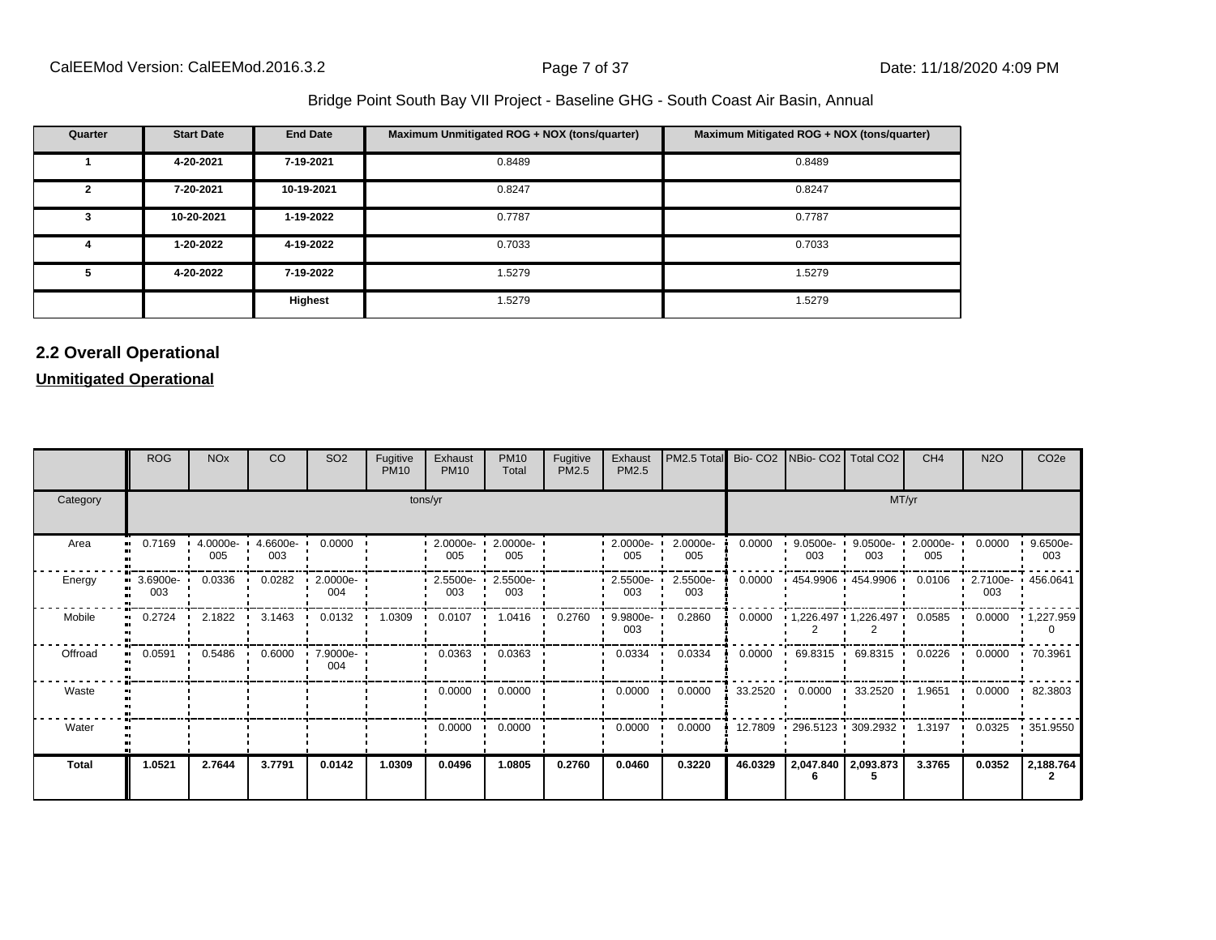| Quarter | Start Date | End Date | Maximum Unmitigated ROG + NOX (tons/quarter) | Maximum Mitigated ROG + NOX (tons/quarter) |
|---|---|---|---|---|
| 1 | 4-20-2021 | 7-19-2021 | 0.8489 | 0.8489 |
| 2 | 7-20-2021 | 10-19-2021 | 0.8247 | 0.8247 |
| 3 | 10-20-2021 | 1-19-2022 | 0.7787 | 0.7787 |
| 4 | 1-20-2022 | 4-19-2022 | 0.7033 | 0.7033 |
| 5 | 4-20-2022 | 7-19-2022 | 1.5279 | 1.5279 |
| | | **Highest** | 1.5279 | 1.5279 |

## 2.2 Overall Operational

**Unmitigated Operational**

| | ROG | NOx | CO | SO2 | Fugitive PM10 | Exhaust PM10 | PM10 Total | Fugitive PM2.5 | Exhaust PM2.5 | PM2.5 Total | Bio- CO2 | NBio- CO2 | Total CO2 | CH4 | N2O | CO2e |
|---|---|---|---|---|---|---|---|---|---|---|---|---|---|---|---|---|
| Category | tons/yr | | | | | | | | | | MT/yr | | | | | |
| Area | 0.7169 | 4.0000e-005 | 4.6600e-003 | 0.0000 | | 2.0000e-005 | 2.0000e-005 | | 2.0000e-005 | 2.0000e-005 | 0.0000 | 9.0500e-003 | 9.0500e-003 | 2.0000e-005 | 0.0000 | 9.6500e-003 |
| Energy | 3.6900e-003 | 0.0336 | 0.0282 | 2.0000e-004 | | 2.5500e-003 | 2.5500e-003 | | 2.5500e-003 | 2.5500e-003 | 0.0000 | 454.9906 | 454.9906 | 0.0106 | 2.7100e-003 | 456.0641 |
| Mobile | 0.2724 | 2.1822 | 3.1463 | 0.0132 | 1.0309 | 0.0107 | 1.0416 | 0.2760 | 9.9800e-003 | 0.2860 | 0.0000 | 1,226.4972 | 1,226.4972 | 0.0585 | 0.0000 | 1,227.9590 |
| Offroad | 0.0591 | 0.5486 | 0.6000 | 7.9000e-004 | | 0.0363 | 0.0363 | | 0.0334 | 0.0334 | 0.0000 | 69.8315 | 69.8315 | 0.0226 | 0.0000 | 70.3961 |
| Waste | | | | | | 0.0000 | 0.0000 | | 0.0000 | 0.0000 | 33.2520 | 0.0000 | 33.2520 | 1.9651 | 0.0000 | 82.3803 |
| Water | | | | | | 0.0000 | 0.0000 | | 0.0000 | 0.0000 | 12.7809 | 296.5123 | 309.2932 | 1.3197 | 0.0325 | 351.9550 |
| **Total** | **1.0521** | **2.7644** | **3.7791** | **0.0142** | **1.0309** | **0.0496** | **1.0805** | **0.2760** | **0.0460** | **0.3220** | **46.0329** | **2,047.8406** | **2,093.8735** | **3.3765** | **0.0352** | **2,188.7642** |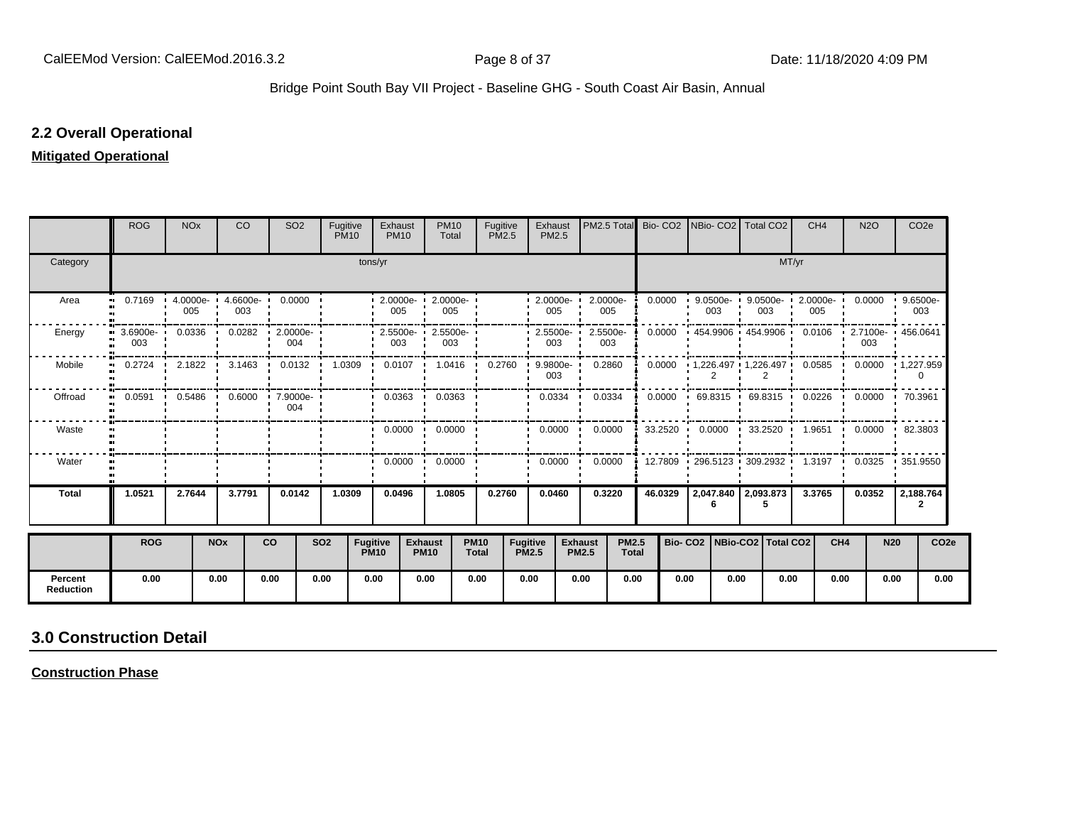## 2.2 Overall Operational

**Mitigated Operational**

| | ROG | NOx | CO | SO2 | Fugitive PM10 | Exhaust PM10 | PM10 Total | Fugitive PM2.5 | Exhaust PM2.5 | PM2.5 Total | Bio- CO2 | NBio- CO2 | Total CO2 | CH4 | N2O | CO2e |
|---|---|---|---|---|---|---|---|---|---|---|---|---|---|---|---|---|
| Category | tons/yr | | | | | | | | | | MT/yr | | | | | |
| Area | 0.7169 | 4.0000e-005 | 4.6600e-003 | 0.0000 | | 2.0000e-005 | 2.0000e-005 | | 2.0000e-005 | 2.0000e-005 | 0.0000 | 9.0500e-003 | 9.0500e-003 | 2.0000e-005 | 0.0000 | 9.6500e-003 |
| Energy | 3.6900e-003 | 0.0336 | 0.0282 | 2.0000e-004 | | 2.5500e-003 | 2.5500e-003 | | 2.5500e-003 | 2.5500e-003 | 0.0000 | 454.9906 | 454.9906 | 0.0106 | 2.7100e-003 | 456.0641 |
| Mobile | 0.2724 | 2.1822 | 3.1463 | 0.0132 | 1.0309 | 0.0107 | 1.0416 | 0.2760 | 9.9800e-003 | 0.2860 | 0.0000 | 1,226.4972 | 1,226.4972 | 0.0585 | 0.0000 | 1,227.9590 |
| Offroad | 0.0591 | 0.5486 | 0.6000 | 7.9000e-004 | | 0.0363 | 0.0363 | | 0.0334 | 0.0334 | 0.0000 | 69.8315 | 69.8315 | 0.0226 | 0.0000 | 70.3961 |
| Waste | | | | | | 0.0000 | 0.0000 | | 0.0000 | 0.0000 | 33.2520 | 0.0000 | 33.2520 | 1.9651 | 0.0000 | 82.3803 |
| Water | | | | | | 0.0000 | 0.0000 | | 0.0000 | 0.0000 | 12.7809 | 296.5123 | 309.2932 | 1.3197 | 0.0325 | 351.9550 |
| **Total** | **1.0521** | **2.7644** | **3.7791** | **0.0142** | **1.0309** | **0.0496** | **1.0805** | **0.2760** | **0.0460** | **0.3220** | **46.0329** | **2,047.8406** | **2,093.8735** | **3.3765** | **0.0352** | **2,188.7642** |

| | ROG | NOx | CO | SO2 | Fugitive PM10 | Exhaust PM10 | PM10 Total | Fugitive PM2.5 | Exhaust PM2.5 | PM2.5 Total | Bio- CO2 | NBio-CO2 | Total CO2 | CH4 | N20 | CO2e |
|---|---|---|---|---|---|---|---|---|---|---|---|---|---|---|---|---|
| **Percent Reduction** | 0.00 | 0.00 | 0.00 | 0.00 | 0.00 | 0.00 | 0.00 | 0.00 | 0.00 | 0.00 | 0.00 | 0.00 | 0.00 | 0.00 | 0.00 | 0.00 |

## 3.0 Construction Detail

**Construction Phase**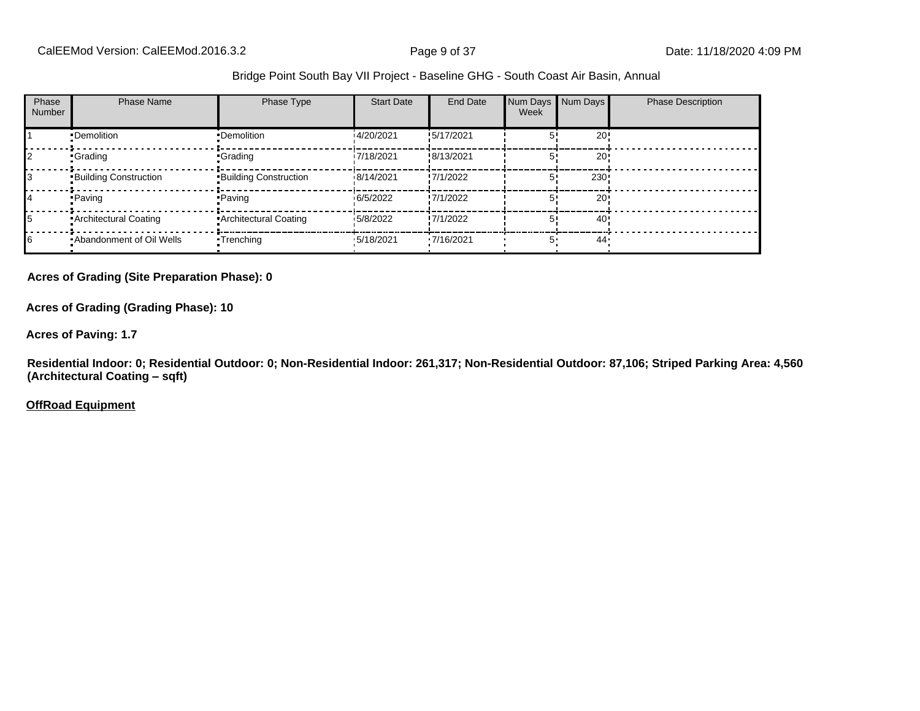| Phase Number | Phase Name | Phase Type | Start Date | End Date | Num Days Week | Num Days | Phase Description |
|---|---|---|---|---|---|---|---|
| 1 | Demolition | Demolition | 4/20/2021 | 5/17/2021 | 5 | 20 | |
| 2 | Grading | Grading | 7/18/2021 | 8/13/2021 | 5 | 20 | |
| 3 | Building Construction | Building Construction | 8/14/2021 | 7/1/2022 | 5 | 230 | |
| 4 | Paving | Paving | 6/5/2022 | 7/1/2022 | 5 | 20 | |
| 5 | Architectural Coating | Architectural Coating | 5/8/2022 | 7/1/2022 | 5 | 40 | |
| 6 | Abandonment of Oil Wells | Trenching | 5/18/2021 | 7/16/2021 | 5 | 44 | |

**Acres of Grading (Site Preparation Phase): 0**

**Acres of Grading (Grading Phase): 10**

**Acres of Paving: 1.7**

**Residential Indoor: 0; Residential Outdoor: 0; Non-Residential Indoor: 261,317; Non-Residential Outdoor: 87,106; Striped Parking Area: 4,560 (Architectural Coating – sqft)**

**OffRoad Equipment**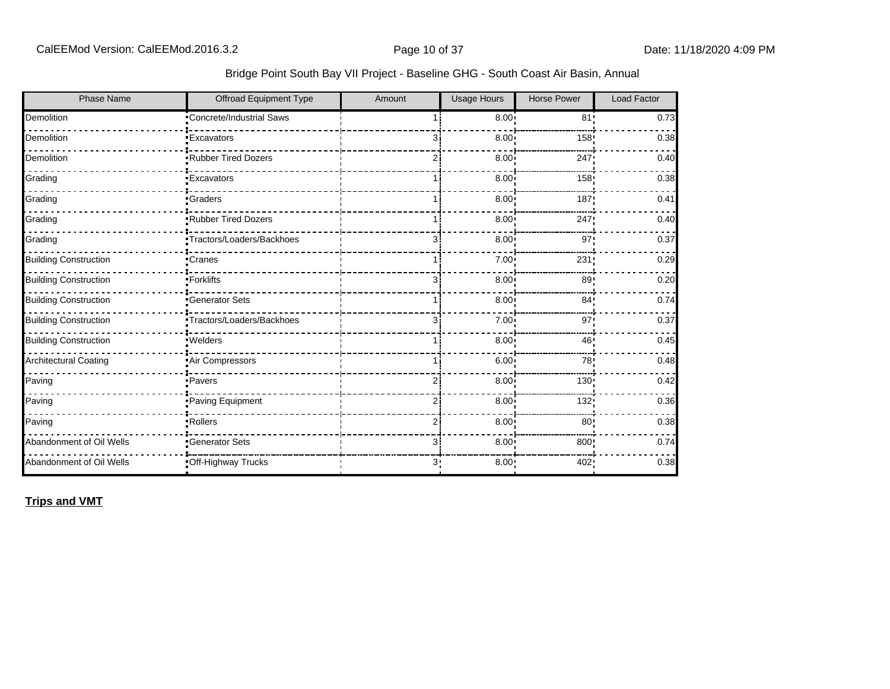Bridge Point South Bay VII Project - Baseline GHG - South Coast Air Basin, Annual

| Phase Name | Offroad Equipment Type | Amount | Usage Hours | Horse Power | Load Factor |
|---|---|---|---|---|---|
| Demolition | Concrete/Industrial Saws | 1 | 8.00 | 81 | 0.73 |
| Demolition | Excavators | 3 | 8.00 | 158 | 0.38 |
| Demolition | Rubber Tired Dozers | 2 | 8.00 | 247 | 0.40 |
| Grading | Excavators | 1 | 8.00 | 158 | 0.38 |
| Grading | Graders | 1 | 8.00 | 187 | 0.41 |
| Grading | Rubber Tired Dozers | 1 | 8.00 | 247 | 0.40 |
| Grading | Tractors/Loaders/Backhoes | 3 | 8.00 | 97 | 0.37 |
| Building Construction | Cranes | 1 | 7.00 | 231 | 0.29 |
| Building Construction | Forklifts | 3 | 8.00 | 89 | 0.20 |
| Building Construction | Generator Sets | 1 | 8.00 | 84 | 0.74 |
| Building Construction | Tractors/Loaders/Backhoes | 3 | 7.00 | 97 | 0.37 |
| Building Construction | Welders | 1 | 8.00 | 46 | 0.45 |
| Architectural Coating | Air Compressors | 1 | 6.00 | 78 | 0.48 |
| Paving | Pavers | 2 | 8.00 | 130 | 0.42 |
| Paving | Paving Equipment | 2 | 8.00 | 132 | 0.36 |
| Paving | Rollers | 2 | 8.00 | 80 | 0.38 |
| Abandonment of Oil Wells | Generator Sets | 3 | 8.00 | 800 | 0.74 |
| Abandonment of Oil Wells | Off-Highway Trucks | 3 | 8.00 | 402 | 0.38 |

**Trips and VMT**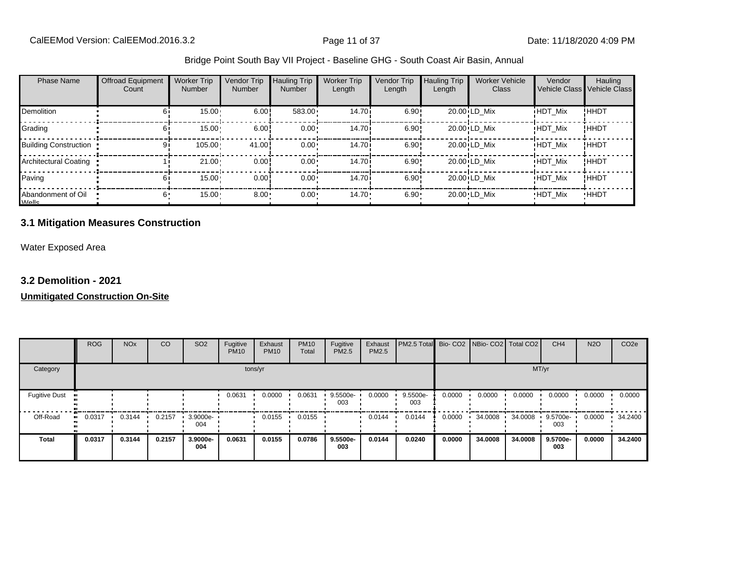Bridge Point South Bay VII Project - Baseline GHG - South Coast Air Basin, Annual

| Phase Name | Offroad Equipment Count | Worker Trip Number | Vendor Trip Number | Hauling Trip Number | Worker Trip Length | Vendor Trip Length | Hauling Trip Length | Worker Vehicle Class | Vendor Vehicle Class | Hauling Vehicle Class |
|---|---|---|---|---|---|---|---|---|---|---|
| Demolition | 6 | 15.00 | 6.00 | 583.00 | 14.70 | 6.90 | 20.00 | LD_Mix | HDT_Mix | HHDT |
| Grading | 6 | 15.00 | 6.00 | 0.00 | 14.70 | 6.90 | 20.00 | LD_Mix | HDT_Mix | HHDT |
| Building Construction | 9 | 105.00 | 41.00 | 0.00 | 14.70 | 6.90 | 20.00 | LD_Mix | HDT_Mix | HHDT |
| Architectural Coating | 1 | 21.00 | 0.00 | 0.00 | 14.70 | 6.90 | 20.00 | LD_Mix | HDT_Mix | HHDT |
| Paving | 6 | 15.00 | 0.00 | 0.00 | 14.70 | 6.90 | 20.00 | LD_Mix | HDT_Mix | HHDT |
| Abandonment of Oil Wells | 6 | 15.00 | 8.00 | 0.00 | 14.70 | 6.90 | 20.00 | LD_Mix | HDT_Mix | HHDT |

## 3.1 Mitigation Measures Construction

Water Exposed Area

## 3.2 Demolition - 2021

**Unmitigated Construction On-Site**

| | ROG | NOx | CO | SO2 | Fugitive PM10 | Exhaust PM10 | PM10 Total | Fugitive PM2.5 | Exhaust PM2.5 | PM2.5 Total | Bio- CO2 | NBio- CO2 | Total CO2 | CH4 | N2O | CO2e |
|---|---|---|---|---|---|---|---|---|---|---|---|---|---|---|---|---|
| Category | tons/yr | | | | | | | | | | MT/yr | | | | | |
| Fugitive Dust | | | | | 0.0631 | 0.0000 | 0.0631 | 9.5500e-003 | 0.0000 | 9.5500e-003 | 0.0000 | 0.0000 | 0.0000 | 0.0000 | 0.0000 | 0.0000 |
| Off-Road | 0.0317 | 0.3144 | 0.2157 | 3.9000e-004 | | 0.0155 | 0.0155 | | 0.0144 | 0.0144 | 0.0000 | 34.0008 | 34.0008 | 9.5700e-003 | 0.0000 | 34.2400 |
| **Total** | **0.0317** | **0.3144** | **0.2157** | **3.9000e-004** | **0.0631** | **0.0155** | **0.0786** | **9.5500e-003** | **0.0144** | **0.0240** | **0.0000** | **34.0008** | **34.0008** | **9.5700e-003** | **0.0000** | **34.2400** |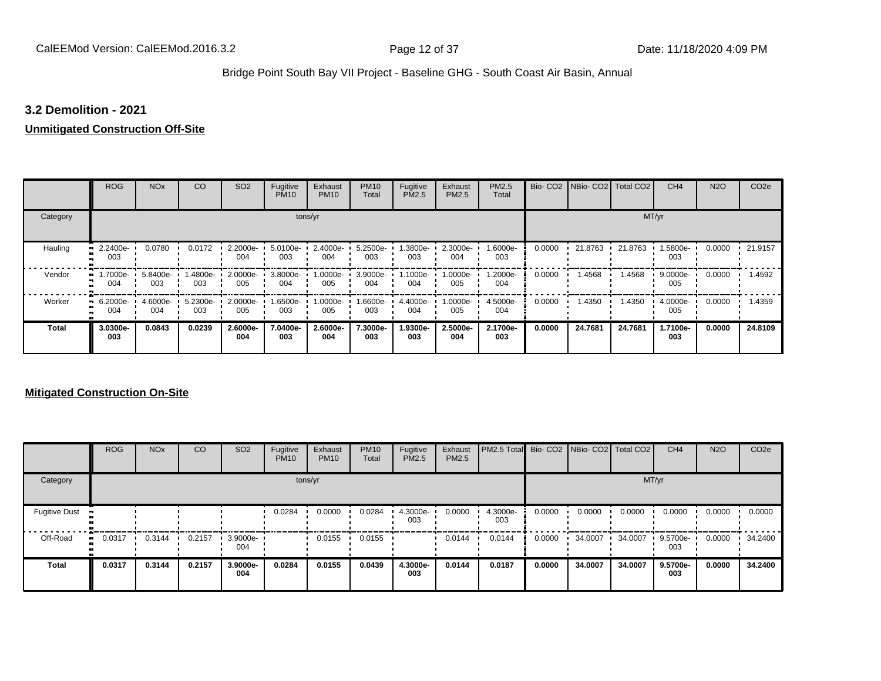## 3.2 Demolition - 2021

**Unmitigated Construction Off-Site**

| | ROG | NOx | CO | SO2 | Fugitive PM10 | Exhaust PM10 | PM10 Total | Fugitive PM2.5 | Exhaust PM2.5 | PM2.5 Total | Bio- CO2 | NBio- CO2 | Total CO2 | CH4 | N2O | CO2e |
|---|---|---|---|---|---|---|---|---|---|---|---|---|---|---|---|---|
| Category | tons/yr | | | | | | | | | | MT/yr | | | | | |
| Hauling | 2.2400e-003 | 0.0780 | 0.0172 | 2.2000e-004 | 5.0100e-003 | 2.4000e-004 | 5.2500e-003 | 1.3800e-003 | 2.3000e-004 | 1.6000e-003 | 0.0000 | 21.8763 | 21.8763 | 1.5800e-003 | 0.0000 | 21.9157 |
| Vendor | 1.7000e-004 | 5.8400e-003 | 1.4800e-003 | 2.0000e-005 | 3.8000e-004 | 1.0000e-005 | 3.9000e-004 | 1.1000e-004 | 1.0000e-005 | 1.2000e-004 | 0.0000 | 1.4568 | 1.4568 | 9.0000e-005 | 0.0000 | 1.4592 |
| Worker | 6.2000e-004 | 4.6000e-004 | 5.2300e-003 | 2.0000e-005 | 1.6500e-003 | 1.0000e-005 | 1.6600e-003 | 4.4000e-004 | 1.0000e-005 | 4.5000e-004 | 0.0000 | 1.4350 | 1.4350 | 4.0000e-005 | 0.0000 | 1.4359 |
| **Total** | **3.0300e-003** | **0.0843** | **0.0239** | **2.6000e-004** | **7.0400e-003** | **2.6000e-004** | **7.3000e-003** | **1.9300e-003** | **2.5000e-004** | **2.1700e-003** | **0.0000** | **24.7681** | **24.7681** | **1.7100e-003** | **0.0000** | **24.8109** |

**Mitigated Construction On-Site**

| | ROG | NOx | CO | SO2 | Fugitive PM10 | Exhaust PM10 | PM10 Total | Fugitive PM2.5 | Exhaust PM2.5 | PM2.5 Total | Bio- CO2 | NBio- CO2 | Total CO2 | CH4 | N2O | CO2e |
|---|---|---|---|---|---|---|---|---|---|---|---|---|---|---|---|---|
| Category | tons/yr | | | | | | | | | | MT/yr | | | | | |
| Fugitive Dust | | | | | 0.0284 | 0.0000 | 0.0284 | 4.3000e-003 | 0.0000 | 4.3000e-003 | 0.0000 | 0.0000 | 0.0000 | 0.0000 | 0.0000 | 0.0000 |
| Off-Road | 0.0317 | 0.3144 | 0.2157 | 3.9000e-004 | | 0.0155 | 0.0155 | | 0.0144 | 0.0144 | 0.0000 | 34.0007 | 34.0007 | 9.5700e-003 | 0.0000 | 34.2400 |
| **Total** | **0.0317** | **0.3144** | **0.2157** | **3.9000e-004** | **0.0284** | **0.0155** | **0.0439** | **4.3000e-003** | **0.0144** | **0.0187** | **0.0000** | **34.0007** | **34.0007** | **9.5700e-003** | **0.0000** | **34.2400** |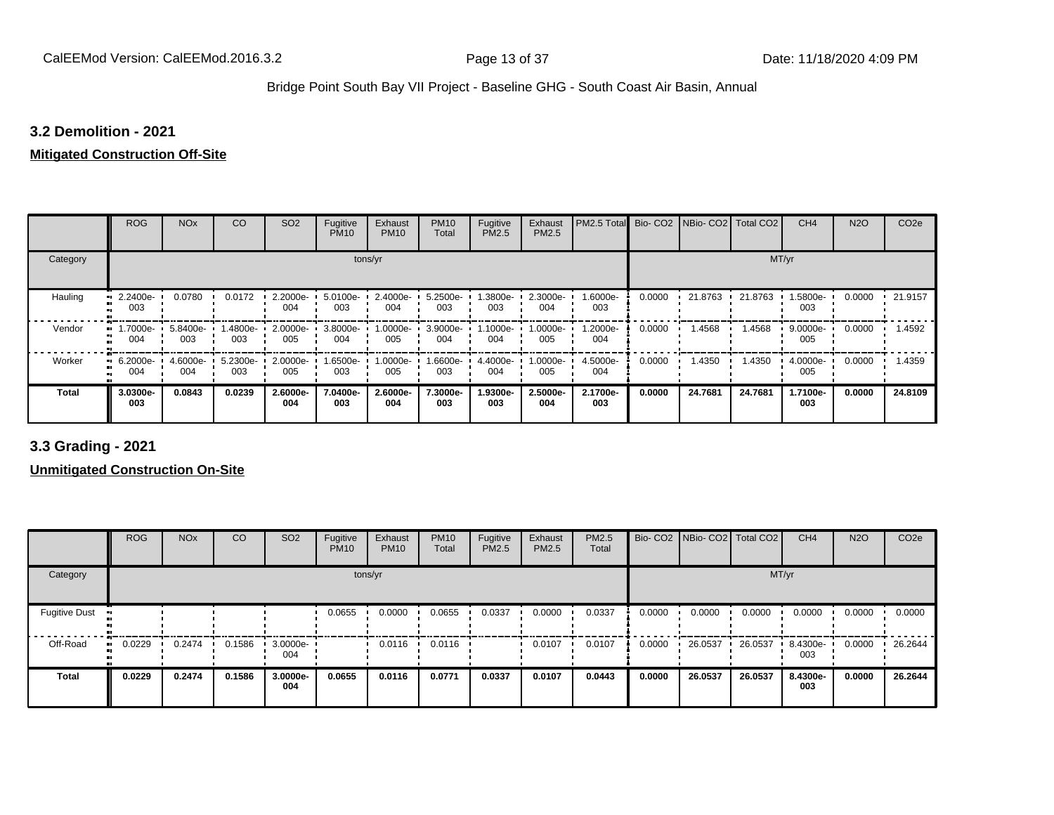### 3.2 Demolition - 2021

**Mitigated Construction Off-Site**

| | ROG | NOx | CO | SO2 | Fugitive PM10 | Exhaust PM10 | PM10 Total | Fugitive PM2.5 | Exhaust PM2.5 | PM2.5 Total | Bio- CO2 | NBio- CO2 | Total CO2 | CH4 | N2O | CO2e |
|---|---|---|---|---|---|---|---|---|---|---|---|---|---|---|---|---|
| Category | tons/yr | | | | | | | | | | MT/yr | | | | | |
| Hauling | 2.2400e-003 | 0.0780 | 0.0172 | 2.2000e-004 | 5.0100e-003 | 2.4000e-004 | 5.2500e-003 | 1.3800e-003 | 2.3000e-004 | 1.6000e-003 | 0.0000 | 21.8763 | 21.8763 | 1.5800e-003 | 0.0000 | 21.9157 |
| Vendor | 1.7000e-004 | 5.8400e-003 | 1.4800e-003 | 2.0000e-005 | 3.8000e-004 | 1.0000e-005 | 3.9000e-004 | 1.1000e-004 | 1.0000e-005 | 1.2000e-004 | 0.0000 | 1.4568 | 1.4568 | 9.0000e-005 | 0.0000 | 1.4592 |
| Worker | 6.2000e-004 | 4.6000e-004 | 5.2300e-003 | 2.0000e-005 | 1.6500e-003 | 1.0000e-005 | 1.6600e-003 | 4.4000e-004 | 1.0000e-005 | 4.5000e-004 | 0.0000 | 1.4350 | 1.4350 | 4.0000e-005 | 0.0000 | 1.4359 |
| **Total** | **3.0300e-003** | **0.0843** | **0.0239** | **2.6000e-004** | **7.0400e-003** | **2.6000e-004** | **7.3000e-003** | **1.9300e-003** | **2.5000e-004** | **2.1700e-003** | **0.0000** | **24.7681** | **24.7681** | **1.7100e-003** | **0.0000** | **24.8109** |

### 3.3 Grading - 2021

**Unmitigated Construction On-Site**

| | ROG | NOx | CO | SO2 | Fugitive PM10 | Exhaust PM10 | PM10 Total | Fugitive PM2.5 | Exhaust PM2.5 | PM2.5 Total | Bio- CO2 | NBio- CO2 | Total CO2 | CH4 | N2O | CO2e |
|---|---|---|---|---|---|---|---|---|---|---|---|---|---|---|---|---|
| Category | tons/yr | | | | | | | | | | MT/yr | | | | | |
| Fugitive Dust | | | | | 0.0655 | 0.0000 | 0.0655 | 0.0337 | 0.0000 | 0.0337 | 0.0000 | 0.0000 | 0.0000 | 0.0000 | 0.0000 | 0.0000 |
| Off-Road | 0.0229 | 0.2474 | 0.1586 | 3.0000e-004 | | 0.0116 | 0.0116 | | 0.0107 | 0.0107 | 0.0000 | 26.0537 | 26.0537 | 8.4300e-003 | 0.0000 | 26.2644 |
| **Total** | **0.0229** | **0.2474** | **0.1586** | **3.0000e-004** | **0.0655** | **0.0116** | **0.0771** | **0.0337** | **0.0107** | **0.0443** | **0.0000** | **26.0537** | **26.0537** | **8.4300e-003** | **0.0000** | **26.2644** |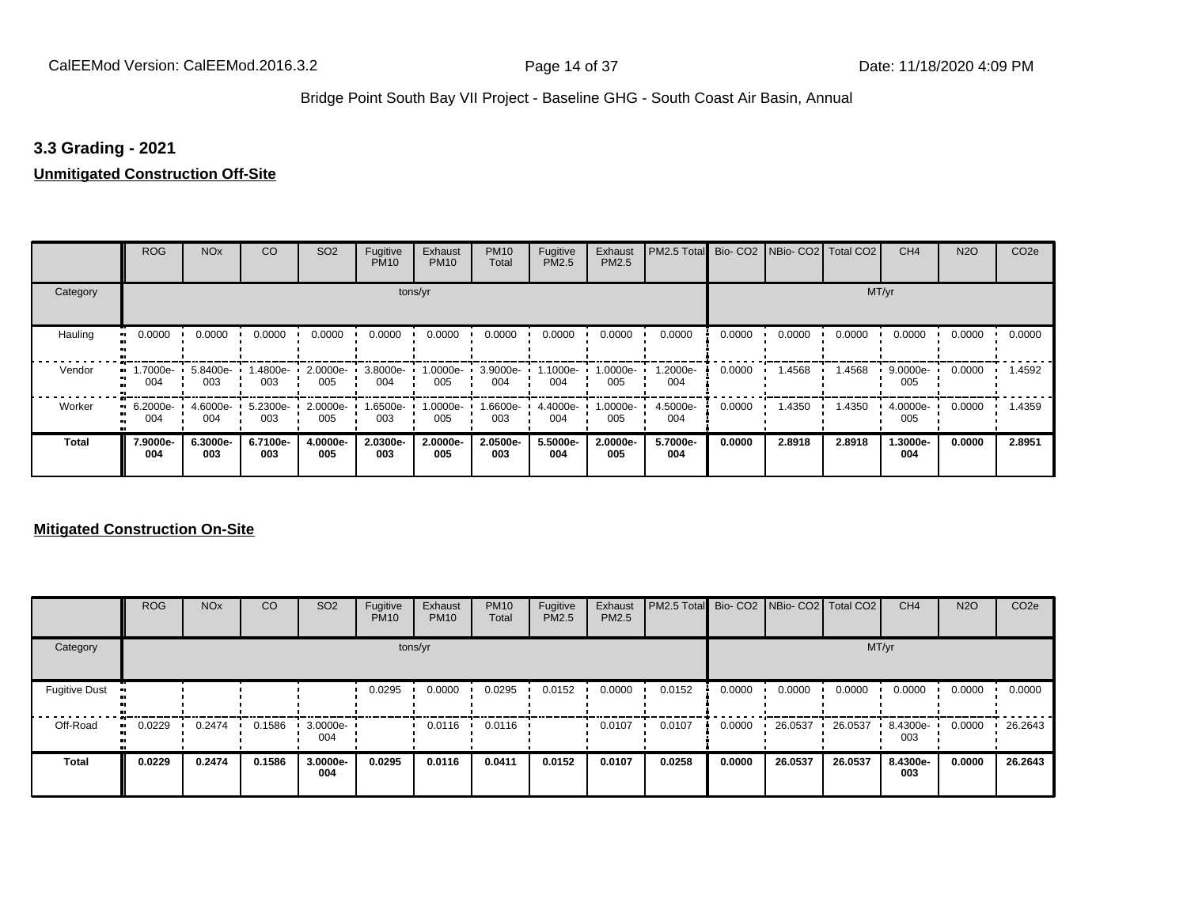### 3.3 Grading - 2021

**Unmitigated Construction Off-Site**

| | ROG | NOx | CO | SO2 | Fugitive PM10 | Exhaust PM10 | PM10 Total | Fugitive PM2.5 | Exhaust PM2.5 | PM2.5 Total | Bio- CO2 | NBio- CO2 | Total CO2 | CH4 | N2O | CO2e |
|---|---|---|---|---|---|---|---|---|---|---|---|---|---|---|---|---|
| Category | tons/yr | | | | | | | | | | MT/yr | | | | | |
| Hauling | 0.0000 | 0.0000 | 0.0000 | 0.0000 | 0.0000 | 0.0000 | 0.0000 | 0.0000 | 0.0000 | 0.0000 | 0.0000 | 0.0000 | 0.0000 | 0.0000 | 0.0000 | 0.0000 |
| Vendor | 1.7000e-004 | 5.8400e-003 | 1.4800e-003 | 2.0000e-005 | 3.8000e-004 | 1.0000e-005 | 3.9000e-004 | 1.1000e-004 | 1.0000e-005 | 1.2000e-004 | 0.0000 | 1.4568 | 1.4568 | 9.0000e-005 | 0.0000 | 1.4592 |
| Worker | 6.2000e-004 | 4.6000e-004 | 5.2300e-003 | 2.0000e-005 | 1.6500e-003 | 1.0000e-005 | 1.6600e-003 | 4.4000e-004 | 1.0000e-005 | 4.5000e-004 | 0.0000 | 1.4350 | 1.4350 | 4.0000e-005 | 0.0000 | 1.4359 |
| **Total** | **7.9000e-004** | **6.3000e-003** | **6.7100e-003** | **4.0000e-005** | **2.0300e-003** | **2.0000e-005** | **2.0500e-003** | **5.5000e-004** | **2.0000e-005** | **5.7000e-004** | **0.0000** | **2.8918** | **2.8918** | **1.3000e-004** | **0.0000** | **2.8951** |

**Mitigated Construction On-Site**

| | ROG | NOx | CO | SO2 | Fugitive PM10 | Exhaust PM10 | PM10 Total | Fugitive PM2.5 | Exhaust PM2.5 | PM2.5 Total | Bio- CO2 | NBio- CO2 | Total CO2 | CH4 | N2O | CO2e |
|---|---|---|---|---|---|---|---|---|---|---|---|---|---|---|---|---|
| Category | tons/yr | | | | | | | | | | MT/yr | | | | | |
| Fugitive Dust | | | | | 0.0295 | 0.0000 | 0.0295 | 0.0152 | 0.0000 | 0.0152 | 0.0000 | 0.0000 | 0.0000 | 0.0000 | 0.0000 | 0.0000 |
| Off-Road | 0.0229 | 0.2474 | 0.1586 | 3.0000e-004 | | 0.0116 | 0.0116 | | 0.0107 | 0.0107 | 0.0000 | 26.0537 | 26.0537 | 8.4300e-003 | 0.0000 | 26.2643 |
| **Total** | **0.0229** | **0.2474** | **0.1586** | **3.0000e-004** | **0.0295** | **0.0116** | **0.0411** | **0.0152** | **0.0107** | **0.0258** | **0.0000** | **26.0537** | **26.0537** | **8.4300e-003** | **0.0000** | **26.2643** |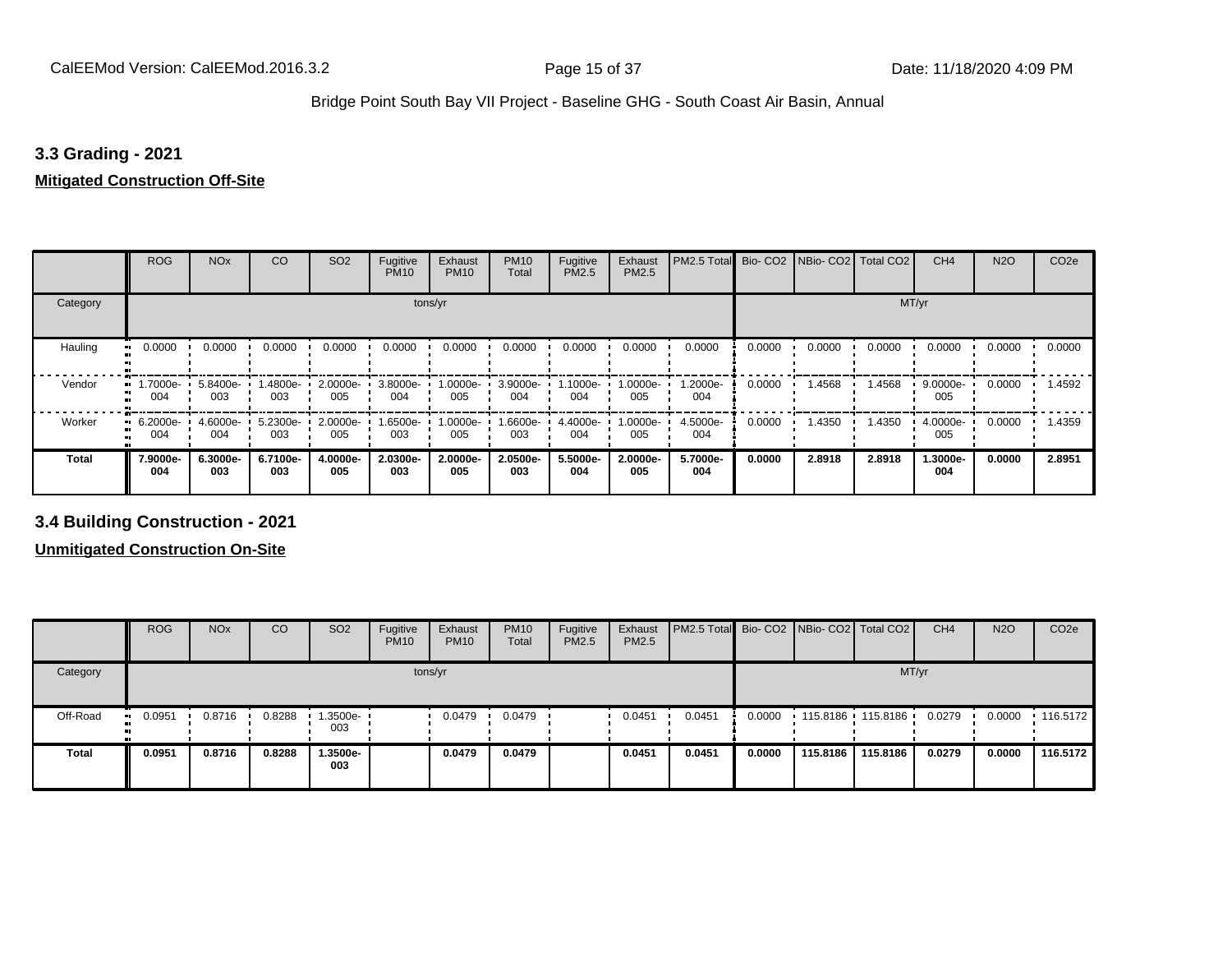## 3.3 Grading - 2021

**Mitigated Construction Off-Site**

| | ROG | NOx | CO | SO2 | Fugitive PM10 | Exhaust PM10 | PM10 Total | Fugitive PM2.5 | Exhaust PM2.5 | PM2.5 Total | Bio- CO2 | NBio- CO2 | Total CO2 | CH4 | N2O | CO2e |
|---|---|---|---|---|---|---|---|---|---|---|---|---|---|---|---|---|
| Category | tons/yr | | | | | | | | | | MT/yr | | | | | |
| Hauling | 0.0000 | 0.0000 | 0.0000 | 0.0000 | 0.0000 | 0.0000 | 0.0000 | 0.0000 | 0.0000 | 0.0000 | 0.0000 | 0.0000 | 0.0000 | 0.0000 | 0.0000 | 0.0000 |
| Vendor | 1.7000e-004 | 5.8400e-003 | 1.4800e-003 | 2.0000e-005 | 3.8000e-004 | 1.0000e-005 | 3.9000e-004 | 1.1000e-004 | 1.0000e-005 | 1.2000e-004 | 0.0000 | 1.4568 | 1.4568 | 9.0000e-005 | 0.0000 | 1.4592 |
| Worker | 6.2000e-004 | 4.6000e-004 | 5.2300e-003 | 2.0000e-005 | 1.6500e-003 | 1.0000e-005 | 1.6600e-003 | 4.4000e-004 | 1.0000e-005 | 4.5000e-004 | 0.0000 | 1.4350 | 1.4350 | 4.0000e-005 | 0.0000 | 1.4359 |
| **Total** | **7.9000e-004** | **6.3000e-003** | **6.7100e-003** | **4.0000e-005** | **2.0300e-003** | **2.0000e-005** | **2.0500e-003** | **5.5000e-004** | **2.0000e-005** | **5.7000e-004** | **0.0000** | **2.8918** | **2.8918** | **1.3000e-004** | **0.0000** | **2.8951** |

## 3.4 Building Construction - 2021

**Unmitigated Construction On-Site**

| | ROG | NOx | CO | SO2 | Fugitive PM10 | Exhaust PM10 | PM10 Total | Fugitive PM2.5 | Exhaust PM2.5 | PM2.5 Total | Bio- CO2 | NBio- CO2 | Total CO2 | CH4 | N2O | CO2e |
|---|---|---|---|---|---|---|---|---|---|---|---|---|---|---|---|---|
| Category | tons/yr | | | | | | | | | | MT/yr | | | | | |
| Off-Road | 0.0951 | 0.8716 | 0.8288 | 1.3500e-003 | | 0.0479 | 0.0479 | | 0.0451 | 0.0451 | 0.0000 | 115.8186 | 115.8186 | 0.0279 | 0.0000 | 116.5172 |
| **Total** | **0.0951** | **0.8716** | **0.8288** | **1.3500e-003** | | **0.0479** | **0.0479** | | **0.0451** | **0.0451** | **0.0000** | **115.8186** | **115.8186** | **0.0279** | **0.0000** | **116.5172** |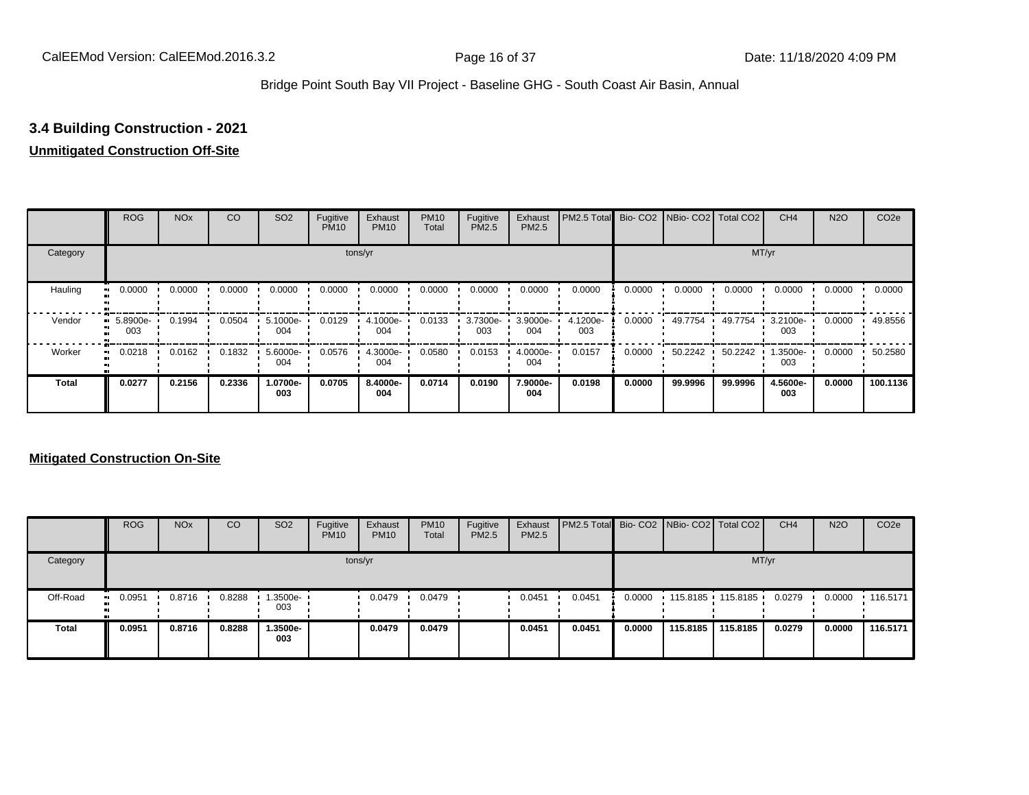Bridge Point South Bay VII Project - Baseline GHG - South Coast Air Basin, Annual

### 3.4 Building Construction - 2021

**Unmitigated Construction Off-Site**

| | ROG | NOx | CO | SO2 | Fugitive PM10 | Exhaust PM10 | PM10 Total | Fugitive PM2.5 | Exhaust PM2.5 | PM2.5 Total | Bio- CO2 | NBio- CO2 | Total CO2 | CH4 | N2O | CO2e |
|---|---|---|---|---|---|---|---|---|---|---|---|---|---|---|---|---|
| Category | tons/yr | | | | | | | | | | MT/yr | | | | | |
| Hauling | 0.0000 | 0.0000 | 0.0000 | 0.0000 | 0.0000 | 0.0000 | 0.0000 | 0.0000 | 0.0000 | 0.0000 | 0.0000 | 0.0000 | 0.0000 | 0.0000 | 0.0000 | 0.0000 |
| Vendor | 5.8900e-003 | 0.1994 | 0.0504 | 5.1000e-004 | 0.0129 | 4.1000e-004 | 0.0133 | 3.7300e-003 | 3.9000e-004 | 4.1200e-003 | 0.0000 | 49.7754 | 49.7754 | 3.2100e-003 | 0.0000 | 49.8556 |
| Worker | 0.0218 | 0.0162 | 0.1832 | 5.6000e-004 | 0.0576 | 4.3000e-004 | 0.0580 | 0.0153 | 4.0000e-004 | 0.0157 | 0.0000 | 50.2242 | 50.2242 | 1.3500e-003 | 0.0000 | 50.2580 |
| **Total** | **0.0277** | **0.2156** | **0.2336** | **1.0700e-003** | **0.0705** | **8.4000e-004** | **0.0714** | **0.0190** | **7.9000e-004** | **0.0198** | **0.0000** | **99.9996** | **99.9996** | **4.5600e-003** | **0.0000** | **100.1136** |

**Mitigated Construction On-Site**

| | ROG | NOx | CO | SO2 | Fugitive PM10 | Exhaust PM10 | PM10 Total | Fugitive PM2.5 | Exhaust PM2.5 | PM2.5 Total | Bio- CO2 | NBio- CO2 | Total CO2 | CH4 | N2O | CO2e |
|---|---|---|---|---|---|---|---|---|---|---|---|---|---|---|---|---|
| Category | tons/yr | | | | | | | | | | MT/yr | | | | | |
| Off-Road | 0.0951 | 0.8716 | 0.8288 | 1.3500e-003 | | 0.0479 | 0.0479 | | 0.0451 | 0.0451 | 0.0000 | 115.8185 | 115.8185 | 0.0279 | 0.0000 | 116.5171 |
| **Total** | **0.0951** | **0.8716** | **0.8288** | **1.3500e-003** | | **0.0479** | **0.0479** | | **0.0451** | **0.0451** | **0.0000** | **115.8185** | **115.8185** | **0.0279** | **0.0000** | **116.5171** |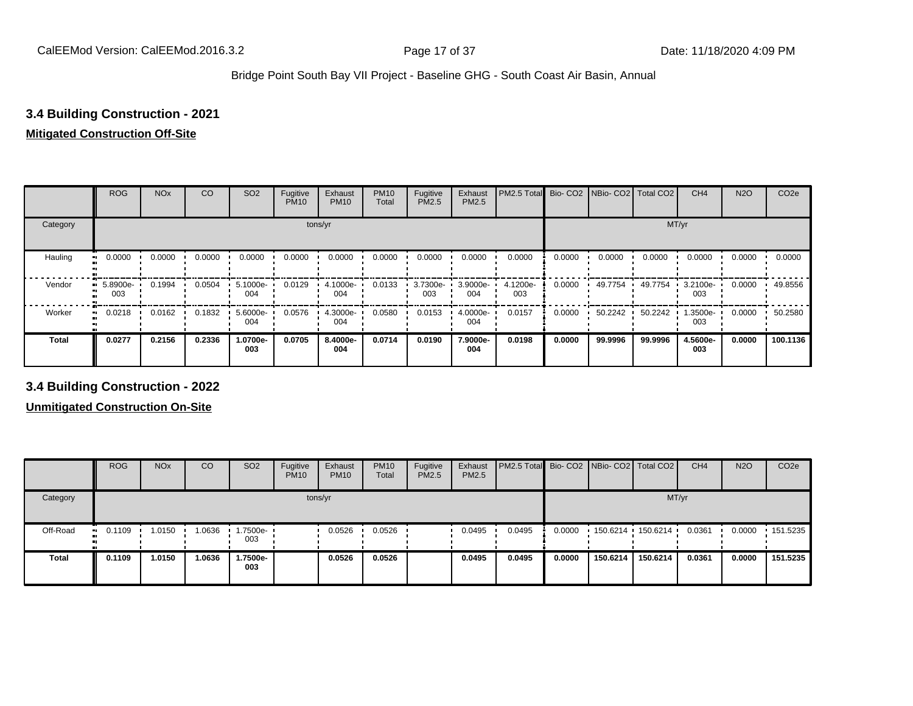### 3.4 Building Construction - 2021

**Mitigated Construction Off-Site**

| | ROG | NOx | CO | SO2 | Fugitive PM10 | Exhaust PM10 | PM10 Total | Fugitive PM2.5 | Exhaust PM2.5 | PM2.5 Total | Bio- CO2 | NBio- CO2 | Total CO2 | CH4 | N2O | CO2e |
|---|---|---|---|---|---|---|---|---|---|---|---|---|---|---|---|---|
| Category | tons/yr | | | | | | | | | | MT/yr | | | | | |
| Hauling | 0.0000 | 0.0000 | 0.0000 | 0.0000 | 0.0000 | 0.0000 | 0.0000 | 0.0000 | 0.0000 | 0.0000 | 0.0000 | 0.0000 | 0.0000 | 0.0000 | 0.0000 | 0.0000 |
| Vendor | 5.8900e-003 | 0.1994 | 0.0504 | 5.1000e-004 | 0.0129 | 4.1000e-004 | 0.0133 | 3.7300e-003 | 3.9000e-004 | 4.1200e-003 | 0.0000 | 49.7754 | 49.7754 | 3.2100e-003 | 0.0000 | 49.8556 |
| Worker | 0.0218 | 0.0162 | 0.1832 | 5.6000e-004 | 0.0576 | 4.3000e-004 | 0.0580 | 0.0153 | 4.0000e-004 | 0.0157 | 0.0000 | 50.2242 | 50.2242 | 1.3500e-003 | 0.0000 | 50.2580 |
| **Total** | **0.0277** | **0.2156** | **0.2336** | **1.0700e-003** | **0.0705** | **8.4000e-004** | **0.0714** | **0.0190** | **7.9000e-004** | **0.0198** | **0.0000** | **99.9996** | **99.9996** | **4.5600e-003** | **0.0000** | **100.1136** |

### 3.4 Building Construction - 2022

**Unmitigated Construction On-Site**

| | ROG | NOx | CO | SO2 | Fugitive PM10 | Exhaust PM10 | PM10 Total | Fugitive PM2.5 | Exhaust PM2.5 | PM2.5 Total | Bio- CO2 | NBio- CO2 | Total CO2 | CH4 | N2O | CO2e |
|---|---|---|---|---|---|---|---|---|---|---|---|---|---|---|---|---|
| Category | tons/yr | | | | | | | | | | MT/yr | | | | | |
| Off-Road | 0.1109 | 1.0150 | 1.0636 | 1.7500e-003 | | 0.0526 | 0.0526 | | 0.0495 | 0.0495 | 0.0000 | 150.6214 | 150.6214 | 0.0361 | 0.0000 | 151.5235 |
| **Total** | **0.1109** | **1.0150** | **1.0636** | **1.7500e-003** | | **0.0526** | **0.0526** | | **0.0495** | **0.0495** | **0.0000** | **150.6214** | **150.6214** | **0.0361** | **0.0000** | **151.5235** |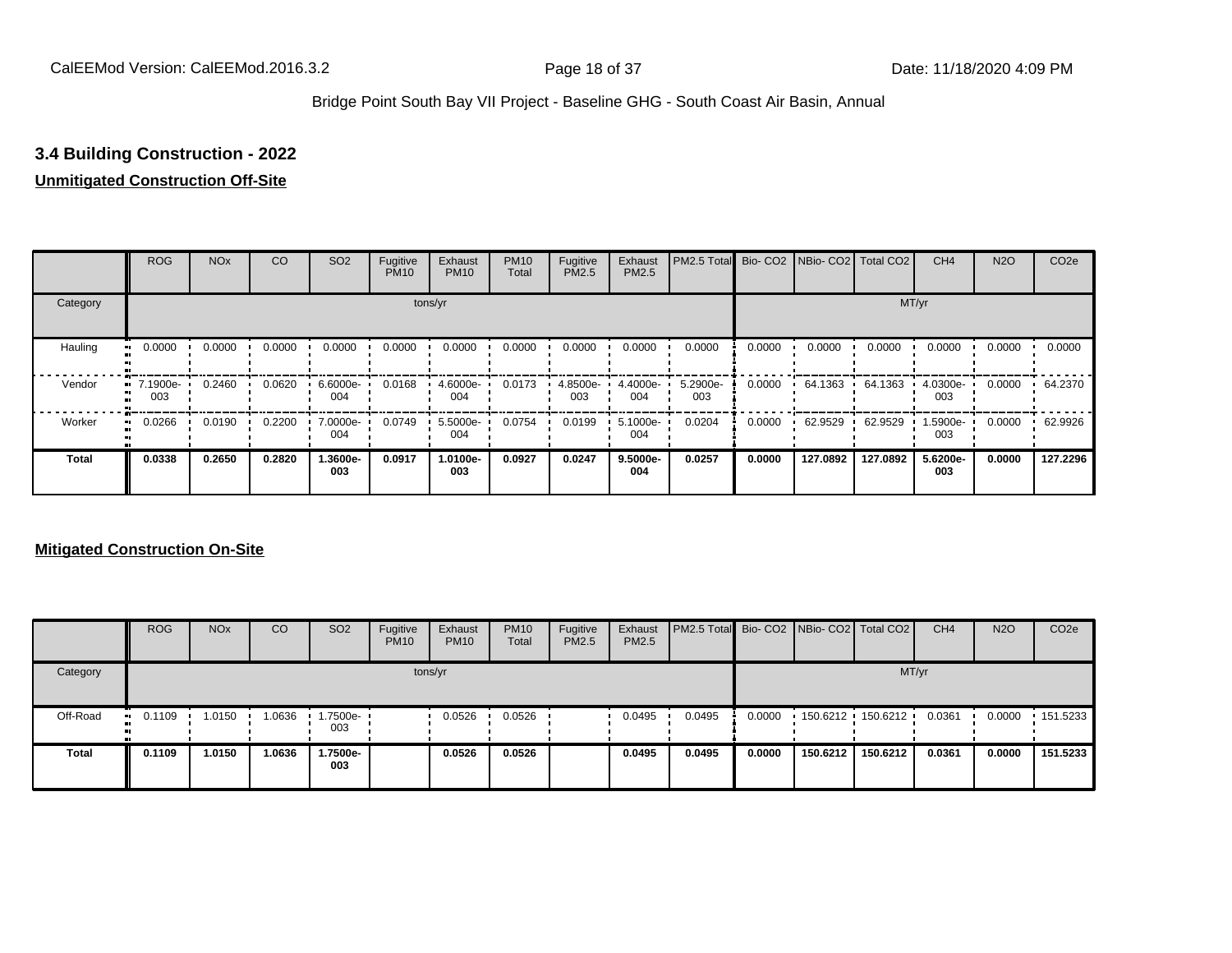Bridge Point South Bay VII Project - Baseline GHG - South Coast Air Basin, Annual

### 3.4 Building Construction - 2022

**Unmitigated Construction Off-Site**

| | ROG | NOx | CO | SO2 | Fugitive PM10 | Exhaust PM10 | PM10 Total | Fugitive PM2.5 | Exhaust PM2.5 | PM2.5 Total | Bio- CO2 | NBio- CO2 | Total CO2 | CH4 | N2O | CO2e |
|---|---|---|---|---|---|---|---|---|---|---|---|---|---|---|---|---|
| Category | tons/yr | | | | | | | | | | MT/yr | | | | | |
| Hauling | 0.0000 | 0.0000 | 0.0000 | 0.0000 | 0.0000 | 0.0000 | 0.0000 | 0.0000 | 0.0000 | 0.0000 | 0.0000 | 0.0000 | 0.0000 | 0.0000 | 0.0000 | 0.0000 |
| Vendor | 7.1900e-003 | 0.2460 | 0.0620 | 6.6000e-004 | 0.0168 | 4.6000e-004 | 0.0173 | 4.8500e-003 | 4.4000e-004 | 5.2900e-003 | 0.0000 | 64.1363 | 64.1363 | 4.0300e-003 | 0.0000 | 64.2370 |
| Worker | 0.0266 | 0.0190 | 0.2200 | 7.0000e-004 | 0.0749 | 5.5000e-004 | 0.0754 | 0.0199 | 5.1000e-004 | 0.0204 | 0.0000 | 62.9529 | 62.9529 | 1.5900e-003 | 0.0000 | 62.9926 |
| **Total** | **0.0338** | **0.2650** | **0.2820** | **1.3600e-003** | **0.0917** | **1.0100e-003** | **0.0927** | **0.0247** | **9.5000e-004** | **0.0257** | **0.0000** | **127.0892** | **127.0892** | **5.6200e-003** | **0.0000** | **127.2296** |

**Mitigated Construction On-Site**

| | ROG | NOx | CO | SO2 | Fugitive PM10 | Exhaust PM10 | PM10 Total | Fugitive PM2.5 | Exhaust PM2.5 | PM2.5 Total | Bio- CO2 | NBio- CO2 | Total CO2 | CH4 | N2O | CO2e |
|---|---|---|---|---|---|---|---|---|---|---|---|---|---|---|---|---|
| Category | tons/yr | | | | | | | | | | MT/yr | | | | | |
| Off-Road | 0.1109 | 1.0150 | 1.0636 | 1.7500e-003 | | 0.0526 | 0.0526 | | 0.0495 | 0.0495 | 0.0000 | 150.6212 | 150.6212 | 0.0361 | 0.0000 | 151.5233 |
| **Total** | **0.1109** | **1.0150** | **1.0636** | **1.7500e-003** | | **0.0526** | **0.0526** | | **0.0495** | **0.0495** | **0.0000** | **150.6212** | **150.6212** | **0.0361** | **0.0000** | **151.5233** |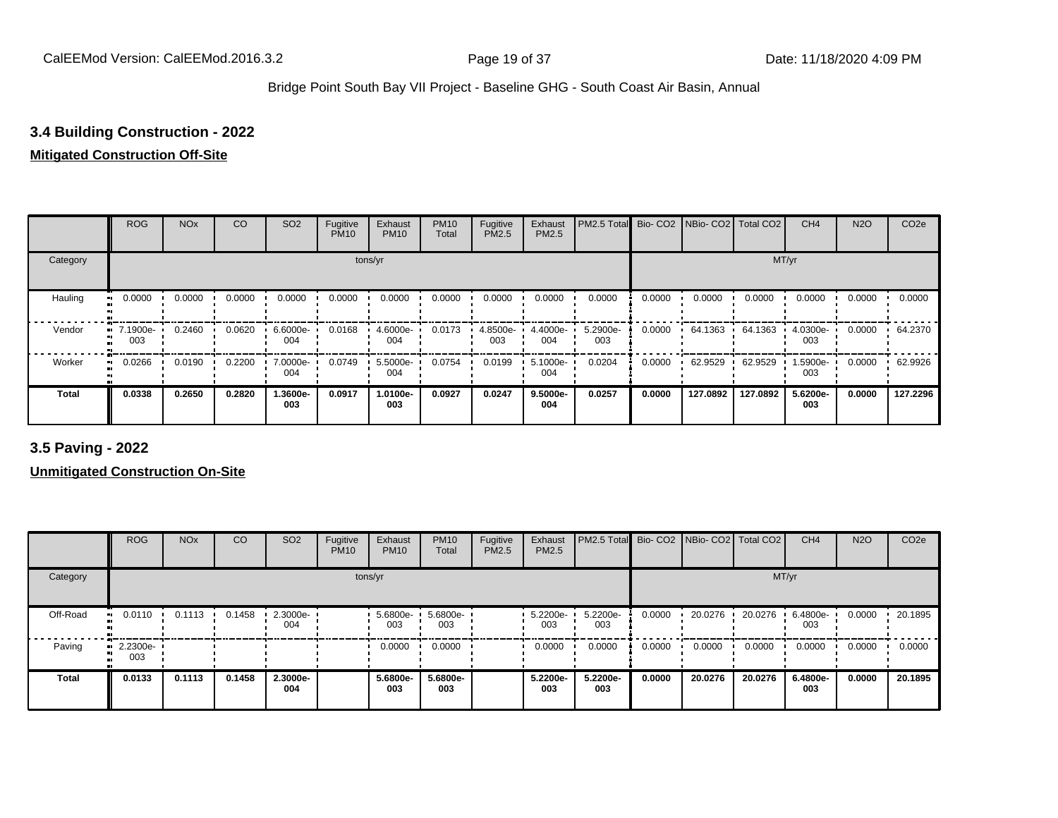## 3.4 Building Construction - 2022

**Mitigated Construction Off-Site**

| | ROG | NOx | CO | SO2 | Fugitive PM10 | Exhaust PM10 | PM10 Total | Fugitive PM2.5 | Exhaust PM2.5 | PM2.5 Total | Bio- CO2 | NBio- CO2 | Total CO2 | CH4 | N2O | CO2e |
|---|---|---|---|---|---|---|---|---|---|---|---|---|---|---|---|---|
| Category | tons/yr | | | | | | | | | | MT/yr | | | | | |
| Hauling | 0.0000 | 0.0000 | 0.0000 | 0.0000 | 0.0000 | 0.0000 | 0.0000 | 0.0000 | 0.0000 | 0.0000 | 0.0000 | 0.0000 | 0.0000 | 0.0000 | 0.0000 | 0.0000 |
| Vendor | 7.1900e-003 | 0.2460 | 0.0620 | 6.6000e-004 | 0.0168 | 4.6000e-004 | 0.0173 | 4.8500e-003 | 4.4000e-004 | 5.2900e-003 | 0.0000 | 64.1363 | 64.1363 | 4.0300e-003 | 0.0000 | 64.2370 |
| Worker | 0.0266 | 0.0190 | 0.2200 | 7.0000e-004 | 0.0749 | 5.5000e-004 | 0.0754 | 0.0199 | 5.1000e-004 | 0.0204 | 0.0000 | 62.9529 | 62.9529 | 1.5900e-003 | 0.0000 | 62.9926 |
| **Total** | **0.0338** | **0.2650** | **0.2820** | **1.3600e-003** | **0.0917** | **1.0100e-003** | **0.0927** | **0.0247** | **9.5000e-004** | **0.0257** | **0.0000** | **127.0892** | **127.0892** | **5.6200e-003** | **0.0000** | **127.2296** |

## 3.5 Paving - 2022

**Unmitigated Construction On-Site**

| | ROG | NOx | CO | SO2 | Fugitive PM10 | Exhaust PM10 | PM10 Total | Fugitive PM2.5 | Exhaust PM2.5 | PM2.5 Total | Bio- CO2 | NBio- CO2 | Total CO2 | CH4 | N2O | CO2e |
|---|---|---|---|---|---|---|---|---|---|---|---|---|---|---|---|---|
| Category | tons/yr | | | | | | | | | | MT/yr | | | | | |
| Off-Road | 0.0110 | 0.1113 | 0.1458 | 2.3000e-004 | | 5.6800e-003 | 5.6800e-003 | | 5.2200e-003 | 5.2200e-003 | 0.0000 | 20.0276 | 20.0276 | 6.4800e-003 | 0.0000 | 20.1895 |
| Paving | 2.2300e-003 | | | | | 0.0000 | 0.0000 | | 0.0000 | 0.0000 | 0.0000 | 0.0000 | 0.0000 | 0.0000 | 0.0000 | 0.0000 |
| **Total** | **0.0133** | **0.1113** | **0.1458** | **2.3000e-004** | | **5.6800e-003** | **5.6800e-003** | | **5.2200e-003** | **5.2200e-003** | **0.0000** | **20.0276** | **20.0276** | **6.4800e-003** | **0.0000** | **20.1895** |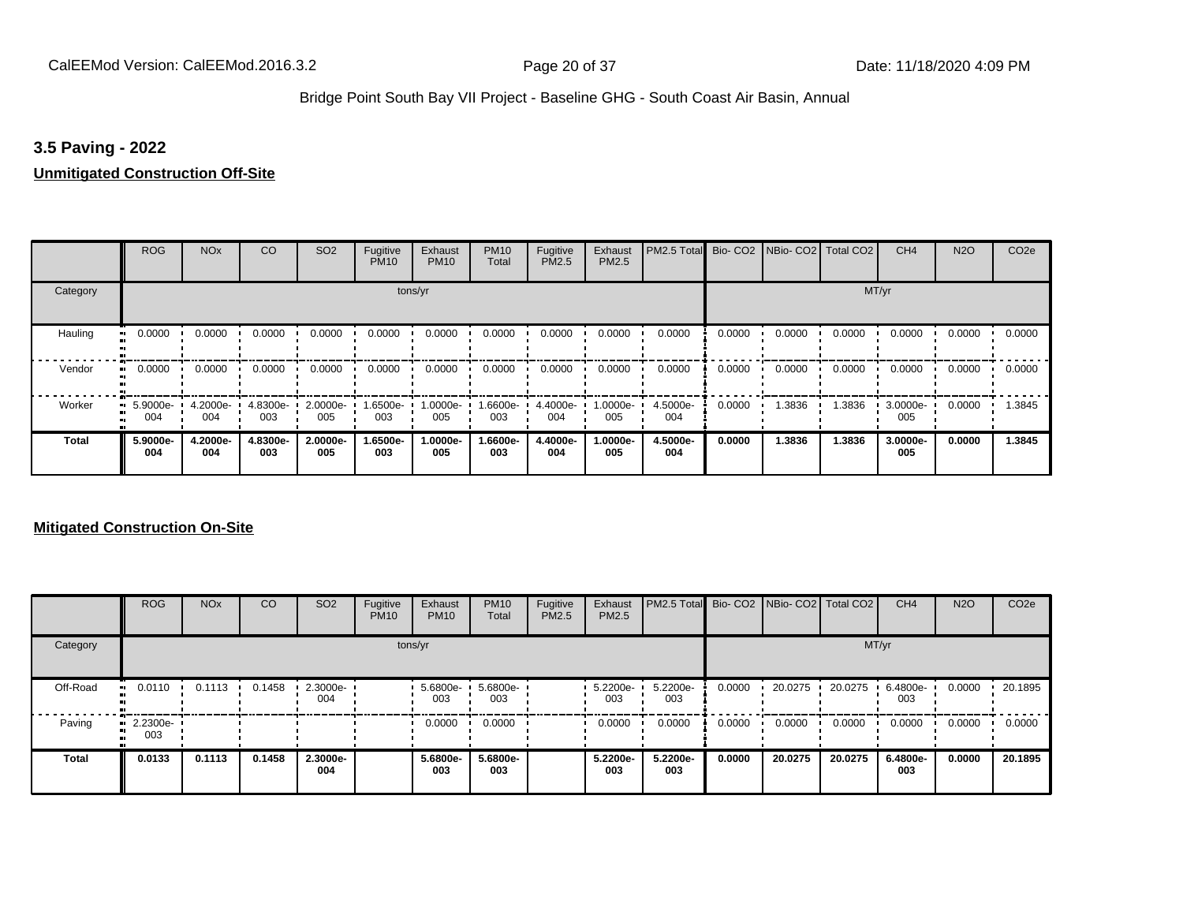## 3.5 Paving - 2022

### Unmitigated Construction Off-Site

| | ROG | NOx | CO | SO2 | Fugitive PM10 | Exhaust PM10 | PM10 Total | Fugitive PM2.5 | Exhaust PM2.5 | PM2.5 Total | Bio- CO2 | NBio- CO2 | Total CO2 | CH4 | N2O | CO2e |
|---|---|---|---|---|---|---|---|---|---|---|---|---|---|---|---|---|
| Category | tons/yr | | | | | | | | | | MT/yr | | | | | |
| Hauling | 0.0000 | 0.0000 | 0.0000 | 0.0000 | 0.0000 | 0.0000 | 0.0000 | 0.0000 | 0.0000 | 0.0000 | 0.0000 | 0.0000 | 0.0000 | 0.0000 | 0.0000 | 0.0000 |
| Vendor | 0.0000 | 0.0000 | 0.0000 | 0.0000 | 0.0000 | 0.0000 | 0.0000 | 0.0000 | 0.0000 | 0.0000 | 0.0000 | 0.0000 | 0.0000 | 0.0000 | 0.0000 | 0.0000 |
| Worker | 5.9000e-004 | 4.2000e-004 | 4.8300e-003 | 2.0000e-005 | 1.6500e-003 | 1.0000e-005 | 1.6600e-003 | 4.4000e-004 | 1.0000e-005 | 4.5000e-004 | 0.0000 | 1.3836 | 1.3836 | 3.0000e-005 | 0.0000 | 1.3845 |
| **Total** | **5.9000e-004** | **4.2000e-004** | **4.8300e-003** | **2.0000e-005** | **1.6500e-003** | **1.0000e-005** | **1.6600e-003** | **4.4000e-004** | **1.0000e-005** | **4.5000e-004** | **0.0000** | **1.3836** | **1.3836** | **3.0000e-005** | **0.0000** | **1.3845** |

### Mitigated Construction On-Site

| | ROG | NOx | CO | SO2 | Fugitive PM10 | Exhaust PM10 | PM10 Total | Fugitive PM2.5 | Exhaust PM2.5 | PM2.5 Total | Bio- CO2 | NBio- CO2 | Total CO2 | CH4 | N2O | CO2e |
|---|---|---|---|---|---|---|---|---|---|---|---|---|---|---|---|---|
| Category | tons/yr | | | | | | | | | | MT/yr | | | | | |
| Off-Road | 0.0110 | 0.1113 | 0.1458 | 2.3000e-004 | | 5.6800e-003 | 5.6800e-003 | | 5.2200e-003 | 5.2200e-003 | 0.0000 | 20.0275 | 20.0275 | 6.4800e-003 | 0.0000 | 20.1895 |
| Paving | 2.2300e-003 | | | | | 0.0000 | 0.0000 | | 0.0000 | 0.0000 | 0.0000 | 0.0000 | 0.0000 | 0.0000 | 0.0000 | 0.0000 |
| **Total** | **0.0133** | **0.1113** | **0.1458** | **2.3000e-004** | | **5.6800e-003** | **5.6800e-003** | | **5.2200e-003** | **5.2200e-003** | **0.0000** | **20.0275** | **20.0275** | **6.4800e-003** | **0.0000** | **20.1895** |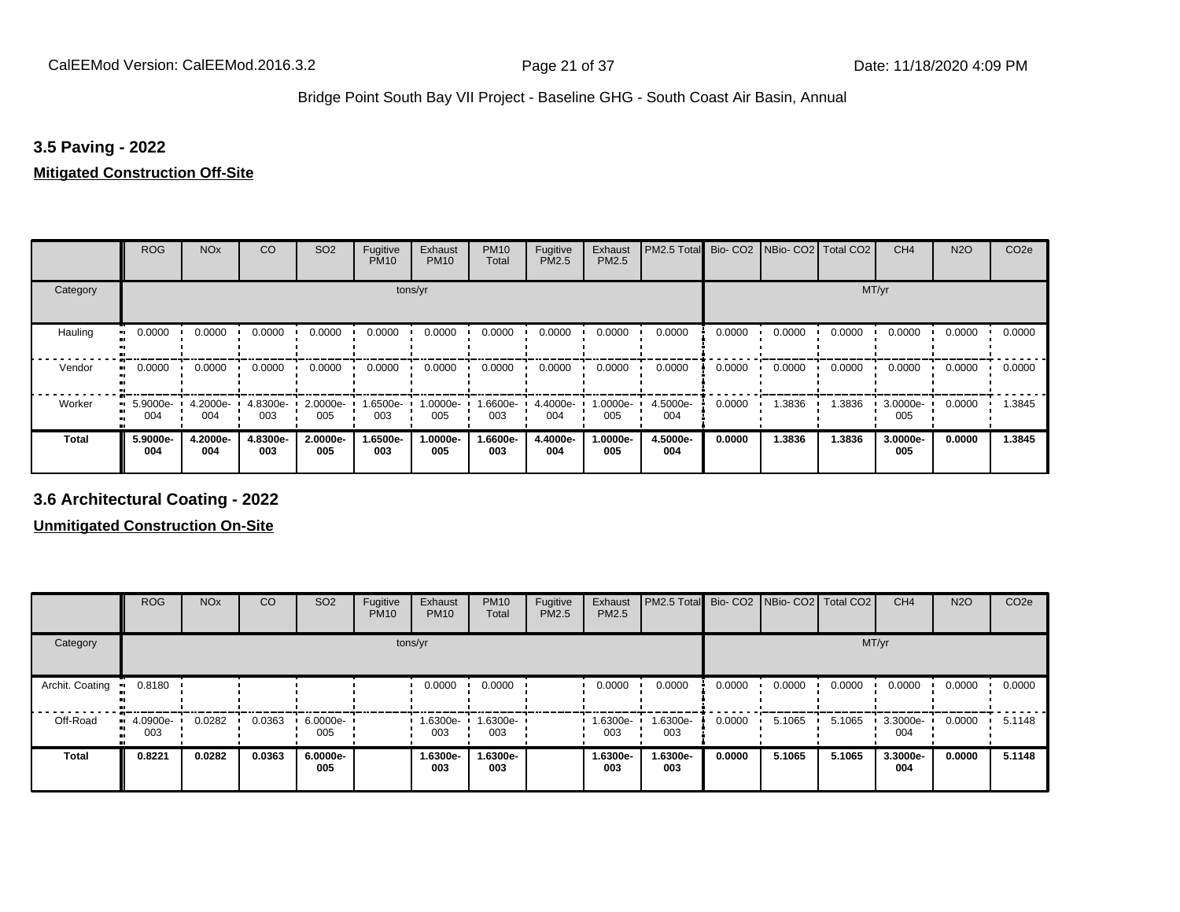### 3.5 Paving - 2022

**Mitigated Construction Off-Site**

| | ROG | NOx | CO | SO2 | Fugitive PM10 | Exhaust PM10 | PM10 Total | Fugitive PM2.5 | Exhaust PM2.5 | PM2.5 Total | Bio- CO2 | NBio- CO2 | Total CO2 | CH4 | N2O | CO2e |
|---|---|---|---|---|---|---|---|---|---|---|---|---|---|---|---|---|
| Category | tons/yr | | | | | | | | | | MT/yr | | | | | |
| Hauling | 0.0000 | 0.0000 | 0.0000 | 0.0000 | 0.0000 | 0.0000 | 0.0000 | 0.0000 | 0.0000 | 0.0000 | 0.0000 | 0.0000 | 0.0000 | 0.0000 | 0.0000 | 0.0000 |
| Vendor | 0.0000 | 0.0000 | 0.0000 | 0.0000 | 0.0000 | 0.0000 | 0.0000 | 0.0000 | 0.0000 | 0.0000 | 0.0000 | 0.0000 | 0.0000 | 0.0000 | 0.0000 | 0.0000 |
| Worker | 5.9000e-004 | 4.2000e-004 | 4.8300e-003 | 2.0000e-005 | 1.6500e-003 | 1.0000e-005 | 1.6600e-003 | 4.4000e-004 | 1.0000e-005 | 4.5000e-004 | 0.0000 | 1.3836 | 1.3836 | 3.0000e-005 | 0.0000 | 1.3845 |
| **Total** | **5.9000e-004** | **4.2000e-004** | **4.8300e-003** | **2.0000e-005** | **1.6500e-003** | **1.0000e-005** | **1.6600e-003** | **4.4000e-004** | **1.0000e-005** | **4.5000e-004** | **0.0000** | **1.3836** | **1.3836** | **3.0000e-005** | **0.0000** | **1.3845** |

### 3.6 Architectural Coating - 2022

**Unmitigated Construction On-Site**

| | ROG | NOx | CO | SO2 | Fugitive PM10 | Exhaust PM10 | PM10 Total | Fugitive PM2.5 | Exhaust PM2.5 | PM2.5 Total | Bio- CO2 | NBio- CO2 | Total CO2 | CH4 | N2O | CO2e |
|---|---|---|---|---|---|---|---|---|---|---|---|---|---|---|---|---|
| Category | tons/yr | | | | | | | | | | MT/yr | | | | | |
| Archit. Coating | 0.8180 | | | | | 0.0000 | 0.0000 | | 0.0000 | 0.0000 | 0.0000 | 0.0000 | 0.0000 | 0.0000 | 0.0000 | 0.0000 |
| Off-Road | 4.0900e-003 | 0.0282 | 0.0363 | 6.0000e-005 | | 1.6300e-003 | 1.6300e-003 | | 1.6300e-003 | 1.6300e-003 | 0.0000 | 5.1065 | 5.1065 | 3.3000e-004 | 0.0000 | 5.1148 |
| **Total** | **0.8221** | **0.0282** | **0.0363** | **6.0000e-005** | | **1.6300e-003** | **1.6300e-003** | | **1.6300e-003** | **1.6300e-003** | **0.0000** | **5.1065** | **5.1065** | **3.3000e-004** | **0.0000** | **5.1148** |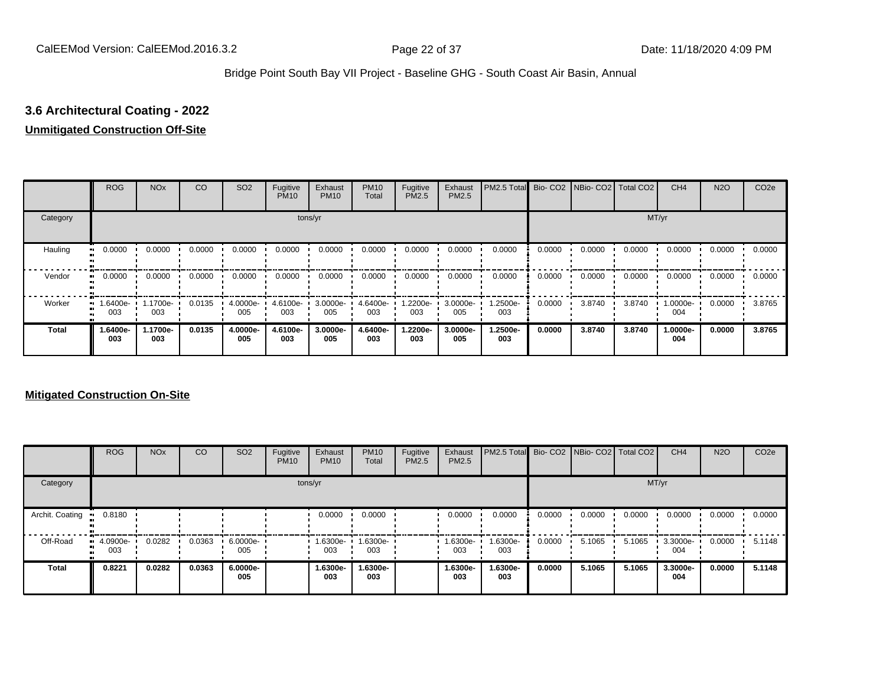## 3.6 Architectural Coating - 2022

**Unmitigated Construction Off-Site**

| | ROG | NOx | CO | SO2 | Fugitive PM10 | Exhaust PM10 | PM10 Total | Fugitive PM2.5 | Exhaust PM2.5 | PM2.5 Total | Bio- CO2 | NBio- CO2 | Total CO2 | CH4 | N2O | CO2e |
|---|---|---|---|---|---|---|---|---|---|---|---|---|---|---|---|---|
| Category | tons/yr | | | | | | | | | | MT/yr | | | | | |
| Hauling | 0.0000 | 0.0000 | 0.0000 | 0.0000 | 0.0000 | 0.0000 | 0.0000 | 0.0000 | 0.0000 | 0.0000 | 0.0000 | 0.0000 | 0.0000 | 0.0000 | 0.0000 | 0.0000 |
| Vendor | 0.0000 | 0.0000 | 0.0000 | 0.0000 | 0.0000 | 0.0000 | 0.0000 | 0.0000 | 0.0000 | 0.0000 | 0.0000 | 0.0000 | 0.0000 | 0.0000 | 0.0000 | 0.0000 |
| Worker | 1.6400e-003 | 1.1700e-003 | 0.0135 | 4.0000e-005 | 4.6100e-003 | 3.0000e-005 | 4.6400e-003 | 1.2200e-003 | 3.0000e-005 | 1.2500e-003 | 0.0000 | 3.8740 | 3.8740 | 1.0000e-004 | 0.0000 | 3.8765 |
| **Total** | **1.6400e-003** | **1.1700e-003** | **0.0135** | **4.0000e-005** | **4.6100e-003** | **3.0000e-005** | **4.6400e-003** | **1.2200e-003** | **3.0000e-005** | **1.2500e-003** | **0.0000** | **3.8740** | **3.8740** | **1.0000e-004** | **0.0000** | **3.8765** |

**Mitigated Construction On-Site**

| | ROG | NOx | CO | SO2 | Fugitive PM10 | Exhaust PM10 | PM10 Total | Fugitive PM2.5 | Exhaust PM2.5 | PM2.5 Total | Bio- CO2 | NBio- CO2 | Total CO2 | CH4 | N2O | CO2e |
|---|---|---|---|---|---|---|---|---|---|---|---|---|---|---|---|---|
| Category | tons/yr | | | | | | | | | | MT/yr | | | | | |
| Archit. Coating | 0.8180 | | | | | 0.0000 | 0.0000 | | 0.0000 | 0.0000 | 0.0000 | 0.0000 | 0.0000 | 0.0000 | 0.0000 | 0.0000 |
| Off-Road | 4.0900e-003 | 0.0282 | 0.0363 | 6.0000e-005 | | 1.6300e-003 | 1.6300e-003 | | 1.6300e-003 | 1.6300e-003 | 0.0000 | 5.1065 | 5.1065 | 3.3000e-004 | 0.0000 | 5.1148 |
| **Total** | **0.8221** | **0.0282** | **0.0363** | **6.0000e-005** | | **1.6300e-003** | **1.6300e-003** | | **1.6300e-003** | **1.6300e-003** | **0.0000** | **5.1065** | **5.1065** | **3.3000e-004** | **0.0000** | **5.1148** |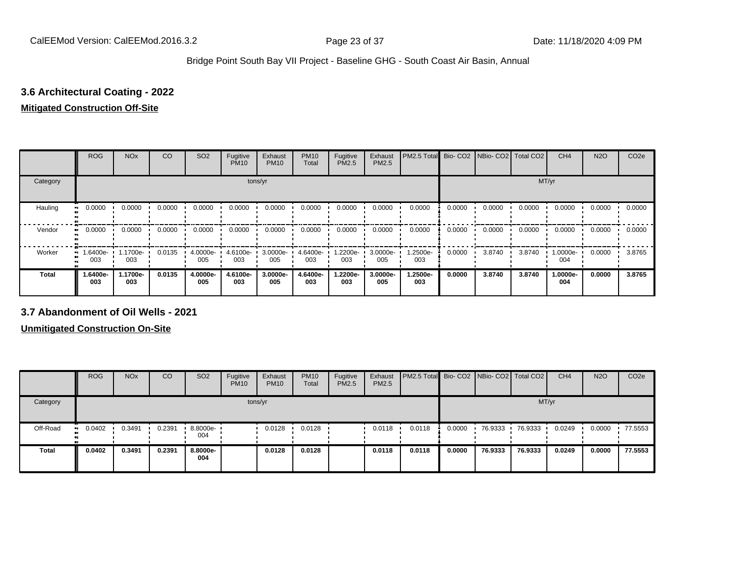## 3.6 Architectural Coating - 2022

**Mitigated Construction Off-Site**

| | ROG | NOx | CO | SO2 | Fugitive PM10 | Exhaust PM10 | PM10 Total | Fugitive PM2.5 | Exhaust PM2.5 | PM2.5 Total | Bio- CO2 | NBio- CO2 | Total CO2 | CH4 | N2O | CO2e |
|---|---|---|---|---|---|---|---|---|---|---|---|---|---|---|---|---|
| Category | | | | | | tons/yr | | | | | | | | MT/yr | | |
| Hauling | 0.0000 | 0.0000 | 0.0000 | 0.0000 | 0.0000 | 0.0000 | 0.0000 | 0.0000 | 0.0000 | 0.0000 | 0.0000 | 0.0000 | 0.0000 | 0.0000 | 0.0000 | 0.0000 |
| Vendor | 0.0000 | 0.0000 | 0.0000 | 0.0000 | 0.0000 | 0.0000 | 0.0000 | 0.0000 | 0.0000 | 0.0000 | 0.0000 | 0.0000 | 0.0000 | 0.0000 | 0.0000 | 0.0000 |
| Worker | 1.6400e-003 | 1.1700e-003 | 0.0135 | 4.0000e-005 | 4.6100e-003 | 3.0000e-005 | 4.6400e-003 | 1.2200e-003 | 3.0000e-005 | 1.2500e-003 | 0.0000 | 3.8740 | 3.8740 | 1.0000e-004 | 0.0000 | 3.8765 |
| **Total** | **1.6400e-003** | **1.1700e-003** | **0.0135** | **4.0000e-005** | **4.6100e-003** | **3.0000e-005** | **4.6400e-003** | **1.2200e-003** | **3.0000e-005** | **1.2500e-003** | **0.0000** | **3.8740** | **3.8740** | **1.0000e-004** | **0.0000** | **3.8765** |

## 3.7 Abandonment of Oil Wells - 2021

**Unmitigated Construction On-Site**

| | ROG | NOx | CO | SO2 | Fugitive PM10 | Exhaust PM10 | PM10 Total | Fugitive PM2.5 | Exhaust PM2.5 | PM2.5 Total | Bio- CO2 | NBio- CO2 | Total CO2 | CH4 | N2O | CO2e |
|---|---|---|---|---|---|---|---|---|---|---|---|---|---|---|---|---|
| Category | | | | | | tons/yr | | | | | | | | MT/yr | | |
| Off-Road | 0.0402 | 0.3491 | 0.2391 | 8.8000e-004 | | 0.0128 | 0.0128 | | 0.0118 | 0.0118 | 0.0000 | 76.9333 | 76.9333 | 0.0249 | 0.0000 | 77.5553 |
| **Total** | **0.0402** | **0.3491** | **0.2391** | **8.8000e-004** | | **0.0128** | **0.0128** | | **0.0118** | **0.0118** | **0.0000** | **76.9333** | **76.9333** | **0.0249** | **0.0000** | **77.5553** |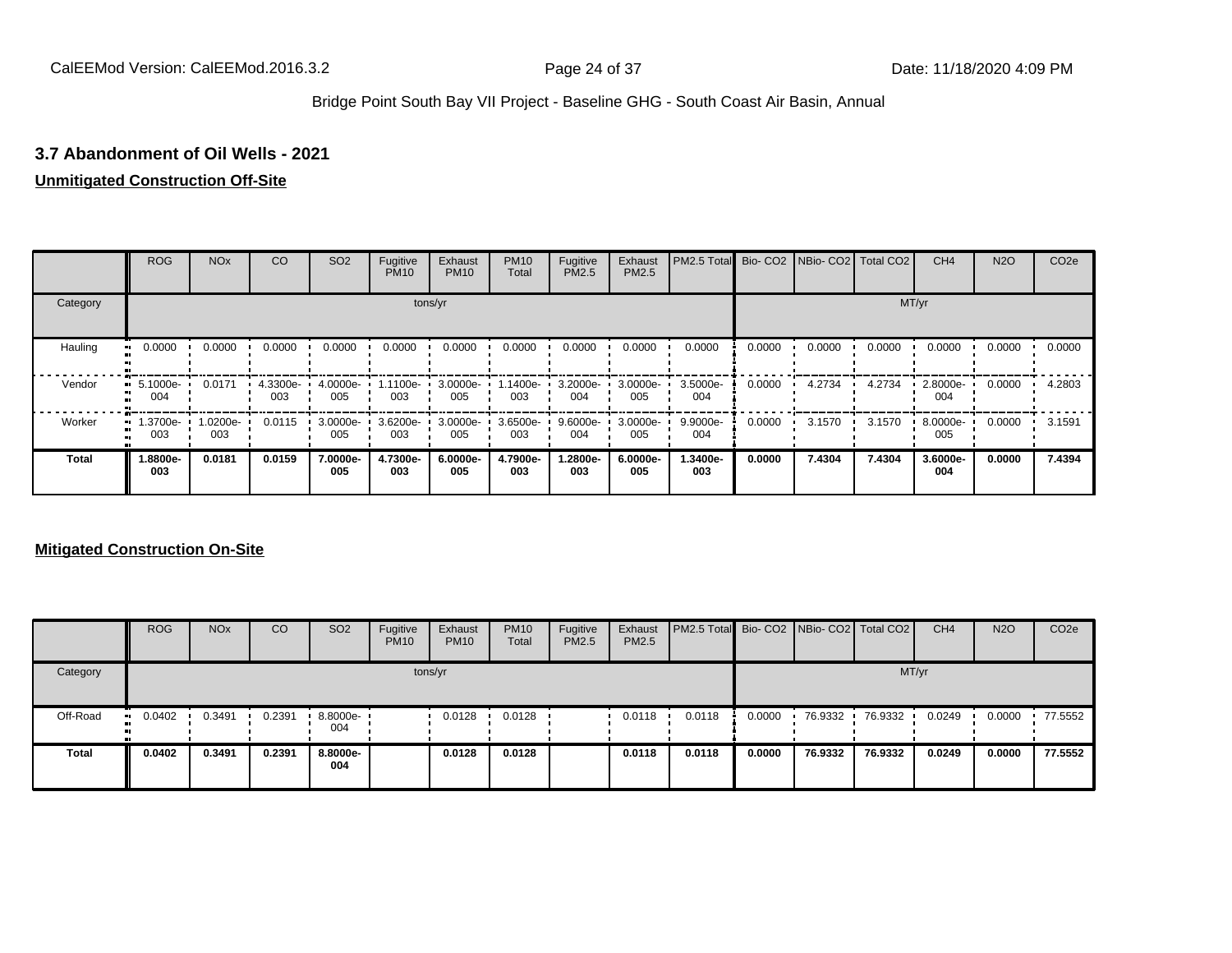## 3.7 Abandonment of Oil Wells - 2021

**Unmitigated Construction Off-Site**

| | ROG | NOx | CO | SO2 | Fugitive PM10 | Exhaust PM10 | PM10 Total | Fugitive PM2.5 | Exhaust PM2.5 | PM2.5 Total | Bio- CO2 | NBio- CO2 | Total CO2 | CH4 | N2O | CO2e |
|---|---|---|---|---|---|---|---|---|---|---|---|---|---|---|---|---|
| Category | tons/yr | | | | | | | | | | MT/yr | | | | | |
| Hauling | 0.0000 | 0.0000 | 0.0000 | 0.0000 | 0.0000 | 0.0000 | 0.0000 | 0.0000 | 0.0000 | 0.0000 | 0.0000 | 0.0000 | 0.0000 | 0.0000 | 0.0000 | 0.0000 |
| Vendor | 5.1000e-004 | 0.0171 | 4.3300e-003 | 4.0000e-005 | 1.1100e-003 | 3.0000e-005 | 1.1400e-003 | 3.2000e-004 | 3.0000e-005 | 3.5000e-004 | 0.0000 | 4.2734 | 4.2734 | 2.8000e-004 | 0.0000 | 4.2803 |
| Worker | 1.3700e-003 | 1.0200e-003 | 0.0115 | 3.0000e-005 | 3.6200e-003 | 3.0000e-005 | 3.6500e-003 | 9.6000e-004 | 3.0000e-005 | 9.9000e-004 | 0.0000 | 3.1570 | 3.1570 | 8.0000e-005 | 0.0000 | 3.1591 |
| **Total** | **1.8800e-003** | **0.0181** | **0.0159** | **7.0000e-005** | **4.7300e-003** | **6.0000e-005** | **4.7900e-003** | **1.2800e-003** | **6.0000e-005** | **1.3400e-003** | **0.0000** | **7.4304** | **7.4304** | **3.6000e-004** | **0.0000** | **7.4394** |

**Mitigated Construction On-Site**

| | ROG | NOx | CO | SO2 | Fugitive PM10 | Exhaust PM10 | PM10 Total | Fugitive PM2.5 | Exhaust PM2.5 | PM2.5 Total | Bio- CO2 | NBio- CO2 | Total CO2 | CH4 | N2O | CO2e |
|---|---|---|---|---|---|---|---|---|---|---|---|---|---|---|---|---|
| Category | tons/yr | | | | | | | | | | MT/yr | | | | | |
| Off-Road | 0.0402 | 0.3491 | 0.2391 | 8.8000e-004 | | 0.0128 | 0.0128 | | 0.0118 | 0.0118 | 0.0000 | 76.9332 | 76.9332 | 0.0249 | 0.0000 | 77.5552 |
| **Total** | **0.0402** | **0.3491** | **0.2391** | **8.8000e-004** | | **0.0128** | **0.0128** | | **0.0118** | **0.0118** | **0.0000** | **76.9332** | **76.9332** | **0.0249** | **0.0000** | **77.5552** |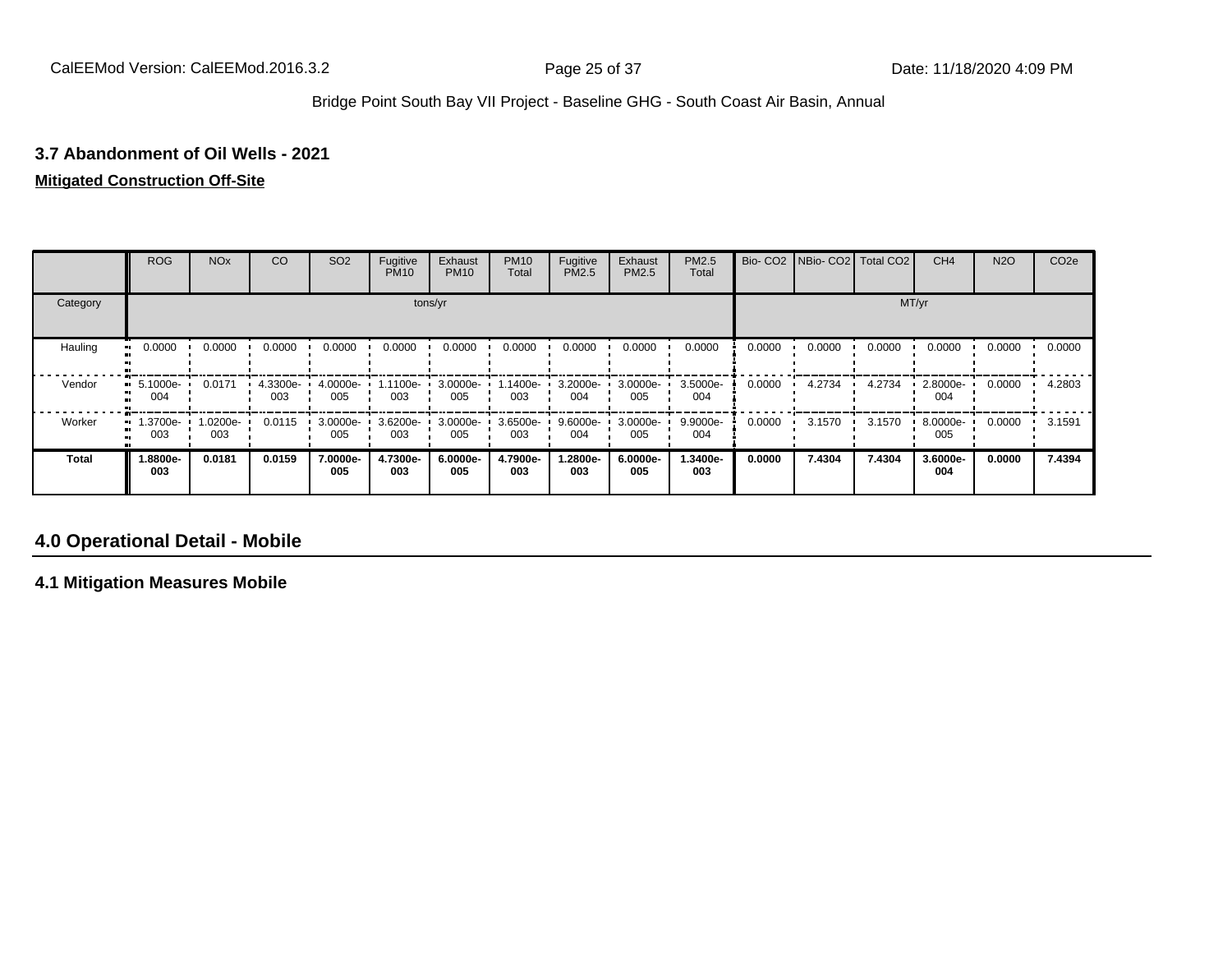### 3.7 Abandonment of Oil Wells - 2021

**Mitigated Construction Off-Site**

| | ROG | NOx | CO | SO2 | Fugitive PM10 | Exhaust PM10 | PM10 Total | Fugitive PM2.5 | Exhaust PM2.5 | PM2.5 Total | Bio- CO2 | NBio- CO2 | Total CO2 | CH4 | N2O | CO2e |
|---|---|---|---|---|---|---|---|---|---|---|---|---|---|---|---|---|
| Category | tons/yr | | | | | | | | | | MT/yr | | | | | |
| Hauling | 0.0000 | 0.0000 | 0.0000 | 0.0000 | 0.0000 | 0.0000 | 0.0000 | 0.0000 | 0.0000 | 0.0000 | 0.0000 | 0.0000 | 0.0000 | 0.0000 | 0.0000 | 0.0000 |
| Vendor | 5.1000e-004 | 0.0171 | 4.3300e-003 | 4.0000e-005 | 1.1100e-003 | 3.0000e-005 | 1.1400e-003 | 3.2000e-004 | 3.0000e-005 | 3.5000e-004 | 0.0000 | 4.2734 | 4.2734 | 2.8000e-004 | 0.0000 | 4.2803 |
| Worker | 1.3700e-003 | 1.0200e-003 | 0.0115 | 3.0000e-005 | 3.6200e-003 | 3.0000e-005 | 3.6500e-003 | 9.6000e-004 | 3.0000e-005 | 9.9000e-004 | 0.0000 | 3.1570 | 3.1570 | 8.0000e-005 | 0.0000 | 3.1591 |
| **Total** | **1.8800e-003** | **0.0181** | **0.0159** | **7.0000e-005** | **4.7300e-003** | **6.0000e-005** | **4.7900e-003** | **1.2800e-003** | **6.0000e-005** | **1.3400e-003** | **0.0000** | **7.4304** | **7.4304** | **3.6000e-004** | **0.0000** | **7.4394** |

## 4.0 Operational Detail - Mobile

### 4.1 Mitigation Measures Mobile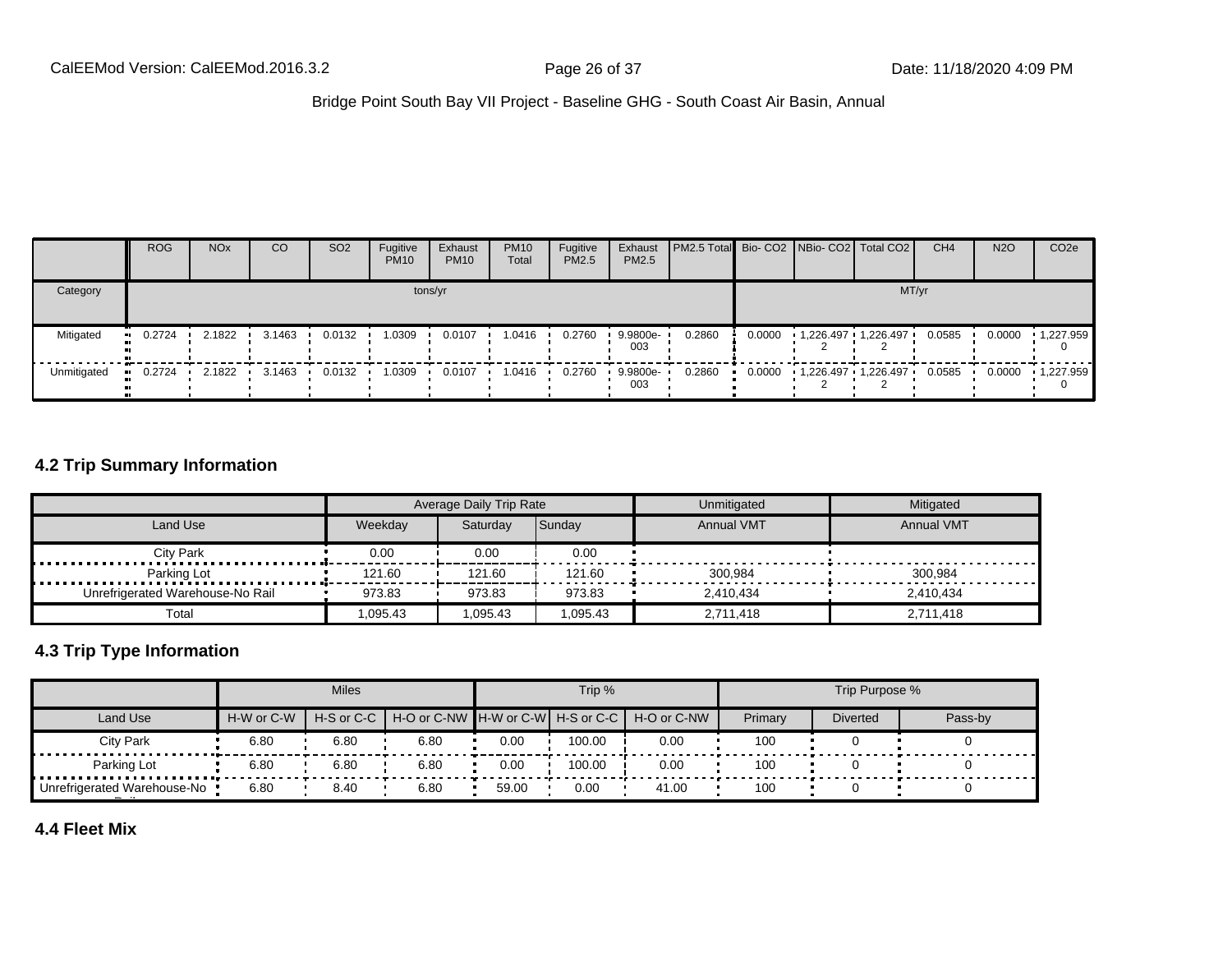| | ROG | NOx | CO | SO2 | Fugitive PM10 | Exhaust PM10 | PM10 Total | Fugitive PM2.5 | Exhaust PM2.5 | PM2.5 Total | Bio- CO2 | NBio- CO2 | Total CO2 | CH4 | N2O | CO2e |
|---|---|---|---|---|---|---|---|---|---|---|---|---|---|---|---|---|
| Category | tons/yr | | | | | | | | | | MT/yr | | | | | |
| Mitigated | 0.2724 | 2.1822 | 3.1463 | 0.0132 | 1.0309 | 0.0107 | 1.0416 | 0.2760 | 9.9800e-003 | 0.2860 | 0.0000 | 1,226.4972 | 1,226.4972 | 0.0585 | 0.0000 | 1,227.9590 |
| Unmitigated | 0.2724 | 2.1822 | 3.1463 | 0.0132 | 1.0309 | 0.0107 | 1.0416 | 0.2760 | 9.9800e-003 | 0.2860 | 0.0000 | 1,226.4972 | 1,226.4972 | 0.0585 | 0.0000 | 1,227.9590 |

## 4.2 Trip Summary Information

| | Average Daily Trip Rate | | | Unmitigated | Mitigated |
|---|---|---|---|---|---|
| Land Use | Weekday | Saturday | Sunday | Annual VMT | Annual VMT |
| City Park | 0.00 | 0.00 | 0.00 | | |
| Parking Lot | 121.60 | 121.60 | 121.60 | 300,984 | 300,984 |
| Unrefrigerated Warehouse-No Rail | 973.83 | 973.83 | 973.83 | 2,410,434 | 2,410,434 |
| Total | 1,095.43 | 1,095.43 | 1,095.43 | 2,711,418 | 2,711,418 |

## 4.3 Trip Type Information

| | Miles | | | Trip % | | | Trip Purpose % | | |
|---|---|---|---|---|---|---|---|---|---|
| Land Use | H-W or C-W | H-S or C-C | H-O or C-NW | H-W or C-W | H-S or C-C | H-O or C-NW | Primary | Diverted | Pass-by |
| City Park | 6.80 | 6.80 | 6.80 | 0.00 | 100.00 | 0.00 | 100 | 0 | 0 |
| Parking Lot | 6.80 | 6.80 | 6.80 | 0.00 | 100.00 | 0.00 | 100 | 0 | 0 |
| Unrefrigerated Warehouse-No Rail | 6.80 | 8.40 | 6.80 | 59.00 | 0.00 | 41.00 | 100 | 0 | 0 |

## 4.4 Fleet Mix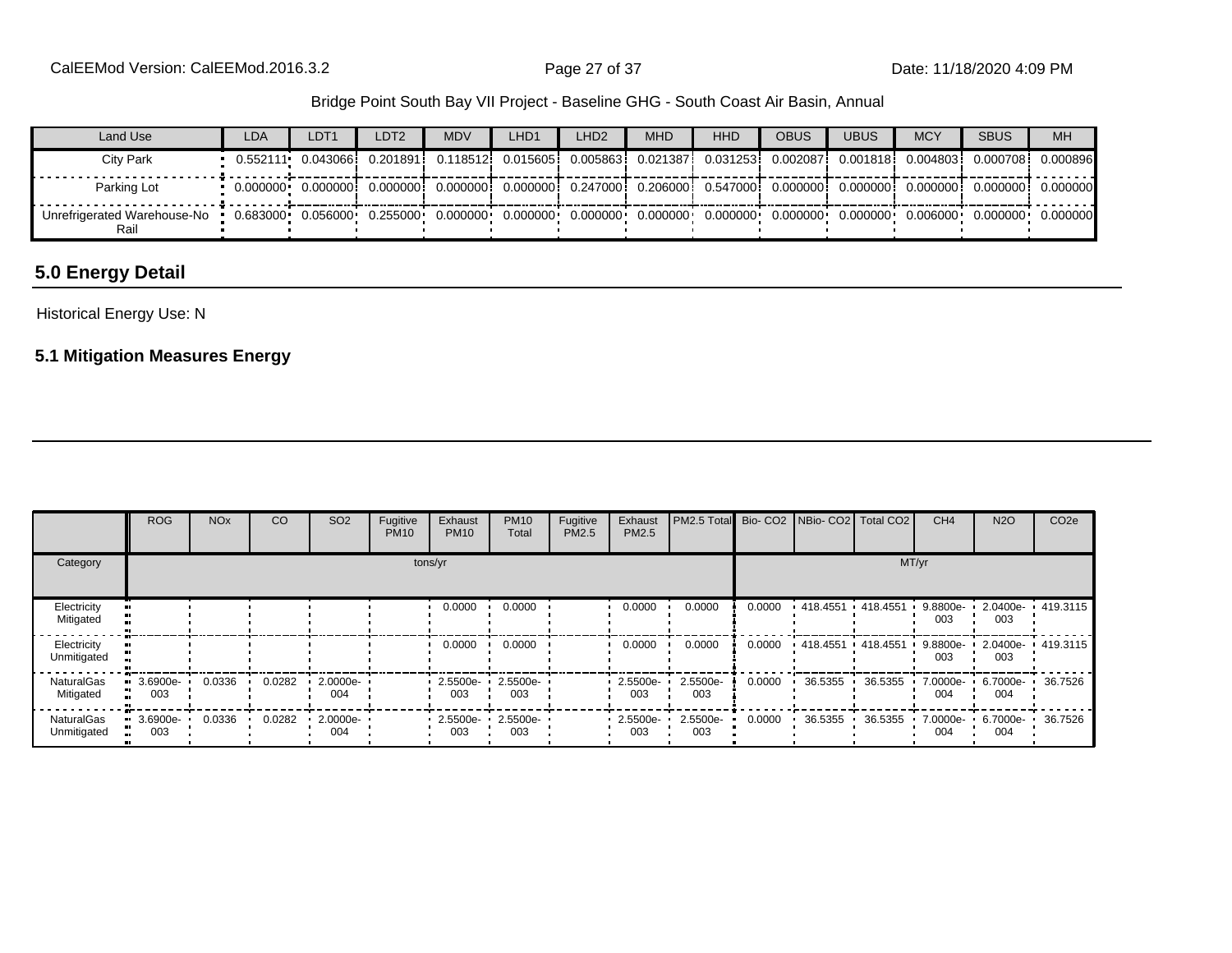| Land Use | LDA | LDT1 | LDT2 | MDV | LHD1 | LHD2 | MHD | HHD | OBUS | UBUS | MCY | SBUS | MH |
|---|---|---|---|---|---|---|---|---|---|---|---|---|---|
| City Park | 0.552111 | 0.043066 | 0.201891 | 0.118512 | 0.015605 | 0.005863 | 0.021387 | 0.031253 | 0.002087 | 0.001818 | 0.004803 | 0.000708 | 0.000896 |
| Parking Lot | 0.000000 | 0.000000 | 0.000000 | 0.000000 | 0.000000 | 0.247000 | 0.206000 | 0.547000 | 0.000000 | 0.000000 | 0.000000 | 0.000000 | 0.000000 |
| Unrefrigerated Warehouse-No Rail | 0.683000 | 0.056000 | 0.255000 | 0.000000 | 0.000000 | 0.000000 | 0.000000 | 0.000000 | 0.000000 | 0.000000 | 0.006000 | 0.000000 | 0.000000 |

## 5.0 Energy Detail

Historical Energy Use: N

### 5.1 Mitigation Measures Energy

| | ROG | NOx | CO | SO2 | Fugitive PM10 | Exhaust PM10 | PM10 Total | Fugitive PM2.5 | Exhaust PM2.5 | PM2.5 Total | Bio- CO2 | NBio- CO2 | Total CO2 | CH4 | N2O | CO2e |
|---|---|---|---|---|---|---|---|---|---|---|---|---|---|---|---|---|
| Category | tons/yr | | | | | | | | | | MT/yr | | | | | |
| Electricity Mitigated | | | | | | 0.0000 | 0.0000 | | 0.0000 | 0.0000 | 0.0000 | 418.4551 | 418.4551 | 9.8800e-003 | 2.0400e-003 | 419.3115 |
| Electricity Unmitigated | | | | | | 0.0000 | 0.0000 | | 0.0000 | 0.0000 | 0.0000 | 418.4551 | 418.4551 | 9.8800e-003 | 2.0400e-003 | 419.3115 |
| NaturalGas Mitigated | 3.6900e-003 | 0.0336 | 0.0282 | 2.0000e-004 | | 2.5500e-003 | 2.5500e-003 | | 2.5500e-003 | 2.5500e-003 | 0.0000 | 36.5355 | 36.5355 | 7.0000e-004 | 6.7000e-004 | 36.7526 |
| NaturalGas Unmitigated | 3.6900e-003 | 0.0336 | 0.0282 | 2.0000e-004 | | 2.5500e-003 | 2.5500e-003 | | 2.5500e-003 | 2.5500e-003 | 0.0000 | 36.5355 | 36.5355 | 7.0000e-004 | 6.7000e-004 | 36.7526 |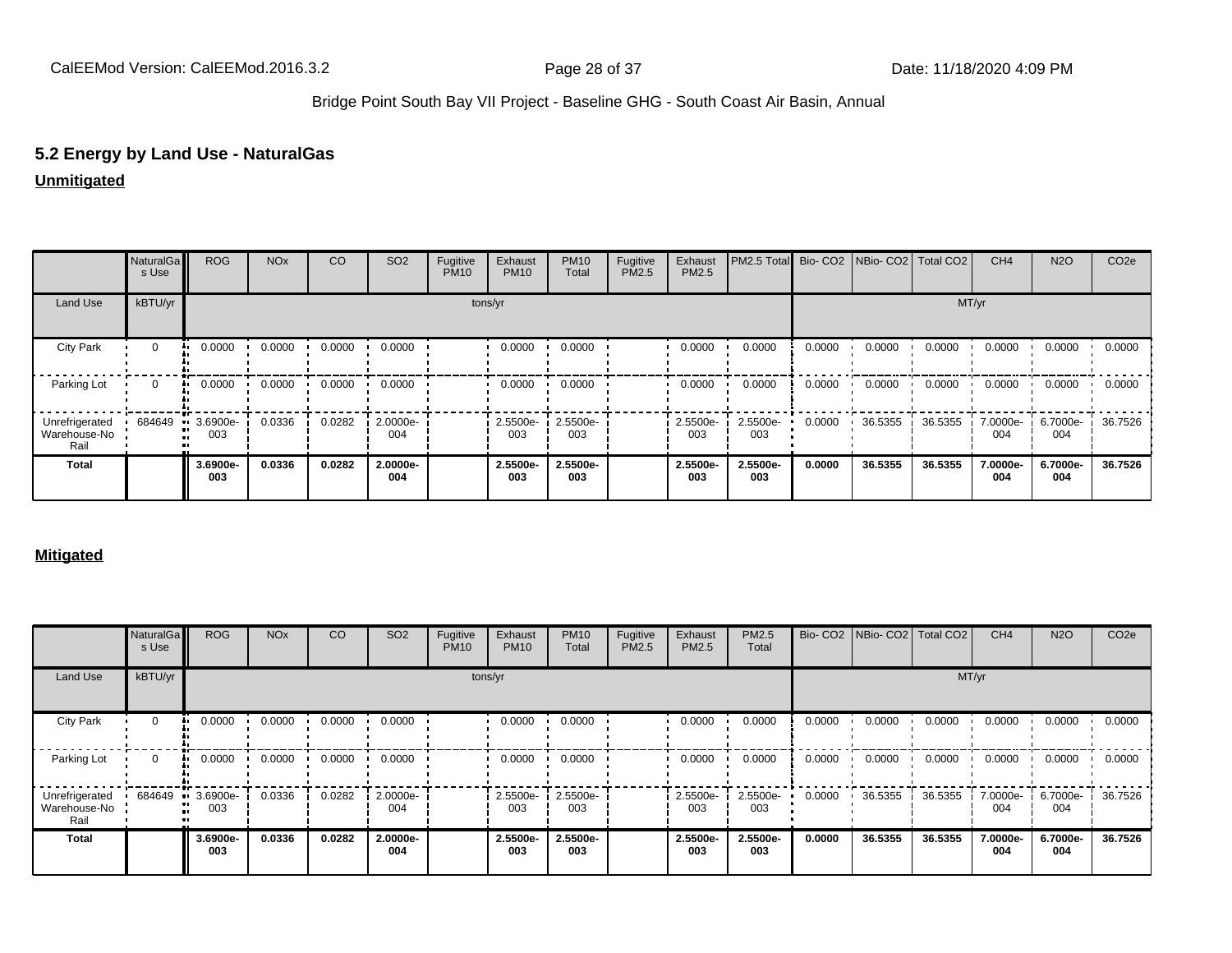## 5.2 Energy by Land Use - NaturalGas

**Unmitigated**

| | NaturalGas Use | ROG | NOx | CO | SO2 | Fugitive PM10 | Exhaust PM10 | PM10 Total | Fugitive PM2.5 | Exhaust PM2.5 | PM2.5 Total | Bio- CO2 | NBio- CO2 | Total CO2 | CH4 | N2O | CO2e |
|---|---|---|---|---|---|---|---|---|---|---|---|---|---|---|---|---|---|
| Land Use | kBTU/yr | tons/yr | | | | | | | | | | MT/yr | | | | | |
| City Park | 0 | 0.0000 | 0.0000 | 0.0000 | 0.0000 | | 0.0000 | 0.0000 | | 0.0000 | 0.0000 | 0.0000 | 0.0000 | 0.0000 | 0.0000 | 0.0000 | 0.0000 |
| Parking Lot | 0 | 0.0000 | 0.0000 | 0.0000 | 0.0000 | | 0.0000 | 0.0000 | | 0.0000 | 0.0000 | 0.0000 | 0.0000 | 0.0000 | 0.0000 | 0.0000 | 0.0000 |
| Unrefrigerated Warehouse-No Rail | 684649 | 3.6900e-003 | 0.0336 | 0.0282 | 2.0000e-004 | | 2.5500e-003 | 2.5500e-003 | | 2.5500e-003 | 2.5500e-003 | 0.0000 | 36.5355 | 36.5355 | 7.0000e-004 | 6.7000e-004 | 36.7526 |
| **Total** | | **3.6900e-003** | **0.0336** | **0.0282** | **2.0000e-004** | | **2.5500e-003** | **2.5500e-003** | | **2.5500e-003** | **2.5500e-003** | **0.0000** | **36.5355** | **36.5355** | **7.0000e-004** | **6.7000e-004** | **36.7526** |

**Mitigated**

| | NaturalGas Use | ROG | NOx | CO | SO2 | Fugitive PM10 | Exhaust PM10 | PM10 Total | Fugitive PM2.5 | Exhaust PM2.5 | PM2.5 Total | Bio- CO2 | NBio- CO2 | Total CO2 | CH4 | N2O | CO2e |
|---|---|---|---|---|---|---|---|---|---|---|---|---|---|---|---|---|---|
| Land Use | kBTU/yr | tons/yr | | | | | | | | | | MT/yr | | | | | |
| City Park | 0 | 0.0000 | 0.0000 | 0.0000 | 0.0000 | | 0.0000 | 0.0000 | | 0.0000 | 0.0000 | 0.0000 | 0.0000 | 0.0000 | 0.0000 | 0.0000 | 0.0000 |
| Parking Lot | 0 | 0.0000 | 0.0000 | 0.0000 | 0.0000 | | 0.0000 | 0.0000 | | 0.0000 | 0.0000 | 0.0000 | 0.0000 | 0.0000 | 0.0000 | 0.0000 | 0.0000 |
| Unrefrigerated Warehouse-No Rail | 684649 | 3.6900e-003 | 0.0336 | 0.0282 | 2.0000e-004 | | 2.5500e-003 | 2.5500e-003 | | 2.5500e-003 | 2.5500e-003 | 0.0000 | 36.5355 | 36.5355 | 7.0000e-004 | 6.7000e-004 | 36.7526 |
| **Total** | | **3.6900e-003** | **0.0336** | **0.0282** | **2.0000e-004** | | **2.5500e-003** | **2.5500e-003** | | **2.5500e-003** | **2.5500e-003** | **0.0000** | **36.5355** | **36.5355** | **7.0000e-004** | **6.7000e-004** | **36.7526** |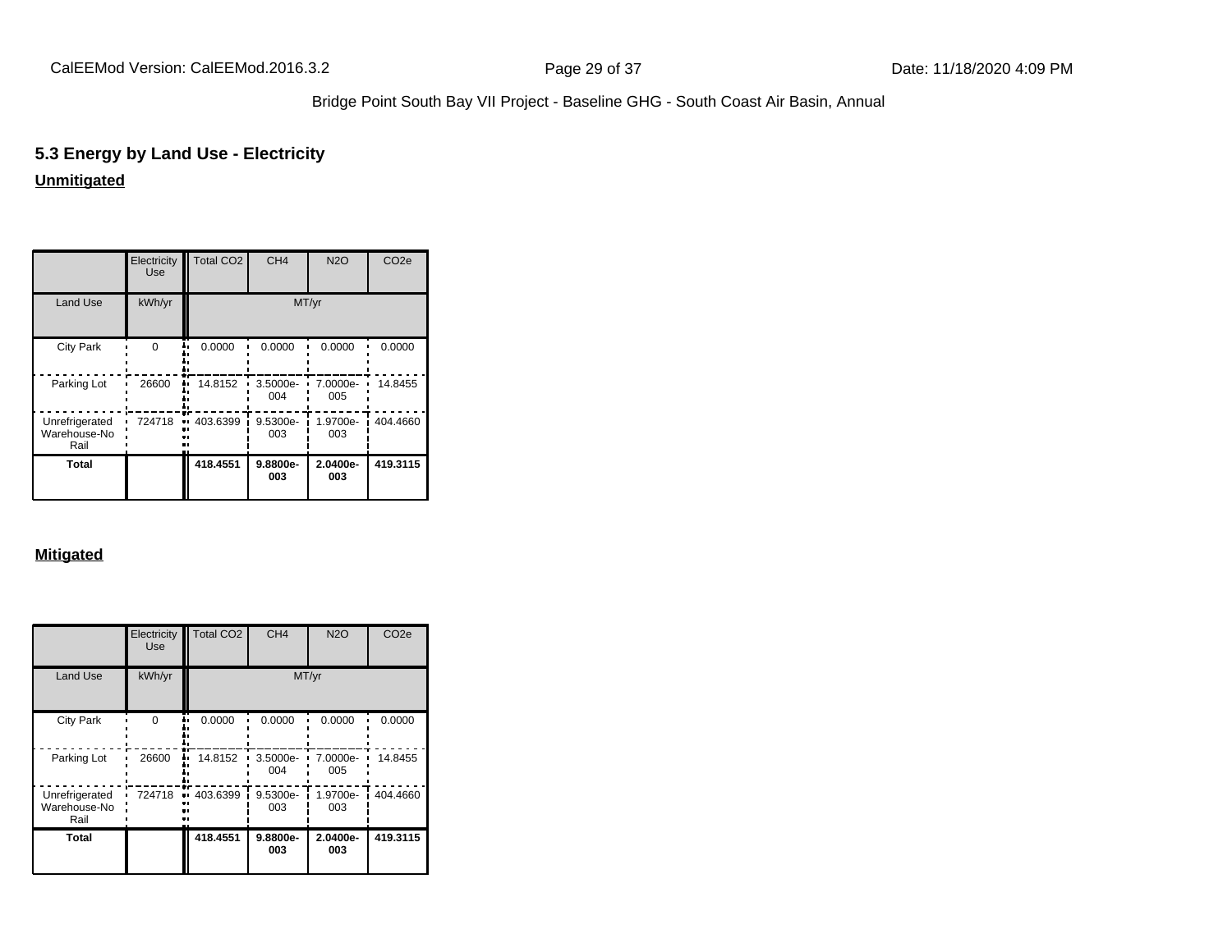## 5.3 Energy by Land Use - Electricity

**Unmitigated**

| | Electricity Use | Total CO2 | CH4 | N2O | CO2e |
|---|---|---|---|---|---|
| Land Use | kWh/yr | MT/yr | | | |
| City Park | 0 | 0.0000 | 0.0000 | 0.0000 | 0.0000 |
| Parking Lot | 26600 | 14.8152 | 3.5000e-004 | 7.0000e-005 | 14.8455 |
| Unrefrigerated Warehouse-No Rail | 724718 | 403.6399 | 9.5300e-003 | 1.9700e-003 | 404.4660 |
| **Total** | | **418.4551** | **9.8800e-003** | **2.0400e-003** | **419.3115** |

**Mitigated**

| | Electricity Use | Total CO2 | CH4 | N2O | CO2e |
|---|---|---|---|---|---|
| Land Use | kWh/yr | MT/yr | | | |
| City Park | 0 | 0.0000 | 0.0000 | 0.0000 | 0.0000 |
| Parking Lot | 26600 | 14.8152 | 3.5000e-004 | 7.0000e-005 | 14.8455 |
| Unrefrigerated Warehouse-No Rail | 724718 | 403.6399 | 9.5300e-003 | 1.9700e-003 | 404.4660 |
| **Total** | | **418.4551** | **9.8800e-003** | **2.0400e-003** | **419.3115** |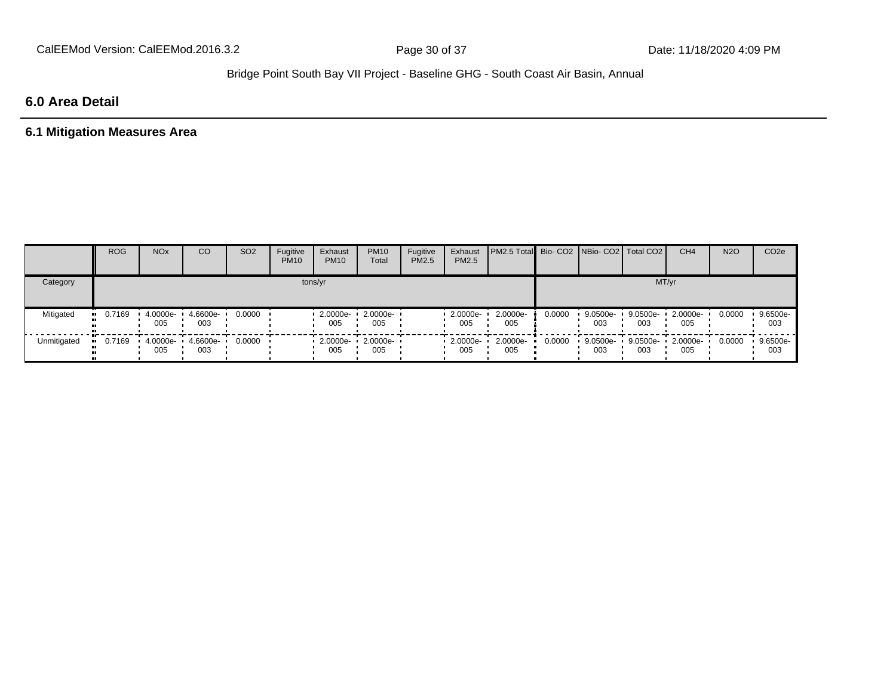## 6.0 Area Detail

### 6.1 Mitigation Measures Area

| | ROG | NOx | CO | SO2 | Fugitive PM10 | Exhaust PM10 | PM10 Total | Fugitive PM2.5 | Exhaust PM2.5 | PM2.5 Total | Bio- CO2 | NBio- CO2 | Total CO2 | CH4 | N2O | CO2e |
|---|---|---|---|---|---|---|---|---|---|---|---|---|---|---|---|---|
| Category | tons/yr | | | | | | | | | | MT/yr | | | | | |
| Mitigated | 0.7169 | 4.0000e-005 | 4.6600e-003 | 0.0000 | | 2.0000e-005 | 2.0000e-005 | | 2.0000e-005 | 2.0000e-005 | 0.0000 | 9.0500e-003 | 9.0500e-003 | 2.0000e-005 | 0.0000 | 9.6500e-003 |
| Unmitigated | 0.7169 | 4.0000e-005 | 4.6600e-003 | 0.0000 | | 2.0000e-005 | 2.0000e-005 | | 2.0000e-005 | 2.0000e-005 | 0.0000 | 9.0500e-003 | 9.0500e-003 | 2.0000e-005 | 0.0000 | 9.6500e-003 |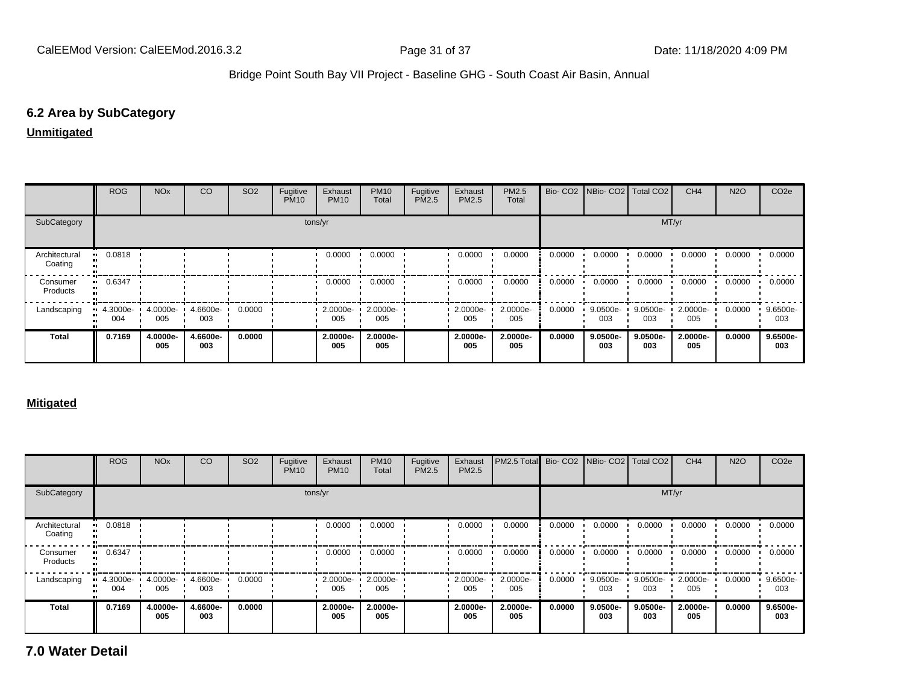## 6.2 Area by SubCategory

**Unmitigated**

| | ROG | NOx | CO | SO2 | Fugitive PM10 | Exhaust PM10 | PM10 Total | Fugitive PM2.5 | Exhaust PM2.5 | PM2.5 Total | Bio- CO2 | NBio- CO2 | Total CO2 | CH4 | N2O | CO2e |
|---|---|---|---|---|---|---|---|---|---|---|---|---|---|---|---|---|
| SubCategory | tons/yr | | | | | | | | | | MT/yr | | | | | |
| Architectural Coating | 0.0818 | | | | | 0.0000 | 0.0000 | | 0.0000 | 0.0000 | 0.0000 | 0.0000 | 0.0000 | 0.0000 | 0.0000 | 0.0000 |
| Consumer Products | 0.6347 | | | | | 0.0000 | 0.0000 | | 0.0000 | 0.0000 | 0.0000 | 0.0000 | 0.0000 | 0.0000 | 0.0000 | 0.0000 |
| Landscaping | 4.3000e-004 | 4.0000e-005 | 4.6600e-003 | 0.0000 | | 2.0000e-005 | 2.0000e-005 | | 2.0000e-005 | 2.0000e-005 | 0.0000 | 9.0500e-003 | 9.0500e-003 | 2.0000e-005 | 0.0000 | 9.6500e-003 |
| **Total** | **0.7169** | **4.0000e-005** | **4.6600e-003** | **0.0000** | | **2.0000e-005** | **2.0000e-005** | | **2.0000e-005** | **2.0000e-005** | **0.0000** | **9.0500e-003** | **9.0500e-003** | **2.0000e-005** | **0.0000** | **9.6500e-003** |

**Mitigated**

| | ROG | NOx | CO | SO2 | Fugitive PM10 | Exhaust PM10 | PM10 Total | Fugitive PM2.5 | Exhaust PM2.5 | PM2.5 Total | Bio- CO2 | NBio- CO2 | Total CO2 | CH4 | N2O | CO2e |
|---|---|---|---|---|---|---|---|---|---|---|---|---|---|---|---|---|
| SubCategory | tons/yr | | | | | | | | | | MT/yr | | | | | |
| Architectural Coating | 0.0818 | | | | | 0.0000 | 0.0000 | | 0.0000 | 0.0000 | 0.0000 | 0.0000 | 0.0000 | 0.0000 | 0.0000 | 0.0000 |
| Consumer Products | 0.6347 | | | | | 0.0000 | 0.0000 | | 0.0000 | 0.0000 | 0.0000 | 0.0000 | 0.0000 | 0.0000 | 0.0000 | 0.0000 |
| Landscaping | 4.3000e-004 | 4.0000e-005 | 4.6600e-003 | 0.0000 | | 2.0000e-005 | 2.0000e-005 | | 2.0000e-005 | 2.0000e-005 | 0.0000 | 9.0500e-003 | 9.0500e-003 | 2.0000e-005 | 0.0000 | 9.6500e-003 |
| **Total** | **0.7169** | **4.0000e-005** | **4.6600e-003** | **0.0000** | | **2.0000e-005** | **2.0000e-005** | | **2.0000e-005** | **2.0000e-005** | **0.0000** | **9.0500e-003** | **9.0500e-003** | **2.0000e-005** | **0.0000** | **9.6500e-003** |

# 7.0 Water Detail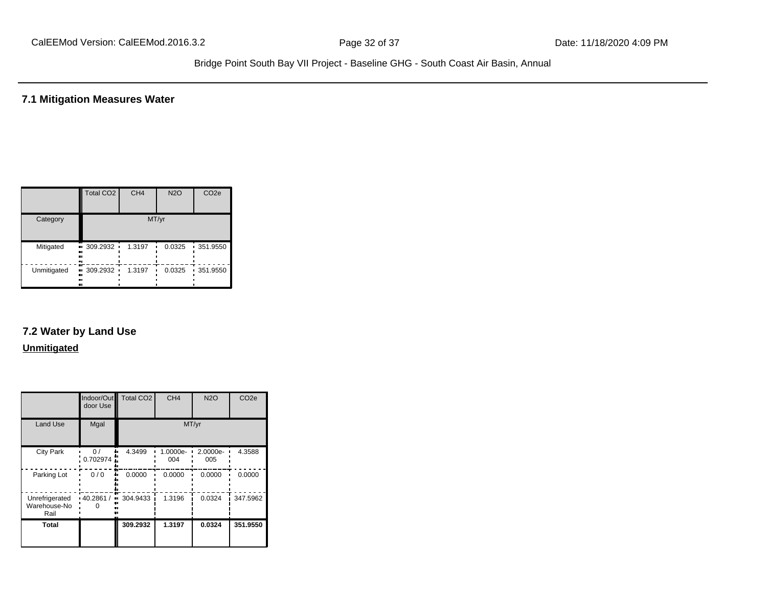## 7.1 Mitigation Measures Water

| | Total CO2 | CH4 | N2O | CO2e |
|---|---|---|---|---|
| Category | MT/yr | | | |
| Mitigated | 309.2932 | 1.3197 | 0.0325 | 351.9550 |
| Unmitigated | 309.2932 | 1.3197 | 0.0325 | 351.9550 |

## 7.2 Water by Land Use

**Unmitigated**

| | Indoor/Outdoor Use | Total CO2 | CH4 | N2O | CO2e |
|---|---|---|---|---|---|
| Land Use | Mgal | MT/yr | | | |
| City Park | 0 / 0.702974 | 4.3499 | 1.0000e-004 | 2.0000e-005 | 4.3588 |
| Parking Lot | 0 / 0 | 0.0000 | 0.0000 | 0.0000 | 0.0000 |
| Unrefrigerated Warehouse-No Rail | 40.2861 / 0 | 304.9433 | 1.3196 | 0.0324 | 347.5962 |
| **Total** | | **309.2932** | **1.3197** | **0.0324** | **351.9550** |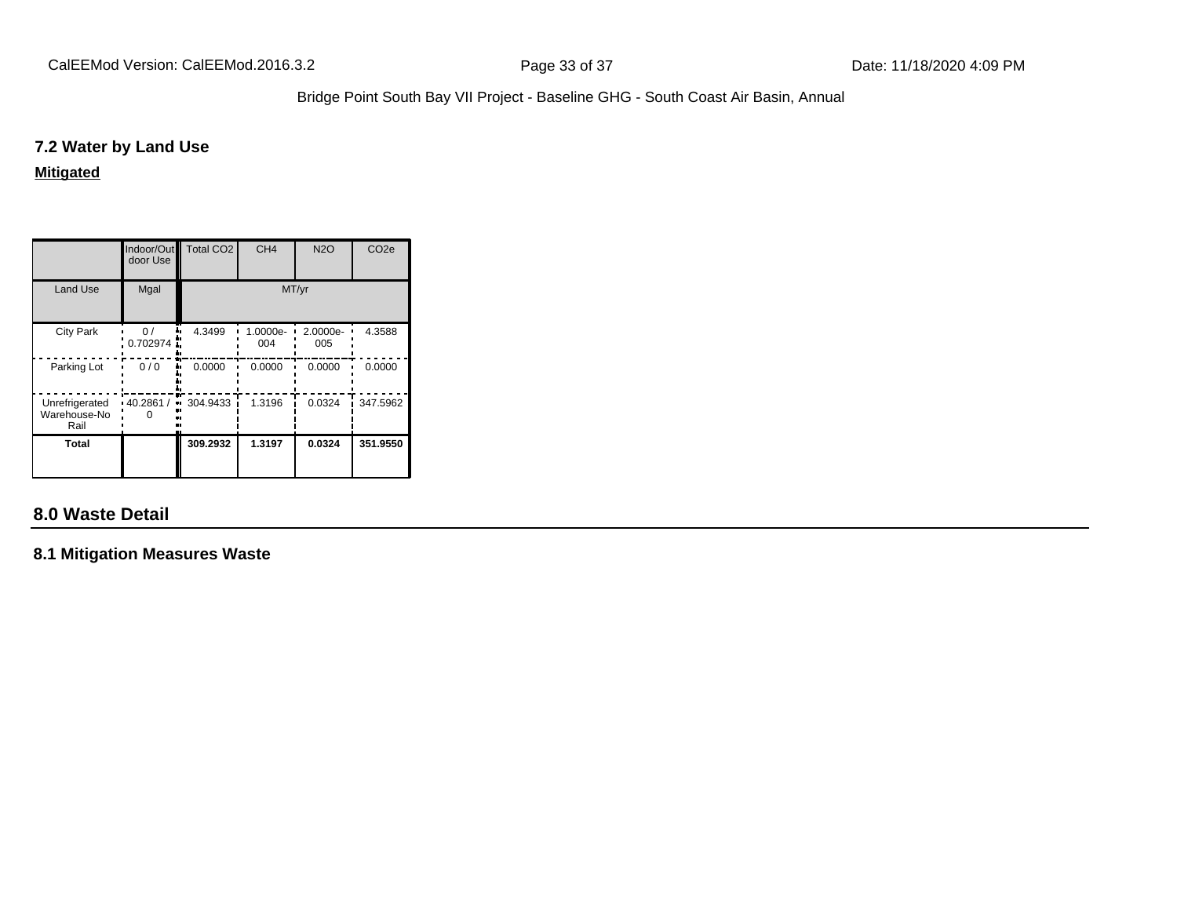## 7.2 Water by Land Use

**Mitigated**

| | Indoor/Outdoor Use | Total CO2 | CH4 | N2O | CO2e |
|---|---|---|---|---|---|
| Land Use | Mgal | MT/yr | | | |
| City Park | 0 / 0.702974 | 4.3499 | 1.0000e-004 | 2.0000e-005 | 4.3588 |
| Parking Lot | 0 / 0 | 0.0000 | 0.0000 | 0.0000 | 0.0000 |
| Unrefrigerated Warehouse-No Rail | 40.2861 / 0 | 304.9433 | 1.3196 | 0.0324 | 347.5962 |
| **Total** | | **309.2932** | **1.3197** | **0.0324** | **351.9550** |

# 8.0 Waste Detail

## 8.1 Mitigation Measures Waste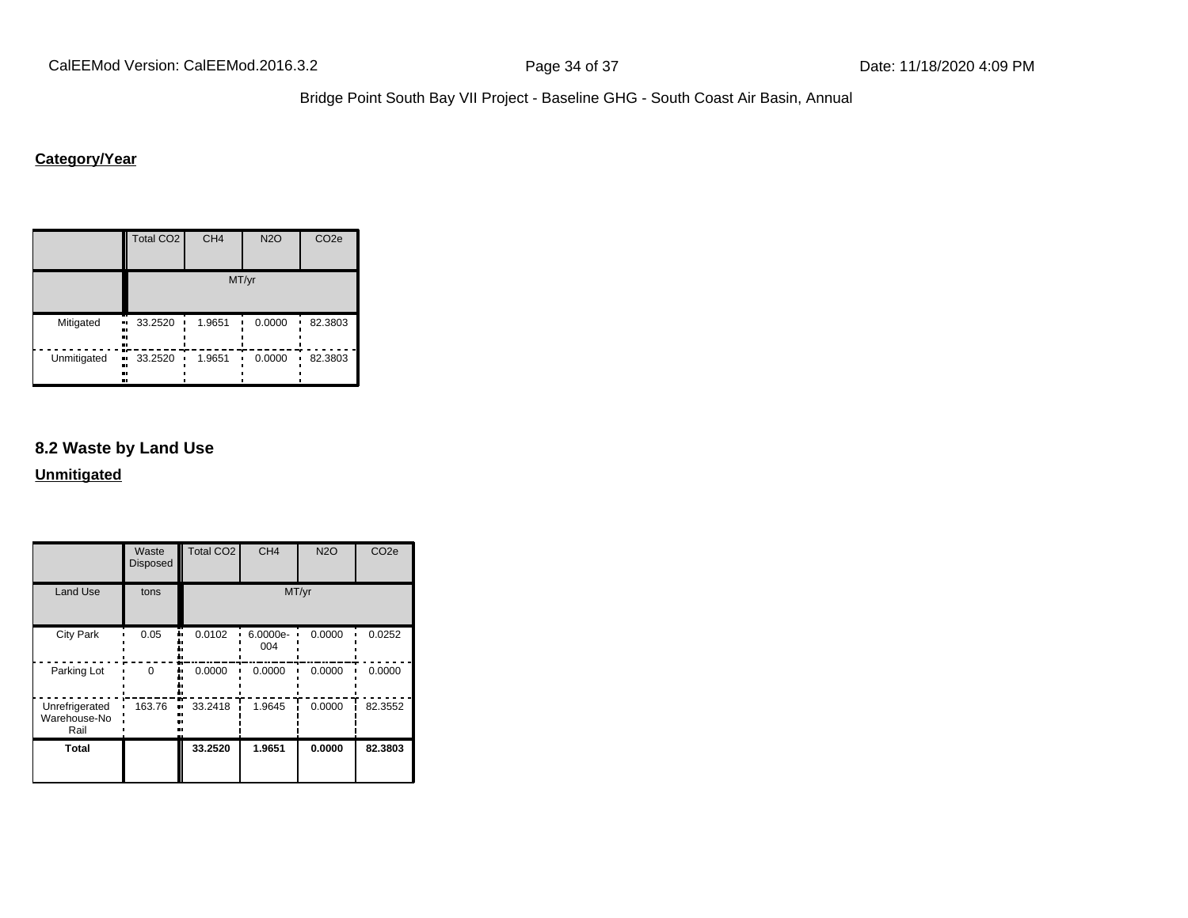**Category/Year**

| | Total CO2 | CH4 | N2O | CO2e |
|---|---|---|---|---|
| | MT/yr | | | |
| Mitigated | 33.2520 | 1.9651 | 0.0000 | 82.3803 |
| Unmitigated | 33.2520 | 1.9651 | 0.0000 | 82.3803 |

## 8.2 Waste by Land Use

**Unmitigated**

| | Waste Disposed | Total CO2 | CH4 | N2O | CO2e |
|---|---|---|---|---|---|
| Land Use | tons | MT/yr | | | |
| City Park | 0.05 | 0.0102 | 6.0000e-004 | 0.0000 | 0.0252 |
| Parking Lot | 0 | 0.0000 | 0.0000 | 0.0000 | 0.0000 |
| Unrefrigerated Warehouse-No Rail | 163.76 | 33.2418 | 1.9645 | 0.0000 | 82.3552 |
| **Total** | | **33.2520** | **1.9651** | **0.0000** | **82.3803** |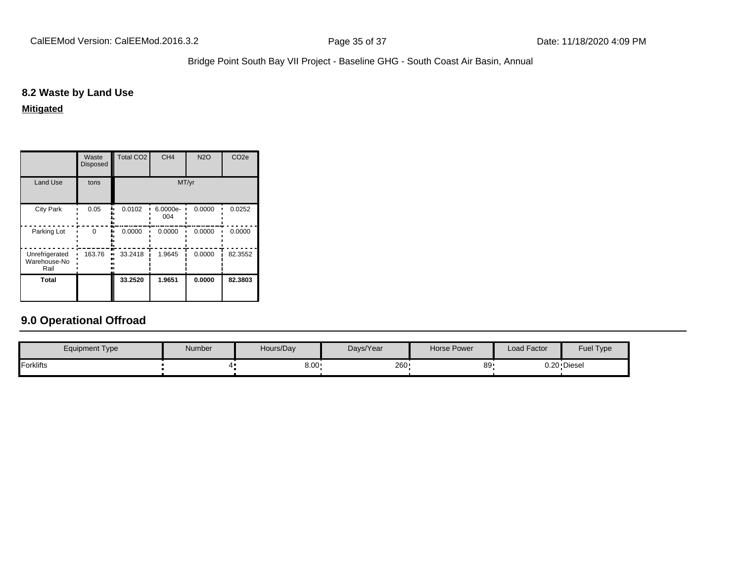## 8.2 Waste by Land Use

**Mitigated**

| | Waste Disposed | Total CO2 | CH4 | N2O | CO2e |
|---|---|---|---|---|---|
| Land Use | tons | MT/yr | | | |
| City Park | 0.05 | 0.0102 | 6.0000e-004 | 0.0000 | 0.0252 |
| Parking Lot | 0 | 0.0000 | 0.0000 | 0.0000 | 0.0000 |
| Unrefrigerated Warehouse-No Rail | 163.76 | 33.2418 | 1.9645 | 0.0000 | 82.3552 |
| **Total** | | **33.2520** | **1.9651** | **0.0000** | **82.3803** |

## 9.0 Operational Offroad

| Equipment Type | Number | Hours/Day | Days/Year | Horse Power | Load Factor | Fuel Type |
|---|---|---|---|---|---|---|
| Forklifts | 4 | 8.00 | 260 | 89 | 0.20 | Diesel |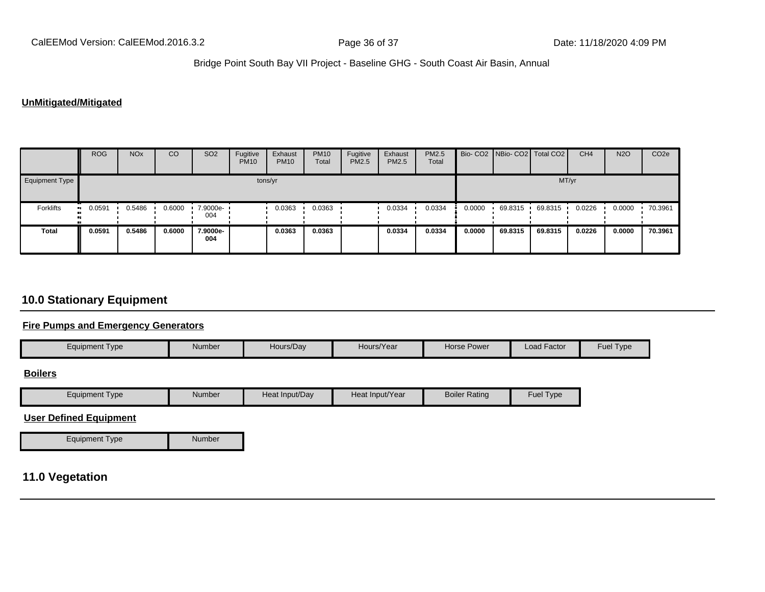**UnMitigated/Mitigated**

| | ROG | NOx | CO | SO2 | Fugitive PM10 | Exhaust PM10 | PM10 Total | Fugitive PM2.5 | Exhaust PM2.5 | PM2.5 Total | Bio- CO2 | NBio- CO2 | Total CO2 | CH4 | N2O | CO2e |
|---|---|---|---|---|---|---|---|---|---|---|---|---|---|---|---|---|
| Equipment Type | tons/yr | | | | | | | | | | MT/yr | | | | | |
| Forklifts | 0.0591 | 0.5486 | 0.6000 | 7.9000e-004 | | 0.0363 | 0.0363 | | 0.0334 | 0.0334 | 0.0000 | 69.8315 | 69.8315 | 0.0226 | 0.0000 | 70.3961 |
| **Total** | **0.0591** | **0.5486** | **0.6000** | **7.9000e-004** | | **0.0363** | **0.0363** | | **0.0334** | **0.0334** | **0.0000** | **69.8315** | **69.8315** | **0.0226** | **0.0000** | **70.3961** |

## 10.0 Stationary Equipment

**Fire Pumps and Emergency Generators**

| Equipment Type | Number | Hours/Day | Hours/Year | Horse Power | Load Factor | Fuel Type |
|---|---|---|---|---|---|---|

**Boilers**

| Equipment Type | Number | Heat Input/Day | Heat Input/Year | Boiler Rating | Fuel Type |
|---|---|---|---|---|---|

**User Defined Equipment**

| Equipment Type | Number |
|---|---|

## 11.0 Vegetation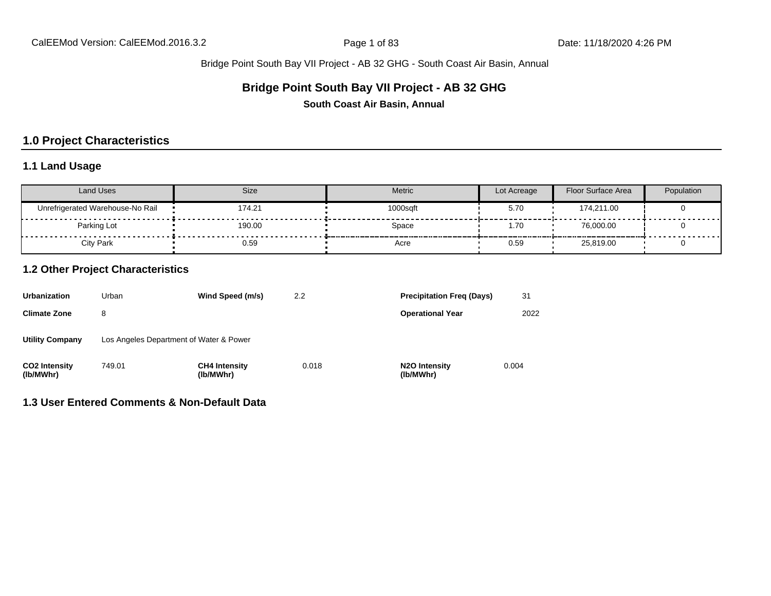Bridge Point South Bay VII Project - AB 32 GHG - South Coast Air Basin, Annual

# Bridge Point South Bay VII Project - AB 32 GHG

**South Coast Air Basin, Annual**

## 1.0 Project Characteristics

### 1.1 Land Usage

| Land Uses | Size | Metric | Lot Acreage | Floor Surface Area | Population |
|---|---|---|---|---|---|
| Unrefrigerated Warehouse-No Rail | 174.21 | 1000sqft | 5.70 | 174,211.00 | 0 |
| Parking Lot | 190.00 | Space | 1.70 | 76,000.00 | 0 |
| City Park | 0.59 | Acre | 0.59 | 25,819.00 | 0 |

### 1.2 Other Project Characteristics

| | | | | | |
|---|---|---|---|---|---|
| **Urbanization** | Urban | **Wind Speed (m/s)** | 2.2 | **Precipitation Freq (Days)** | 31 |
| **Climate Zone** | 8 | | | **Operational Year** | 2022 |
| **Utility Company** | Los Angeles Department of Water & Power | | | | |
| **CO2 Intensity (lb/MWhr)** | 749.01 | **CH4 Intensity (lb/MWhr)** | 0.018 | **N2O Intensity (lb/MWhr)** | 0.004 |

### 1.3 User Entered Comments & Non-Default Data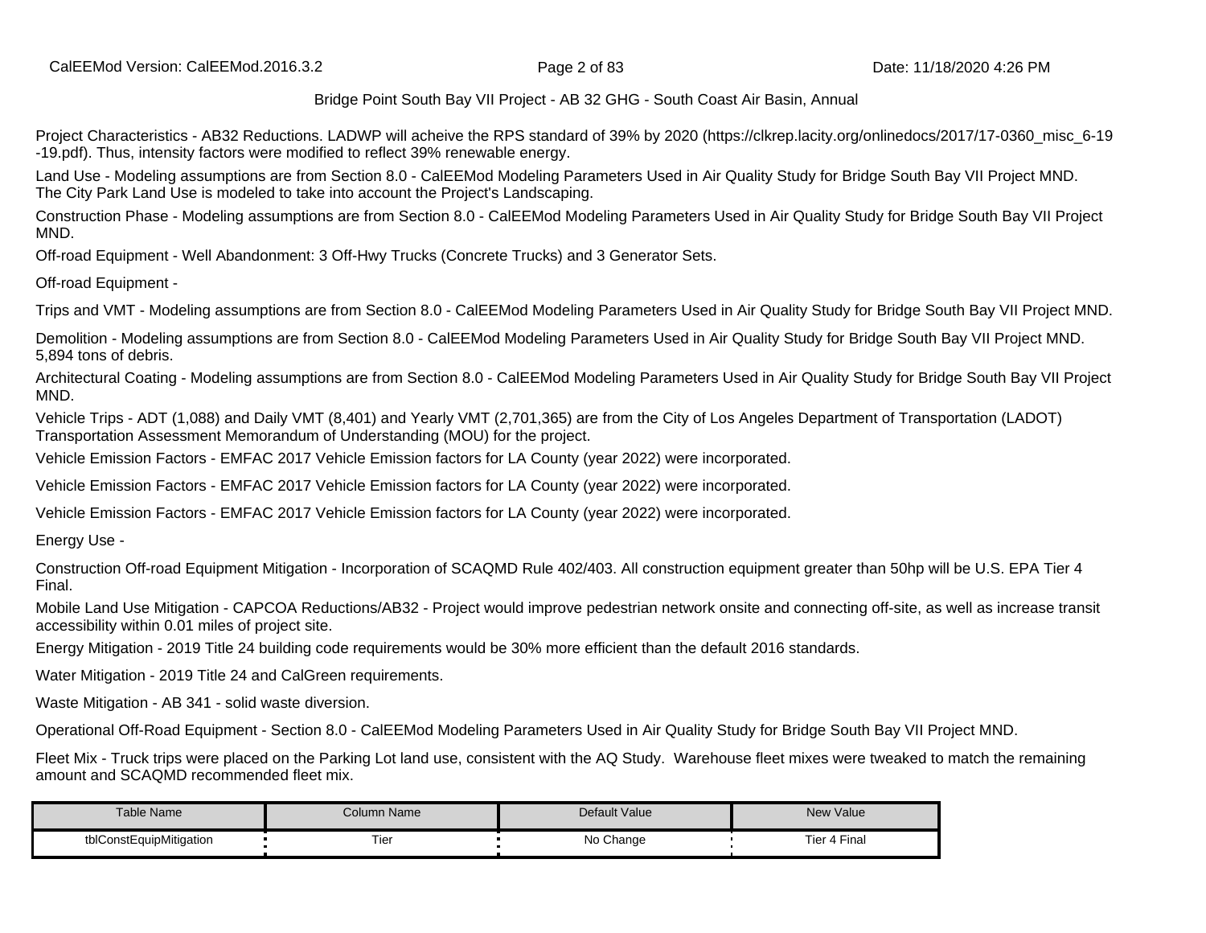Bridge Point South Bay VII Project - AB 32 GHG - South Coast Air Basin, Annual

Project Characteristics - AB32 Reductions. LADWP will acheive the RPS standard of 39% by 2020 (https://clkrep.lacity.org/onlinedocs/2017/17-0360_misc_6-19-19.pdf). Thus, intensity factors were modified to reflect 39% renewable energy.

Land Use - Modeling assumptions are from Section 8.0 - CalEEMod Modeling Parameters Used in Air Quality Study for Bridge South Bay VII Project MND. The City Park Land Use is modeled to take into account the Project's Landscaping.

Construction Phase - Modeling assumptions are from Section 8.0 - CalEEMod Modeling Parameters Used in Air Quality Study for Bridge South Bay VII Project MND.

Off-road Equipment - Well Abandonment: 3 Off-Hwy Trucks (Concrete Trucks) and 3 Generator Sets.

Off-road Equipment -

Trips and VMT - Modeling assumptions are from Section 8.0 - CalEEMod Modeling Parameters Used in Air Quality Study for Bridge South Bay VII Project MND.

Demolition - Modeling assumptions are from Section 8.0 - CalEEMod Modeling Parameters Used in Air Quality Study for Bridge South Bay VII Project MND. 5,894 tons of debris.

Architectural Coating - Modeling assumptions are from Section 8.0 - CalEEMod Modeling Parameters Used in Air Quality Study for Bridge South Bay VII Project MND.

Vehicle Trips - ADT (1,088) and Daily VMT (8,401) and Yearly VMT (2,701,365) are from the City of Los Angeles Department of Transportation (LADOT) Transportation Assessment Memorandum of Understanding (MOU) for the project.

Vehicle Emission Factors - EMFAC 2017 Vehicle Emission factors for LA County (year 2022) were incorporated.

Vehicle Emission Factors - EMFAC 2017 Vehicle Emission factors for LA County (year 2022) were incorporated.

Vehicle Emission Factors - EMFAC 2017 Vehicle Emission factors for LA County (year 2022) were incorporated.

Energy Use -

Construction Off-road Equipment Mitigation - Incorporation of SCAQMD Rule 402/403. All construction equipment greater than 50hp will be U.S. EPA Tier 4 Final.

Mobile Land Use Mitigation - CAPCOA Reductions/AB32 - Project would improve pedestrian network onsite and connecting off-site, as well as increase transit accessibility within 0.01 miles of project site.

Energy Mitigation - 2019 Title 24 building code requirements would be 30% more efficient than the default 2016 standards.

Water Mitigation - 2019 Title 24 and CalGreen requirements.

Waste Mitigation - AB 341 - solid waste diversion.

Operational Off-Road Equipment - Section 8.0 - CalEEMod Modeling Parameters Used in Air Quality Study for Bridge South Bay VII Project MND.

Fleet Mix - Truck trips were placed on the Parking Lot land use, consistent with the AQ Study. Warehouse fleet mixes were tweaked to match the remaining amount and SCAQMD recommended fleet mix.

| Table Name | Column Name | Default Value | New Value |
|---|---|---|---|
| tblConstEquipMitigation | Tier | No Change | Tier 4 Final |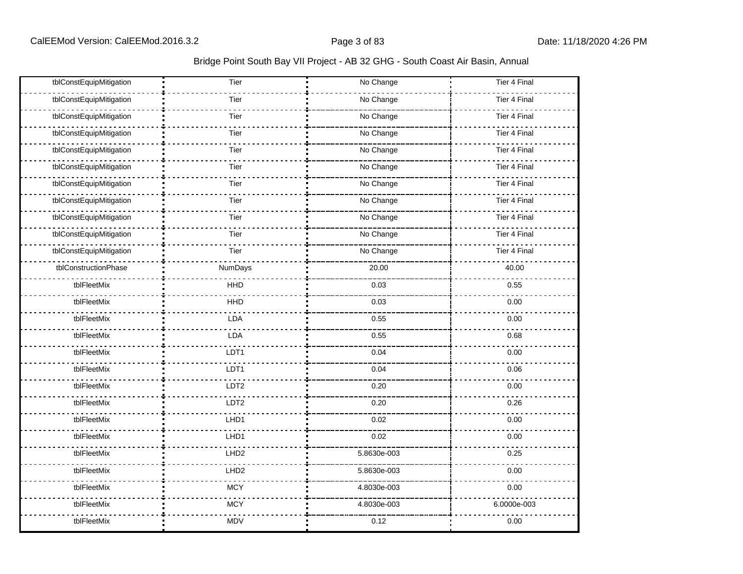| | | | |
|---|---|---|---|
| tblConstEquipMitigation | Tier | No Change | Tier 4 Final |
| tblConstEquipMitigation | Tier | No Change | Tier 4 Final |
| tblConstEquipMitigation | Tier | No Change | Tier 4 Final |
| tblConstEquipMitigation | Tier | No Change | Tier 4 Final |
| tblConstEquipMitigation | Tier | No Change | Tier 4 Final |
| tblConstEquipMitigation | Tier | No Change | Tier 4 Final |
| tblConstEquipMitigation | Tier | No Change | Tier 4 Final |
| tblConstEquipMitigation | Tier | No Change | Tier 4 Final |
| tblConstEquipMitigation | Tier | No Change | Tier 4 Final |
| tblConstEquipMitigation | Tier | No Change | Tier 4 Final |
| tblConstEquipMitigation | Tier | No Change | Tier 4 Final |
| tblConstructionPhase | NumDays | 20.00 | 40.00 |
| tblFleetMix | HHD | 0.03 | 0.55 |
| tblFleetMix | HHD | 0.03 | 0.00 |
| tblFleetMix | LDA | 0.55 | 0.00 |
| tblFleetMix | LDA | 0.55 | 0.68 |
| tblFleetMix | LDT1 | 0.04 | 0.00 |
| tblFleetMix | LDT1 | 0.04 | 0.06 |
| tblFleetMix | LDT2 | 0.20 | 0.00 |
| tblFleetMix | LDT2 | 0.20 | 0.26 |
| tblFleetMix | LHD1 | 0.02 | 0.00 |
| tblFleetMix | LHD1 | 0.02 | 0.00 |
| tblFleetMix | LHD2 | 5.8630e-003 | 0.25 |
| tblFleetMix | LHD2 | 5.8630e-003 | 0.00 |
| tblFleetMix | MCY | 4.8030e-003 | 0.00 |
| tblFleetMix | MCY | 4.8030e-003 | 6.0000e-003 |
| tblFleetMix | MDV | 0.12 | 0.00 |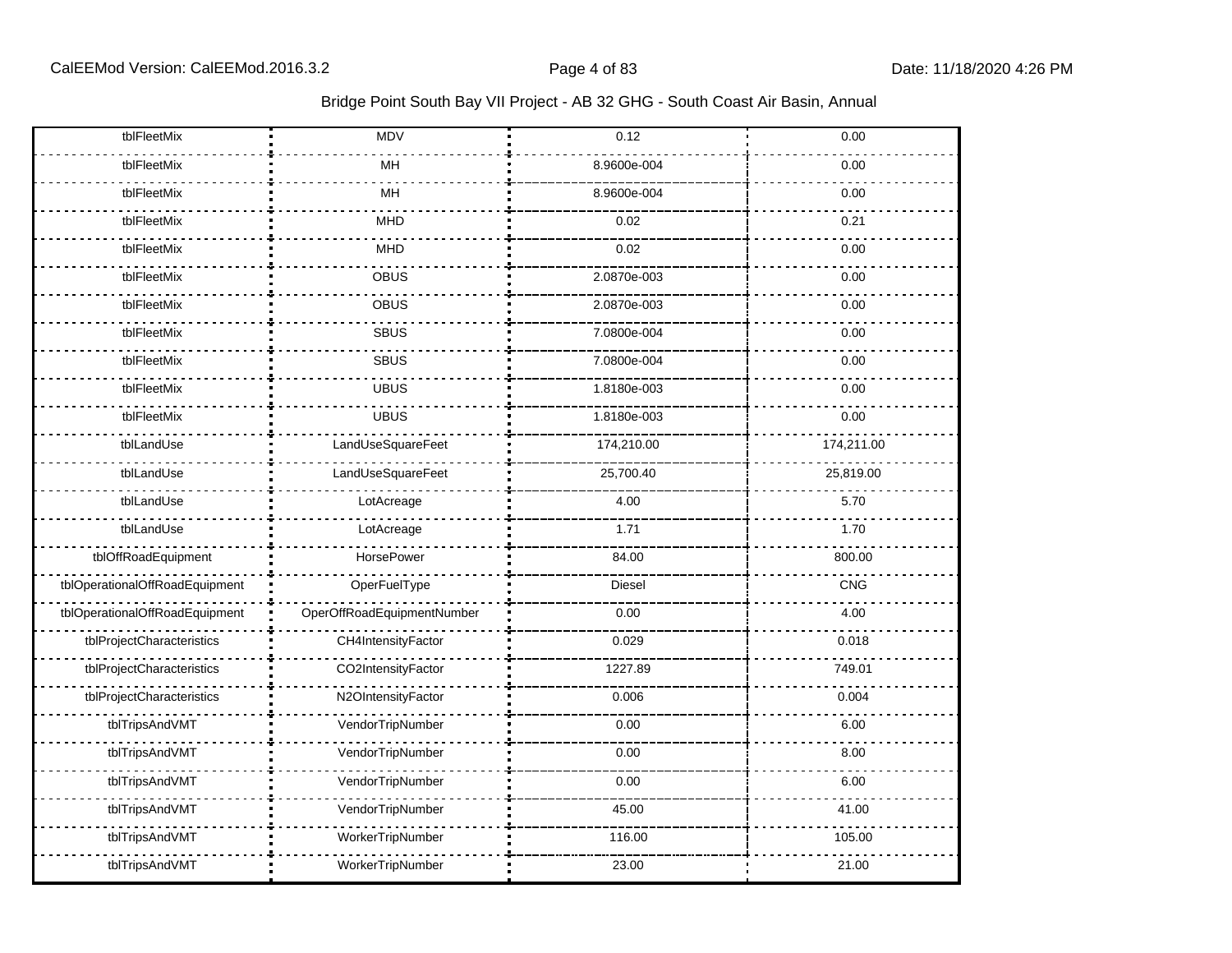| tblFleetMix | MDV | 0.12 | 0.00 |
|---|---|---|---|
| tblFleetMix | MH | 8.9600e-004 | 0.00 |
| tblFleetMix | MH | 8.9600e-004 | 0.00 |
| tblFleetMix | MHD | 0.02 | 0.21 |
| tblFleetMix | MHD | 0.02 | 0.00 |
| tblFleetMix | OBUS | 2.0870e-003 | 0.00 |
| tblFleetMix | OBUS | 2.0870e-003 | 0.00 |
| tblFleetMix | SBUS | 7.0800e-004 | 0.00 |
| tblFleetMix | SBUS | 7.0800e-004 | 0.00 |
| tblFleetMix | UBUS | 1.8180e-003 | 0.00 |
| tblFleetMix | UBUS | 1.8180e-003 | 0.00 |
| tblLandUse | LandUseSquareFeet | 174,210.00 | 174,211.00 |
| tblLandUse | LandUseSquareFeet | 25,700.40 | 25,819.00 |
| tblLandUse | LotAcreage | 4.00 | 5.70 |
| tblLandUse | LotAcreage | 1.71 | 1.70 |
| tblOffRoadEquipment | HorsePower | 84.00 | 800.00 |
| tblOperationalOffRoadEquipment | OperFuelType | Diesel | CNG |
| tblOperationalOffRoadEquipment | OperOffRoadEquipmentNumber | 0.00 | 4.00 |
| tblProjectCharacteristics | CH4IntensityFactor | 0.029 | 0.018 |
| tblProjectCharacteristics | CO2IntensityFactor | 1227.89 | 749.01 |
| tblProjectCharacteristics | N2OIntensityFactor | 0.006 | 0.004 |
| tblTripsAndVMT | VendorTripNumber | 0.00 | 6.00 |
| tblTripsAndVMT | VendorTripNumber | 0.00 | 8.00 |
| tblTripsAndVMT | VendorTripNumber | 0.00 | 6.00 |
| tblTripsAndVMT | VendorTripNumber | 45.00 | 41.00 |
| tblTripsAndVMT | WorkerTripNumber | 116.00 | 105.00 |
| tblTripsAndVMT | WorkerTripNumber | 23.00 | 21.00 |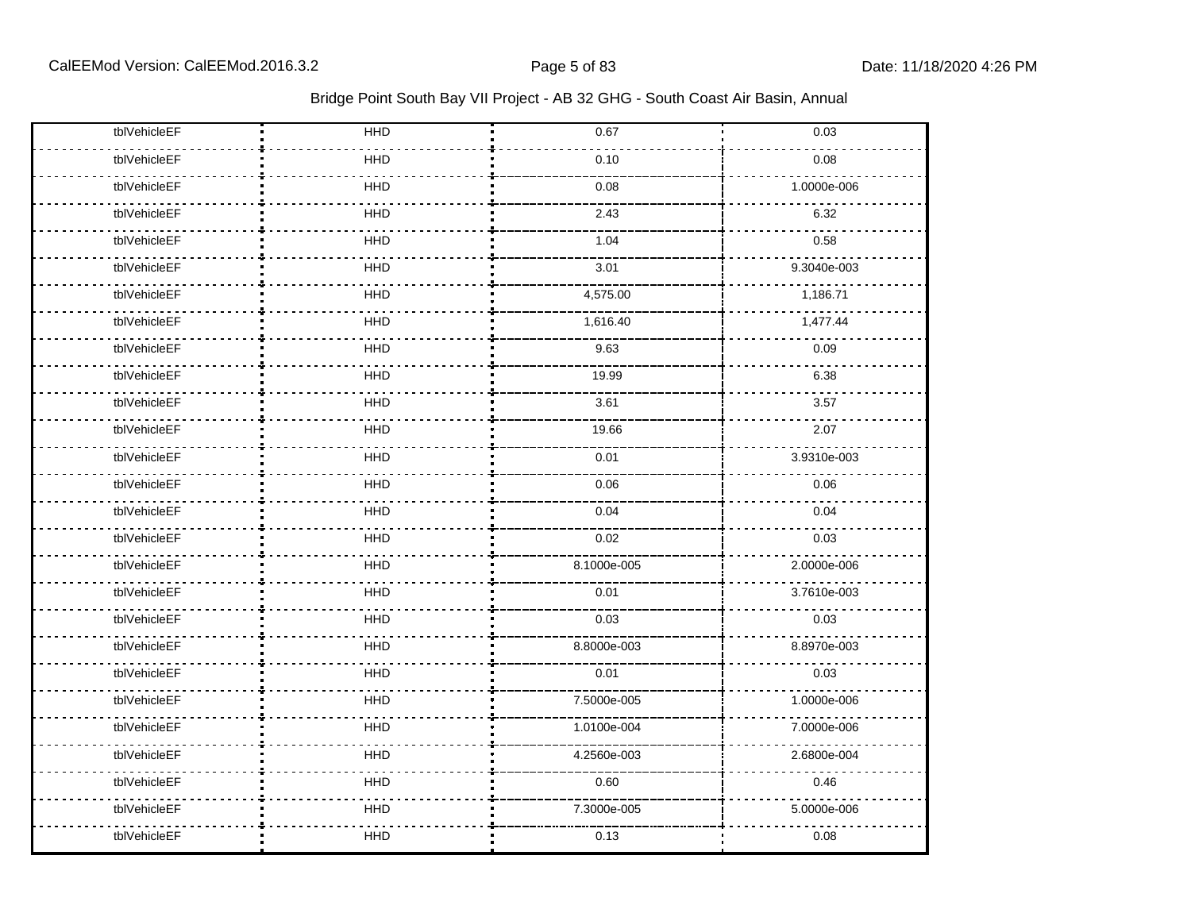| tblVehicleEF | HHD | 0.67 | 0.03 |
|---|---|---|---|
| tblVehicleEF | HHD | 0.10 | 0.08 |
| tblVehicleEF | HHD | 0.08 | 1.0000e-006 |
| tblVehicleEF | HHD | 2.43 | 6.32 |
| tblVehicleEF | HHD | 1.04 | 0.58 |
| tblVehicleEF | HHD | 3.01 | 9.3040e-003 |
| tblVehicleEF | HHD | 4,575.00 | 1,186.71 |
| tblVehicleEF | HHD | 1,616.40 | 1,477.44 |
| tblVehicleEF | HHD | 9.63 | 0.09 |
| tblVehicleEF | HHD | 19.99 | 6.38 |
| tblVehicleEF | HHD | 3.61 | 3.57 |
| tblVehicleEF | HHD | 19.66 | 2.07 |
| tblVehicleEF | HHD | 0.01 | 3.9310e-003 |
| tblVehicleEF | HHD | 0.06 | 0.06 |
| tblVehicleEF | HHD | 0.04 | 0.04 |
| tblVehicleEF | HHD | 0.02 | 0.03 |
| tblVehicleEF | HHD | 8.1000e-005 | 2.0000e-006 |
| tblVehicleEF | HHD | 0.01 | 3.7610e-003 |
| tblVehicleEF | HHD | 0.03 | 0.03 |
| tblVehicleEF | HHD | 8.8000e-003 | 8.8970e-003 |
| tblVehicleEF | HHD | 0.01 | 0.03 |
| tblVehicleEF | HHD | 7.5000e-005 | 1.0000e-006 |
| tblVehicleEF | HHD | 1.0100e-004 | 7.0000e-006 |
| tblVehicleEF | HHD | 4.2560e-003 | 2.6800e-004 |
| tblVehicleEF | HHD | 0.60 | 0.46 |
| tblVehicleEF | HHD | 7.3000e-005 | 5.0000e-006 |
| tblVehicleEF | HHD | 0.13 | 0.08 |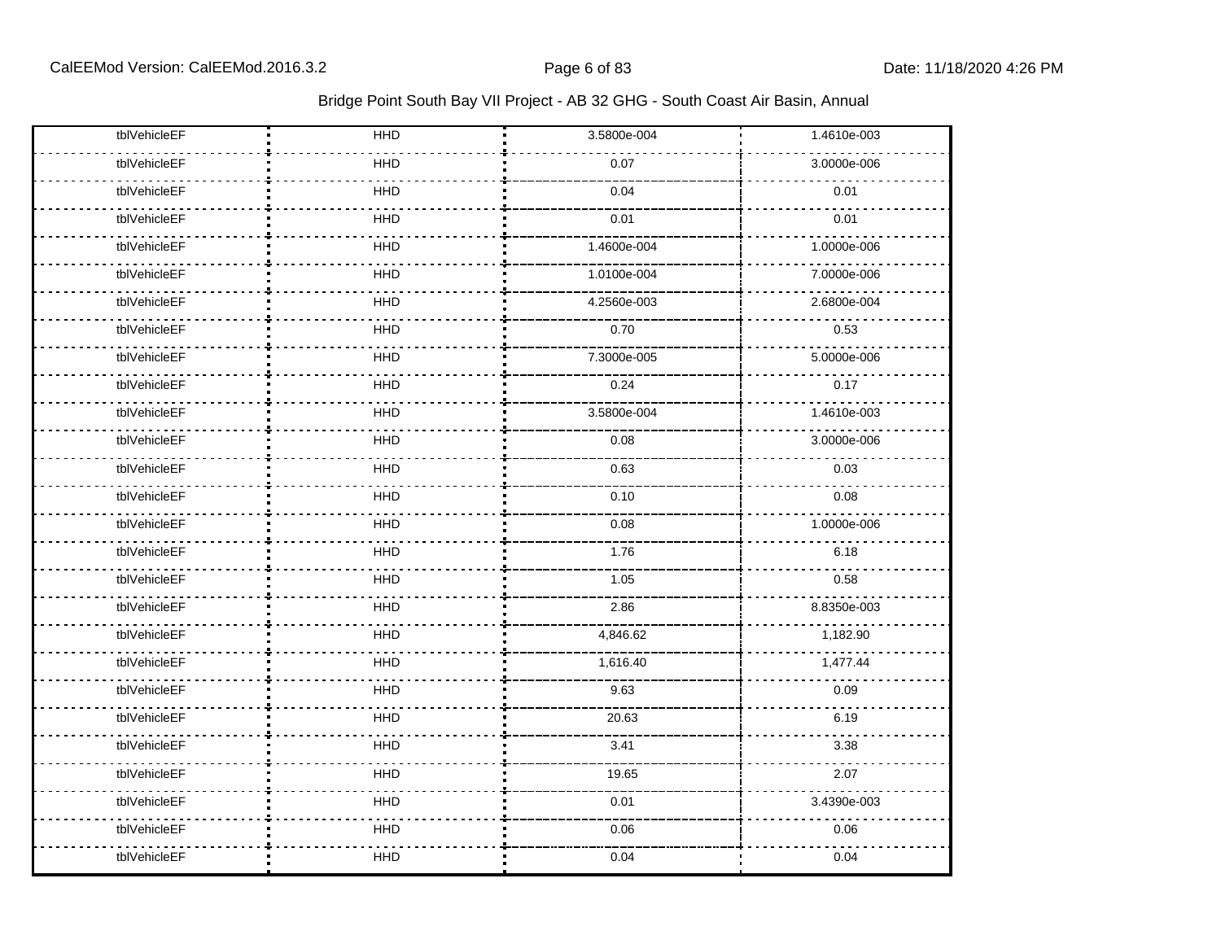| tblVehicleEF | HHD | 3.5800e-004 | 1.4610e-003 |
|---|---|---|---|
| tblVehicleEF | HHD | 0.07 | 3.0000e-006 |
| tblVehicleEF | HHD | 0.04 | 0.01 |
| tblVehicleEF | HHD | 0.01 | 0.01 |
| tblVehicleEF | HHD | 1.4600e-004 | 1.0000e-006 |
| tblVehicleEF | HHD | 1.0100e-004 | 7.0000e-006 |
| tblVehicleEF | HHD | 4.2560e-003 | 2.6800e-004 |
| tblVehicleEF | HHD | 0.70 | 0.53 |
| tblVehicleEF | HHD | 7.3000e-005 | 5.0000e-006 |
| tblVehicleEF | HHD | 0.24 | 0.17 |
| tblVehicleEF | HHD | 3.5800e-004 | 1.4610e-003 |
| tblVehicleEF | HHD | 0.08 | 3.0000e-006 |
| tblVehicleEF | HHD | 0.63 | 0.03 |
| tblVehicleEF | HHD | 0.10 | 0.08 |
| tblVehicleEF | HHD | 0.08 | 1.0000e-006 |
| tblVehicleEF | HHD | 1.76 | 6.18 |
| tblVehicleEF | HHD | 1.05 | 0.58 |
| tblVehicleEF | HHD | 2.86 | 8.8350e-003 |
| tblVehicleEF | HHD | 4,846.62 | 1,182.90 |
| tblVehicleEF | HHD | 1,616.40 | 1,477.44 |
| tblVehicleEF | HHD | 9.63 | 0.09 |
| tblVehicleEF | HHD | 20.63 | 6.19 |
| tblVehicleEF | HHD | 3.41 | 3.38 |
| tblVehicleEF | HHD | 19.65 | 2.07 |
| tblVehicleEF | HHD | 0.01 | 3.4390e-003 |
| tblVehicleEF | HHD | 0.06 | 0.06 |
| tblVehicleEF | HHD | 0.04 | 0.04 |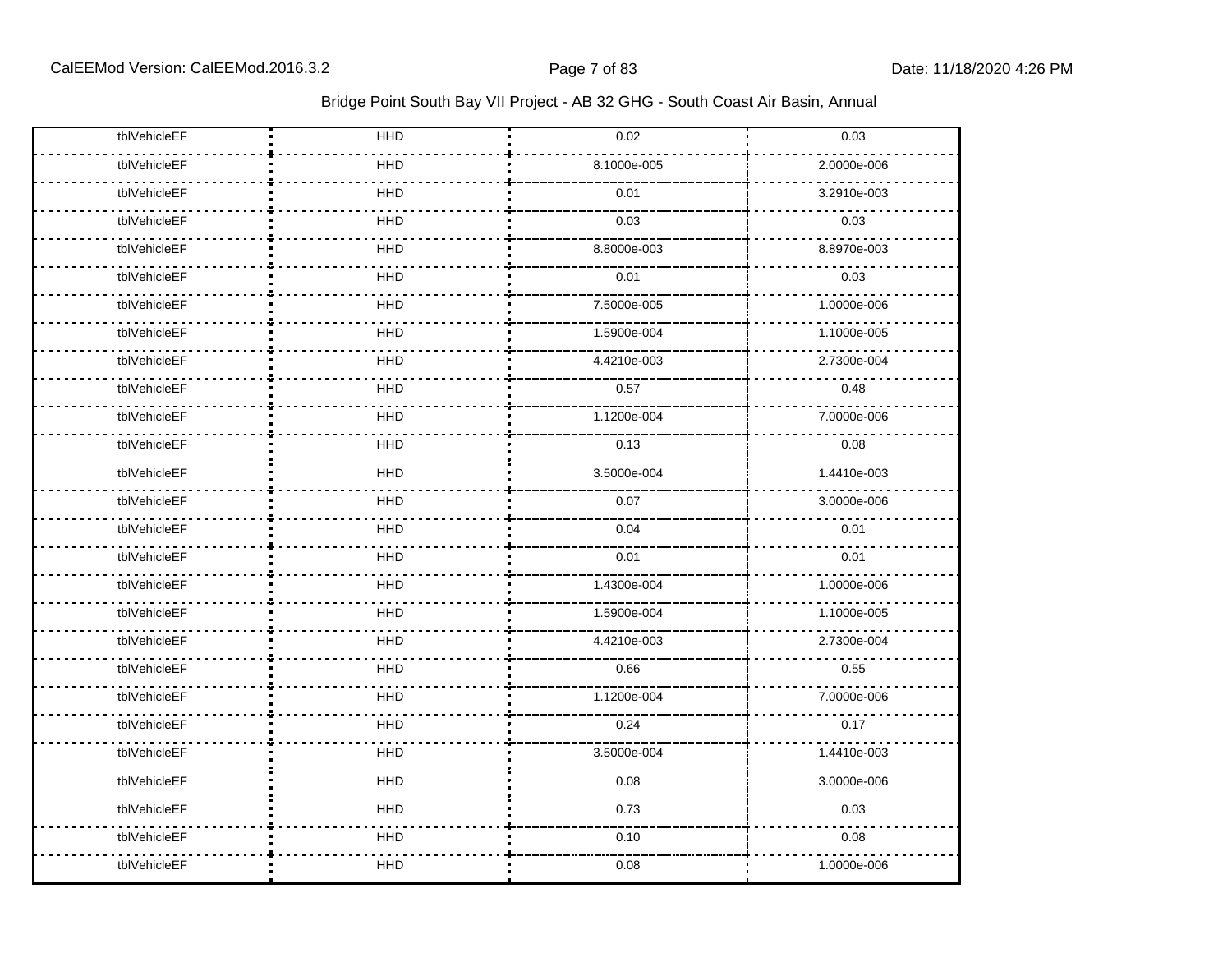Bridge Point South Bay VII Project - AB 32 GHG - South Coast Air Basin, Annual

| | | | |
|---|---|---|---|
| tblVehicleEF | HHD | 0.02 | 0.03 |
| tblVehicleEF | HHD | 8.1000e-005 | 2.0000e-006 |
| tblVehicleEF | HHD | 0.01 | 3.2910e-003 |
| tblVehicleEF | HHD | 0.03 | 0.03 |
| tblVehicleEF | HHD | 8.8000e-003 | 8.8970e-003 |
| tblVehicleEF | HHD | 0.01 | 0.03 |
| tblVehicleEF | HHD | 7.5000e-005 | 1.0000e-006 |
| tblVehicleEF | HHD | 1.5900e-004 | 1.1000e-005 |
| tblVehicleEF | HHD | 4.4210e-003 | 2.7300e-004 |
| tblVehicleEF | HHD | 0.57 | 0.48 |
| tblVehicleEF | HHD | 1.1200e-004 | 7.0000e-006 |
| tblVehicleEF | HHD | 0.13 | 0.08 |
| tblVehicleEF | HHD | 3.5000e-004 | 1.4410e-003 |
| tblVehicleEF | HHD | 0.07 | 3.0000e-006 |
| tblVehicleEF | HHD | 0.04 | 0.01 |
| tblVehicleEF | HHD | 0.01 | 0.01 |
| tblVehicleEF | HHD | 1.4300e-004 | 1.0000e-006 |
| tblVehicleEF | HHD | 1.5900e-004 | 1.1000e-005 |
| tblVehicleEF | HHD | 4.4210e-003 | 2.7300e-004 |
| tblVehicleEF | HHD | 0.66 | 0.55 |
| tblVehicleEF | HHD | 1.1200e-004 | 7.0000e-006 |
| tblVehicleEF | HHD | 0.24 | 0.17 |
| tblVehicleEF | HHD | 3.5000e-004 | 1.4410e-003 |
| tblVehicleEF | HHD | 0.08 | 3.0000e-006 |
| tblVehicleEF | HHD | 0.73 | 0.03 |
| tblVehicleEF | HHD | 0.10 | 0.08 |
| tblVehicleEF | HHD | 0.08 | 1.0000e-006 |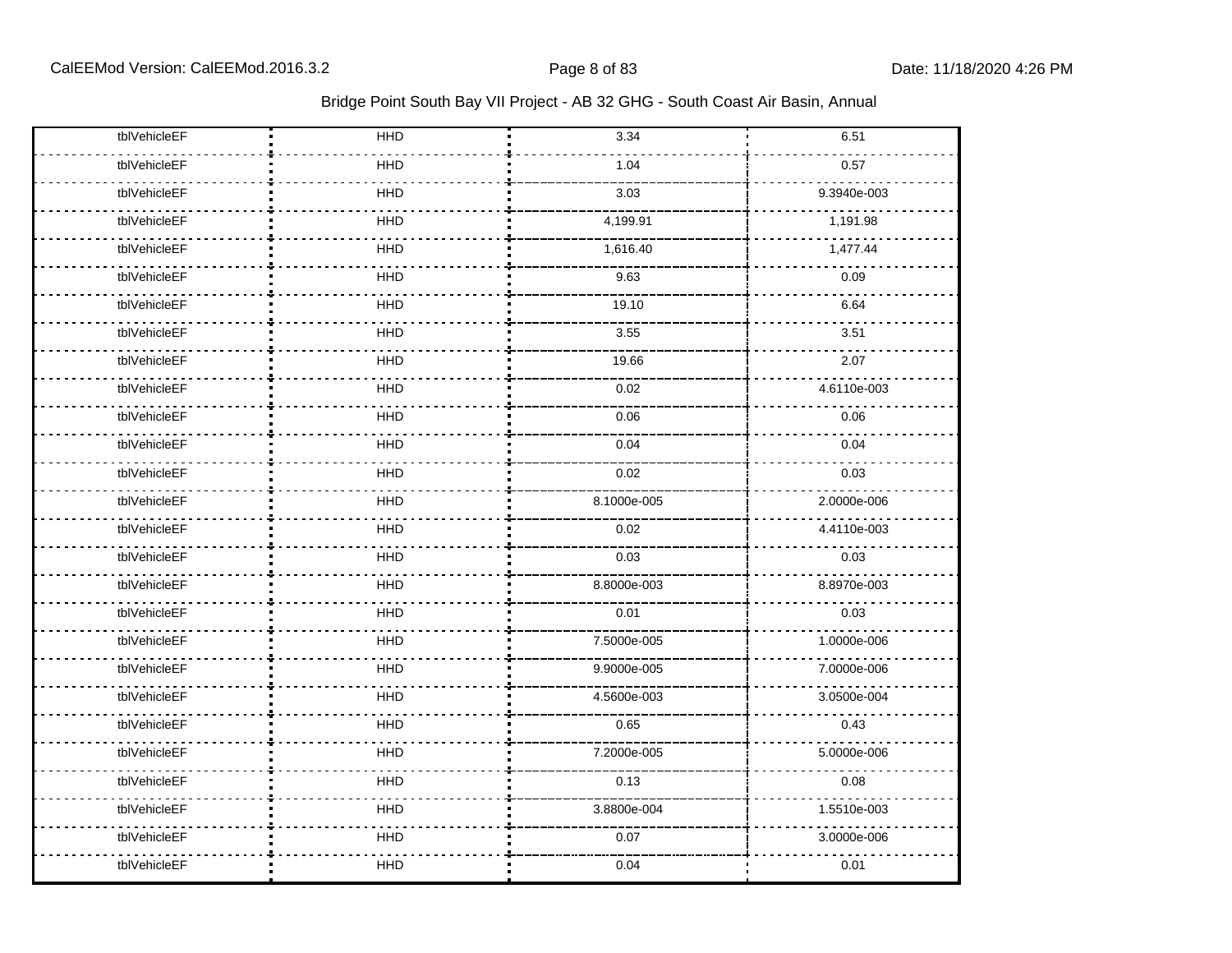| | | | |
|---|---|---|---|
| tblVehicleEF | HHD | 3.34 | 6.51 |
| tblVehicleEF | HHD | 1.04 | 0.57 |
| tblVehicleEF | HHD | 3.03 | 9.3940e-003 |
| tblVehicleEF | HHD | 4,199.91 | 1,191.98 |
| tblVehicleEF | HHD | 1,616.40 | 1,477.44 |
| tblVehicleEF | HHD | 9.63 | 0.09 |
| tblVehicleEF | HHD | 19.10 | 6.64 |
| tblVehicleEF | HHD | 3.55 | 3.51 |
| tblVehicleEF | HHD | 19.66 | 2.07 |
| tblVehicleEF | HHD | 0.02 | 4.6110e-003 |
| tblVehicleEF | HHD | 0.06 | 0.06 |
| tblVehicleEF | HHD | 0.04 | 0.04 |
| tblVehicleEF | HHD | 0.02 | 0.03 |
| tblVehicleEF | HHD | 8.1000e-005 | 2.0000e-006 |
| tblVehicleEF | HHD | 0.02 | 4.4110e-003 |
| tblVehicleEF | HHD | 0.03 | 0.03 |
| tblVehicleEF | HHD | 8.8000e-003 | 8.8970e-003 |
| tblVehicleEF | HHD | 0.01 | 0.03 |
| tblVehicleEF | HHD | 7.5000e-005 | 1.0000e-006 |
| tblVehicleEF | HHD | 9.9000e-005 | 7.0000e-006 |
| tblVehicleEF | HHD | 4.5600e-003 | 3.0500e-004 |
| tblVehicleEF | HHD | 0.65 | 0.43 |
| tblVehicleEF | HHD | 7.2000e-005 | 5.0000e-006 |
| tblVehicleEF | HHD | 0.13 | 0.08 |
| tblVehicleEF | HHD | 3.8800e-004 | 1.5510e-003 |
| tblVehicleEF | HHD | 0.07 | 3.0000e-006 |
| tblVehicleEF | HHD | 0.04 | 0.01 |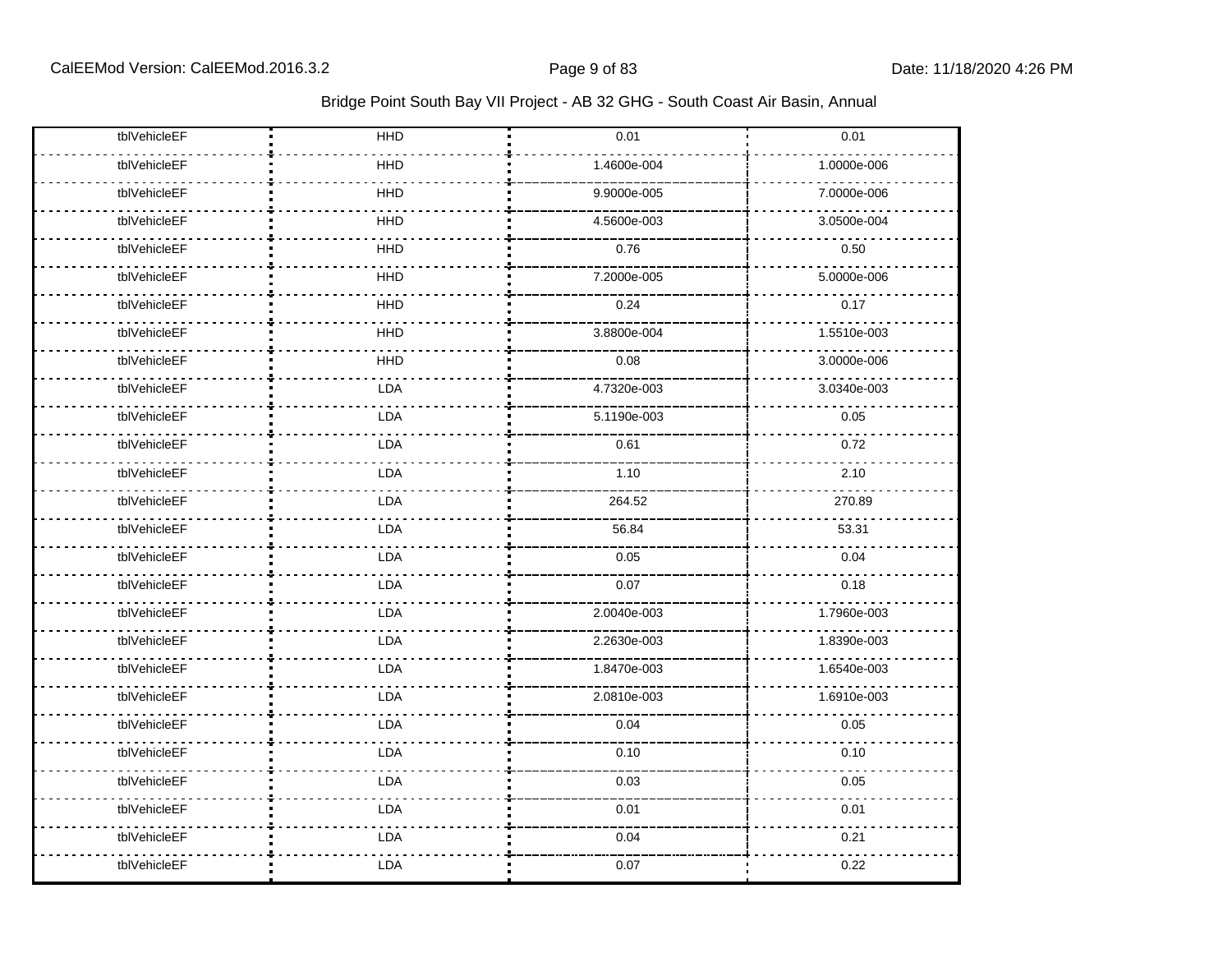| | | | |
|---|---|---|---|
| tblVehicleEF | HHD | 0.01 | 0.01 |
| tblVehicleEF | HHD | 1.4600e-004 | 1.0000e-006 |
| tblVehicleEF | HHD | 9.9000e-005 | 7.0000e-006 |
| tblVehicleEF | HHD | 4.5600e-003 | 3.0500e-004 |
| tblVehicleEF | HHD | 0.76 | 0.50 |
| tblVehicleEF | HHD | 7.2000e-005 | 5.0000e-006 |
| tblVehicleEF | HHD | 0.24 | 0.17 |
| tblVehicleEF | HHD | 3.8800e-004 | 1.5510e-003 |
| tblVehicleEF | HHD | 0.08 | 3.0000e-006 |
| tblVehicleEF | LDA | 4.7320e-003 | 3.0340e-003 |
| tblVehicleEF | LDA | 5.1190e-003 | 0.05 |
| tblVehicleEF | LDA | 0.61 | 0.72 |
| tblVehicleEF | LDA | 1.10 | 2.10 |
| tblVehicleEF | LDA | 264.52 | 270.89 |
| tblVehicleEF | LDA | 56.84 | 53.31 |
| tblVehicleEF | LDA | 0.05 | 0.04 |
| tblVehicleEF | LDA | 0.07 | 0.18 |
| tblVehicleEF | LDA | 2.0040e-003 | 1.7960e-003 |
| tblVehicleEF | LDA | 2.2630e-003 | 1.8390e-003 |
| tblVehicleEF | LDA | 1.8470e-003 | 1.6540e-003 |
| tblVehicleEF | LDA | 2.0810e-003 | 1.6910e-003 |
| tblVehicleEF | LDA | 0.04 | 0.05 |
| tblVehicleEF | LDA | 0.10 | 0.10 |
| tblVehicleEF | LDA | 0.03 | 0.05 |
| tblVehicleEF | LDA | 0.01 | 0.01 |
| tblVehicleEF | LDA | 0.04 | 0.21 |
| tblVehicleEF | LDA | 0.07 | 0.22 |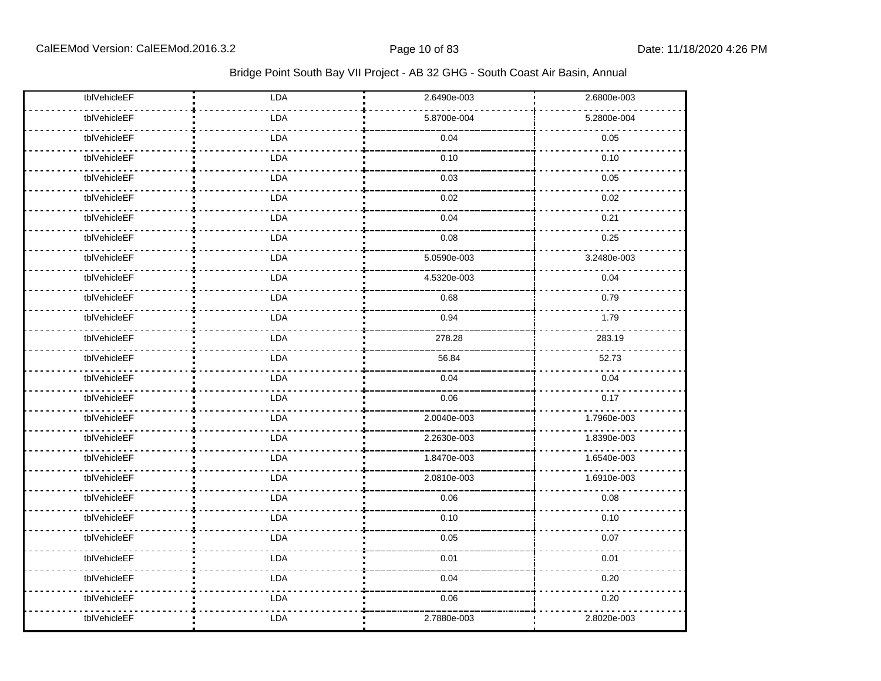| tblVehicleEF | LDA | 2.6490e-003 | 2.6800e-003 |
|---|---|---|---|
| tblVehicleEF | LDA | 5.8700e-004 | 5.2800e-004 |
| tblVehicleEF | LDA | 0.04 | 0.05 |
| tblVehicleEF | LDA | 0.10 | 0.10 |
| tblVehicleEF | LDA | 0.03 | 0.05 |
| tblVehicleEF | LDA | 0.02 | 0.02 |
| tblVehicleEF | LDA | 0.04 | 0.21 |
| tblVehicleEF | LDA | 0.08 | 0.25 |
| tblVehicleEF | LDA | 5.0590e-003 | 3.2480e-003 |
| tblVehicleEF | LDA | 4.5320e-003 | 0.04 |
| tblVehicleEF | LDA | 0.68 | 0.79 |
| tblVehicleEF | LDA | 0.94 | 1.79 |
| tblVehicleEF | LDA | 278.28 | 283.19 |
| tblVehicleEF | LDA | 56.84 | 52.73 |
| tblVehicleEF | LDA | 0.04 | 0.04 |
| tblVehicleEF | LDA | 0.06 | 0.17 |
| tblVehicleEF | LDA | 2.0040e-003 | 1.7960e-003 |
| tblVehicleEF | LDA | 2.2630e-003 | 1.8390e-003 |
| tblVehicleEF | LDA | 1.8470e-003 | 1.6540e-003 |
| tblVehicleEF | LDA | 2.0810e-003 | 1.6910e-003 |
| tblVehicleEF | LDA | 0.06 | 0.08 |
| tblVehicleEF | LDA | 0.10 | 0.10 |
| tblVehicleEF | LDA | 0.05 | 0.07 |
| tblVehicleEF | LDA | 0.01 | 0.01 |
| tblVehicleEF | LDA | 0.04 | 0.20 |
| tblVehicleEF | LDA | 0.06 | 0.20 |
| tblVehicleEF | LDA | 2.7880e-003 | 2.8020e-003 |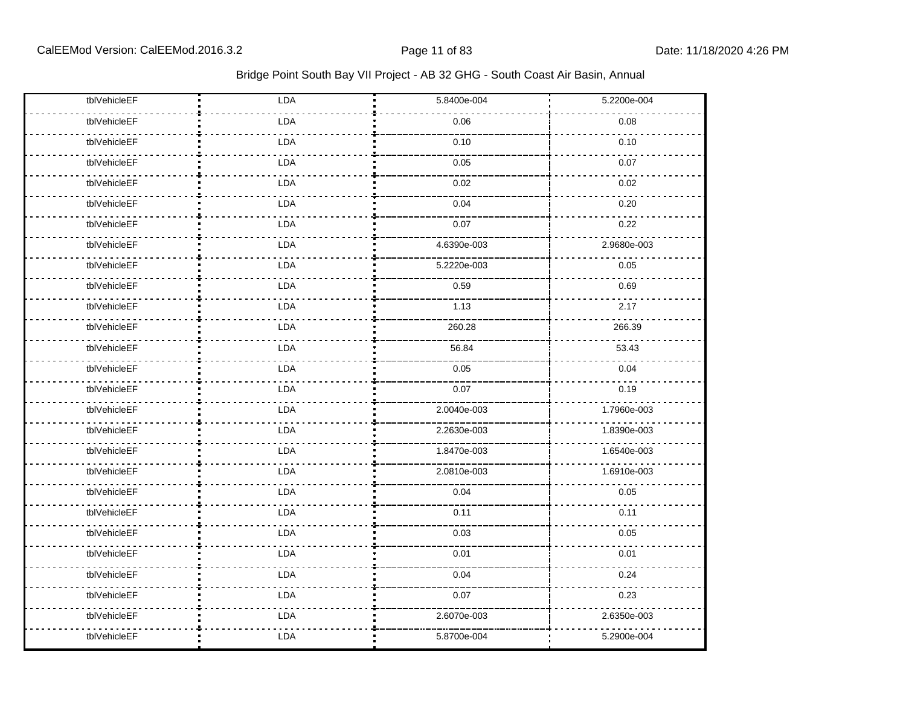| tblVehicleEF | LDA | 5.8400e-004 | 5.2200e-004 |
|---|---|---|---|
| tblVehicleEF | LDA | 0.06 | 0.08 |
| tblVehicleEF | LDA | 0.10 | 0.10 |
| tblVehicleEF | LDA | 0.05 | 0.07 |
| tblVehicleEF | LDA | 0.02 | 0.02 |
| tblVehicleEF | LDA | 0.04 | 0.20 |
| tblVehicleEF | LDA | 0.07 | 0.22 |
| tblVehicleEF | LDA | 4.6390e-003 | 2.9680e-003 |
| tblVehicleEF | LDA | 5.2220e-003 | 0.05 |
| tblVehicleEF | LDA | 0.59 | 0.69 |
| tblVehicleEF | LDA | 1.13 | 2.17 |
| tblVehicleEF | LDA | 260.28 | 266.39 |
| tblVehicleEF | LDA | 56.84 | 53.43 |
| tblVehicleEF | LDA | 0.05 | 0.04 |
| tblVehicleEF | LDA | 0.07 | 0.19 |
| tblVehicleEF | LDA | 2.0040e-003 | 1.7960e-003 |
| tblVehicleEF | LDA | 2.2630e-003 | 1.8390e-003 |
| tblVehicleEF | LDA | 1.8470e-003 | 1.6540e-003 |
| tblVehicleEF | LDA | 2.0810e-003 | 1.6910e-003 |
| tblVehicleEF | LDA | 0.04 | 0.05 |
| tblVehicleEF | LDA | 0.11 | 0.11 |
| tblVehicleEF | LDA | 0.03 | 0.05 |
| tblVehicleEF | LDA | 0.01 | 0.01 |
| tblVehicleEF | LDA | 0.04 | 0.24 |
| tblVehicleEF | LDA | 0.07 | 0.23 |
| tblVehicleEF | LDA | 2.6070e-003 | 2.6350e-003 |
| tblVehicleEF | LDA | 5.8700e-004 | 5.2900e-004 |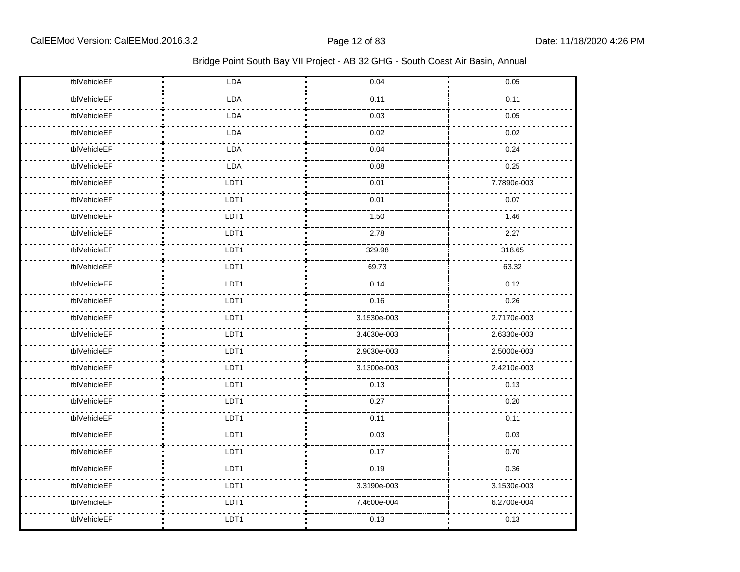Bridge Point South Bay VII Project - AB 32 GHG - South Coast Air Basin, Annual

| | | | |
|---|---|---|---|
| tblVehicleEF | LDA | 0.04 | 0.05 |
| tblVehicleEF | LDA | 0.11 | 0.11 |
| tblVehicleEF | LDA | 0.03 | 0.05 |
| tblVehicleEF | LDA | 0.02 | 0.02 |
| tblVehicleEF | LDA | 0.04 | 0.24 |
| tblVehicleEF | LDA | 0.08 | 0.25 |
| tblVehicleEF | LDT1 | 0.01 | 7.7890e-003 |
| tblVehicleEF | LDT1 | 0.01 | 0.07 |
| tblVehicleEF | LDT1 | 1.50 | 1.46 |
| tblVehicleEF | LDT1 | 2.78 | 2.27 |
| tblVehicleEF | LDT1 | 329.98 | 318.65 |
| tblVehicleEF | LDT1 | 69.73 | 63.32 |
| tblVehicleEF | LDT1 | 0.14 | 0.12 |
| tblVehicleEF | LDT1 | 0.16 | 0.26 |
| tblVehicleEF | LDT1 | 3.1530e-003 | 2.7170e-003 |
| tblVehicleEF | LDT1 | 3.4030e-003 | 2.6330e-003 |
| tblVehicleEF | LDT1 | 2.9030e-003 | 2.5000e-003 |
| tblVehicleEF | LDT1 | 3.1300e-003 | 2.4210e-003 |
| tblVehicleEF | LDT1 | 0.13 | 0.13 |
| tblVehicleEF | LDT1 | 0.27 | 0.20 |
| tblVehicleEF | LDT1 | 0.11 | 0.11 |
| tblVehicleEF | LDT1 | 0.03 | 0.03 |
| tblVehicleEF | LDT1 | 0.17 | 0.70 |
| tblVehicleEF | LDT1 | 0.19 | 0.36 |
| tblVehicleEF | LDT1 | 3.3190e-003 | 3.1530e-003 |
| tblVehicleEF | LDT1 | 7.4600e-004 | 6.2700e-004 |
| tblVehicleEF | LDT1 | 0.13 | 0.13 |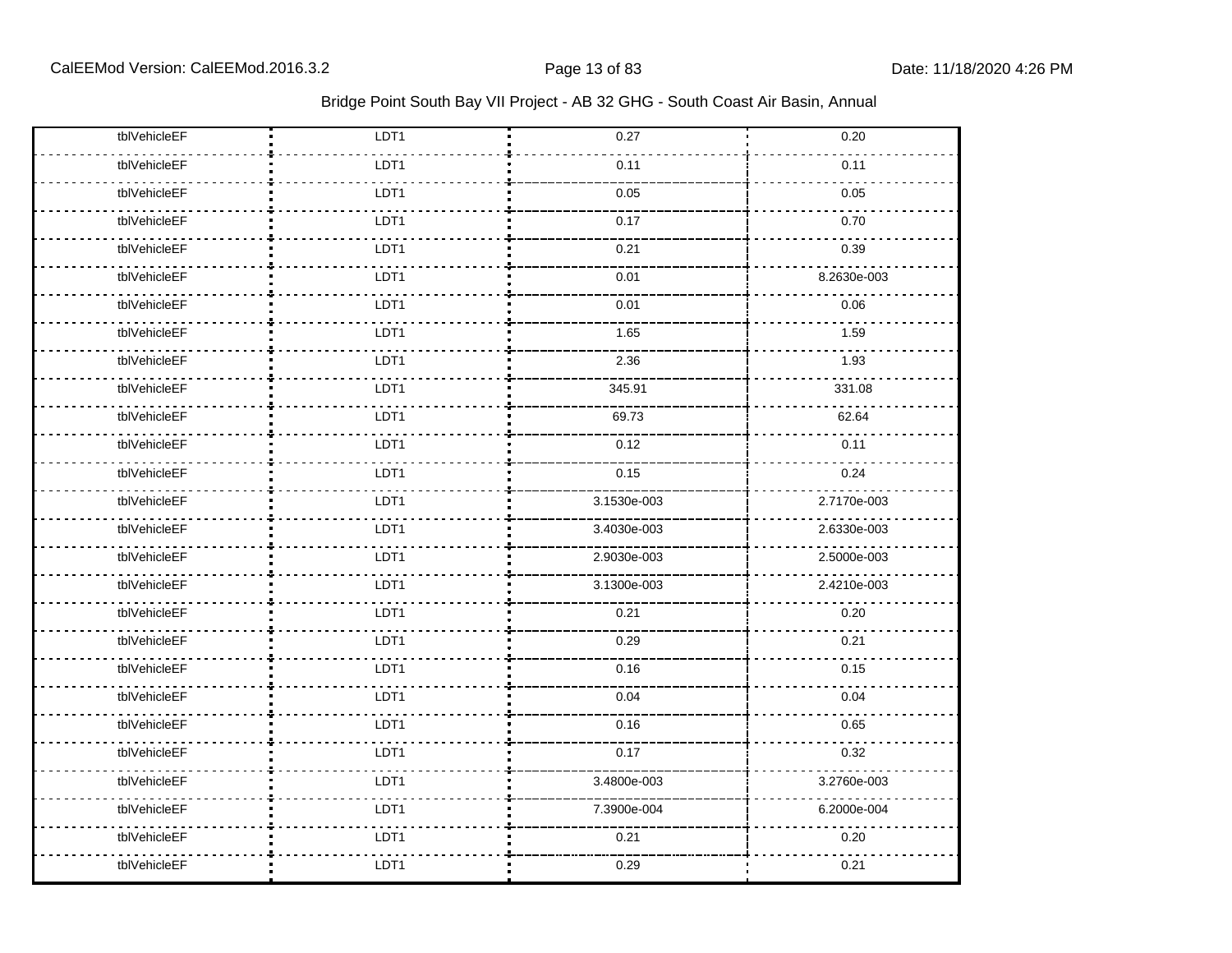Bridge Point South Bay VII Project - AB 32 GHG - South Coast Air Basin, Annual

| | | | |
|---|---|---|---|
| tblVehicleEF | LDT1 | 0.27 | 0.20 |
| tblVehicleEF | LDT1 | 0.11 | 0.11 |
| tblVehicleEF | LDT1 | 0.05 | 0.05 |
| tblVehicleEF | LDT1 | 0.17 | 0.70 |
| tblVehicleEF | LDT1 | 0.21 | 0.39 |
| tblVehicleEF | LDT1 | 0.01 | 8.2630e-003 |
| tblVehicleEF | LDT1 | 0.01 | 0.06 |
| tblVehicleEF | LDT1 | 1.65 | 1.59 |
| tblVehicleEF | LDT1 | 2.36 | 1.93 |
| tblVehicleEF | LDT1 | 345.91 | 331.08 |
| tblVehicleEF | LDT1 | 69.73 | 62.64 |
| tblVehicleEF | LDT1 | 0.12 | 0.11 |
| tblVehicleEF | LDT1 | 0.15 | 0.24 |
| tblVehicleEF | LDT1 | 3.1530e-003 | 2.7170e-003 |
| tblVehicleEF | LDT1 | 3.4030e-003 | 2.6330e-003 |
| tblVehicleEF | LDT1 | 2.9030e-003 | 2.5000e-003 |
| tblVehicleEF | LDT1 | 3.1300e-003 | 2.4210e-003 |
| tblVehicleEF | LDT1 | 0.21 | 0.20 |
| tblVehicleEF | LDT1 | 0.29 | 0.21 |
| tblVehicleEF | LDT1 | 0.16 | 0.15 |
| tblVehicleEF | LDT1 | 0.04 | 0.04 |
| tblVehicleEF | LDT1 | 0.16 | 0.65 |
| tblVehicleEF | LDT1 | 0.17 | 0.32 |
| tblVehicleEF | LDT1 | 3.4800e-003 | 3.2760e-003 |
| tblVehicleEF | LDT1 | 7.3900e-004 | 6.2000e-004 |
| tblVehicleEF | LDT1 | 0.21 | 0.20 |
| tblVehicleEF | LDT1 | 0.29 | 0.21 |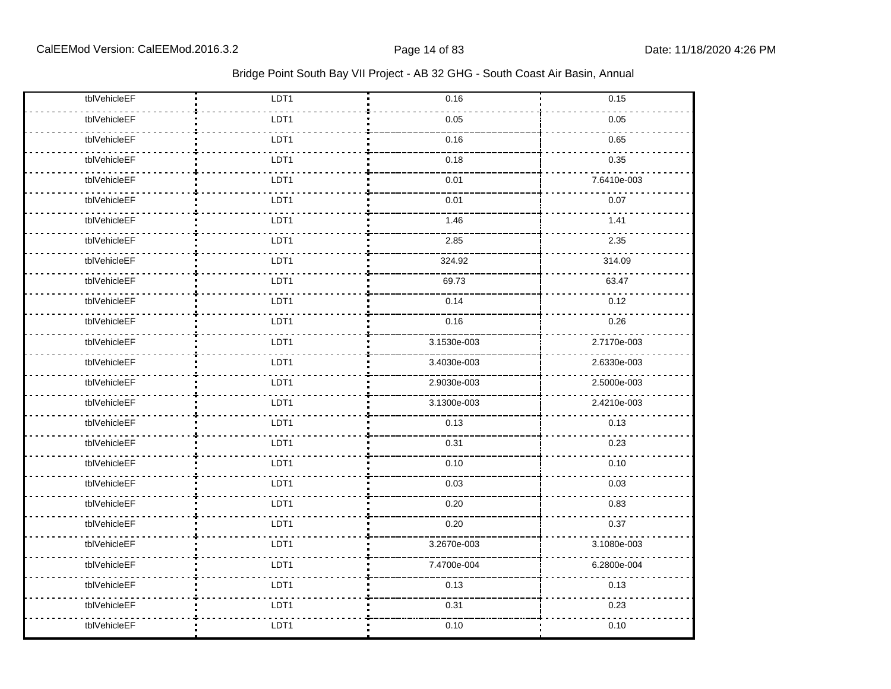| | | | |
|---|---|---|---|
| tblVehicleEF | LDT1 | 0.16 | 0.15 |
| tblVehicleEF | LDT1 | 0.05 | 0.05 |
| tblVehicleEF | LDT1 | 0.16 | 0.65 |
| tblVehicleEF | LDT1 | 0.18 | 0.35 |
| tblVehicleEF | LDT1 | 0.01 | 7.6410e-003 |
| tblVehicleEF | LDT1 | 0.01 | 0.07 |
| tblVehicleEF | LDT1 | 1.46 | 1.41 |
| tblVehicleEF | LDT1 | 2.85 | 2.35 |
| tblVehicleEF | LDT1 | 324.92 | 314.09 |
| tblVehicleEF | LDT1 | 69.73 | 63.47 |
| tblVehicleEF | LDT1 | 0.14 | 0.12 |
| tblVehicleEF | LDT1 | 0.16 | 0.26 |
| tblVehicleEF | LDT1 | 3.1530e-003 | 2.7170e-003 |
| tblVehicleEF | LDT1 | 3.4030e-003 | 2.6330e-003 |
| tblVehicleEF | LDT1 | 2.9030e-003 | 2.5000e-003 |
| tblVehicleEF | LDT1 | 3.1300e-003 | 2.4210e-003 |
| tblVehicleEF | LDT1 | 0.13 | 0.13 |
| tblVehicleEF | LDT1 | 0.31 | 0.23 |
| tblVehicleEF | LDT1 | 0.10 | 0.10 |
| tblVehicleEF | LDT1 | 0.03 | 0.03 |
| tblVehicleEF | LDT1 | 0.20 | 0.83 |
| tblVehicleEF | LDT1 | 0.20 | 0.37 |
| tblVehicleEF | LDT1 | 3.2670e-003 | 3.1080e-003 |
| tblVehicleEF | LDT1 | 7.4700e-004 | 6.2800e-004 |
| tblVehicleEF | LDT1 | 0.13 | 0.13 |
| tblVehicleEF | LDT1 | 0.31 | 0.23 |
| tblVehicleEF | LDT1 | 0.10 | 0.10 |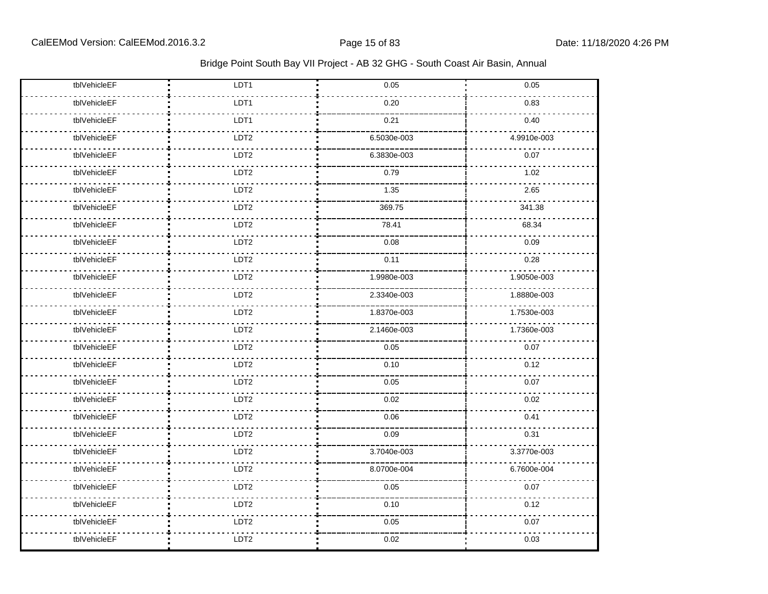| | | | |
|---|---|---|---|
| tblVehicleEF | LDT1 | 0.05 | 0.05 |
| tblVehicleEF | LDT1 | 0.20 | 0.83 |
| tblVehicleEF | LDT1 | 0.21 | 0.40 |
| tblVehicleEF | LDT2 | 6.5030e-003 | 4.9910e-003 |
| tblVehicleEF | LDT2 | 6.3830e-003 | 0.07 |
| tblVehicleEF | LDT2 | 0.79 | 1.02 |
| tblVehicleEF | LDT2 | 1.35 | 2.65 |
| tblVehicleEF | LDT2 | 369.75 | 341.38 |
| tblVehicleEF | LDT2 | 78.41 | 68.34 |
| tblVehicleEF | LDT2 | 0.08 | 0.09 |
| tblVehicleEF | LDT2 | 0.11 | 0.28 |
| tblVehicleEF | LDT2 | 1.9980e-003 | 1.9050e-003 |
| tblVehicleEF | LDT2 | 2.3340e-003 | 1.8880e-003 |
| tblVehicleEF | LDT2 | 1.8370e-003 | 1.7530e-003 |
| tblVehicleEF | LDT2 | 2.1460e-003 | 1.7360e-003 |
| tblVehicleEF | LDT2 | 0.05 | 0.07 |
| tblVehicleEF | LDT2 | 0.10 | 0.12 |
| tblVehicleEF | LDT2 | 0.05 | 0.07 |
| tblVehicleEF | LDT2 | 0.02 | 0.02 |
| tblVehicleEF | LDT2 | 0.06 | 0.41 |
| tblVehicleEF | LDT2 | 0.09 | 0.31 |
| tblVehicleEF | LDT2 | 3.7040e-003 | 3.3770e-003 |
| tblVehicleEF | LDT2 | 8.0700e-004 | 6.7600e-004 |
| tblVehicleEF | LDT2 | 0.05 | 0.07 |
| tblVehicleEF | LDT2 | 0.10 | 0.12 |
| tblVehicleEF | LDT2 | 0.05 | 0.07 |
| tblVehicleEF | LDT2 | 0.02 | 0.03 |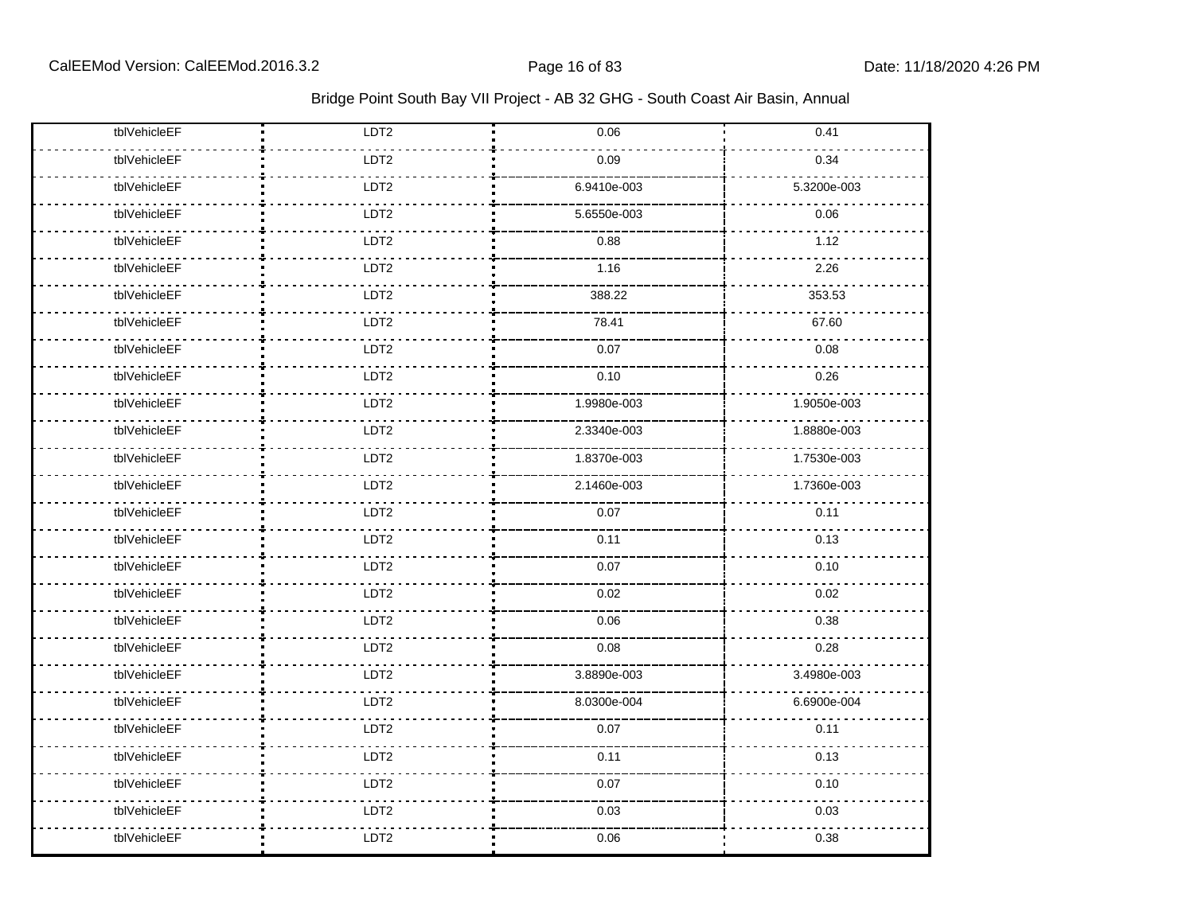| tblVehicleEF | LDT2 | 0.06 | 0.41 |
|---|---|---|---|
| tblVehicleEF | LDT2 | 0.09 | 0.34 |
| tblVehicleEF | LDT2 | 6.9410e-003 | 5.3200e-003 |
| tblVehicleEF | LDT2 | 5.6550e-003 | 0.06 |
| tblVehicleEF | LDT2 | 0.88 | 1.12 |
| tblVehicleEF | LDT2 | 1.16 | 2.26 |
| tblVehicleEF | LDT2 | 388.22 | 353.53 |
| tblVehicleEF | LDT2 | 78.41 | 67.60 |
| tblVehicleEF | LDT2 | 0.07 | 0.08 |
| tblVehicleEF | LDT2 | 0.10 | 0.26 |
| tblVehicleEF | LDT2 | 1.9980e-003 | 1.9050e-003 |
| tblVehicleEF | LDT2 | 2.3340e-003 | 1.8880e-003 |
| tblVehicleEF | LDT2 | 1.8370e-003 | 1.7530e-003 |
| tblVehicleEF | LDT2 | 2.1460e-003 | 1.7360e-003 |
| tblVehicleEF | LDT2 | 0.07 | 0.11 |
| tblVehicleEF | LDT2 | 0.11 | 0.13 |
| tblVehicleEF | LDT2 | 0.07 | 0.10 |
| tblVehicleEF | LDT2 | 0.02 | 0.02 |
| tblVehicleEF | LDT2 | 0.06 | 0.38 |
| tblVehicleEF | LDT2 | 0.08 | 0.28 |
| tblVehicleEF | LDT2 | 3.8890e-003 | 3.4980e-003 |
| tblVehicleEF | LDT2 | 8.0300e-004 | 6.6900e-004 |
| tblVehicleEF | LDT2 | 0.07 | 0.11 |
| tblVehicleEF | LDT2 | 0.11 | 0.13 |
| tblVehicleEF | LDT2 | 0.07 | 0.10 |
| tblVehicleEF | LDT2 | 0.03 | 0.03 |
| tblVehicleEF | LDT2 | 0.06 | 0.38 |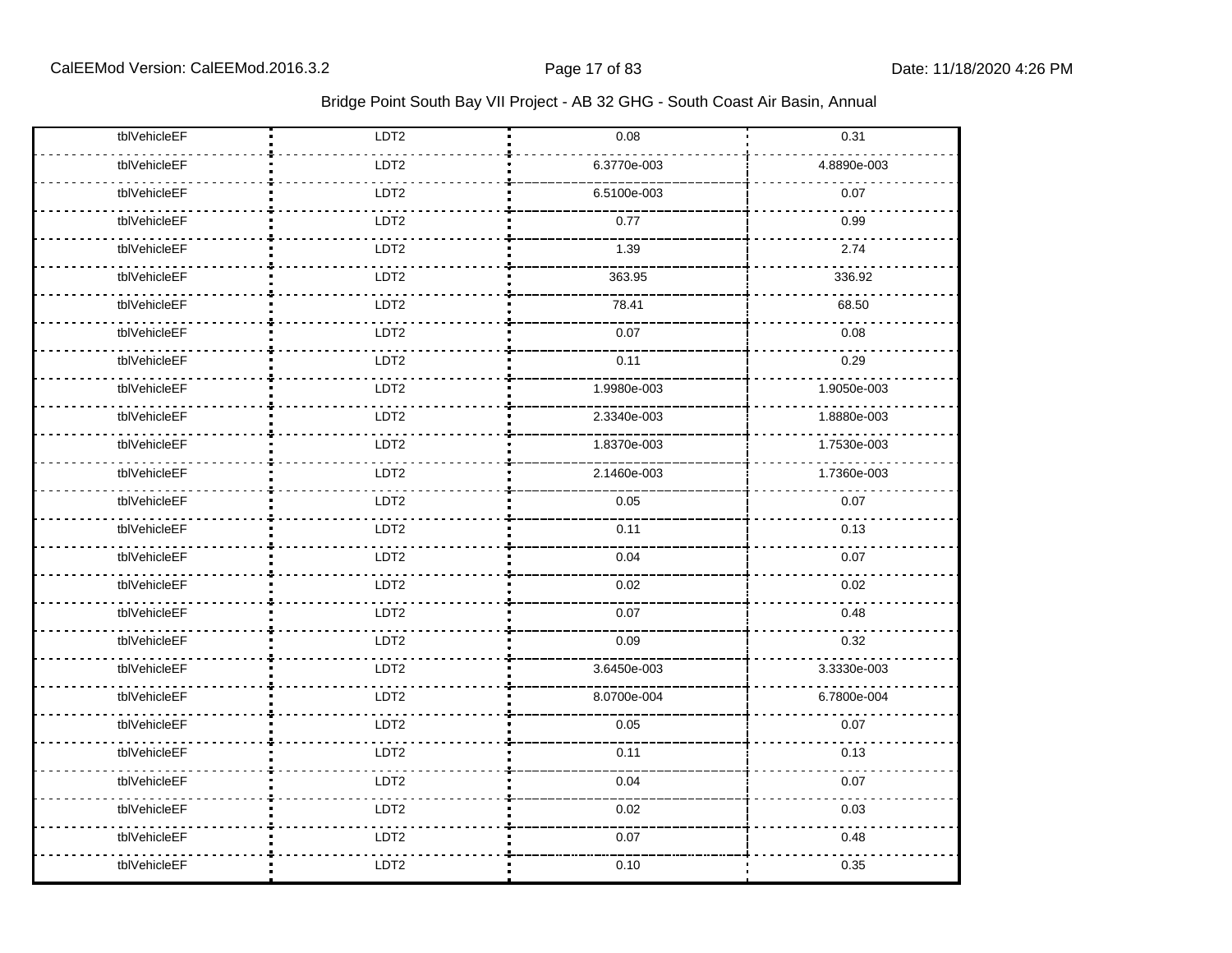| tblVehicleEF | LDT2 | 0.08 | 0.31 |
|---|---|---|---|
| tblVehicleEF | LDT2 | 6.3770e-003 | 4.8890e-003 |
| tblVehicleEF | LDT2 | 6.5100e-003 | 0.07 |
| tblVehicleEF | LDT2 | 0.77 | 0.99 |
| tblVehicleEF | LDT2 | 1.39 | 2.74 |
| tblVehicleEF | LDT2 | 363.95 | 336.92 |
| tblVehicleEF | LDT2 | 78.41 | 68.50 |
| tblVehicleEF | LDT2 | 0.07 | 0.08 |
| tblVehicleEF | LDT2 | 0.11 | 0.29 |
| tblVehicleEF | LDT2 | 1.9980e-003 | 1.9050e-003 |
| tblVehicleEF | LDT2 | 2.3340e-003 | 1.8880e-003 |
| tblVehicleEF | LDT2 | 1.8370e-003 | 1.7530e-003 |
| tblVehicleEF | LDT2 | 2.1460e-003 | 1.7360e-003 |
| tblVehicleEF | LDT2 | 0.05 | 0.07 |
| tblVehicleEF | LDT2 | 0.11 | 0.13 |
| tblVehicleEF | LDT2 | 0.04 | 0.07 |
| tblVehicleEF | LDT2 | 0.02 | 0.02 |
| tblVehicleEF | LDT2 | 0.07 | 0.48 |
| tblVehicleEF | LDT2 | 0.09 | 0.32 |
| tblVehicleEF | LDT2 | 3.6450e-003 | 3.3330e-003 |
| tblVehicleEF | LDT2 | 8.0700e-004 | 6.7800e-004 |
| tblVehicleEF | LDT2 | 0.05 | 0.07 |
| tblVehicleEF | LDT2 | 0.11 | 0.13 |
| tblVehicleEF | LDT2 | 0.04 | 0.07 |
| tblVehicleEF | LDT2 | 0.02 | 0.03 |
| tblVehicleEF | LDT2 | 0.07 | 0.48 |
| tblVehicleEF | LDT2 | 0.10 | 0.35 |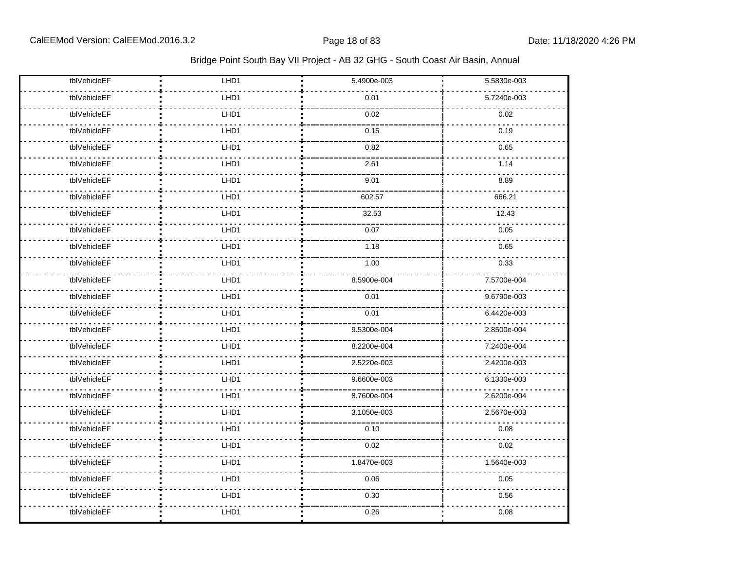| | | | |
|---|---|---|---|
| tblVehicleEF | LHD1 | 5.4900e-003 | 5.5830e-003 |
| tblVehicleEF | LHD1 | 0.01 | 5.7240e-003 |
| tblVehicleEF | LHD1 | 0.02 | 0.02 |
| tblVehicleEF | LHD1 | 0.15 | 0.19 |
| tblVehicleEF | LHD1 | 0.82 | 0.65 |
| tblVehicleEF | LHD1 | 2.61 | 1.14 |
| tblVehicleEF | LHD1 | 9.01 | 8.89 |
| tblVehicleEF | LHD1 | 602.57 | 666.21 |
| tblVehicleEF | LHD1 | 32.53 | 12.43 |
| tblVehicleEF | LHD1 | 0.07 | 0.05 |
| tblVehicleEF | LHD1 | 1.18 | 0.65 |
| tblVehicleEF | LHD1 | 1.00 | 0.33 |
| tblVehicleEF | LHD1 | 8.5900e-004 | 7.5700e-004 |
| tblVehicleEF | LHD1 | 0.01 | 9.6790e-003 |
| tblVehicleEF | LHD1 | 0.01 | 6.4420e-003 |
| tblVehicleEF | LHD1 | 9.5300e-004 | 2.8500e-004 |
| tblVehicleEF | LHD1 | 8.2200e-004 | 7.2400e-004 |
| tblVehicleEF | LHD1 | 2.5220e-003 | 2.4200e-003 |
| tblVehicleEF | LHD1 | 9.6600e-003 | 6.1330e-003 |
| tblVehicleEF | LHD1 | 8.7600e-004 | 2.6200e-004 |
| tblVehicleEF | LHD1 | 3.1050e-003 | 2.5670e-003 |
| tblVehicleEF | LHD1 | 0.10 | 0.08 |
| tblVehicleEF | LHD1 | 0.02 | 0.02 |
| tblVehicleEF | LHD1 | 1.8470e-003 | 1.5640e-003 |
| tblVehicleEF | LHD1 | 0.06 | 0.05 |
| tblVehicleEF | LHD1 | 0.30 | 0.56 |
| tblVehicleEF | LHD1 | 0.26 | 0.08 |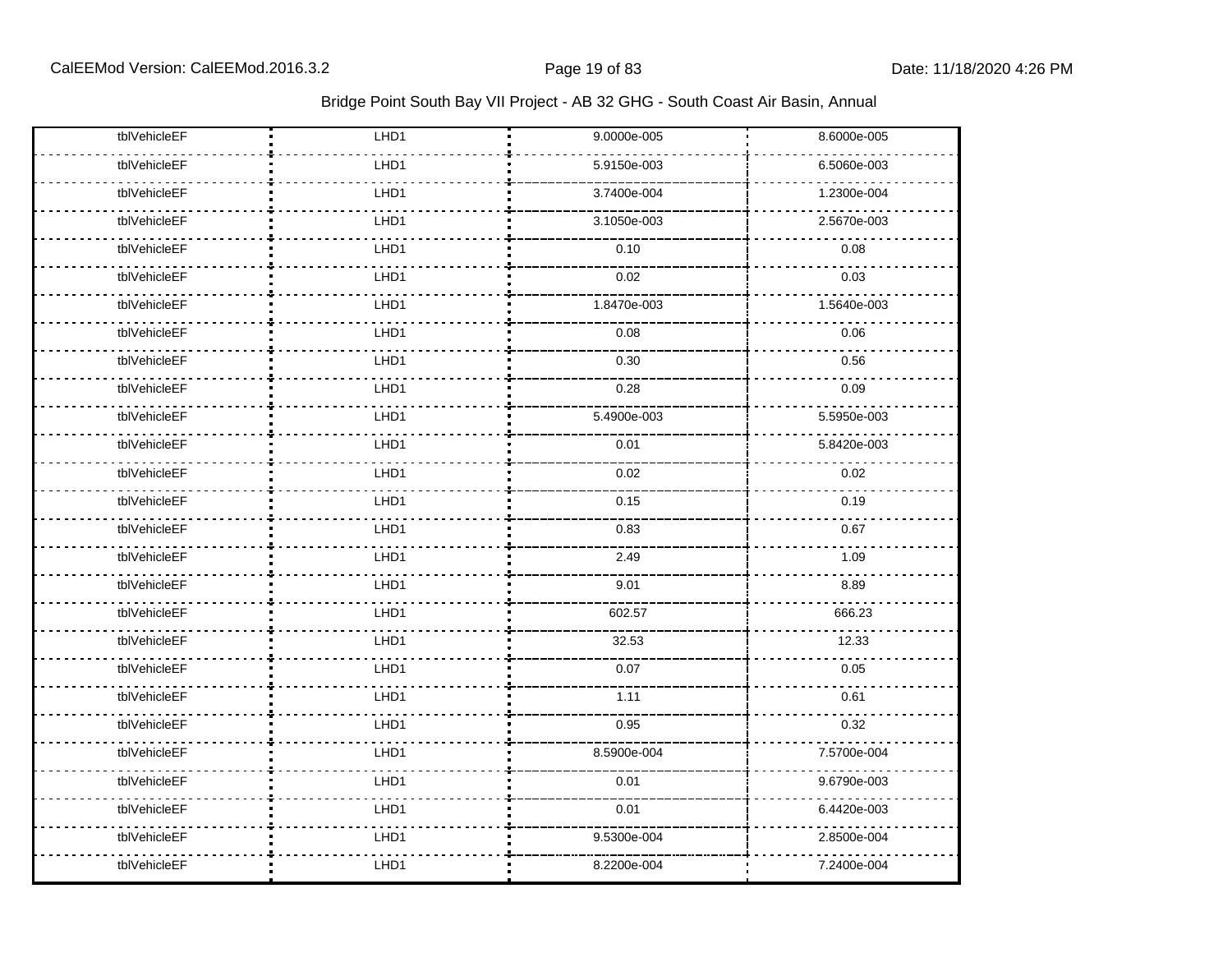| tblVehicleEF | LHD1 | 9.0000e-005 | 8.6000e-005 |
|---|---|---|---|
| tblVehicleEF | LHD1 | 5.9150e-003 | 6.5060e-003 |
| tblVehicleEF | LHD1 | 3.7400e-004 | 1.2300e-004 |
| tblVehicleEF | LHD1 | 3.1050e-003 | 2.5670e-003 |
| tblVehicleEF | LHD1 | 0.10 | 0.08 |
| tblVehicleEF | LHD1 | 0.02 | 0.03 |
| tblVehicleEF | LHD1 | 1.8470e-003 | 1.5640e-003 |
| tblVehicleEF | LHD1 | 0.08 | 0.06 |
| tblVehicleEF | LHD1 | 0.30 | 0.56 |
| tblVehicleEF | LHD1 | 0.28 | 0.09 |
| tblVehicleEF | LHD1 | 5.4900e-003 | 5.5950e-003 |
| tblVehicleEF | LHD1 | 0.01 | 5.8420e-003 |
| tblVehicleEF | LHD1 | 0.02 | 0.02 |
| tblVehicleEF | LHD1 | 0.15 | 0.19 |
| tblVehicleEF | LHD1 | 0.83 | 0.67 |
| tblVehicleEF | LHD1 | 2.49 | 1.09 |
| tblVehicleEF | LHD1 | 9.01 | 8.89 |
| tblVehicleEF | LHD1 | 602.57 | 666.23 |
| tblVehicleEF | LHD1 | 32.53 | 12.33 |
| tblVehicleEF | LHD1 | 0.07 | 0.05 |
| tblVehicleEF | LHD1 | 1.11 | 0.61 |
| tblVehicleEF | LHD1 | 0.95 | 0.32 |
| tblVehicleEF | LHD1 | 8.5900e-004 | 7.5700e-004 |
| tblVehicleEF | LHD1 | 0.01 | 9.6790e-003 |
| tblVehicleEF | LHD1 | 0.01 | 6.4420e-003 |
| tblVehicleEF | LHD1 | 9.5300e-004 | 2.8500e-004 |
| tblVehicleEF | LHD1 | 8.2200e-004 | 7.2400e-004 |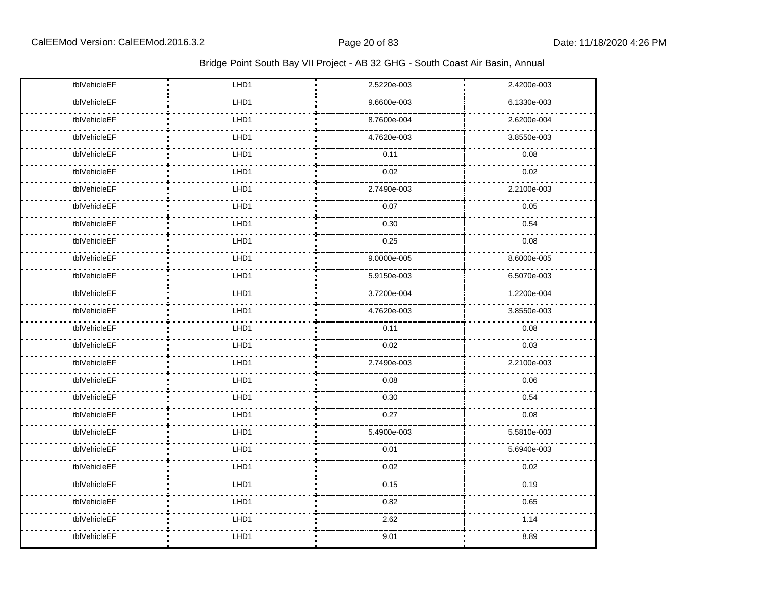| tblVehicleEF | LHD1 | 2.5220e-003 | 2.4200e-003 |
|---|---|---|---|
| tblVehicleEF | LHD1 | 9.6600e-003 | 6.1330e-003 |
| tblVehicleEF | LHD1 | 8.7600e-004 | 2.6200e-004 |
| tblVehicleEF | LHD1 | 4.7620e-003 | 3.8550e-003 |
| tblVehicleEF | LHD1 | 0.11 | 0.08 |
| tblVehicleEF | LHD1 | 0.02 | 0.02 |
| tblVehicleEF | LHD1 | 2.7490e-003 | 2.2100e-003 |
| tblVehicleEF | LHD1 | 0.07 | 0.05 |
| tblVehicleEF | LHD1 | 0.30 | 0.54 |
| tblVehicleEF | LHD1 | 0.25 | 0.08 |
| tblVehicleEF | LHD1 | 9.0000e-005 | 8.6000e-005 |
| tblVehicleEF | LHD1 | 5.9150e-003 | 6.5070e-003 |
| tblVehicleEF | LHD1 | 3.7200e-004 | 1.2200e-004 |
| tblVehicleEF | LHD1 | 4.7620e-003 | 3.8550e-003 |
| tblVehicleEF | LHD1 | 0.11 | 0.08 |
| tblVehicleEF | LHD1 | 0.02 | 0.03 |
| tblVehicleEF | LHD1 | 2.7490e-003 | 2.2100e-003 |
| tblVehicleEF | LHD1 | 0.08 | 0.06 |
| tblVehicleEF | LHD1 | 0.30 | 0.54 |
| tblVehicleEF | LHD1 | 0.27 | 0.08 |
| tblVehicleEF | LHD1 | 5.4900e-003 | 5.5810e-003 |
| tblVehicleEF | LHD1 | 0.01 | 5.6940e-003 |
| tblVehicleEF | LHD1 | 0.02 | 0.02 |
| tblVehicleEF | LHD1 | 0.15 | 0.19 |
| tblVehicleEF | LHD1 | 0.82 | 0.65 |
| tblVehicleEF | LHD1 | 2.62 | 1.14 |
| tblVehicleEF | LHD1 | 9.01 | 8.89 |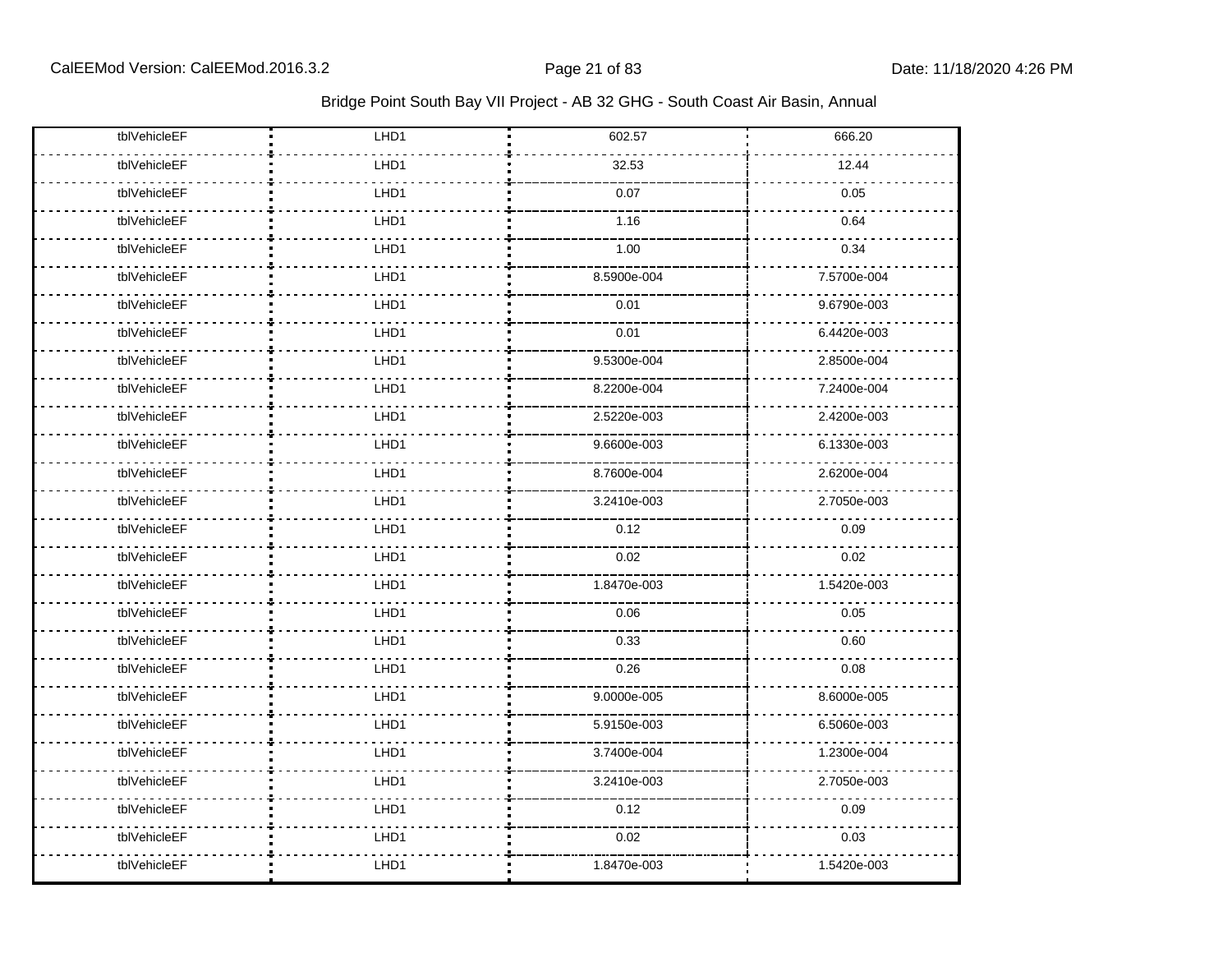| tblVehicleEF | LHD1 | 602.57 | 666.20 |
|---|---|---|---|
| tblVehicleEF | LHD1 | 32.53 | 12.44 |
| tblVehicleEF | LHD1 | 0.07 | 0.05 |
| tblVehicleEF | LHD1 | 1.16 | 0.64 |
| tblVehicleEF | LHD1 | 1.00 | 0.34 |
| tblVehicleEF | LHD1 | 8.5900e-004 | 7.5700e-004 |
| tblVehicleEF | LHD1 | 0.01 | 9.6790e-003 |
| tblVehicleEF | LHD1 | 0.01 | 6.4420e-003 |
| tblVehicleEF | LHD1 | 9.5300e-004 | 2.8500e-004 |
| tblVehicleEF | LHD1 | 8.2200e-004 | 7.2400e-004 |
| tblVehicleEF | LHD1 | 2.5220e-003 | 2.4200e-003 |
| tblVehicleEF | LHD1 | 9.6600e-003 | 6.1330e-003 |
| tblVehicleEF | LHD1 | 8.7600e-004 | 2.6200e-004 |
| tblVehicleEF | LHD1 | 3.2410e-003 | 2.7050e-003 |
| tblVehicleEF | LHD1 | 0.12 | 0.09 |
| tblVehicleEF | LHD1 | 0.02 | 0.02 |
| tblVehicleEF | LHD1 | 1.8470e-003 | 1.5420e-003 |
| tblVehicleEF | LHD1 | 0.06 | 0.05 |
| tblVehicleEF | LHD1 | 0.33 | 0.60 |
| tblVehicleEF | LHD1 | 0.26 | 0.08 |
| tblVehicleEF | LHD1 | 9.0000e-005 | 8.6000e-005 |
| tblVehicleEF | LHD1 | 5.9150e-003 | 6.5060e-003 |
| tblVehicleEF | LHD1 | 3.7400e-004 | 1.2300e-004 |
| tblVehicleEF | LHD1 | 3.2410e-003 | 2.7050e-003 |
| tblVehicleEF | LHD1 | 0.12 | 0.09 |
| tblVehicleEF | LHD1 | 0.02 | 0.03 |
| tblVehicleEF | LHD1 | 1.8470e-003 | 1.5420e-003 |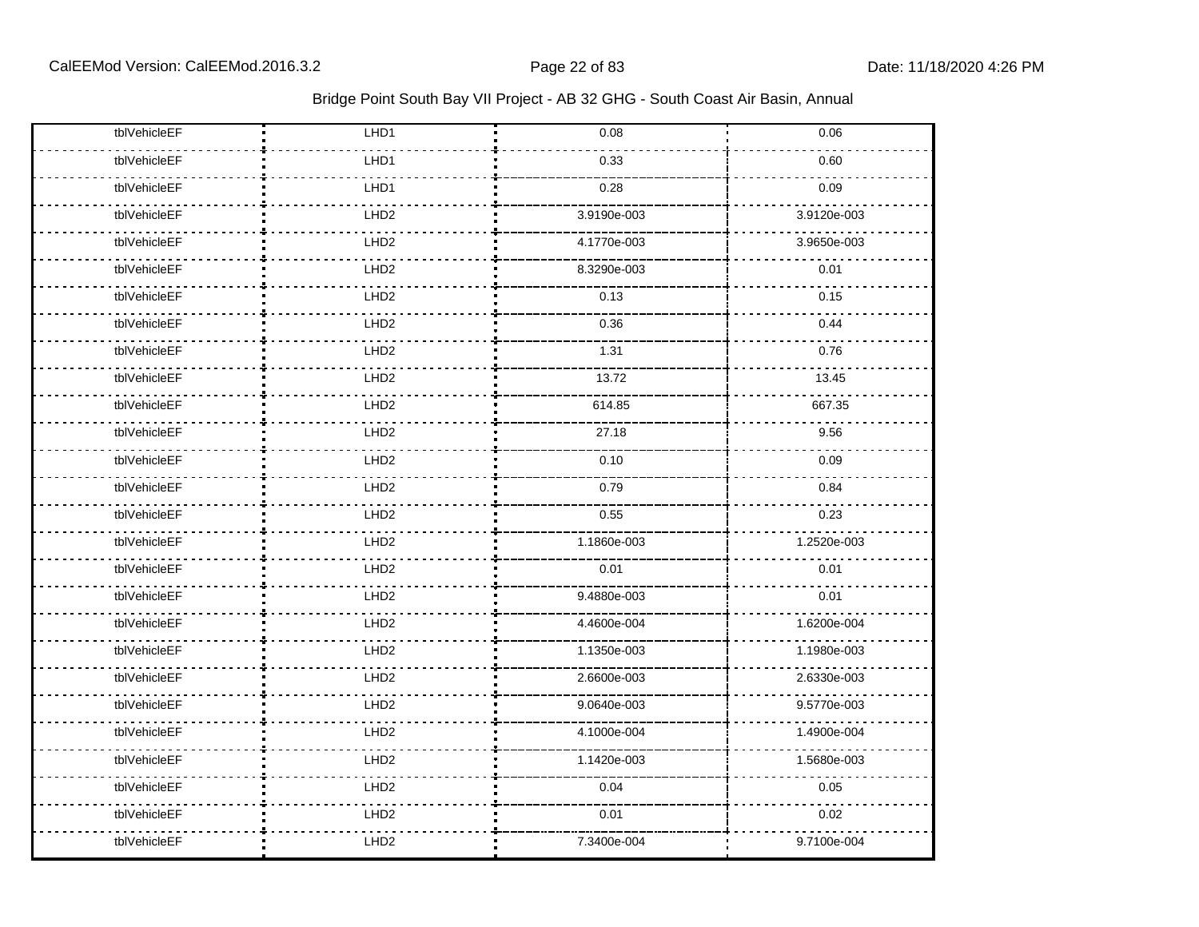| | | | |
|---|---|---|---|
| tblVehicleEF | LHD1 | 0.08 | 0.06 |
| tblVehicleEF | LHD1 | 0.33 | 0.60 |
| tblVehicleEF | LHD1 | 0.28 | 0.09 |
| tblVehicleEF | LHD2 | 3.9190e-003 | 3.9120e-003 |
| tblVehicleEF | LHD2 | 4.1770e-003 | 3.9650e-003 |
| tblVehicleEF | LHD2 | 8.3290e-003 | 0.01 |
| tblVehicleEF | LHD2 | 0.13 | 0.15 |
| tblVehicleEF | LHD2 | 0.36 | 0.44 |
| tblVehicleEF | LHD2 | 1.31 | 0.76 |
| tblVehicleEF | LHD2 | 13.72 | 13.45 |
| tblVehicleEF | LHD2 | 614.85 | 667.35 |
| tblVehicleEF | LHD2 | 27.18 | 9.56 |
| tblVehicleEF | LHD2 | 0.10 | 0.09 |
| tblVehicleEF | LHD2 | 0.79 | 0.84 |
| tblVehicleEF | LHD2 | 0.55 | 0.23 |
| tblVehicleEF | LHD2 | 1.1860e-003 | 1.2520e-003 |
| tblVehicleEF | LHD2 | 0.01 | 0.01 |
| tblVehicleEF | LHD2 | 9.4880e-003 | 0.01 |
| tblVehicleEF | LHD2 | 4.4600e-004 | 1.6200e-004 |
| tblVehicleEF | LHD2 | 1.1350e-003 | 1.1980e-003 |
| tblVehicleEF | LHD2 | 2.6600e-003 | 2.6330e-003 |
| tblVehicleEF | LHD2 | 9.0640e-003 | 9.5770e-003 |
| tblVehicleEF | LHD2 | 4.1000e-004 | 1.4900e-004 |
| tblVehicleEF | LHD2 | 1.1420e-003 | 1.5680e-003 |
| tblVehicleEF | LHD2 | 0.04 | 0.05 |
| tblVehicleEF | LHD2 | 0.01 | 0.02 |
| tblVehicleEF | LHD2 | 7.3400e-004 | 9.7100e-004 |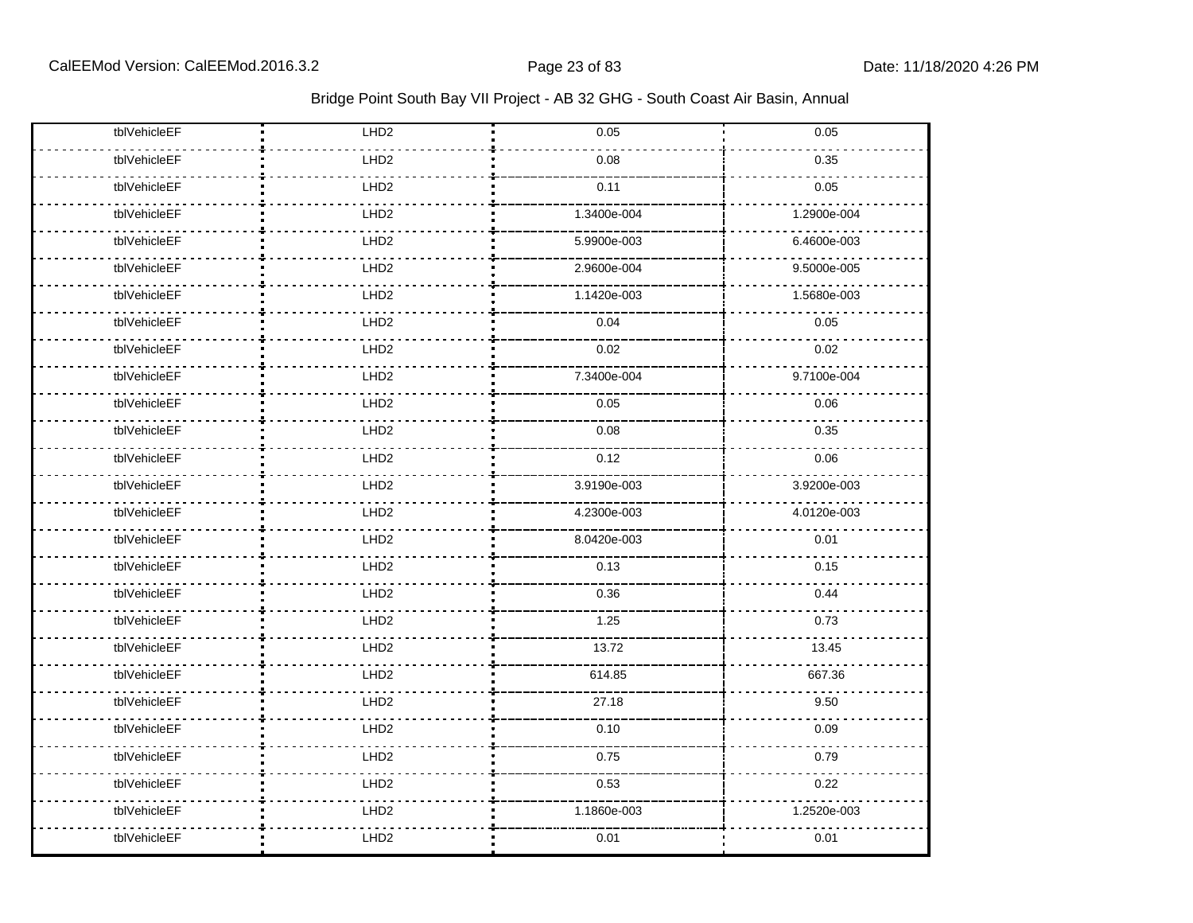Bridge Point South Bay VII Project - AB 32 GHG - South Coast Air Basin, Annual

| | | | |
|---|---|---|---|
| tblVehicleEF | LHD2 | 0.05 | 0.05 |
| tblVehicleEF | LHD2 | 0.08 | 0.35 |
| tblVehicleEF | LHD2 | 0.11 | 0.05 |
| tblVehicleEF | LHD2 | 1.3400e-004 | 1.2900e-004 |
| tblVehicleEF | LHD2 | 5.9900e-003 | 6.4600e-003 |
| tblVehicleEF | LHD2 | 2.9600e-004 | 9.5000e-005 |
| tblVehicleEF | LHD2 | 1.1420e-003 | 1.5680e-003 |
| tblVehicleEF | LHD2 | 0.04 | 0.05 |
| tblVehicleEF | LHD2 | 0.02 | 0.02 |
| tblVehicleEF | LHD2 | 7.3400e-004 | 9.7100e-004 |
| tblVehicleEF | LHD2 | 0.05 | 0.06 |
| tblVehicleEF | LHD2 | 0.08 | 0.35 |
| tblVehicleEF | LHD2 | 0.12 | 0.06 |
| tblVehicleEF | LHD2 | 3.9190e-003 | 3.9200e-003 |
| tblVehicleEF | LHD2 | 4.2300e-003 | 4.0120e-003 |
| tblVehicleEF | LHD2 | 8.0420e-003 | 0.01 |
| tblVehicleEF | LHD2 | 0.13 | 0.15 |
| tblVehicleEF | LHD2 | 0.36 | 0.44 |
| tblVehicleEF | LHD2 | 1.25 | 0.73 |
| tblVehicleEF | LHD2 | 13.72 | 13.45 |
| tblVehicleEF | LHD2 | 614.85 | 667.36 |
| tblVehicleEF | LHD2 | 27.18 | 9.50 |
| tblVehicleEF | LHD2 | 0.10 | 0.09 |
| tblVehicleEF | LHD2 | 0.75 | 0.79 |
| tblVehicleEF | LHD2 | 0.53 | 0.22 |
| tblVehicleEF | LHD2 | 1.1860e-003 | 1.2520e-003 |
| tblVehicleEF | LHD2 | 0.01 | 0.01 |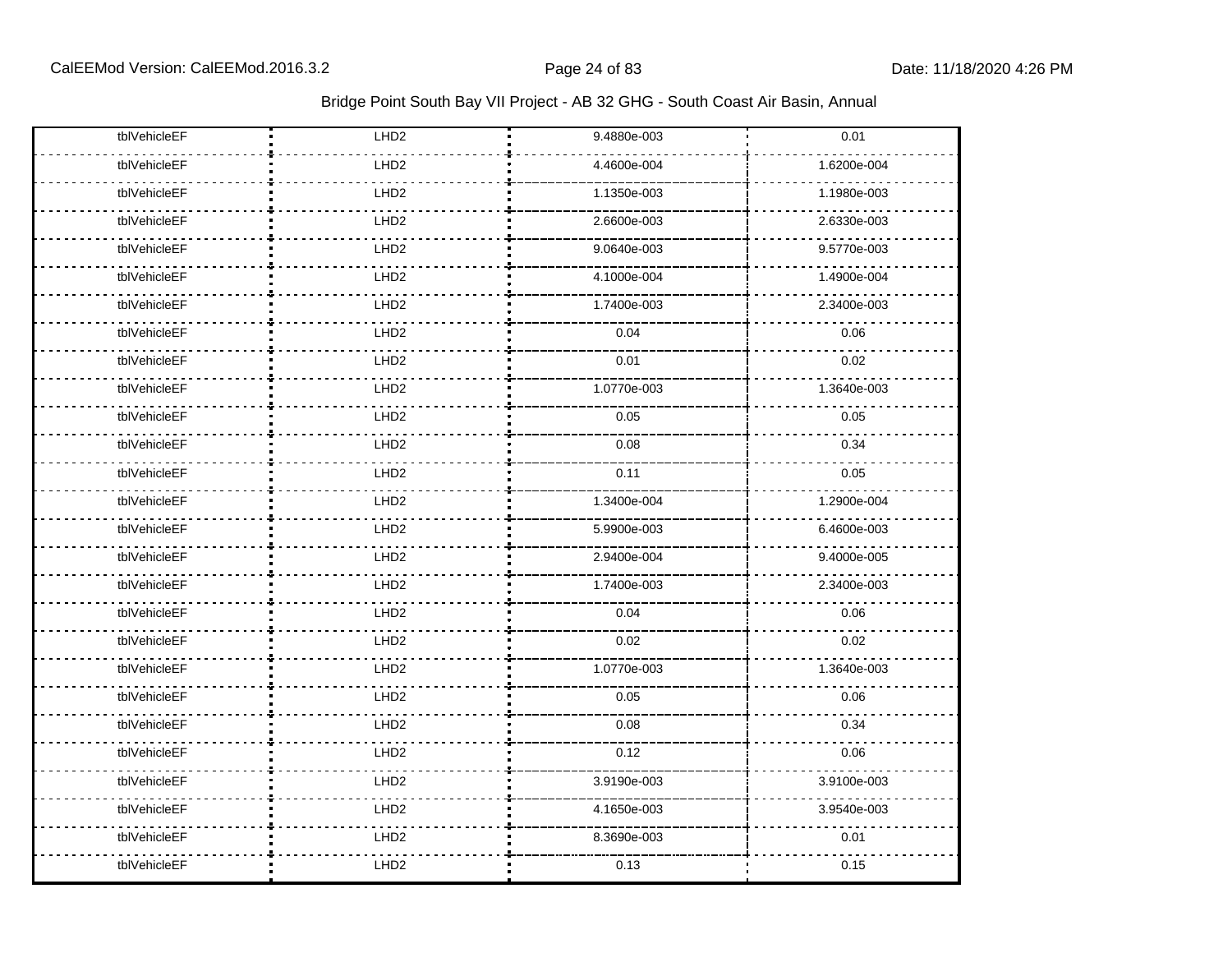Bridge Point South Bay VII Project - AB 32 GHG - South Coast Air Basin, Annual

| | | | |
|---|---|---|---|
| tblVehicleEF | LHD2 | 9.4880e-003 | 0.01 |
| tblVehicleEF | LHD2 | 4.4600e-004 | 1.6200e-004 |
| tblVehicleEF | LHD2 | 1.1350e-003 | 1.1980e-003 |
| tblVehicleEF | LHD2 | 2.6600e-003 | 2.6330e-003 |
| tblVehicleEF | LHD2 | 9.0640e-003 | 9.5770e-003 |
| tblVehicleEF | LHD2 | 4.1000e-004 | 1.4900e-004 |
| tblVehicleEF | LHD2 | 1.7400e-003 | 2.3400e-003 |
| tblVehicleEF | LHD2 | 0.04 | 0.06 |
| tblVehicleEF | LHD2 | 0.01 | 0.02 |
| tblVehicleEF | LHD2 | 1.0770e-003 | 1.3640e-003 |
| tblVehicleEF | LHD2 | 0.05 | 0.05 |
| tblVehicleEF | LHD2 | 0.08 | 0.34 |
| tblVehicleEF | LHD2 | 0.11 | 0.05 |
| tblVehicleEF | LHD2 | 1.3400e-004 | 1.2900e-004 |
| tblVehicleEF | LHD2 | 5.9900e-003 | 6.4600e-003 |
| tblVehicleEF | LHD2 | 2.9400e-004 | 9.4000e-005 |
| tblVehicleEF | LHD2 | 1.7400e-003 | 2.3400e-003 |
| tblVehicleEF | LHD2 | 0.04 | 0.06 |
| tblVehicleEF | LHD2 | 0.02 | 0.02 |
| tblVehicleEF | LHD2 | 1.0770e-003 | 1.3640e-003 |
| tblVehicleEF | LHD2 | 0.05 | 0.06 |
| tblVehicleEF | LHD2 | 0.08 | 0.34 |
| tblVehicleEF | LHD2 | 0.12 | 0.06 |
| tblVehicleEF | LHD2 | 3.9190e-003 | 3.9100e-003 |
| tblVehicleEF | LHD2 | 4.1650e-003 | 3.9540e-003 |
| tblVehicleEF | LHD2 | 8.3690e-003 | 0.01 |
| tblVehicleEF | LHD2 | 0.13 | 0.15 |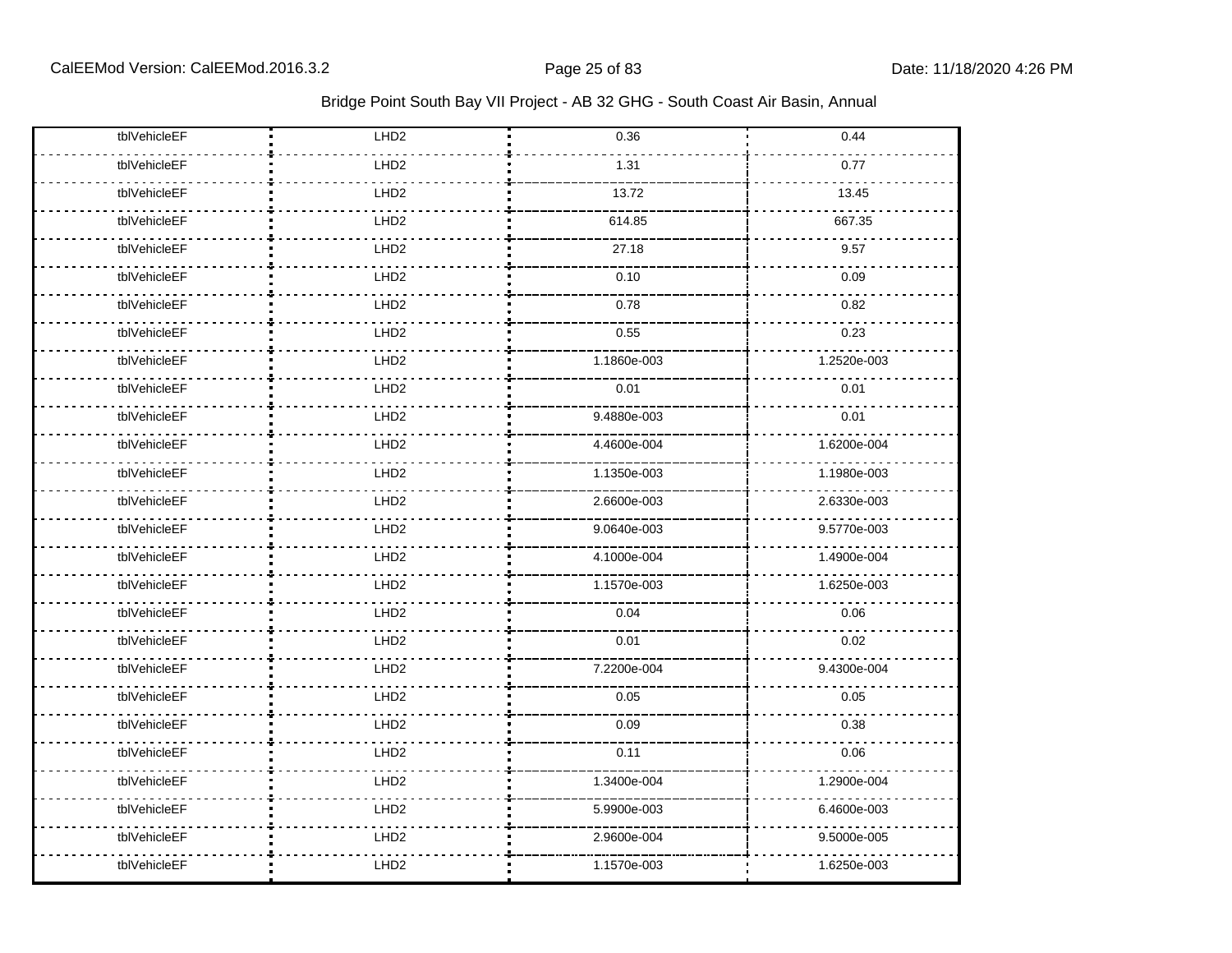| | | | |
|---|---|---|---|
| tblVehicleEF | LHD2 | 0.36 | 0.44 |
| tblVehicleEF | LHD2 | 1.31 | 0.77 |
| tblVehicleEF | LHD2 | 13.72 | 13.45 |
| tblVehicleEF | LHD2 | 614.85 | 667.35 |
| tblVehicleEF | LHD2 | 27.18 | 9.57 |
| tblVehicleEF | LHD2 | 0.10 | 0.09 |
| tblVehicleEF | LHD2 | 0.78 | 0.82 |
| tblVehicleEF | LHD2 | 0.55 | 0.23 |
| tblVehicleEF | LHD2 | 1.1860e-003 | 1.2520e-003 |
| tblVehicleEF | LHD2 | 0.01 | 0.01 |
| tblVehicleEF | LHD2 | 9.4880e-003 | 0.01 |
| tblVehicleEF | LHD2 | 4.4600e-004 | 1.6200e-004 |
| tblVehicleEF | LHD2 | 1.1350e-003 | 1.1980e-003 |
| tblVehicleEF | LHD2 | 2.6600e-003 | 2.6330e-003 |
| tblVehicleEF | LHD2 | 9.0640e-003 | 9.5770e-003 |
| tblVehicleEF | LHD2 | 4.1000e-004 | 1.4900e-004 |
| tblVehicleEF | LHD2 | 1.1570e-003 | 1.6250e-003 |
| tblVehicleEF | LHD2 | 0.04 | 0.06 |
| tblVehicleEF | LHD2 | 0.01 | 0.02 |
| tblVehicleEF | LHD2 | 7.2200e-004 | 9.4300e-004 |
| tblVehicleEF | LHD2 | 0.05 | 0.05 |
| tblVehicleEF | LHD2 | 0.09 | 0.38 |
| tblVehicleEF | LHD2 | 0.11 | 0.06 |
| tblVehicleEF | LHD2 | 1.3400e-004 | 1.2900e-004 |
| tblVehicleEF | LHD2 | 5.9900e-003 | 6.4600e-003 |
| tblVehicleEF | LHD2 | 2.9600e-004 | 9.5000e-005 |
| tblVehicleEF | LHD2 | 1.1570e-003 | 1.6250e-003 |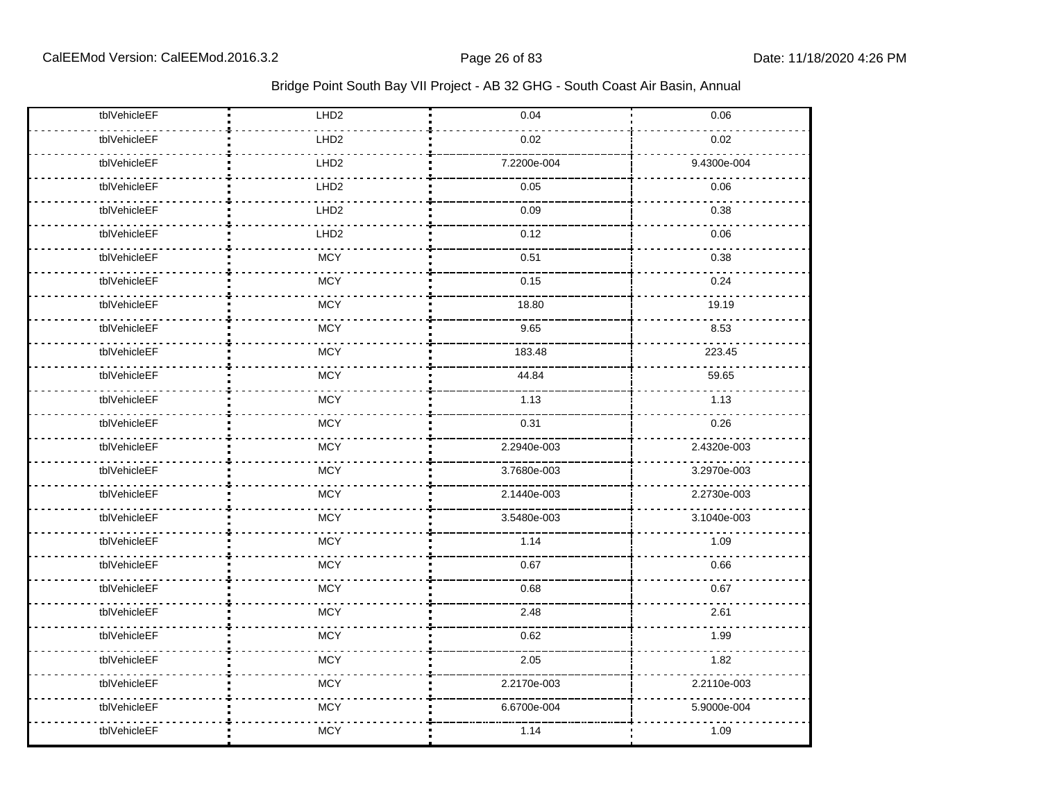| | | | |
|---|---|---|---|
| tblVehicleEF | LHD2 | 0.04 | 0.06 |
| tblVehicleEF | LHD2 | 0.02 | 0.02 |
| tblVehicleEF | LHD2 | 7.2200e-004 | 9.4300e-004 |
| tblVehicleEF | LHD2 | 0.05 | 0.06 |
| tblVehicleEF | LHD2 | 0.09 | 0.38 |
| tblVehicleEF | LHD2 | 0.12 | 0.06 |
| tblVehicleEF | MCY | 0.51 | 0.38 |
| tblVehicleEF | MCY | 0.15 | 0.24 |
| tblVehicleEF | MCY | 18.80 | 19.19 |
| tblVehicleEF | MCY | 9.65 | 8.53 |
| tblVehicleEF | MCY | 183.48 | 223.45 |
| tblVehicleEF | MCY | 44.84 | 59.65 |
| tblVehicleEF | MCY | 1.13 | 1.13 |
| tblVehicleEF | MCY | 0.31 | 0.26 |
| tblVehicleEF | MCY | 2.2940e-003 | 2.4320e-003 |
| tblVehicleEF | MCY | 3.7680e-003 | 3.2970e-003 |
| tblVehicleEF | MCY | 2.1440e-003 | 2.2730e-003 |
| tblVehicleEF | MCY | 3.5480e-003 | 3.1040e-003 |
| tblVehicleEF | MCY | 1.14 | 1.09 |
| tblVehicleEF | MCY | 0.67 | 0.66 |
| tblVehicleEF | MCY | 0.68 | 0.67 |
| tblVehicleEF | MCY | 2.48 | 2.61 |
| tblVehicleEF | MCY | 0.62 | 1.99 |
| tblVehicleEF | MCY | 2.05 | 1.82 |
| tblVehicleEF | MCY | 2.2170e-003 | 2.2110e-003 |
| tblVehicleEF | MCY | 6.6700e-004 | 5.9000e-004 |
| tblVehicleEF | MCY | 1.14 | 1.09 |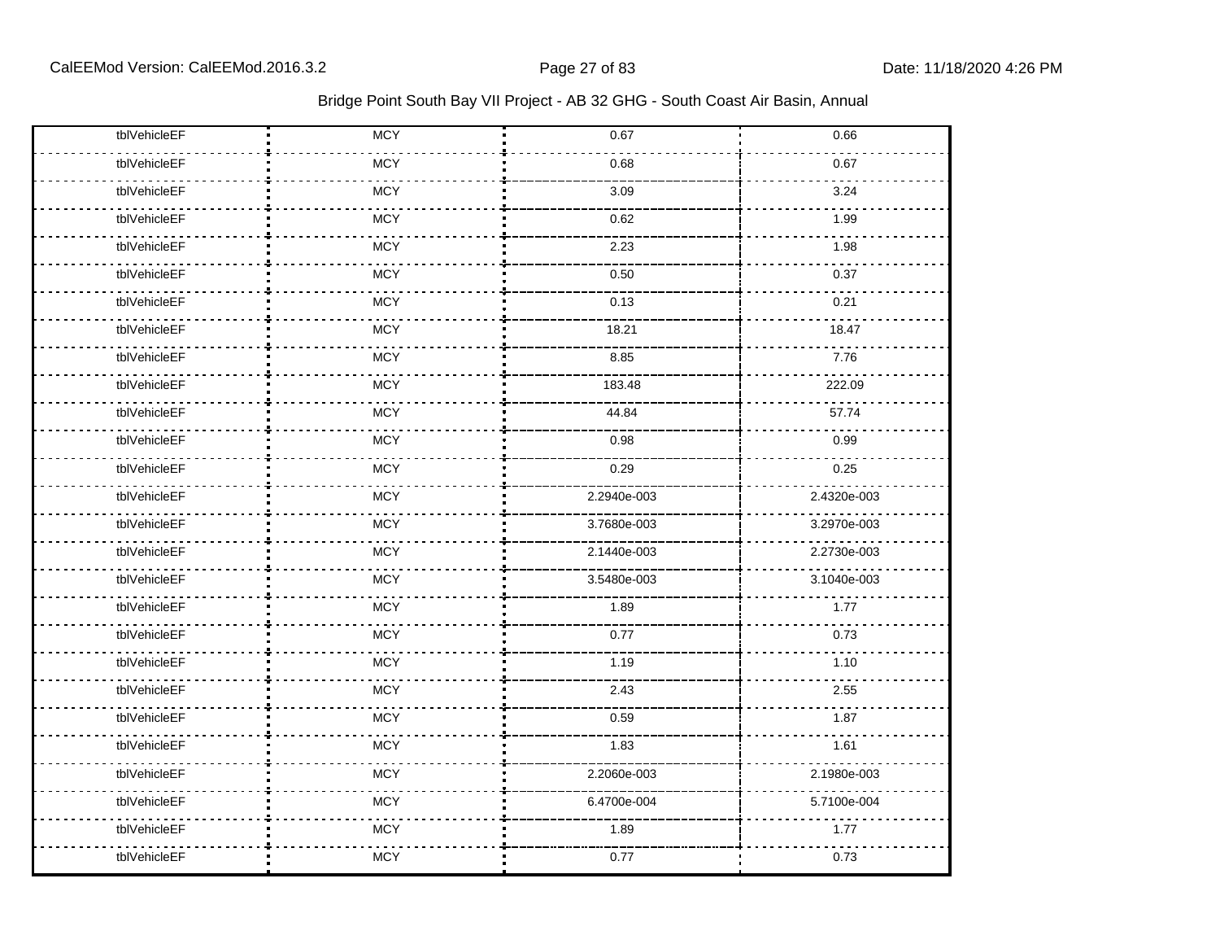| | | | |
|---|---|---|---|
| tblVehicleEF | MCY | 0.67 | 0.66 |
| tblVehicleEF | MCY | 0.68 | 0.67 |
| tblVehicleEF | MCY | 3.09 | 3.24 |
| tblVehicleEF | MCY | 0.62 | 1.99 |
| tblVehicleEF | MCY | 2.23 | 1.98 |
| tblVehicleEF | MCY | 0.50 | 0.37 |
| tblVehicleEF | MCY | 0.13 | 0.21 |
| tblVehicleEF | MCY | 18.21 | 18.47 |
| tblVehicleEF | MCY | 8.85 | 7.76 |
| tblVehicleEF | MCY | 183.48 | 222.09 |
| tblVehicleEF | MCY | 44.84 | 57.74 |
| tblVehicleEF | MCY | 0.98 | 0.99 |
| tblVehicleEF | MCY | 0.29 | 0.25 |
| tblVehicleEF | MCY | 2.2940e-003 | 2.4320e-003 |
| tblVehicleEF | MCY | 3.7680e-003 | 3.2970e-003 |
| tblVehicleEF | MCY | 2.1440e-003 | 2.2730e-003 |
| tblVehicleEF | MCY | 3.5480e-003 | 3.1040e-003 |
| tblVehicleEF | MCY | 1.89 | 1.77 |
| tblVehicleEF | MCY | 0.77 | 0.73 |
| tblVehicleEF | MCY | 1.19 | 1.10 |
| tblVehicleEF | MCY | 2.43 | 2.55 |
| tblVehicleEF | MCY | 0.59 | 1.87 |
| tblVehicleEF | MCY | 1.83 | 1.61 |
| tblVehicleEF | MCY | 2.2060e-003 | 2.1980e-003 |
| tblVehicleEF | MCY | 6.4700e-004 | 5.7100e-004 |
| tblVehicleEF | MCY | 1.89 | 1.77 |
| tblVehicleEF | MCY | 0.77 | 0.73 |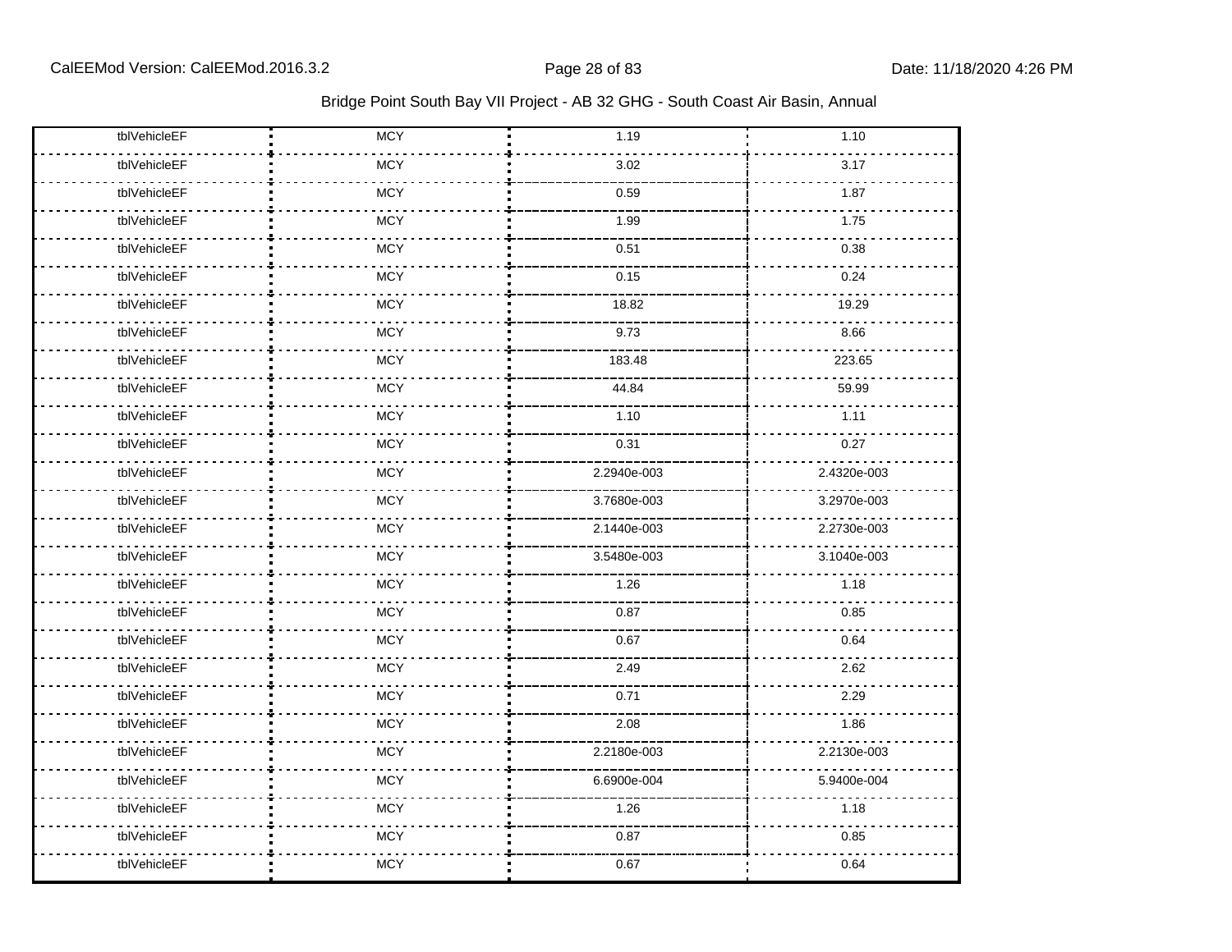| | | | |
|---|---|---|---|
| tblVehicleEF | MCY | 1.19 | 1.10 |
| tblVehicleEF | MCY | 3.02 | 3.17 |
| tblVehicleEF | MCY | 0.59 | 1.87 |
| tblVehicleEF | MCY | 1.99 | 1.75 |
| tblVehicleEF | MCY | 0.51 | 0.38 |
| tblVehicleEF | MCY | 0.15 | 0.24 |
| tblVehicleEF | MCY | 18.82 | 19.29 |
| tblVehicleEF | MCY | 9.73 | 8.66 |
| tblVehicleEF | MCY | 183.48 | 223.65 |
| tblVehicleEF | MCY | 44.84 | 59.99 |
| tblVehicleEF | MCY | 1.10 | 1.11 |
| tblVehicleEF | MCY | 0.31 | 0.27 |
| tblVehicleEF | MCY | 2.2940e-003 | 2.4320e-003 |
| tblVehicleEF | MCY | 3.7680e-003 | 3.2970e-003 |
| tblVehicleEF | MCY | 2.1440e-003 | 2.2730e-003 |
| tblVehicleEF | MCY | 3.5480e-003 | 3.1040e-003 |
| tblVehicleEF | MCY | 1.26 | 1.18 |
| tblVehicleEF | MCY | 0.87 | 0.85 |
| tblVehicleEF | MCY | 0.67 | 0.64 |
| tblVehicleEF | MCY | 2.49 | 2.62 |
| tblVehicleEF | MCY | 0.71 | 2.29 |
| tblVehicleEF | MCY | 2.08 | 1.86 |
| tblVehicleEF | MCY | 2.2180e-003 | 2.2130e-003 |
| tblVehicleEF | MCY | 6.6900e-004 | 5.9400e-004 |
| tblVehicleEF | MCY | 1.26 | 1.18 |
| tblVehicleEF | MCY | 0.87 | 0.85 |
| tblVehicleEF | MCY | 0.67 | 0.64 |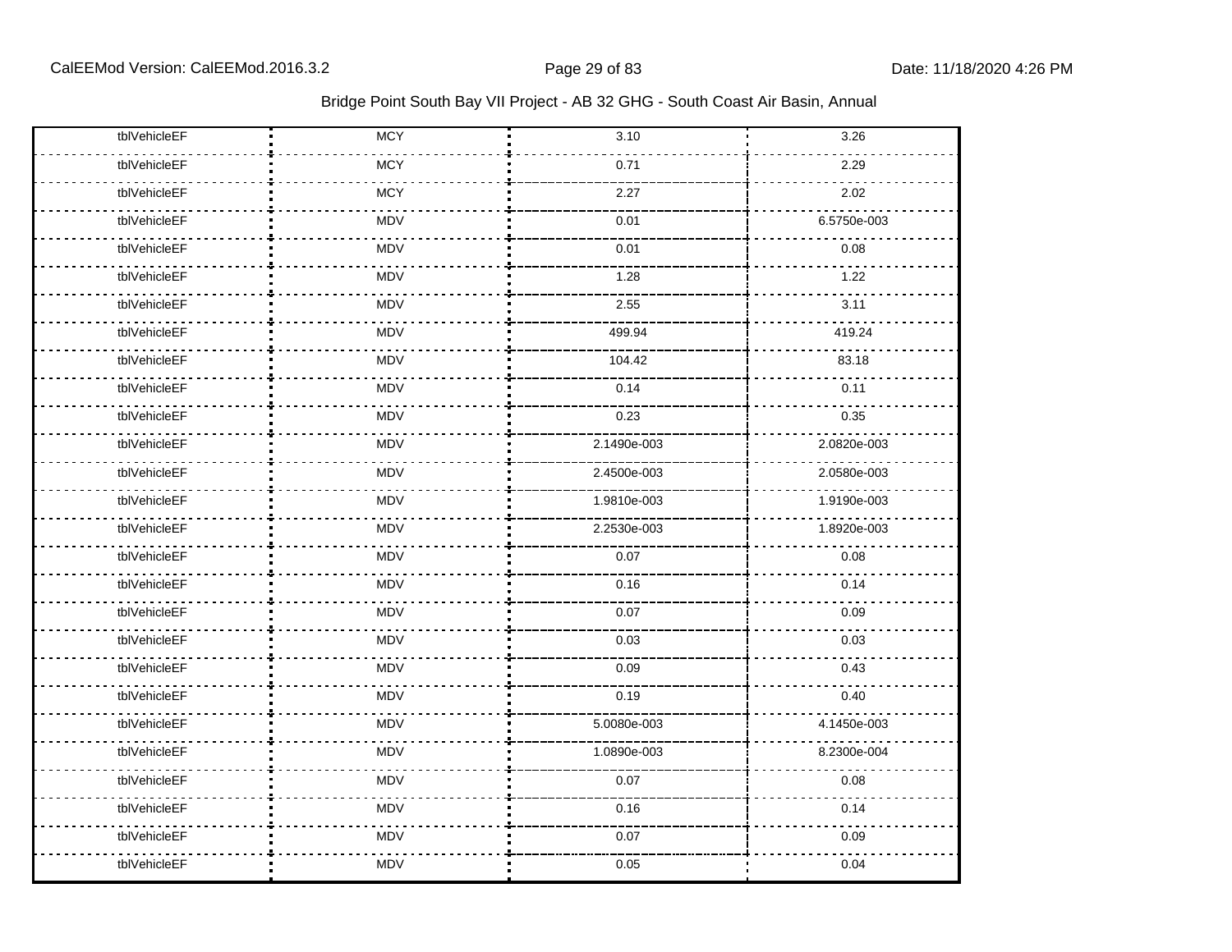| | | | |
|---|---|---|---|
| tblVehicleEF | MCY | 3.10 | 3.26 |
| tblVehicleEF | MCY | 0.71 | 2.29 |
| tblVehicleEF | MCY | 2.27 | 2.02 |
| tblVehicleEF | MDV | 0.01 | 6.5750e-003 |
| tblVehicleEF | MDV | 0.01 | 0.08 |
| tblVehicleEF | MDV | 1.28 | 1.22 |
| tblVehicleEF | MDV | 2.55 | 3.11 |
| tblVehicleEF | MDV | 499.94 | 419.24 |
| tblVehicleEF | MDV | 104.42 | 83.18 |
| tblVehicleEF | MDV | 0.14 | 0.11 |
| tblVehicleEF | MDV | 0.23 | 0.35 |
| tblVehicleEF | MDV | 2.1490e-003 | 2.0820e-003 |
| tblVehicleEF | MDV | 2.4500e-003 | 2.0580e-003 |
| tblVehicleEF | MDV | 1.9810e-003 | 1.9190e-003 |
| tblVehicleEF | MDV | 2.2530e-003 | 1.8920e-003 |
| tblVehicleEF | MDV | 0.07 | 0.08 |
| tblVehicleEF | MDV | 0.16 | 0.14 |
| tblVehicleEF | MDV | 0.07 | 0.09 |
| tblVehicleEF | MDV | 0.03 | 0.03 |
| tblVehicleEF | MDV | 0.09 | 0.43 |
| tblVehicleEF | MDV | 0.19 | 0.40 |
| tblVehicleEF | MDV | 5.0080e-003 | 4.1450e-003 |
| tblVehicleEF | MDV | 1.0890e-003 | 8.2300e-004 |
| tblVehicleEF | MDV | 0.07 | 0.08 |
| tblVehicleEF | MDV | 0.16 | 0.14 |
| tblVehicleEF | MDV | 0.07 | 0.09 |
| tblVehicleEF | MDV | 0.05 | 0.04 |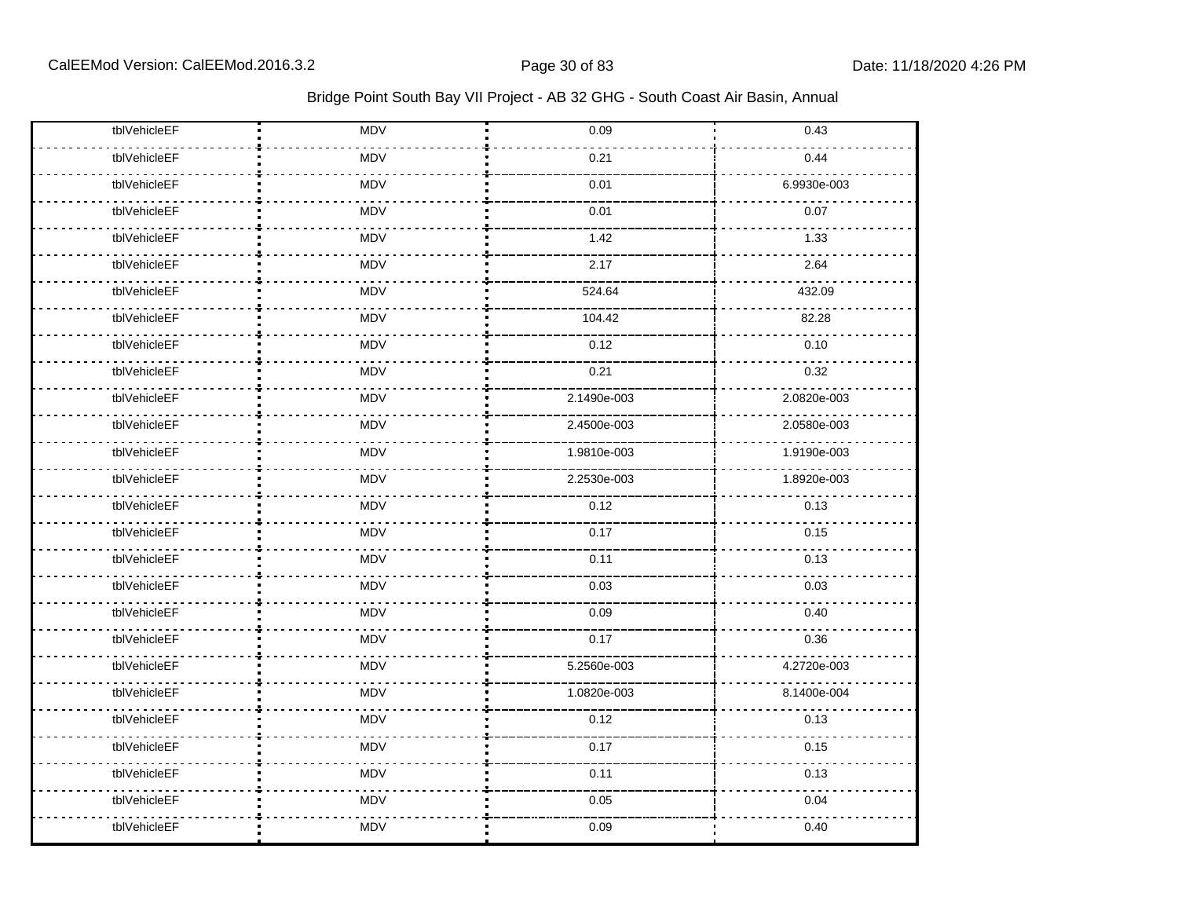| | | | |
|---|---|---|---|
| tblVehicleEF | MDV | 0.09 | 0.43 |
| tblVehicleEF | MDV | 0.21 | 0.44 |
| tblVehicleEF | MDV | 0.01 | 6.9930e-003 |
| tblVehicleEF | MDV | 0.01 | 0.07 |
| tblVehicleEF | MDV | 1.42 | 1.33 |
| tblVehicleEF | MDV | 2.17 | 2.64 |
| tblVehicleEF | MDV | 524.64 | 432.09 |
| tblVehicleEF | MDV | 104.42 | 82.28 |
| tblVehicleEF | MDV | 0.12 | 0.10 |
| tblVehicleEF | MDV | 0.21 | 0.32 |
| tblVehicleEF | MDV | 2.1490e-003 | 2.0820e-003 |
| tblVehicleEF | MDV | 2.4500e-003 | 2.0580e-003 |
| tblVehicleEF | MDV | 1.9810e-003 | 1.9190e-003 |
| tblVehicleEF | MDV | 2.2530e-003 | 1.8920e-003 |
| tblVehicleEF | MDV | 0.12 | 0.13 |
| tblVehicleEF | MDV | 0.17 | 0.15 |
| tblVehicleEF | MDV | 0.11 | 0.13 |
| tblVehicleEF | MDV | 0.03 | 0.03 |
| tblVehicleEF | MDV | 0.09 | 0.40 |
| tblVehicleEF | MDV | 0.17 | 0.36 |
| tblVehicleEF | MDV | 5.2560e-003 | 4.2720e-003 |
| tblVehicleEF | MDV | 1.0820e-003 | 8.1400e-004 |
| tblVehicleEF | MDV | 0.12 | 0.13 |
| tblVehicleEF | MDV | 0.17 | 0.15 |
| tblVehicleEF | MDV | 0.11 | 0.13 |
| tblVehicleEF | MDV | 0.05 | 0.04 |
| tblVehicleEF | MDV | 0.09 | 0.40 |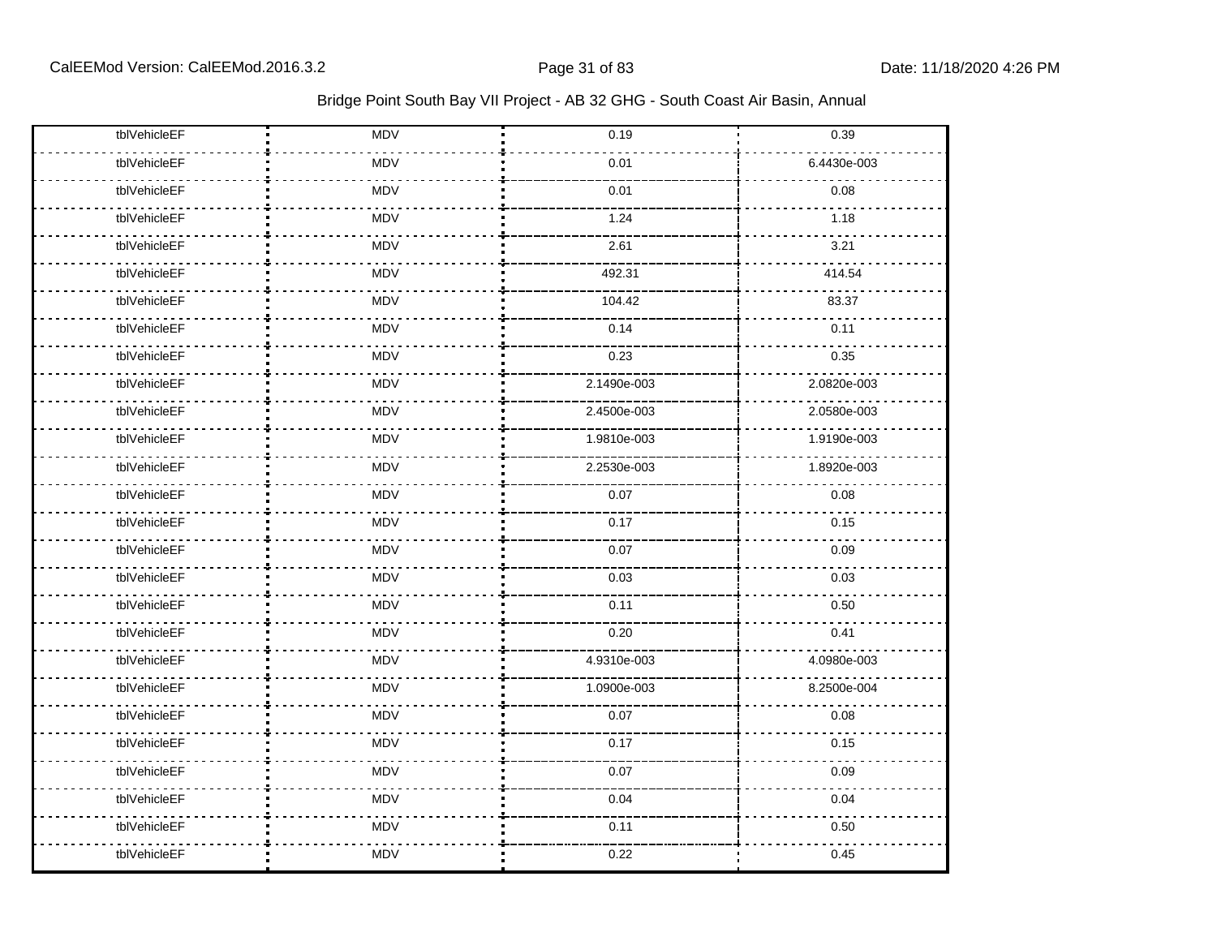Bridge Point South Bay VII Project - AB 32 GHG - South Coast Air Basin, Annual

| | | | |
|---|---|---|---|
| tblVehicleEF | MDV | 0.19 | 0.39 |
| tblVehicleEF | MDV | 0.01 | 6.4430e-003 |
| tblVehicleEF | MDV | 0.01 | 0.08 |
| tblVehicleEF | MDV | 1.24 | 1.18 |
| tblVehicleEF | MDV | 2.61 | 3.21 |
| tblVehicleEF | MDV | 492.31 | 414.54 |
| tblVehicleEF | MDV | 104.42 | 83.37 |
| tblVehicleEF | MDV | 0.14 | 0.11 |
| tblVehicleEF | MDV | 0.23 | 0.35 |
| tblVehicleEF | MDV | 2.1490e-003 | 2.0820e-003 |
| tblVehicleEF | MDV | 2.4500e-003 | 2.0580e-003 |
| tblVehicleEF | MDV | 1.9810e-003 | 1.9190e-003 |
| tblVehicleEF | MDV | 2.2530e-003 | 1.8920e-003 |
| tblVehicleEF | MDV | 0.07 | 0.08 |
| tblVehicleEF | MDV | 0.17 | 0.15 |
| tblVehicleEF | MDV | 0.07 | 0.09 |
| tblVehicleEF | MDV | 0.03 | 0.03 |
| tblVehicleEF | MDV | 0.11 | 0.50 |
| tblVehicleEF | MDV | 0.20 | 0.41 |
| tblVehicleEF | MDV | 4.9310e-003 | 4.0980e-003 |
| tblVehicleEF | MDV | 1.0900e-003 | 8.2500e-004 |
| tblVehicleEF | MDV | 0.07 | 0.08 |
| tblVehicleEF | MDV | 0.17 | 0.15 |
| tblVehicleEF | MDV | 0.07 | 0.09 |
| tblVehicleEF | MDV | 0.04 | 0.04 |
| tblVehicleEF | MDV | 0.11 | 0.50 |
| tblVehicleEF | MDV | 0.22 | 0.45 |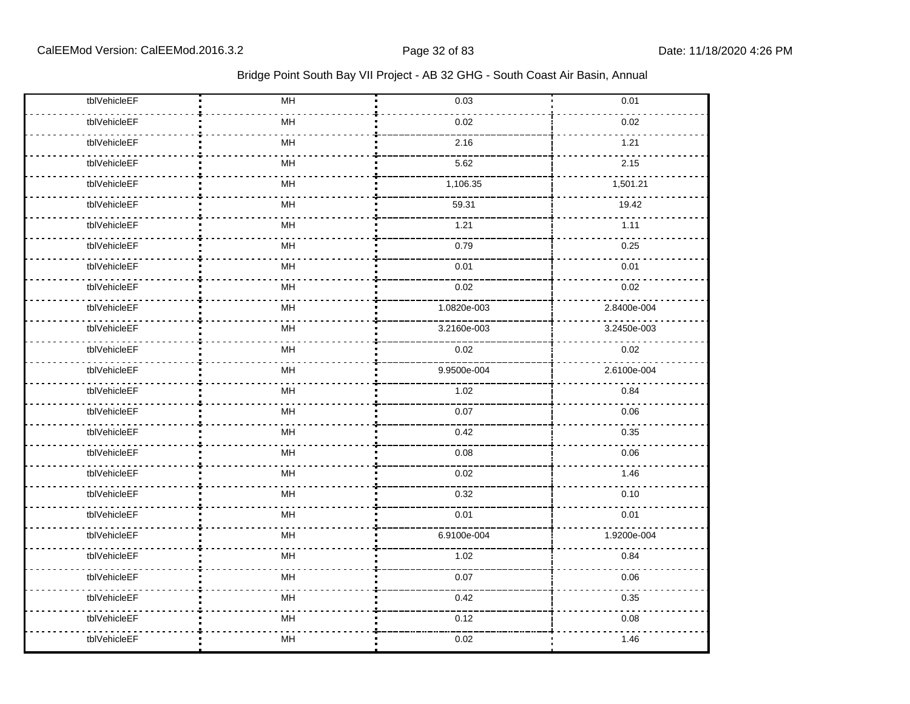Bridge Point South Bay VII Project - AB 32 GHG - South Coast Air Basin, Annual

| | | | |
|---|---|---|---|
| tblVehicleEF | MH | 0.03 | 0.01 |
| tblVehicleEF | MH | 0.02 | 0.02 |
| tblVehicleEF | MH | 2.16 | 1.21 |
| tblVehicleEF | MH | 5.62 | 2.15 |
| tblVehicleEF | MH | 1,106.35 | 1,501.21 |
| tblVehicleEF | MH | 59.31 | 19.42 |
| tblVehicleEF | MH | 1.21 | 1.11 |
| tblVehicleEF | MH | 0.79 | 0.25 |
| tblVehicleEF | MH | 0.01 | 0.01 |
| tblVehicleEF | MH | 0.02 | 0.02 |
| tblVehicleEF | MH | 1.0820e-003 | 2.8400e-004 |
| tblVehicleEF | MH | 3.2160e-003 | 3.2450e-003 |
| tblVehicleEF | MH | 0.02 | 0.02 |
| tblVehicleEF | MH | 9.9500e-004 | 2.6100e-004 |
| tblVehicleEF | MH | 1.02 | 0.84 |
| tblVehicleEF | MH | 0.07 | 0.06 |
| tblVehicleEF | MH | 0.42 | 0.35 |
| tblVehicleEF | MH | 0.08 | 0.06 |
| tblVehicleEF | MH | 0.02 | 1.46 |
| tblVehicleEF | MH | 0.32 | 0.10 |
| tblVehicleEF | MH | 0.01 | 0.01 |
| tblVehicleEF | MH | 6.9100e-004 | 1.9200e-004 |
| tblVehicleEF | MH | 1.02 | 0.84 |
| tblVehicleEF | MH | 0.07 | 0.06 |
| tblVehicleEF | MH | 0.42 | 0.35 |
| tblVehicleEF | MH | 0.12 | 0.08 |
| tblVehicleEF | MH | 0.02 | 1.46 |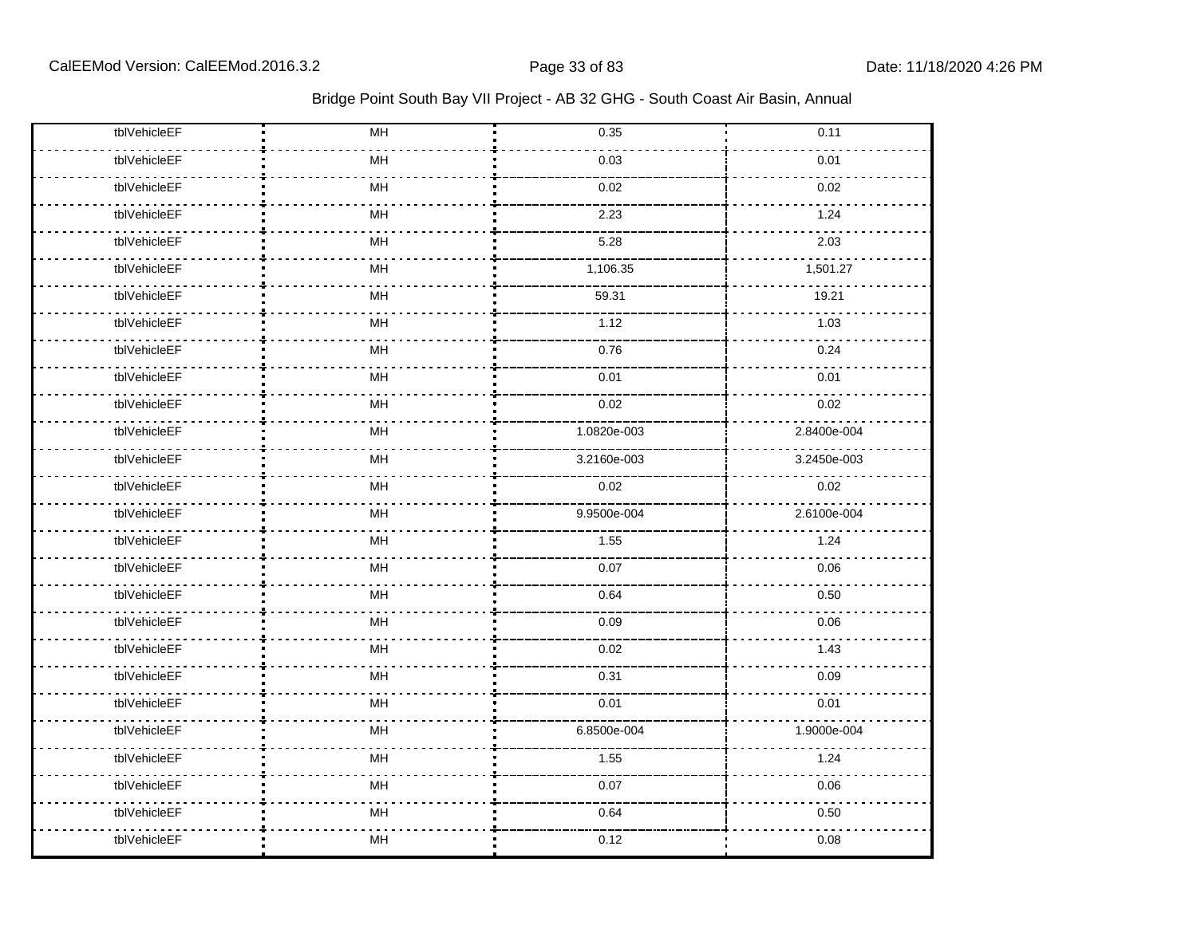Bridge Point South Bay VII Project - AB 32 GHG - South Coast Air Basin, Annual

| | | | |
|---|---|---|---|
| tblVehicleEF | MH | 0.35 | 0.11 |
| tblVehicleEF | MH | 0.03 | 0.01 |
| tblVehicleEF | MH | 0.02 | 0.02 |
| tblVehicleEF | MH | 2.23 | 1.24 |
| tblVehicleEF | MH | 5.28 | 2.03 |
| tblVehicleEF | MH | 1,106.35 | 1,501.27 |
| tblVehicleEF | MH | 59.31 | 19.21 |
| tblVehicleEF | MH | 1.12 | 1.03 |
| tblVehicleEF | MH | 0.76 | 0.24 |
| tblVehicleEF | MH | 0.01 | 0.01 |
| tblVehicleEF | MH | 0.02 | 0.02 |
| tblVehicleEF | MH | 1.0820e-003 | 2.8400e-004 |
| tblVehicleEF | MH | 3.2160e-003 | 3.2450e-003 |
| tblVehicleEF | MH | 0.02 | 0.02 |
| tblVehicleEF | MH | 9.9500e-004 | 2.6100e-004 |
| tblVehicleEF | MH | 1.55 | 1.24 |
| tblVehicleEF | MH | 0.07 | 0.06 |
| tblVehicleEF | MH | 0.64 | 0.50 |
| tblVehicleEF | MH | 0.09 | 0.06 |
| tblVehicleEF | MH | 0.02 | 1.43 |
| tblVehicleEF | MH | 0.31 | 0.09 |
| tblVehicleEF | MH | 0.01 | 0.01 |
| tblVehicleEF | MH | 6.8500e-004 | 1.9000e-004 |
| tblVehicleEF | MH | 1.55 | 1.24 |
| tblVehicleEF | MH | 0.07 | 0.06 |
| tblVehicleEF | MH | 0.64 | 0.50 |
| tblVehicleEF | MH | 0.12 | 0.08 |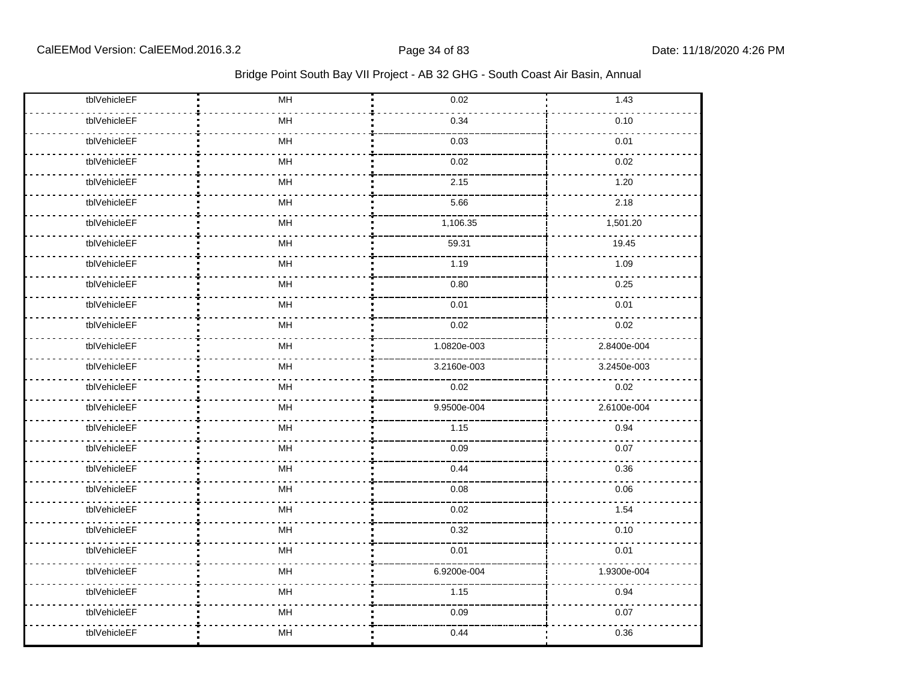| | | | |
|---|---|---|---|
| tblVehicleEF | MH | 0.02 | 1.43 |
| tblVehicleEF | MH | 0.34 | 0.10 |
| tblVehicleEF | MH | 0.03 | 0.01 |
| tblVehicleEF | MH | 0.02 | 0.02 |
| tblVehicleEF | MH | 2.15 | 1.20 |
| tblVehicleEF | MH | 5.66 | 2.18 |
| tblVehicleEF | MH | 1,106.35 | 1,501.20 |
| tblVehicleEF | MH | 59.31 | 19.45 |
| tblVehicleEF | MH | 1.19 | 1.09 |
| tblVehicleEF | MH | 0.80 | 0.25 |
| tblVehicleEF | MH | 0.01 | 0.01 |
| tblVehicleEF | MH | 0.02 | 0.02 |
| tblVehicleEF | MH | 1.0820e-003 | 2.8400e-004 |
| tblVehicleEF | MH | 3.2160e-003 | 3.2450e-003 |
| tblVehicleEF | MH | 0.02 | 0.02 |
| tblVehicleEF | MH | 9.9500e-004 | 2.6100e-004 |
| tblVehicleEF | MH | 1.15 | 0.94 |
| tblVehicleEF | MH | 0.09 | 0.07 |
| tblVehicleEF | MH | 0.44 | 0.36 |
| tblVehicleEF | MH | 0.08 | 0.06 |
| tblVehicleEF | MH | 0.02 | 1.54 |
| tblVehicleEF | MH | 0.32 | 0.10 |
| tblVehicleEF | MH | 0.01 | 0.01 |
| tblVehicleEF | MH | 6.9200e-004 | 1.9300e-004 |
| tblVehicleEF | MH | 1.15 | 0.94 |
| tblVehicleEF | MH | 0.09 | 0.07 |
| tblVehicleEF | MH | 0.44 | 0.36 |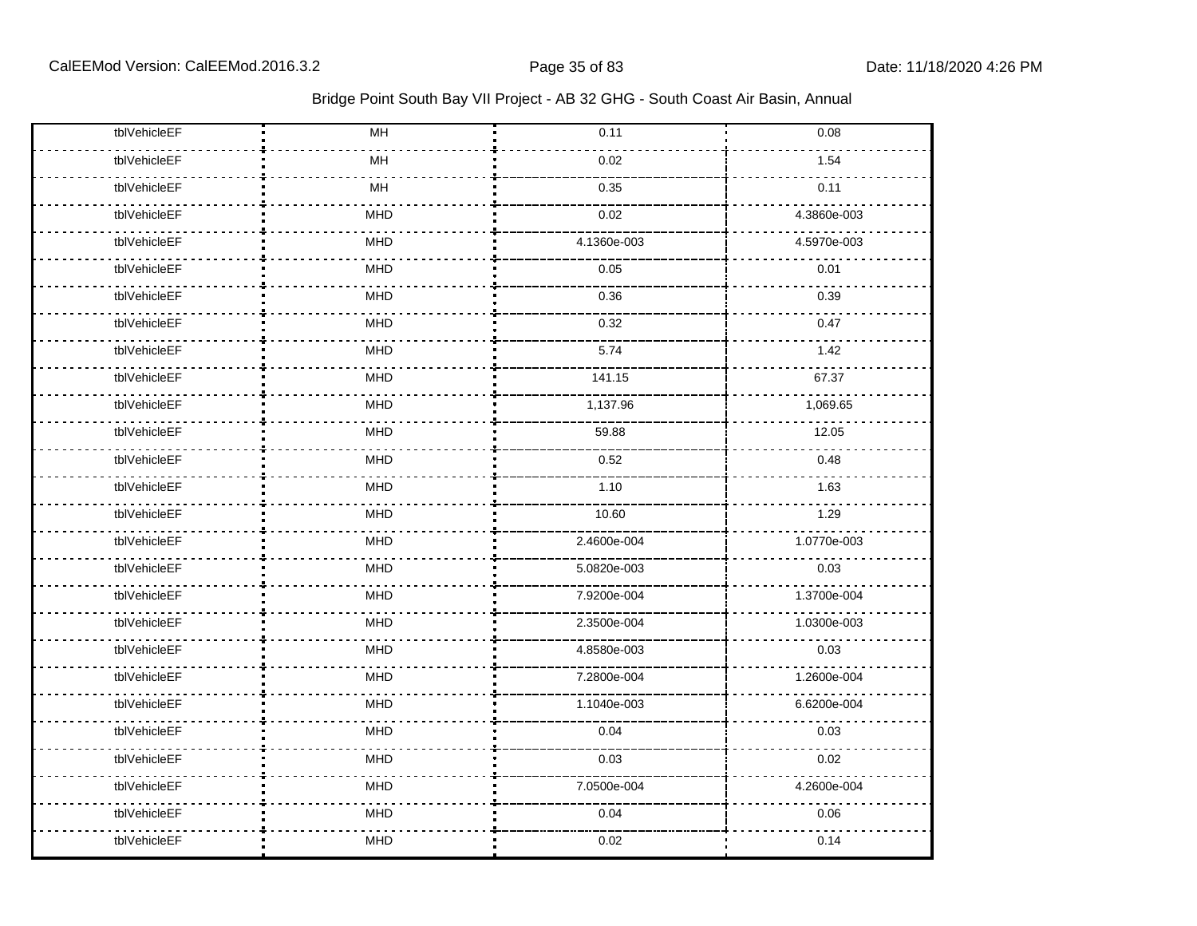| | | | |
|---|---|---|---|
| tblVehicleEF | MH | 0.11 | 0.08 |
| tblVehicleEF | MH | 0.02 | 1.54 |
| tblVehicleEF | MH | 0.35 | 0.11 |
| tblVehicleEF | MHD | 0.02 | 4.3860e-003 |
| tblVehicleEF | MHD | 4.1360e-003 | 4.5970e-003 |
| tblVehicleEF | MHD | 0.05 | 0.01 |
| tblVehicleEF | MHD | 0.36 | 0.39 |
| tblVehicleEF | MHD | 0.32 | 0.47 |
| tblVehicleEF | MHD | 5.74 | 1.42 |
| tblVehicleEF | MHD | 141.15 | 67.37 |
| tblVehicleEF | MHD | 1,137.96 | 1,069.65 |
| tblVehicleEF | MHD | 59.88 | 12.05 |
| tblVehicleEF | MHD | 0.52 | 0.48 |
| tblVehicleEF | MHD | 1.10 | 1.63 |
| tblVehicleEF | MHD | 10.60 | 1.29 |
| tblVehicleEF | MHD | 2.4600e-004 | 1.0770e-003 |
| tblVehicleEF | MHD | 5.0820e-003 | 0.03 |
| tblVehicleEF | MHD | 7.9200e-004 | 1.3700e-004 |
| tblVehicleEF | MHD | 2.3500e-004 | 1.0300e-003 |
| tblVehicleEF | MHD | 4.8580e-003 | 0.03 |
| tblVehicleEF | MHD | 7.2800e-004 | 1.2600e-004 |
| tblVehicleEF | MHD | 1.1040e-003 | 6.6200e-004 |
| tblVehicleEF | MHD | 0.04 | 0.03 |
| tblVehicleEF | MHD | 0.03 | 0.02 |
| tblVehicleEF | MHD | 7.0500e-004 | 4.2600e-004 |
| tblVehicleEF | MHD | 0.04 | 0.06 |
| tblVehicleEF | MHD | 0.02 | 0.14 |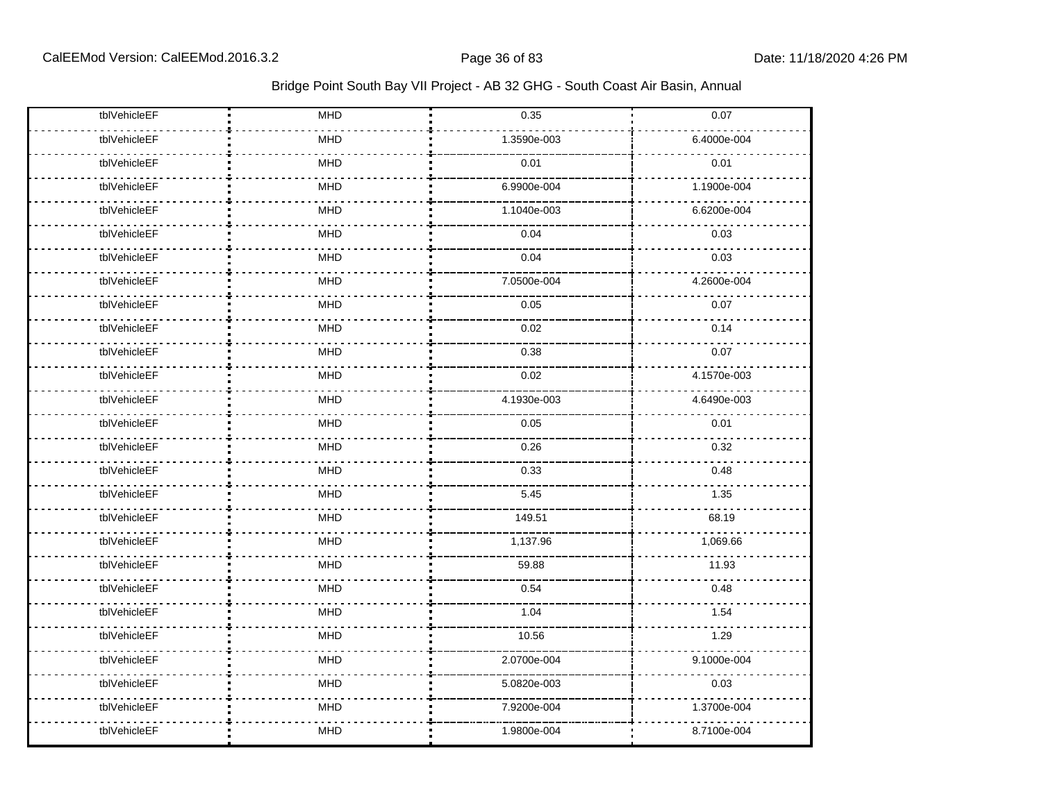| | | | |
|---|---|---|---|
| tblVehicleEF | MHD | 0.35 | 0.07 |
| tblVehicleEF | MHD | 1.3590e-003 | 6.4000e-004 |
| tblVehicleEF | MHD | 0.01 | 0.01 |
| tblVehicleEF | MHD | 6.9900e-004 | 1.1900e-004 |
| tblVehicleEF | MHD | 1.1040e-003 | 6.6200e-004 |
| tblVehicleEF | MHD | 0.04 | 0.03 |
| tblVehicleEF | MHD | 0.04 | 0.03 |
| tblVehicleEF | MHD | 7.0500e-004 | 4.2600e-004 |
| tblVehicleEF | MHD | 0.05 | 0.07 |
| tblVehicleEF | MHD | 0.02 | 0.14 |
| tblVehicleEF | MHD | 0.38 | 0.07 |
| tblVehicleEF | MHD | 0.02 | 4.1570e-003 |
| tblVehicleEF | MHD | 4.1930e-003 | 4.6490e-003 |
| tblVehicleEF | MHD | 0.05 | 0.01 |
| tblVehicleEF | MHD | 0.26 | 0.32 |
| tblVehicleEF | MHD | 0.33 | 0.48 |
| tblVehicleEF | MHD | 5.45 | 1.35 |
| tblVehicleEF | MHD | 149.51 | 68.19 |
| tblVehicleEF | MHD | 1,137.96 | 1,069.66 |
| tblVehicleEF | MHD | 59.88 | 11.93 |
| tblVehicleEF | MHD | 0.54 | 0.48 |
| tblVehicleEF | MHD | 1.04 | 1.54 |
| tblVehicleEF | MHD | 10.56 | 1.29 |
| tblVehicleEF | MHD | 2.0700e-004 | 9.1000e-004 |
| tblVehicleEF | MHD | 5.0820e-003 | 0.03 |
| tblVehicleEF | MHD | 7.9200e-004 | 1.3700e-004 |
| tblVehicleEF | MHD | 1.9800e-004 | 8.7100e-004 |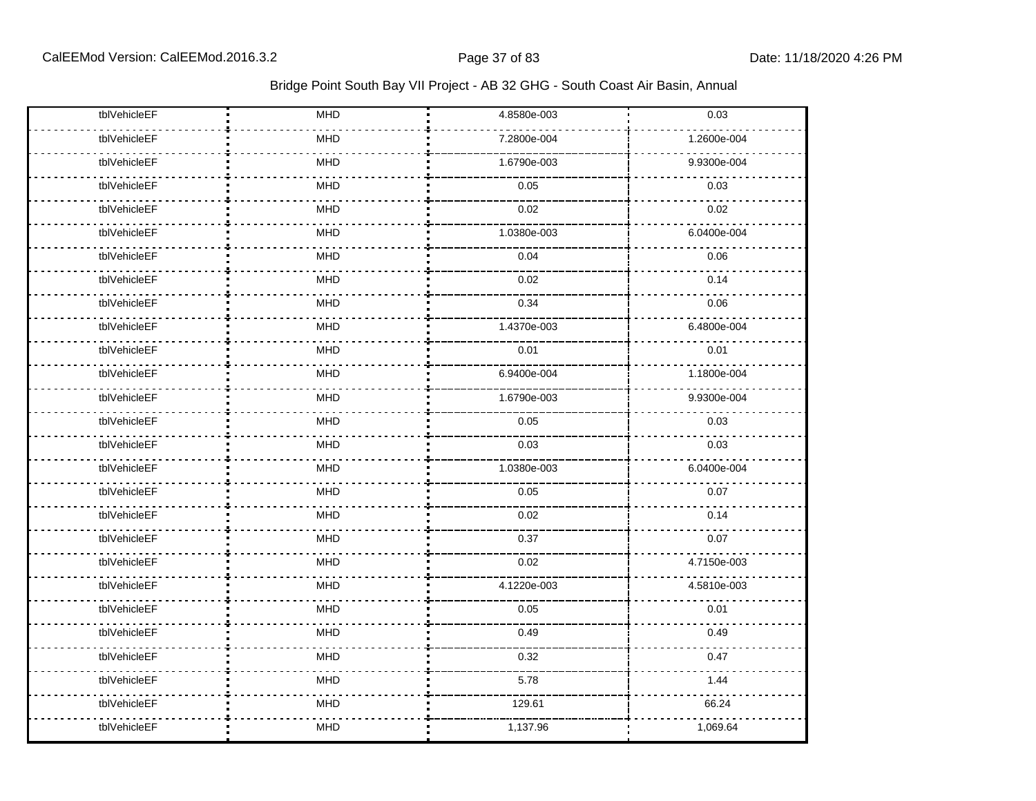| | | | |
|---|---|---|---|
| tblVehicleEF | MHD | 4.8580e-003 | 0.03 |
| tblVehicleEF | MHD | 7.2800e-004 | 1.2600e-004 |
| tblVehicleEF | MHD | 1.6790e-003 | 9.9300e-004 |
| tblVehicleEF | MHD | 0.05 | 0.03 |
| tblVehicleEF | MHD | 0.02 | 0.02 |
| tblVehicleEF | MHD | 1.0380e-003 | 6.0400e-004 |
| tblVehicleEF | MHD | 0.04 | 0.06 |
| tblVehicleEF | MHD | 0.02 | 0.14 |
| tblVehicleEF | MHD | 0.34 | 0.06 |
| tblVehicleEF | MHD | 1.4370e-003 | 6.4800e-004 |
| tblVehicleEF | MHD | 0.01 | 0.01 |
| tblVehicleEF | MHD | 6.9400e-004 | 1.1800e-004 |
| tblVehicleEF | MHD | 1.6790e-003 | 9.9300e-004 |
| tblVehicleEF | MHD | 0.05 | 0.03 |
| tblVehicleEF | MHD | 0.03 | 0.03 |
| tblVehicleEF | MHD | 1.0380e-003 | 6.0400e-004 |
| tblVehicleEF | MHD | 0.05 | 0.07 |
| tblVehicleEF | MHD | 0.02 | 0.14 |
| tblVehicleEF | MHD | 0.37 | 0.07 |
| tblVehicleEF | MHD | 0.02 | 4.7150e-003 |
| tblVehicleEF | MHD | 4.1220e-003 | 4.5810e-003 |
| tblVehicleEF | MHD | 0.05 | 0.01 |
| tblVehicleEF | MHD | 0.49 | 0.49 |
| tblVehicleEF | MHD | 0.32 | 0.47 |
| tblVehicleEF | MHD | 5.78 | 1.44 |
| tblVehicleEF | MHD | 129.61 | 66.24 |
| tblVehicleEF | MHD | 1,137.96 | 1,069.64 |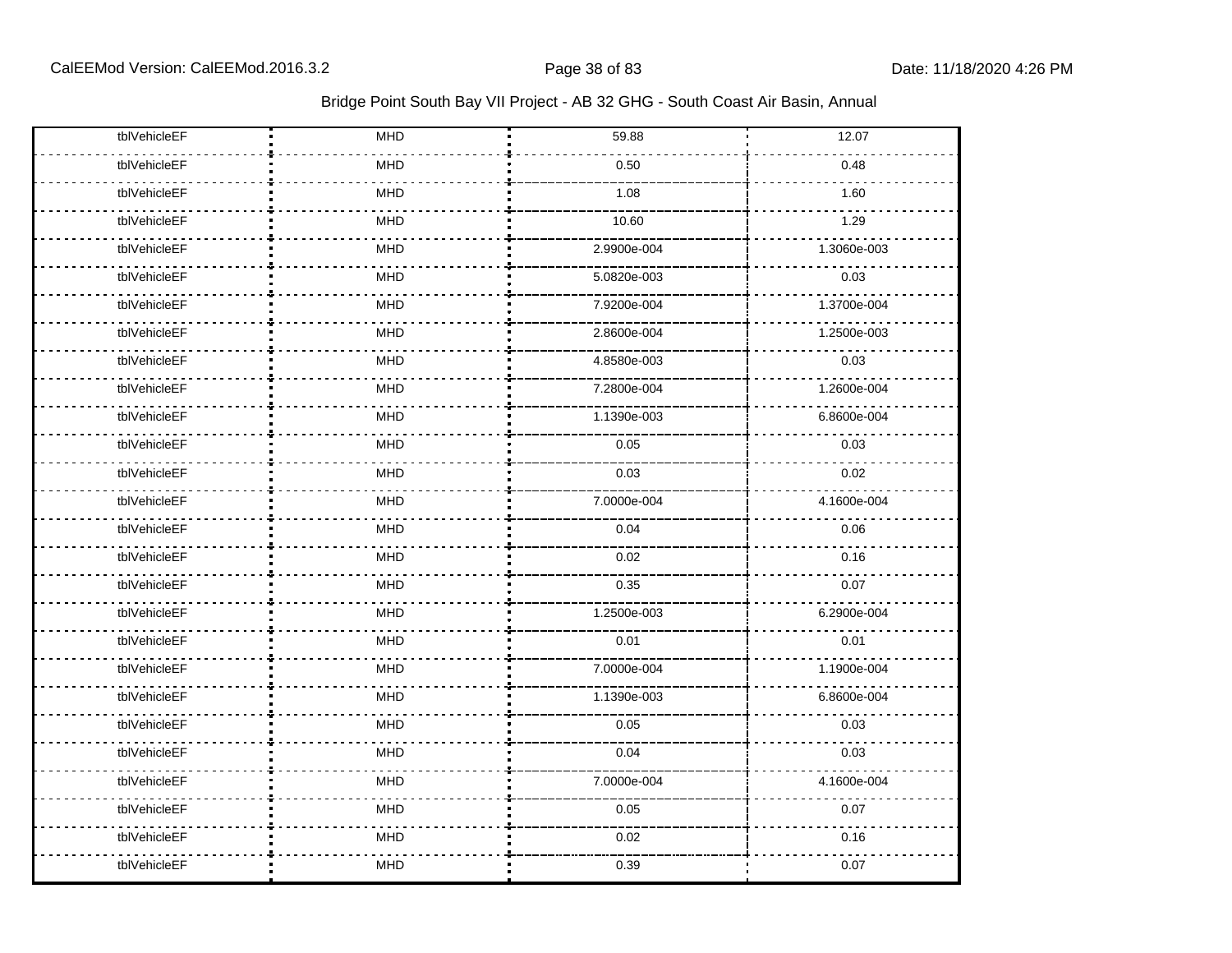| tblVehicleEF | MHD | 59.88 | 12.07 |
|---|---|---|---|
| tblVehicleEF | MHD | 0.50 | 0.48 |
| tblVehicleEF | MHD | 1.08 | 1.60 |
| tblVehicleEF | MHD | 10.60 | 1.29 |
| tblVehicleEF | MHD | 2.9900e-004 | 1.3060e-003 |
| tblVehicleEF | MHD | 5.0820e-003 | 0.03 |
| tblVehicleEF | MHD | 7.9200e-004 | 1.3700e-004 |
| tblVehicleEF | MHD | 2.8600e-004 | 1.2500e-003 |
| tblVehicleEF | MHD | 4.8580e-003 | 0.03 |
| tblVehicleEF | MHD | 7.2800e-004 | 1.2600e-004 |
| tblVehicleEF | MHD | 1.1390e-003 | 6.8600e-004 |
| tblVehicleEF | MHD | 0.05 | 0.03 |
| tblVehicleEF | MHD | 0.03 | 0.02 |
| tblVehicleEF | MHD | 7.0000e-004 | 4.1600e-004 |
| tblVehicleEF | MHD | 0.04 | 0.06 |
| tblVehicleEF | MHD | 0.02 | 0.16 |
| tblVehicleEF | MHD | 0.35 | 0.07 |
| tblVehicleEF | MHD | 1.2500e-003 | 6.2900e-004 |
| tblVehicleEF | MHD | 0.01 | 0.01 |
| tblVehicleEF | MHD | 7.0000e-004 | 1.1900e-004 |
| tblVehicleEF | MHD | 1.1390e-003 | 6.8600e-004 |
| tblVehicleEF | MHD | 0.05 | 0.03 |
| tblVehicleEF | MHD | 0.04 | 0.03 |
| tblVehicleEF | MHD | 7.0000e-004 | 4.1600e-004 |
| tblVehicleEF | MHD | 0.05 | 0.07 |
| tblVehicleEF | MHD | 0.02 | 0.16 |
| tblVehicleEF | MHD | 0.39 | 0.07 |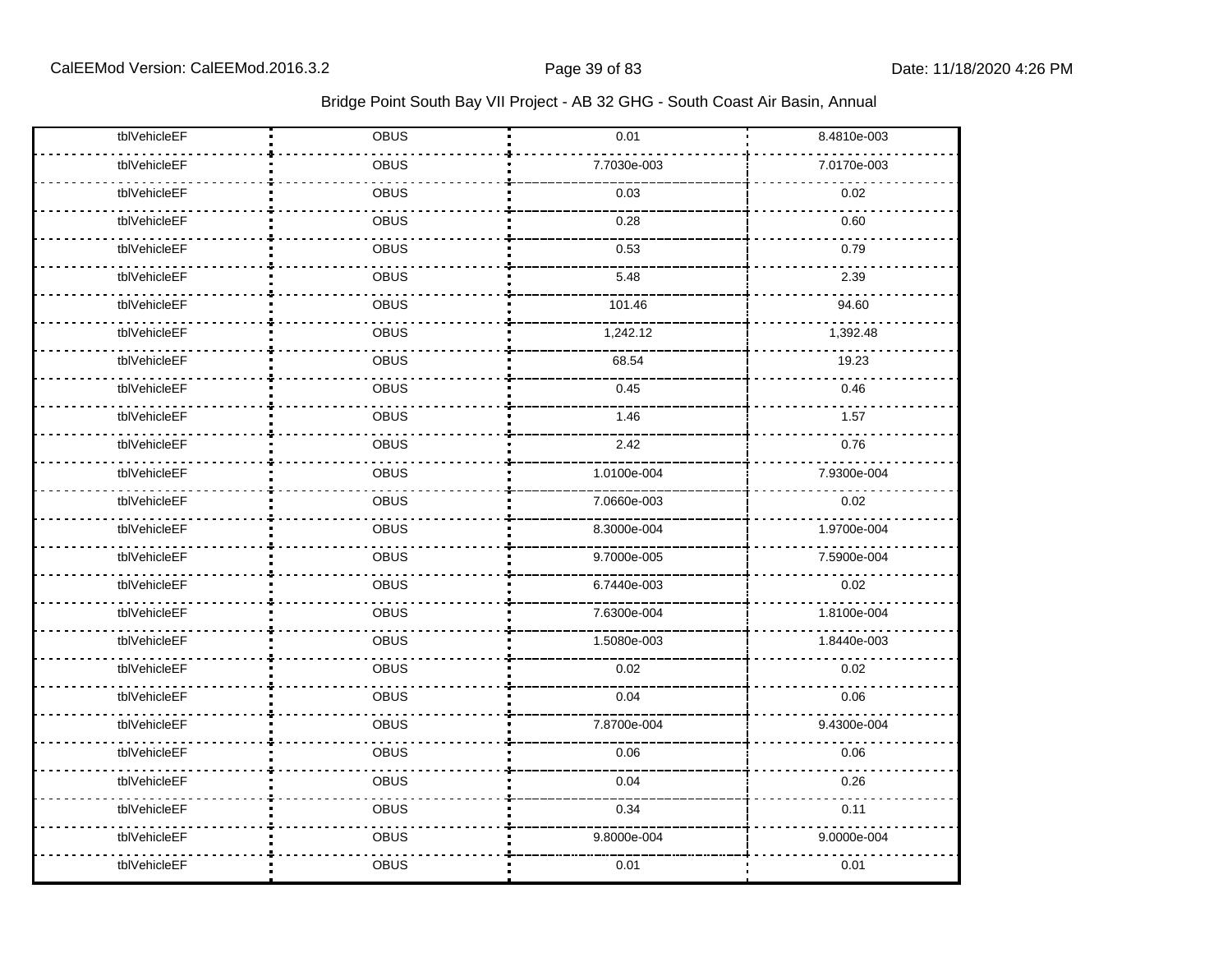| | | | |
|---|---|---|---|
| tblVehicleEF | OBUS | 0.01 | 8.4810e-003 |
| tblVehicleEF | OBUS | 7.7030e-003 | 7.0170e-003 |
| tblVehicleEF | OBUS | 0.03 | 0.02 |
| tblVehicleEF | OBUS | 0.28 | 0.60 |
| tblVehicleEF | OBUS | 0.53 | 0.79 |
| tblVehicleEF | OBUS | 5.48 | 2.39 |
| tblVehicleEF | OBUS | 101.46 | 94.60 |
| tblVehicleEF | OBUS | 1,242.12 | 1,392.48 |
| tblVehicleEF | OBUS | 68.54 | 19.23 |
| tblVehicleEF | OBUS | 0.45 | 0.46 |
| tblVehicleEF | OBUS | 1.46 | 1.57 |
| tblVehicleEF | OBUS | 2.42 | 0.76 |
| tblVehicleEF | OBUS | 1.0100e-004 | 7.9300e-004 |
| tblVehicleEF | OBUS | 7.0660e-003 | 0.02 |
| tblVehicleEF | OBUS | 8.3000e-004 | 1.9700e-004 |
| tblVehicleEF | OBUS | 9.7000e-005 | 7.5900e-004 |
| tblVehicleEF | OBUS | 6.7440e-003 | 0.02 |
| tblVehicleEF | OBUS | 7.6300e-004 | 1.8100e-004 |
| tblVehicleEF | OBUS | 1.5080e-003 | 1.8440e-003 |
| tblVehicleEF | OBUS | 0.02 | 0.02 |
| tblVehicleEF | OBUS | 0.04 | 0.06 |
| tblVehicleEF | OBUS | 7.8700e-004 | 9.4300e-004 |
| tblVehicleEF | OBUS | 0.06 | 0.06 |
| tblVehicleEF | OBUS | 0.04 | 0.26 |
| tblVehicleEF | OBUS | 0.34 | 0.11 |
| tblVehicleEF | OBUS | 9.8000e-004 | 9.0000e-004 |
| tblVehicleEF | OBUS | 0.01 | 0.01 |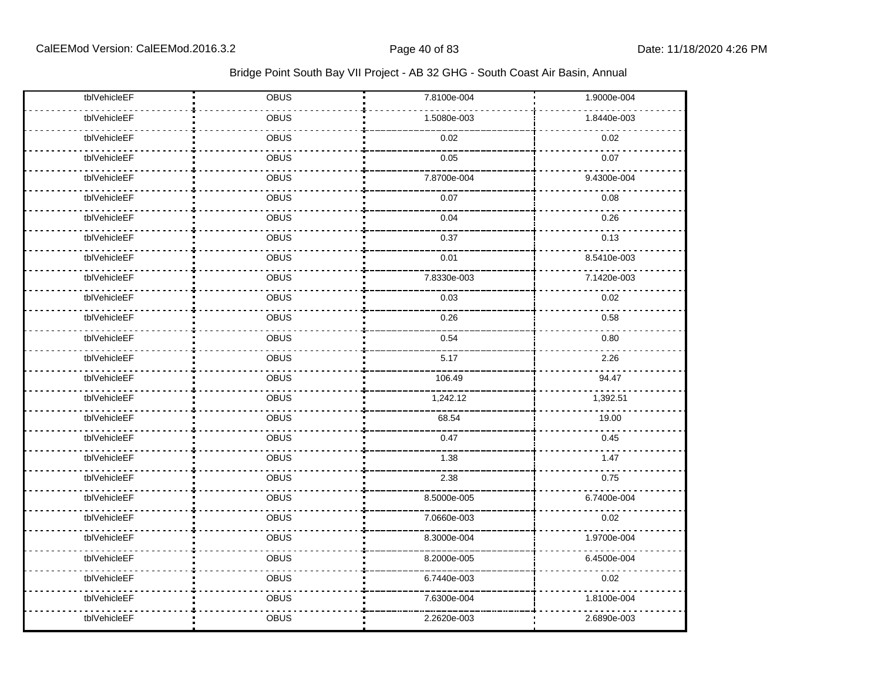| | | | |
|---|---|---|---|
| tblVehicleEF | OBUS | 7.8100e-004 | 1.9000e-004 |
| tblVehicleEF | OBUS | 1.5080e-003 | 1.8440e-003 |
| tblVehicleEF | OBUS | 0.02 | 0.02 |
| tblVehicleEF | OBUS | 0.05 | 0.07 |
| tblVehicleEF | OBUS | 7.8700e-004 | 9.4300e-004 |
| tblVehicleEF | OBUS | 0.07 | 0.08 |
| tblVehicleEF | OBUS | 0.04 | 0.26 |
| tblVehicleEF | OBUS | 0.37 | 0.13 |
| tblVehicleEF | OBUS | 0.01 | 8.5410e-003 |
| tblVehicleEF | OBUS | 7.8330e-003 | 7.1420e-003 |
| tblVehicleEF | OBUS | 0.03 | 0.02 |
| tblVehicleEF | OBUS | 0.26 | 0.58 |
| tblVehicleEF | OBUS | 0.54 | 0.80 |
| tblVehicleEF | OBUS | 5.17 | 2.26 |
| tblVehicleEF | OBUS | 106.49 | 94.47 |
| tblVehicleEF | OBUS | 1,242.12 | 1,392.51 |
| tblVehicleEF | OBUS | 68.54 | 19.00 |
| tblVehicleEF | OBUS | 0.47 | 0.45 |
| tblVehicleEF | OBUS | 1.38 | 1.47 |
| tblVehicleEF | OBUS | 2.38 | 0.75 |
| tblVehicleEF | OBUS | 8.5000e-005 | 6.7400e-004 |
| tblVehicleEF | OBUS | 7.0660e-003 | 0.02 |
| tblVehicleEF | OBUS | 8.3000e-004 | 1.9700e-004 |
| tblVehicleEF | OBUS | 8.2000e-005 | 6.4500e-004 |
| tblVehicleEF | OBUS | 6.7440e-003 | 0.02 |
| tblVehicleEF | OBUS | 7.6300e-004 | 1.8100e-004 |
| tblVehicleEF | OBUS | 2.2620e-003 | 2.6890e-003 |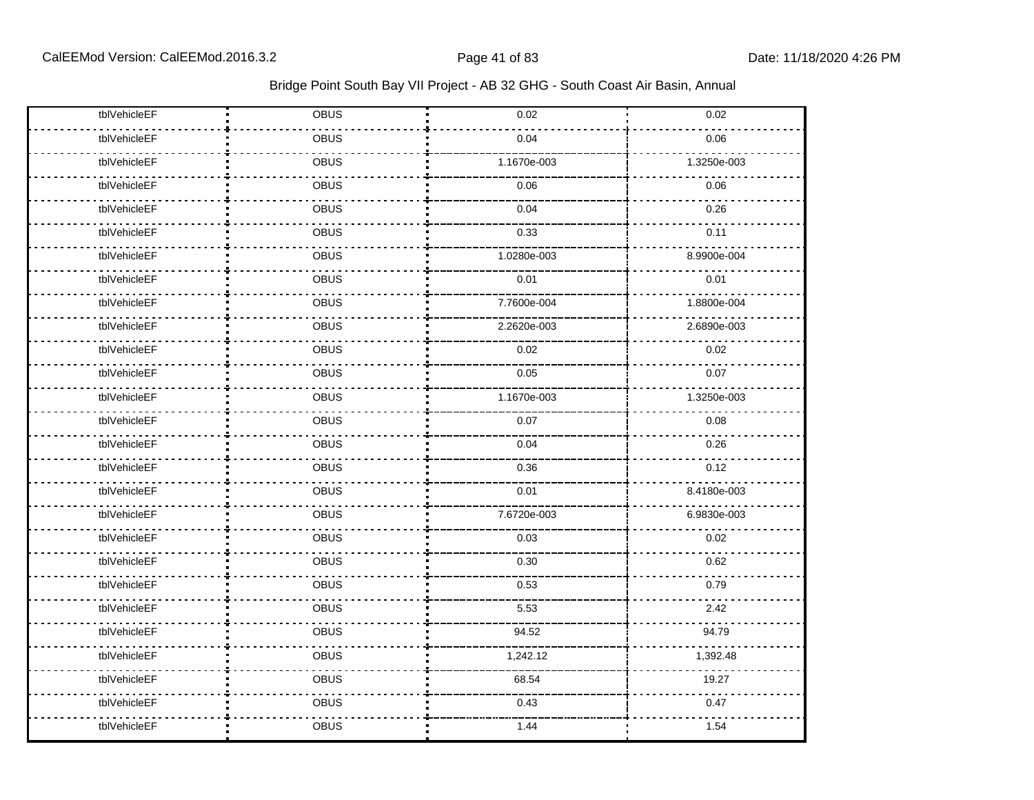| | | | |
|---|---|---|---|
| tblVehicleEF | OBUS | 0.02 | 0.02 |
| tblVehicleEF | OBUS | 0.04 | 0.06 |
| tblVehicleEF | OBUS | 1.1670e-003 | 1.3250e-003 |
| tblVehicleEF | OBUS | 0.06 | 0.06 |
| tblVehicleEF | OBUS | 0.04 | 0.26 |
| tblVehicleEF | OBUS | 0.33 | 0.11 |
| tblVehicleEF | OBUS | 1.0280e-003 | 8.9900e-004 |
| tblVehicleEF | OBUS | 0.01 | 0.01 |
| tblVehicleEF | OBUS | 7.7600e-004 | 1.8800e-004 |
| tblVehicleEF | OBUS | 2.2620e-003 | 2.6890e-003 |
| tblVehicleEF | OBUS | 0.02 | 0.02 |
| tblVehicleEF | OBUS | 0.05 | 0.07 |
| tblVehicleEF | OBUS | 1.1670e-003 | 1.3250e-003 |
| tblVehicleEF | OBUS | 0.07 | 0.08 |
| tblVehicleEF | OBUS | 0.04 | 0.26 |
| tblVehicleEF | OBUS | 0.36 | 0.12 |
| tblVehicleEF | OBUS | 0.01 | 8.4180e-003 |
| tblVehicleEF | OBUS | 7.6720e-003 | 6.9830e-003 |
| tblVehicleEF | OBUS | 0.03 | 0.02 |
| tblVehicleEF | OBUS | 0.30 | 0.62 |
| tblVehicleEF | OBUS | 0.53 | 0.79 |
| tblVehicleEF | OBUS | 5.53 | 2.42 |
| tblVehicleEF | OBUS | 94.52 | 94.79 |
| tblVehicleEF | OBUS | 1,242.12 | 1,392.48 |
| tblVehicleEF | OBUS | 68.54 | 19.27 |
| tblVehicleEF | OBUS | 0.43 | 0.47 |
| tblVehicleEF | OBUS | 1.44 | 1.54 |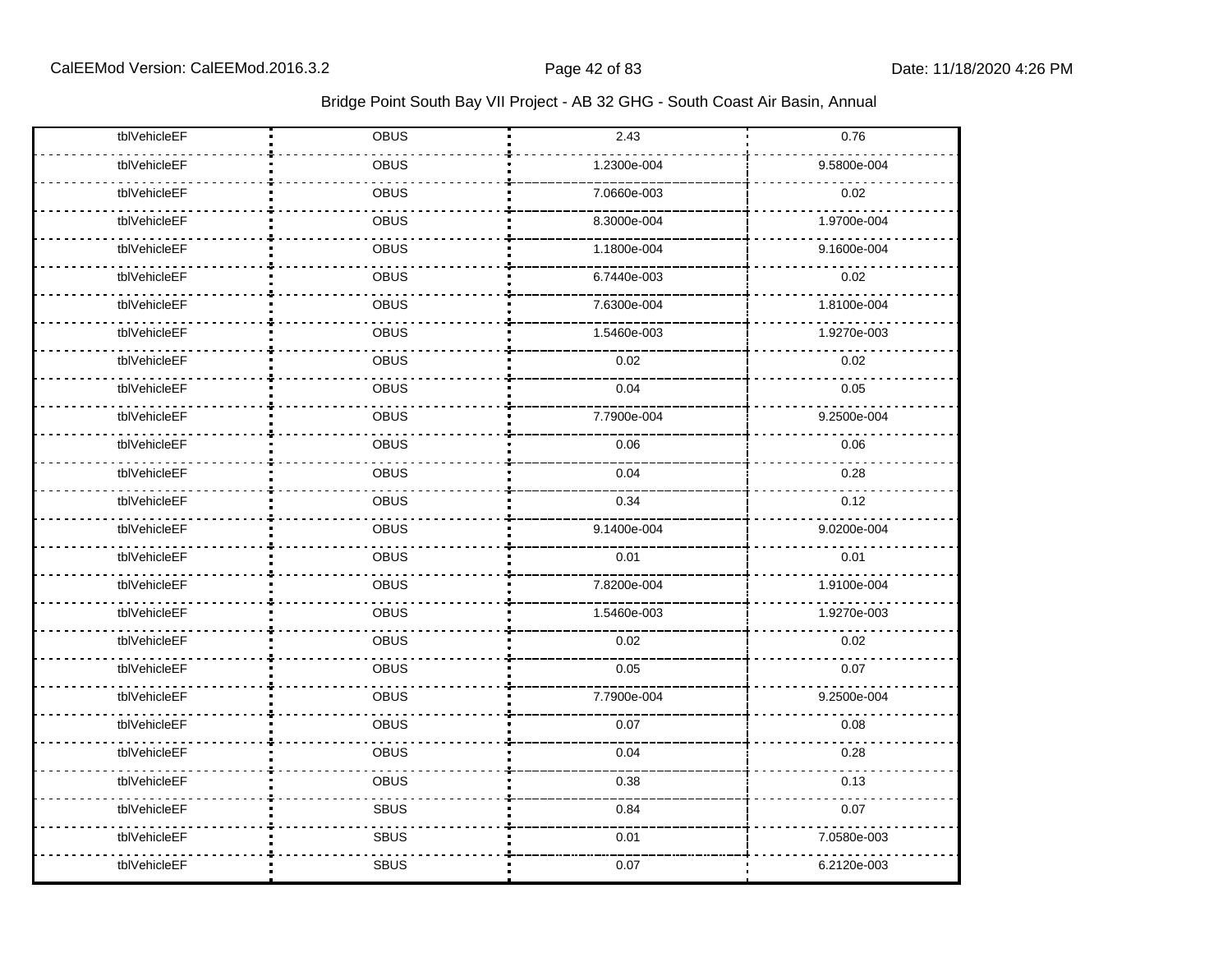| | | | |
|---|---|---|---|
| tblVehicleEF | OBUS | 2.43 | 0.76 |
| tblVehicleEF | OBUS | 1.2300e-004 | 9.5800e-004 |
| tblVehicleEF | OBUS | 7.0660e-003 | 0.02 |
| tblVehicleEF | OBUS | 8.3000e-004 | 1.9700e-004 |
| tblVehicleEF | OBUS | 1.1800e-004 | 9.1600e-004 |
| tblVehicleEF | OBUS | 6.7440e-003 | 0.02 |
| tblVehicleEF | OBUS | 7.6300e-004 | 1.8100e-004 |
| tblVehicleEF | OBUS | 1.5460e-003 | 1.9270e-003 |
| tblVehicleEF | OBUS | 0.02 | 0.02 |
| tblVehicleEF | OBUS | 0.04 | 0.05 |
| tblVehicleEF | OBUS | 7.7900e-004 | 9.2500e-004 |
| tblVehicleEF | OBUS | 0.06 | 0.06 |
| tblVehicleEF | OBUS | 0.04 | 0.28 |
| tblVehicleEF | OBUS | 0.34 | 0.12 |
| tblVehicleEF | OBUS | 9.1400e-004 | 9.0200e-004 |
| tblVehicleEF | OBUS | 0.01 | 0.01 |
| tblVehicleEF | OBUS | 7.8200e-004 | 1.9100e-004 |
| tblVehicleEF | OBUS | 1.5460e-003 | 1.9270e-003 |
| tblVehicleEF | OBUS | 0.02 | 0.02 |
| tblVehicleEF | OBUS | 0.05 | 0.07 |
| tblVehicleEF | OBUS | 7.7900e-004 | 9.2500e-004 |
| tblVehicleEF | OBUS | 0.07 | 0.08 |
| tblVehicleEF | OBUS | 0.04 | 0.28 |
| tblVehicleEF | OBUS | 0.38 | 0.13 |
| tblVehicleEF | SBUS | 0.84 | 0.07 |
| tblVehicleEF | SBUS | 0.01 | 7.0580e-003 |
| tblVehicleEF | SBUS | 0.07 | 6.2120e-003 |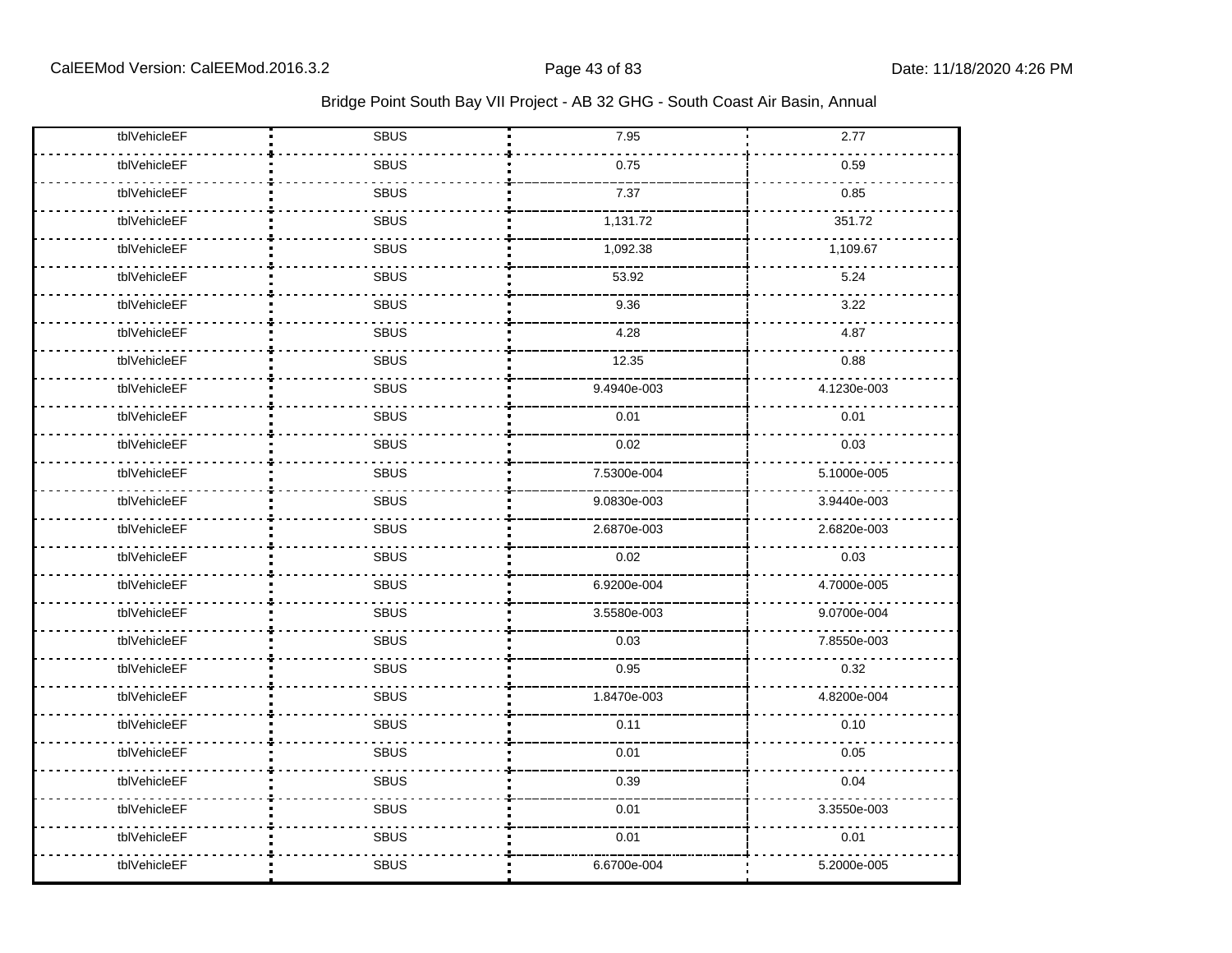Bridge Point South Bay VII Project - AB 32 GHG - South Coast Air Basin, Annual

| | | | |
|---|---|---|---|
| tblVehicleEF | SBUS | 7.95 | 2.77 |
| tblVehicleEF | SBUS | 0.75 | 0.59 |
| tblVehicleEF | SBUS | 7.37 | 0.85 |
| tblVehicleEF | SBUS | 1,131.72 | 351.72 |
| tblVehicleEF | SBUS | 1,092.38 | 1,109.67 |
| tblVehicleEF | SBUS | 53.92 | 5.24 |
| tblVehicleEF | SBUS | 9.36 | 3.22 |
| tblVehicleEF | SBUS | 4.28 | 4.87 |
| tblVehicleEF | SBUS | 12.35 | 0.88 |
| tblVehicleEF | SBUS | 9.4940e-003 | 4.1230e-003 |
| tblVehicleEF | SBUS | 0.01 | 0.01 |
| tblVehicleEF | SBUS | 0.02 | 0.03 |
| tblVehicleEF | SBUS | 7.5300e-004 | 5.1000e-005 |
| tblVehicleEF | SBUS | 9.0830e-003 | 3.9440e-003 |
| tblVehicleEF | SBUS | 2.6870e-003 | 2.6820e-003 |
| tblVehicleEF | SBUS | 0.02 | 0.03 |
| tblVehicleEF | SBUS | 6.9200e-004 | 4.7000e-005 |
| tblVehicleEF | SBUS | 3.5580e-003 | 9.0700e-004 |
| tblVehicleEF | SBUS | 0.03 | 7.8550e-003 |
| tblVehicleEF | SBUS | 0.95 | 0.32 |
| tblVehicleEF | SBUS | 1.8470e-003 | 4.8200e-004 |
| tblVehicleEF | SBUS | 0.11 | 0.10 |
| tblVehicleEF | SBUS | 0.01 | 0.05 |
| tblVehicleEF | SBUS | 0.39 | 0.04 |
| tblVehicleEF | SBUS | 0.01 | 3.3550e-003 |
| tblVehicleEF | SBUS | 0.01 | 0.01 |
| tblVehicleEF | SBUS | 6.6700e-004 | 5.2000e-005 |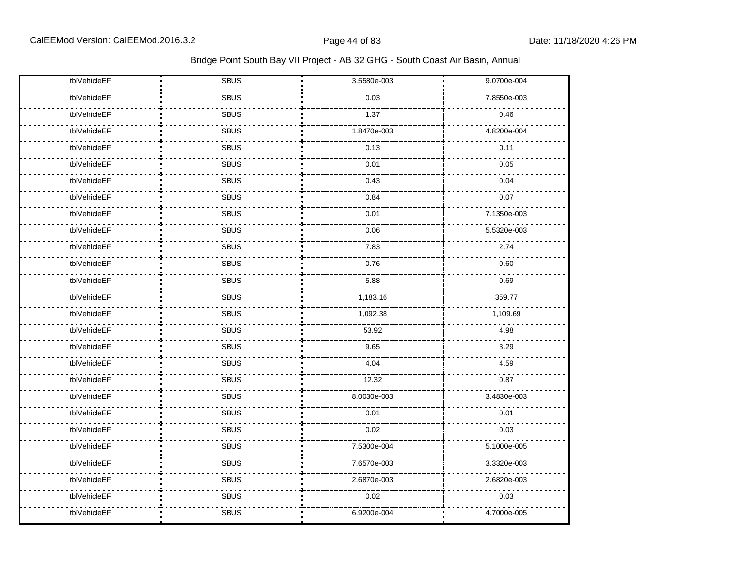| | | | |
|---|---|---|---|
| tblVehicleEF | SBUS | 3.5580e-003 | 9.0700e-004 |
| tblVehicleEF | SBUS | 0.03 | 7.8550e-003 |
| tblVehicleEF | SBUS | 1.37 | 0.46 |
| tblVehicleEF | SBUS | 1.8470e-003 | 4.8200e-004 |
| tblVehicleEF | SBUS | 0.13 | 0.11 |
| tblVehicleEF | SBUS | 0.01 | 0.05 |
| tblVehicleEF | SBUS | 0.43 | 0.04 |
| tblVehicleEF | SBUS | 0.84 | 0.07 |
| tblVehicleEF | SBUS | 0.01 | 7.1350e-003 |
| tblVehicleEF | SBUS | 0.06 | 5.5320e-003 |
| tblVehicleEF | SBUS | 7.83 | 2.74 |
| tblVehicleEF | SBUS | 0.76 | 0.60 |
| tblVehicleEF | SBUS | 5.88 | 0.69 |
| tblVehicleEF | SBUS | 1,183.16 | 359.77 |
| tblVehicleEF | SBUS | 1,092.38 | 1,109.69 |
| tblVehicleEF | SBUS | 53.92 | 4.98 |
| tblVehicleEF | SBUS | 9.65 | 3.29 |
| tblVehicleEF | SBUS | 4.04 | 4.59 |
| tblVehicleEF | SBUS | 12.32 | 0.87 |
| tblVehicleEF | SBUS | 8.0030e-003 | 3.4830e-003 |
| tblVehicleEF | SBUS | 0.01 | 0.01 |
| tblVehicleEF | SBUS | 0.02 | 0.03 |
| tblVehicleEF | SBUS | 7.5300e-004 | 5.1000e-005 |
| tblVehicleEF | SBUS | 7.6570e-003 | 3.3320e-003 |
| tblVehicleEF | SBUS | 2.6870e-003 | 2.6820e-003 |
| tblVehicleEF | SBUS | 0.02 | 0.03 |
| tblVehicleEF | SBUS | 6.9200e-004 | 4.7000e-005 |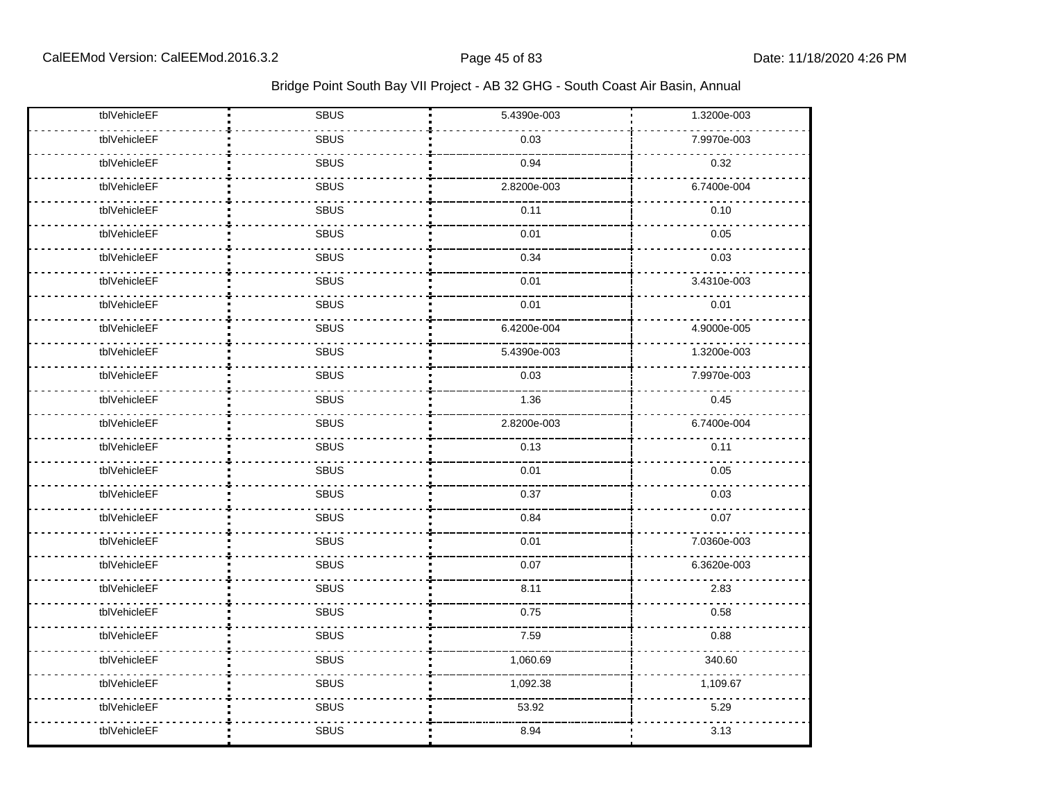| | | | |
|---|---|---|---|
| tblVehicleEF | SBUS | 5.4390e-003 | 1.3200e-003 |
| tblVehicleEF | SBUS | 0.03 | 7.9970e-003 |
| tblVehicleEF | SBUS | 0.94 | 0.32 |
| tblVehicleEF | SBUS | 2.8200e-003 | 6.7400e-004 |
| tblVehicleEF | SBUS | 0.11 | 0.10 |
| tblVehicleEF | SBUS | 0.01 | 0.05 |
| tblVehicleEF | SBUS | 0.34 | 0.03 |
| tblVehicleEF | SBUS | 0.01 | 3.4310e-003 |
| tblVehicleEF | SBUS | 0.01 | 0.01 |
| tblVehicleEF | SBUS | 6.4200e-004 | 4.9000e-005 |
| tblVehicleEF | SBUS | 5.4390e-003 | 1.3200e-003 |
| tblVehicleEF | SBUS | 0.03 | 7.9970e-003 |
| tblVehicleEF | SBUS | 1.36 | 0.45 |
| tblVehicleEF | SBUS | 2.8200e-003 | 6.7400e-004 |
| tblVehicleEF | SBUS | 0.13 | 0.11 |
| tblVehicleEF | SBUS | 0.01 | 0.05 |
| tblVehicleEF | SBUS | 0.37 | 0.03 |
| tblVehicleEF | SBUS | 0.84 | 0.07 |
| tblVehicleEF | SBUS | 0.01 | 7.0360e-003 |
| tblVehicleEF | SBUS | 0.07 | 6.3620e-003 |
| tblVehicleEF | SBUS | 8.11 | 2.83 |
| tblVehicleEF | SBUS | 0.75 | 0.58 |
| tblVehicleEF | SBUS | 7.59 | 0.88 |
| tblVehicleEF | SBUS | 1,060.69 | 340.60 |
| tblVehicleEF | SBUS | 1,092.38 | 1,109.67 |
| tblVehicleEF | SBUS | 53.92 | 5.29 |
| tblVehicleEF | SBUS | 8.94 | 3.13 |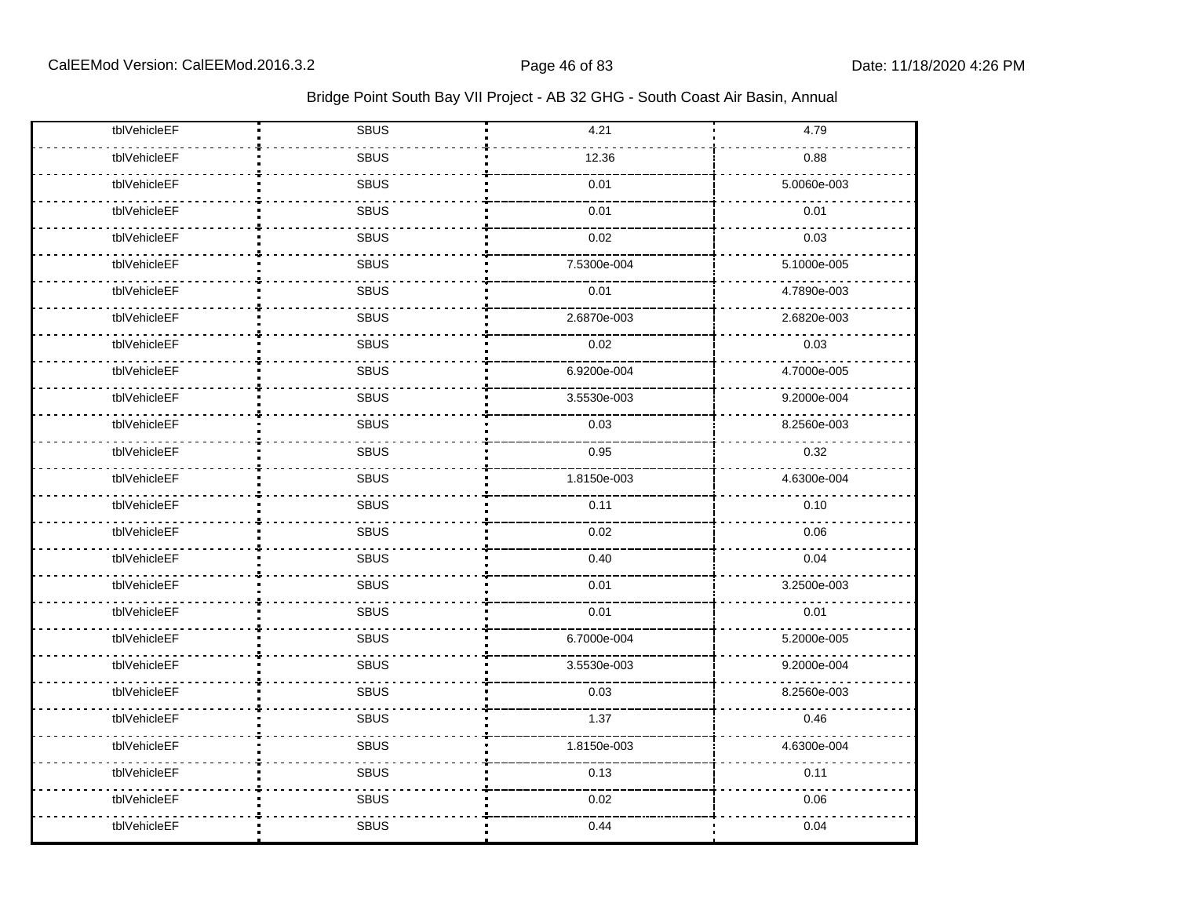| tblVehicleEF | SBUS | 4.21 | 4.79 |
|---|---|---|---|
| tblVehicleEF | SBUS | 12.36 | 0.88 |
| tblVehicleEF | SBUS | 0.01 | 5.0060e-003 |
| tblVehicleEF | SBUS | 0.01 | 0.01 |
| tblVehicleEF | SBUS | 0.02 | 0.03 |
| tblVehicleEF | SBUS | 7.5300e-004 | 5.1000e-005 |
| tblVehicleEF | SBUS | 0.01 | 4.7890e-003 |
| tblVehicleEF | SBUS | 2.6870e-003 | 2.6820e-003 |
| tblVehicleEF | SBUS | 0.02 | 0.03 |
| tblVehicleEF | SBUS | 6.9200e-004 | 4.7000e-005 |
| tblVehicleEF | SBUS | 3.5530e-003 | 9.2000e-004 |
| tblVehicleEF | SBUS | 0.03 | 8.2560e-003 |
| tblVehicleEF | SBUS | 0.95 | 0.32 |
| tblVehicleEF | SBUS | 1.8150e-003 | 4.6300e-004 |
| tblVehicleEF | SBUS | 0.11 | 0.10 |
| tblVehicleEF | SBUS | 0.02 | 0.06 |
| tblVehicleEF | SBUS | 0.40 | 0.04 |
| tblVehicleEF | SBUS | 0.01 | 3.2500e-003 |
| tblVehicleEF | SBUS | 0.01 | 0.01 |
| tblVehicleEF | SBUS | 6.7000e-004 | 5.2000e-005 |
| tblVehicleEF | SBUS | 3.5530e-003 | 9.2000e-004 |
| tblVehicleEF | SBUS | 0.03 | 8.2560e-003 |
| tblVehicleEF | SBUS | 1.37 | 0.46 |
| tblVehicleEF | SBUS | 1.8150e-003 | 4.6300e-004 |
| tblVehicleEF | SBUS | 0.13 | 0.11 |
| tblVehicleEF | SBUS | 0.02 | 0.06 |
| tblVehicleEF | SBUS | 0.44 | 0.04 |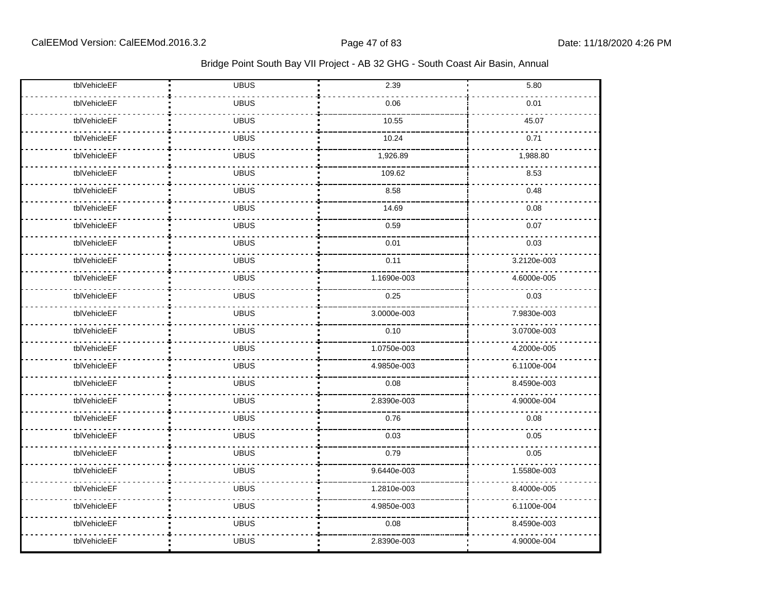| tblVehicleEF | UBUS | 2.39 | 5.80 |
|---|---|---|---|
| tblVehicleEF | UBUS | 0.06 | 0.01 |
| tblVehicleEF | UBUS | 10.55 | 45.07 |
| tblVehicleEF | UBUS | 10.24 | 0.71 |
| tblVehicleEF | UBUS | 1,926.89 | 1,988.80 |
| tblVehicleEF | UBUS | 109.62 | 8.53 |
| tblVehicleEF | UBUS | 8.58 | 0.48 |
| tblVehicleEF | UBUS | 14.69 | 0.08 |
| tblVehicleEF | UBUS | 0.59 | 0.07 |
| tblVehicleEF | UBUS | 0.01 | 0.03 |
| tblVehicleEF | UBUS | 0.11 | 3.2120e-003 |
| tblVehicleEF | UBUS | 1.1690e-003 | 4.6000e-005 |
| tblVehicleEF | UBUS | 0.25 | 0.03 |
| tblVehicleEF | UBUS | 3.0000e-003 | 7.9830e-003 |
| tblVehicleEF | UBUS | 0.10 | 3.0700e-003 |
| tblVehicleEF | UBUS | 1.0750e-003 | 4.2000e-005 |
| tblVehicleEF | UBUS | 4.9850e-003 | 6.1100e-004 |
| tblVehicleEF | UBUS | 0.08 | 8.4590e-003 |
| tblVehicleEF | UBUS | 2.8390e-003 | 4.9000e-004 |
| tblVehicleEF | UBUS | 0.76 | 0.08 |
| tblVehicleEF | UBUS | 0.03 | 0.05 |
| tblVehicleEF | UBUS | 0.79 | 0.05 |
| tblVehicleEF | UBUS | 9.6440e-003 | 1.5580e-003 |
| tblVehicleEF | UBUS | 1.2810e-003 | 8.4000e-005 |
| tblVehicleEF | UBUS | 4.9850e-003 | 6.1100e-004 |
| tblVehicleEF | UBUS | 0.08 | 8.4590e-003 |
| tblVehicleEF | UBUS | 2.8390e-003 | 4.9000e-004 |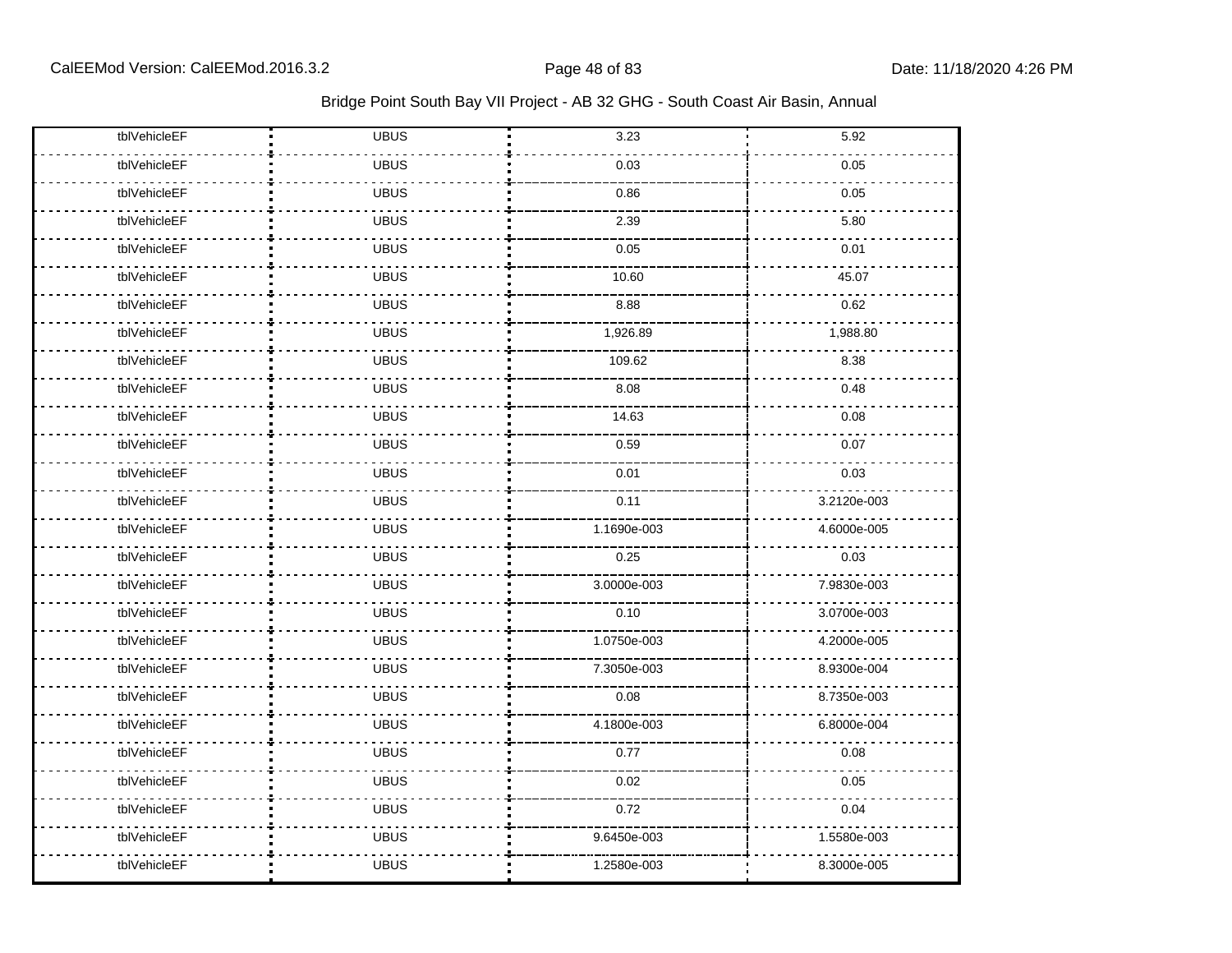Bridge Point South Bay VII Project - AB 32 GHG - South Coast Air Basin, Annual

| | | | |
|---|---|---|---|
| tblVehicleEF | UBUS | 3.23 | 5.92 |
| tblVehicleEF | UBUS | 0.03 | 0.05 |
| tblVehicleEF | UBUS | 0.86 | 0.05 |
| tblVehicleEF | UBUS | 2.39 | 5.80 |
| tblVehicleEF | UBUS | 0.05 | 0.01 |
| tblVehicleEF | UBUS | 10.60 | 45.07 |
| tblVehicleEF | UBUS | 8.88 | 0.62 |
| tblVehicleEF | UBUS | 1,926.89 | 1,988.80 |
| tblVehicleEF | UBUS | 109.62 | 8.38 |
| tblVehicleEF | UBUS | 8.08 | 0.48 |
| tblVehicleEF | UBUS | 14.63 | 0.08 |
| tblVehicleEF | UBUS | 0.59 | 0.07 |
| tblVehicleEF | UBUS | 0.01 | 0.03 |
| tblVehicleEF | UBUS | 0.11 | 3.2120e-003 |
| tblVehicleEF | UBUS | 1.1690e-003 | 4.6000e-005 |
| tblVehicleEF | UBUS | 0.25 | 0.03 |
| tblVehicleEF | UBUS | 3.0000e-003 | 7.9830e-003 |
| tblVehicleEF | UBUS | 0.10 | 3.0700e-003 |
| tblVehicleEF | UBUS | 1.0750e-003 | 4.2000e-005 |
| tblVehicleEF | UBUS | 7.3050e-003 | 8.9300e-004 |
| tblVehicleEF | UBUS | 0.08 | 8.7350e-003 |
| tblVehicleEF | UBUS | 4.1800e-003 | 6.8000e-004 |
| tblVehicleEF | UBUS | 0.77 | 0.08 |
| tblVehicleEF | UBUS | 0.02 | 0.05 |
| tblVehicleEF | UBUS | 0.72 | 0.04 |
| tblVehicleEF | UBUS | 9.6450e-003 | 1.5580e-003 |
| tblVehicleEF | UBUS | 1.2580e-003 | 8.3000e-005 |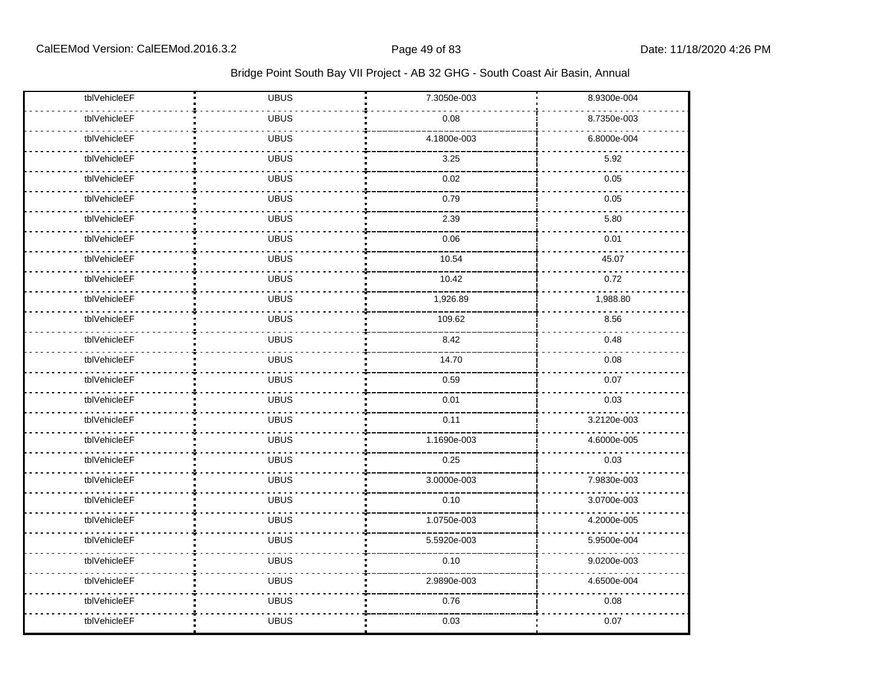| | | | |
|---|---|---|---|
| tblVehicleEF | UBUS | 7.3050e-003 | 8.9300e-004 |
| tblVehicleEF | UBUS | 0.08 | 8.7350e-003 |
| tblVehicleEF | UBUS | 4.1800e-003 | 6.8000e-004 |
| tblVehicleEF | UBUS | 3.25 | 5.92 |
| tblVehicleEF | UBUS | 0.02 | 0.05 |
| tblVehicleEF | UBUS | 0.79 | 0.05 |
| tblVehicleEF | UBUS | 2.39 | 5.80 |
| tblVehicleEF | UBUS | 0.06 | 0.01 |
| tblVehicleEF | UBUS | 10.54 | 45.07 |
| tblVehicleEF | UBUS | 10.42 | 0.72 |
| tblVehicleEF | UBUS | 1,926.89 | 1,988.80 |
| tblVehicleEF | UBUS | 109.62 | 8.56 |
| tblVehicleEF | UBUS | 8.42 | 0.48 |
| tblVehicleEF | UBUS | 14.70 | 0.08 |
| tblVehicleEF | UBUS | 0.59 | 0.07 |
| tblVehicleEF | UBUS | 0.01 | 0.03 |
| tblVehicleEF | UBUS | 0.11 | 3.2120e-003 |
| tblVehicleEF | UBUS | 1.1690e-003 | 4.6000e-005 |
| tblVehicleEF | UBUS | 0.25 | 0.03 |
| tblVehicleEF | UBUS | 3.0000e-003 | 7.9830e-003 |
| tblVehicleEF | UBUS | 0.10 | 3.0700e-003 |
| tblVehicleEF | UBUS | 1.0750e-003 | 4.2000e-005 |
| tblVehicleEF | UBUS | 5.5920e-003 | 5.9500e-004 |
| tblVehicleEF | UBUS | 0.10 | 9.0200e-003 |
| tblVehicleEF | UBUS | 2.9890e-003 | 4.6500e-004 |
| tblVehicleEF | UBUS | 0.76 | 0.08 |
| tblVehicleEF | UBUS | 0.03 | 0.07 |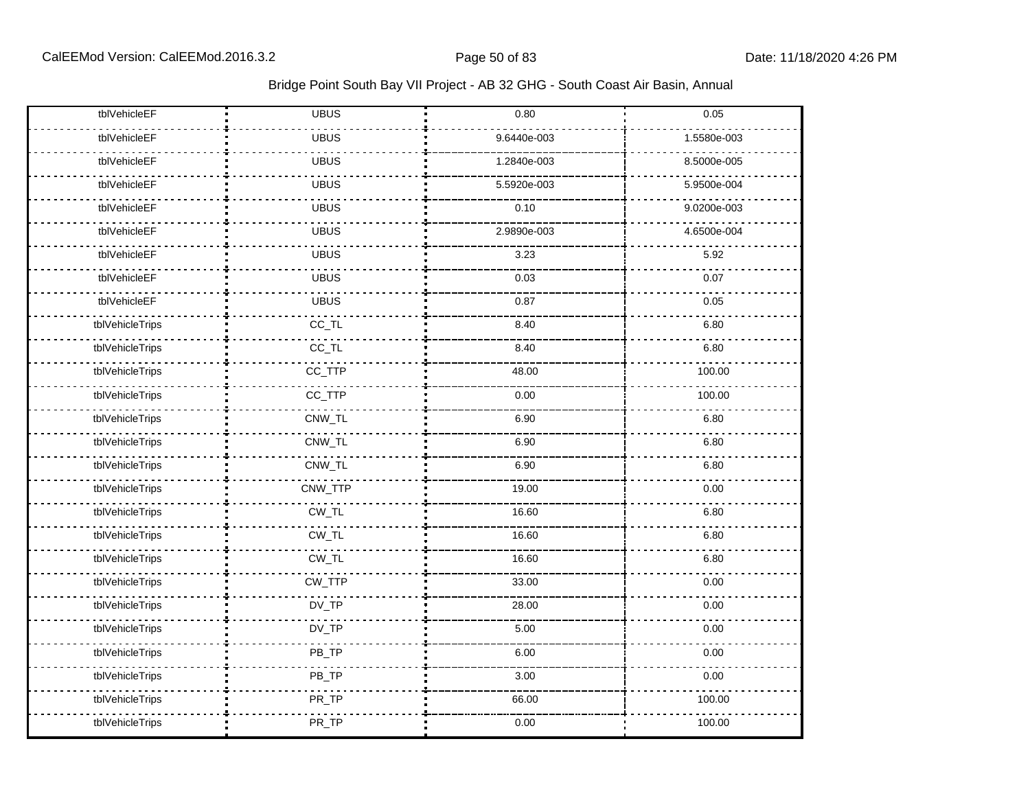| | | | |
|---|---|---|---|
| tblVehicleEF | UBUS | 0.80 | 0.05 |
| tblVehicleEF | UBUS | 9.6440e-003 | 1.5580e-003 |
| tblVehicleEF | UBUS | 1.2840e-003 | 8.5000e-005 |
| tblVehicleEF | UBUS | 5.5920e-003 | 5.9500e-004 |
| tblVehicleEF | UBUS | 0.10 | 9.0200e-003 |
| tblVehicleEF | UBUS | 2.9890e-003 | 4.6500e-004 |
| tblVehicleEF | UBUS | 3.23 | 5.92 |
| tblVehicleEF | UBUS | 0.03 | 0.07 |
| tblVehicleEF | UBUS | 0.87 | 0.05 |
| tblVehicleTrips | CC_TL | 8.40 | 6.80 |
| tblVehicleTrips | CC_TL | 8.40 | 6.80 |
| tblVehicleTrips | CC_TTP | 48.00 | 100.00 |
| tblVehicleTrips | CC_TTP | 0.00 | 100.00 |
| tblVehicleTrips | CNW_TL | 6.90 | 6.80 |
| tblVehicleTrips | CNW_TL | 6.90 | 6.80 |
| tblVehicleTrips | CNW_TL | 6.90 | 6.80 |
| tblVehicleTrips | CNW_TTP | 19.00 | 0.00 |
| tblVehicleTrips | CW_TL | 16.60 | 6.80 |
| tblVehicleTrips | CW_TL | 16.60 | 6.80 |
| tblVehicleTrips | CW_TL | 16.60 | 6.80 |
| tblVehicleTrips | CW_TTP | 33.00 | 0.00 |
| tblVehicleTrips | DV_TP | 28.00 | 0.00 |
| tblVehicleTrips | DV_TP | 5.00 | 0.00 |
| tblVehicleTrips | PB_TP | 6.00 | 0.00 |
| tblVehicleTrips | PB_TP | 3.00 | 0.00 |
| tblVehicleTrips | PR_TP | 66.00 | 100.00 |
| tblVehicleTrips | PR_TP | 0.00 | 100.00 |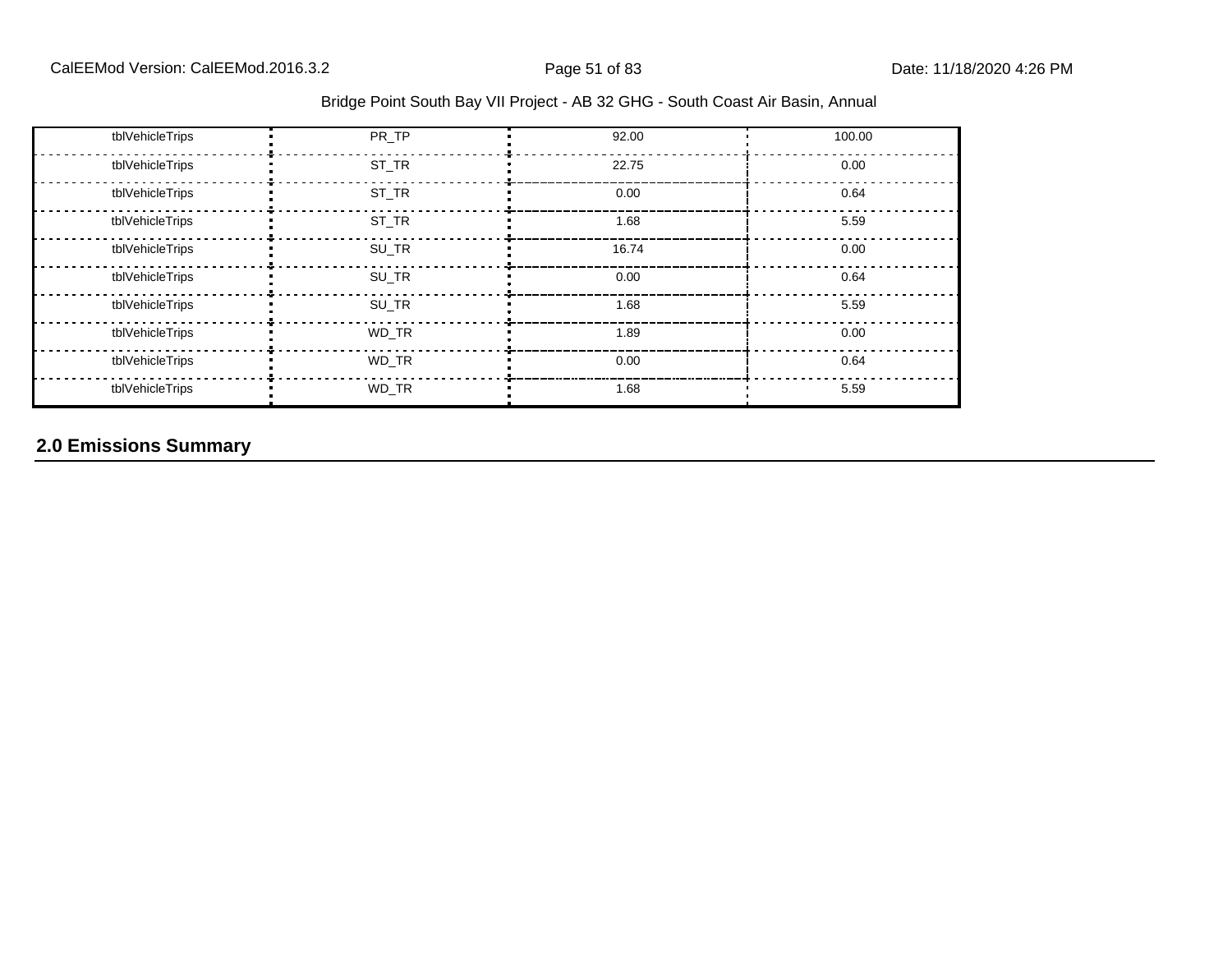| tblVehicleTrips | PR_TP | 92.00 | 100.00 |
|---|---|---|---|
| tblVehicleTrips | ST_TR | 22.75 | 0.00 |
| tblVehicleTrips | ST_TR | 0.00 | 0.64 |
| tblVehicleTrips | ST_TR | 1.68 | 5.59 |
| tblVehicleTrips | SU_TR | 16.74 | 0.00 |
| tblVehicleTrips | SU_TR | 0.00 | 0.64 |
| tblVehicleTrips | SU_TR | 1.68 | 5.59 |
| tblVehicleTrips | WD_TR | 1.89 | 0.00 |
| tblVehicleTrips | WD_TR | 0.00 | 0.64 |
| tblVehicleTrips | WD_TR | 1.68 | 5.59 |

## 2.0 Emissions Summary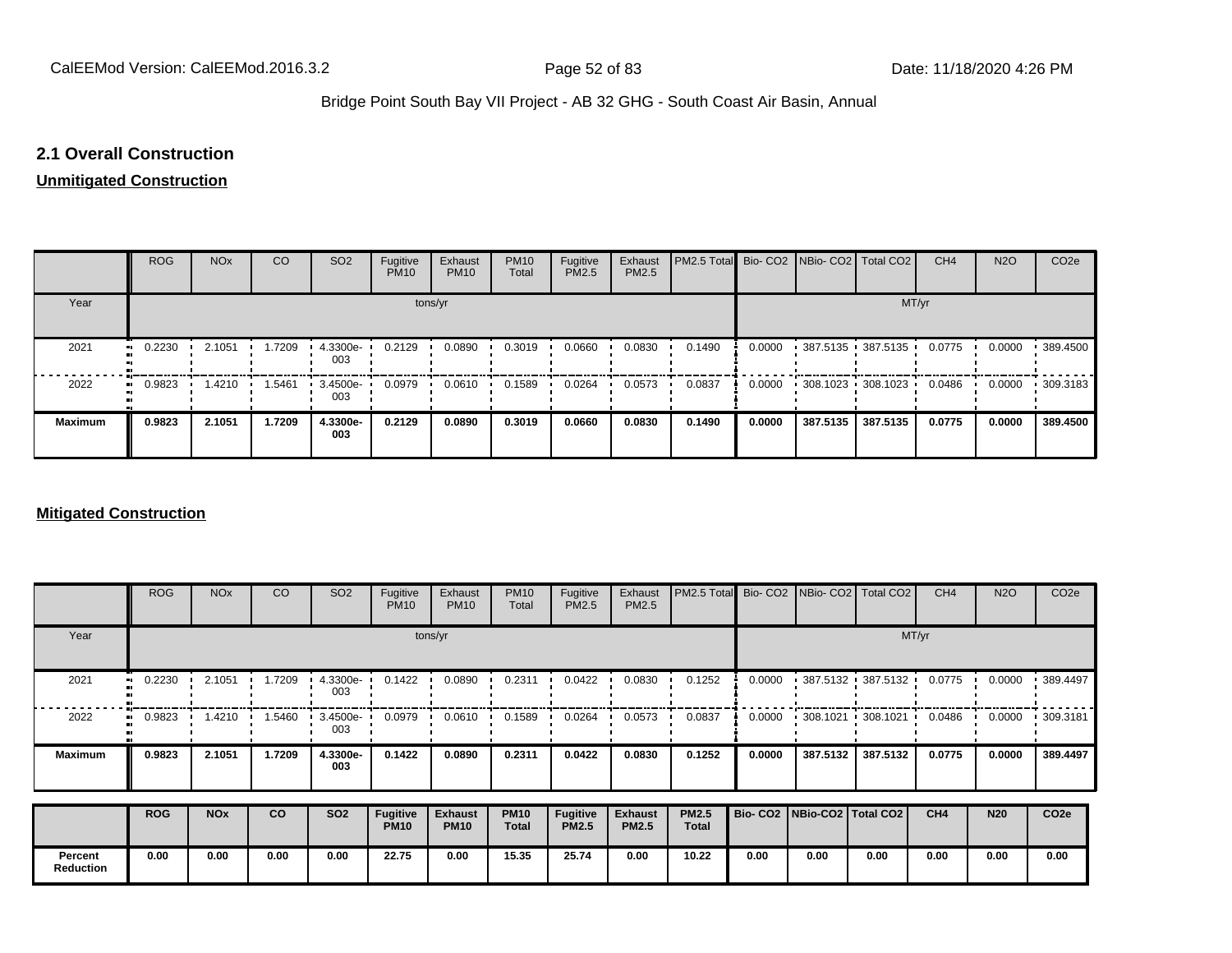## 2.1 Overall Construction

**Unmitigated Construction**

| | ROG | NOx | CO | SO2 | Fugitive PM10 | Exhaust PM10 | PM10 Total | Fugitive PM2.5 | Exhaust PM2.5 | PM2.5 Total | Bio- CO2 | NBio- CO2 | Total CO2 | CH4 | N2O | CO2e |
|---|---|---|---|---|---|---|---|---|---|---|---|---|---|---|---|---|
| Year | tons/yr | | | | | | | | | | MT/yr | | | | | |
| 2021 | 0.2230 | 2.1051 | 1.7209 | 4.3300e-003 | 0.2129 | 0.0890 | 0.3019 | 0.0660 | 0.0830 | 0.1490 | 0.0000 | 387.5135 | 387.5135 | 0.0775 | 0.0000 | 389.4500 |
| 2022 | 0.9823 | 1.4210 | 1.5461 | 3.4500e-003 | 0.0979 | 0.0610 | 0.1589 | 0.0264 | 0.0573 | 0.0837 | 0.0000 | 308.1023 | 308.1023 | 0.0486 | 0.0000 | 309.3183 |
| **Maximum** | **0.9823** | **2.1051** | **1.7209** | **4.3300e-003** | **0.2129** | **0.0890** | **0.3019** | **0.0660** | **0.0830** | **0.1490** | **0.0000** | **387.5135** | **387.5135** | **0.0775** | **0.0000** | **389.4500** |

**Mitigated Construction**

| | ROG | NOx | CO | SO2 | Fugitive PM10 | Exhaust PM10 | PM10 Total | Fugitive PM2.5 | Exhaust PM2.5 | PM2.5 Total | Bio- CO2 | NBio- CO2 | Total CO2 | CH4 | N2O | CO2e |
|---|---|---|---|---|---|---|---|---|---|---|---|---|---|---|---|---|
| Year | tons/yr | | | | | | | | | | MT/yr | | | | | |
| 2021 | 0.2230 | 2.1051 | 1.7209 | 4.3300e-003 | 0.1422 | 0.0890 | 0.2311 | 0.0422 | 0.0830 | 0.1252 | 0.0000 | 387.5132 | 387.5132 | 0.0775 | 0.0000 | 389.4497 |
| 2022 | 0.9823 | 1.4210 | 1.5460 | 3.4500e-003 | 0.0979 | 0.0610 | 0.1589 | 0.0264 | 0.0573 | 0.0837 | 0.0000 | 308.1021 | 308.1021 | 0.0486 | 0.0000 | 309.3181 |
| **Maximum** | **0.9823** | **2.1051** | **1.7209** | **4.3300e-003** | **0.1422** | **0.0890** | **0.2311** | **0.0422** | **0.0830** | **0.1252** | **0.0000** | **387.5132** | **387.5132** | **0.0775** | **0.0000** | **389.4497** |

| | ROG | NOx | CO | SO2 | Fugitive PM10 | Exhaust PM10 | PM10 Total | Fugitive PM2.5 | Exhaust PM2.5 | PM2.5 Total | Bio- CO2 | NBio-CO2 | Total CO2 | CH4 | N20 | CO2e |
|---|---|---|---|---|---|---|---|---|---|---|---|---|---|---|---|---|
| **Percent Reduction** | **0.00** | **0.00** | **0.00** | **0.00** | **22.75** | **0.00** | **15.35** | **25.74** | **0.00** | **10.22** | **0.00** | **0.00** | **0.00** | **0.00** | **0.00** | **0.00** |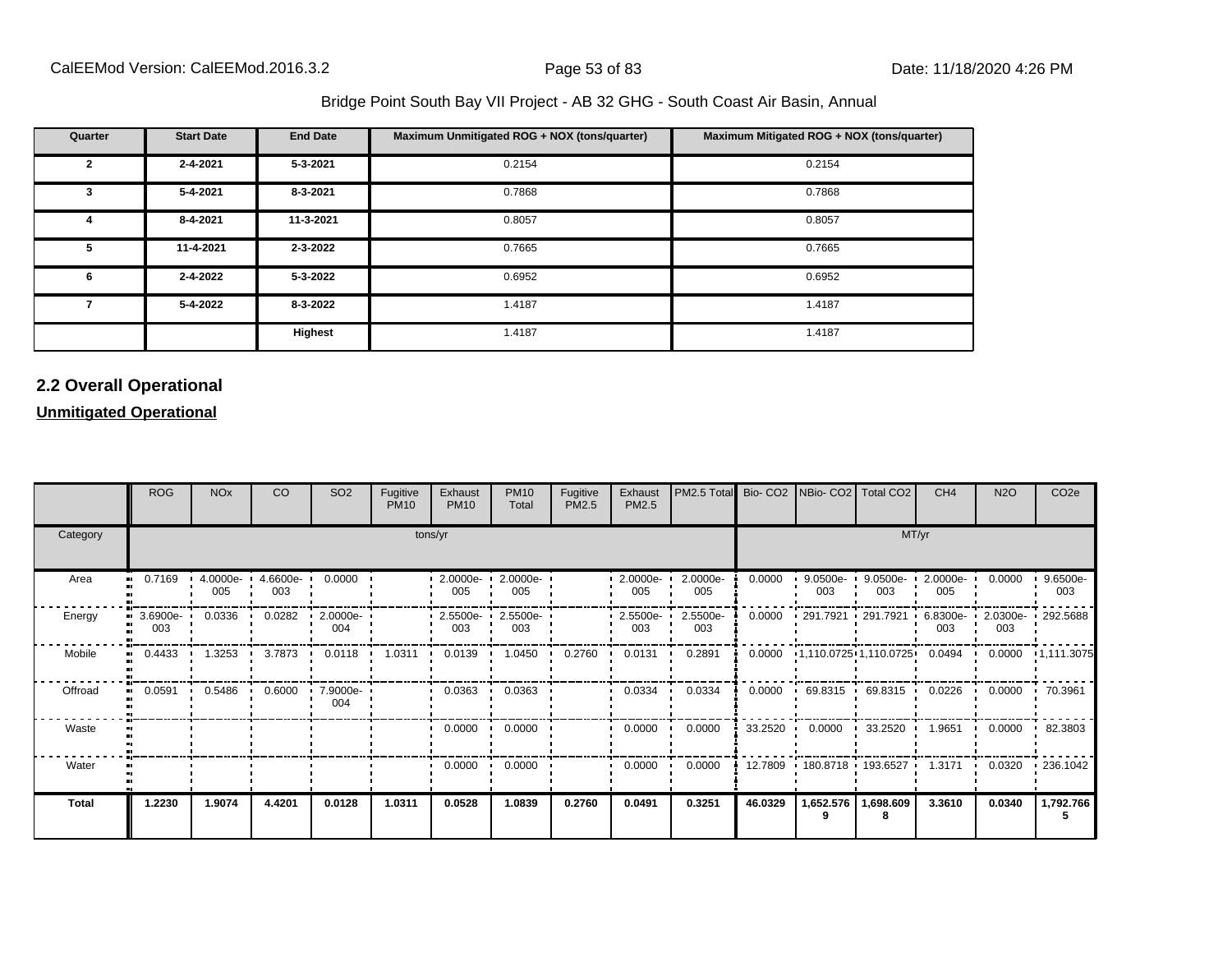| Quarter | Start Date | End Date | Maximum Unmitigated ROG + NOX (tons/quarter) | Maximum Mitigated ROG + NOX (tons/quarter) |
|---|---|---|---|---|
| 2 | 2-4-2021 | 5-3-2021 | 0.2154 | 0.2154 |
| 3 | 5-4-2021 | 8-3-2021 | 0.7868 | 0.7868 |
| 4 | 8-4-2021 | 11-3-2021 | 0.8057 | 0.8057 |
| 5 | 11-4-2021 | 2-3-2022 | 0.7665 | 0.7665 |
| 6 | 2-4-2022 | 5-3-2022 | 0.6952 | 0.6952 |
| 7 | 5-4-2022 | 8-3-2022 | 1.4187 | 1.4187 |
| | | **Highest** | 1.4187 | 1.4187 |

## 2.2 Overall Operational

**Unmitigated Operational**

| | ROG | NOx | CO | SO2 | Fugitive PM10 | Exhaust PM10 | PM10 Total | Fugitive PM2.5 | Exhaust PM2.5 | PM2.5 Total | Bio- CO2 | NBio- CO2 | Total CO2 | CH4 | N2O | CO2e |
|---|---|---|---|---|---|---|---|---|---|---|---|---|---|---|---|---|
| Category | tons/yr | | | | | | | | | | MT/yr | | | | | |
| Area | 0.7169 | 4.0000e-005 | 4.6600e-003 | 0.0000 | | 2.0000e-005 | 2.0000e-005 | | 2.0000e-005 | 2.0000e-005 | 0.0000 | 9.0500e-003 | 9.0500e-003 | 2.0000e-005 | 0.0000 | 9.6500e-003 |
| Energy | 3.6900e-003 | 0.0336 | 0.0282 | 2.0000e-004 | | 2.5500e-003 | 2.5500e-003 | | 2.5500e-003 | 2.5500e-003 | 0.0000 | 291.7921 | 291.7921 | 6.8300e-003 | 2.0300e-003 | 292.5688 |
| Mobile | 0.4433 | 1.3253 | 3.7873 | 0.0118 | 1.0311 | 0.0139 | 1.0450 | 0.2760 | 0.0131 | 0.2891 | 0.0000 | 1,110.0725 | 1,110.0725 | 0.0494 | 0.0000 | 1,111.3075 |
| Offroad | 0.0591 | 0.5486 | 0.6000 | 7.9000e-004 | | 0.0363 | 0.0363 | | 0.0334 | 0.0334 | 0.0000 | 69.8315 | 69.8315 | 0.0226 | 0.0000 | 70.3961 |
| Waste | | | | | | 0.0000 | 0.0000 | | 0.0000 | 0.0000 | 33.2520 | 0.0000 | 33.2520 | 1.9651 | 0.0000 | 82.3803 |
| Water | | | | | | 0.0000 | 0.0000 | | 0.0000 | 0.0000 | 12.7809 | 180.8718 | 193.6527 | 1.3171 | 0.0320 | 236.1042 |
| **Total** | **1.2230** | **1.9074** | **4.4201** | **0.0128** | **1.0311** | **0.0528** | **1.0839** | **0.2760** | **0.0491** | **0.3251** | **46.0329** | **1,652.5769** | **1,698.6098** | **3.3610** | **0.0340** | **1,792.7665** |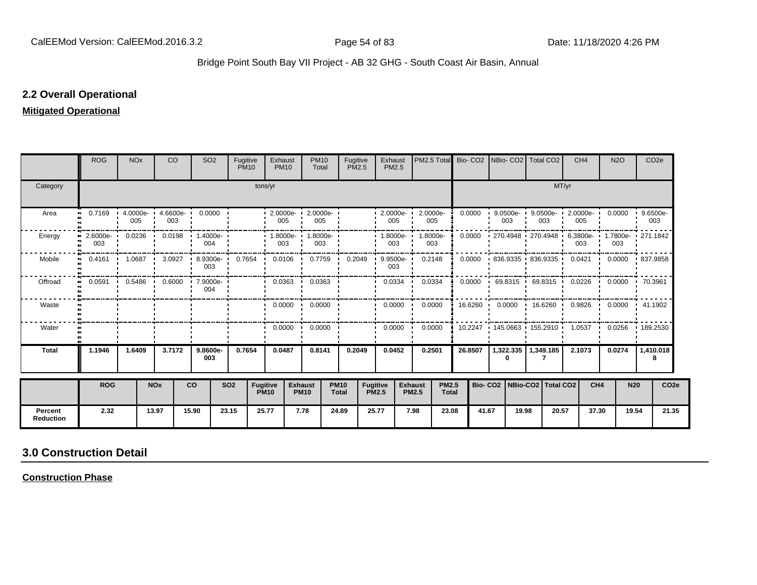## 2.2 Overall Operational

**Mitigated Operational**

| | ROG | NOx | CO | SO2 | Fugitive PM10 | Exhaust PM10 | PM10 Total | Fugitive PM2.5 | Exhaust PM2.5 | PM2.5 Total | Bio- CO2 | NBio- CO2 | Total CO2 | CH4 | N2O | CO2e |
|---|---|---|---|---|---|---|---|---|---|---|---|---|---|---|---|---|
| Category | tons/yr | | | | | | | | | | MT/yr | | | | | |
| Area | 0.7169 | 4.0000e-005 | 4.6600e-003 | 0.0000 | | 2.0000e-005 | 2.0000e-005 | | 2.0000e-005 | 2.0000e-005 | 0.0000 | 9.0500e-003 | 9.0500e-003 | 2.0000e-005 | 0.0000 | 9.6500e-003 |
| Energy | 2.6000e-003 | 0.0236 | 0.0198 | 1.4000e-004 | | 1.8000e-003 | 1.8000e-003 | | 1.8000e-003 | 1.8000e-003 | 0.0000 | 270.4948 | 270.4948 | 6.3800e-003 | 1.7800e-003 | 271.1842 |
| Mobile | 0.4161 | 1.0687 | 3.0927 | 8.9300e-003 | 0.7654 | 0.0106 | 0.7759 | 0.2049 | 9.9500e-003 | 0.2148 | 0.0000 | 836.9335 | 836.9335 | 0.0421 | 0.0000 | 837.9858 |
| Offroad | 0.0591 | 0.5486 | 0.6000 | 7.9000e-004 | | 0.0363 | 0.0363 | | 0.0334 | 0.0334 | 0.0000 | 69.8315 | 69.8315 | 0.0226 | 0.0000 | 70.3961 |
| Waste | | | | | | 0.0000 | 0.0000 | | 0.0000 | 0.0000 | 16.6260 | 0.0000 | 16.6260 | 0.9826 | 0.0000 | 41.1902 |
| Water | | | | | | 0.0000 | 0.0000 | | 0.0000 | 0.0000 | 10.2247 | 145.0663 | 155.2910 | 1.0537 | 0.0256 | 189.2530 |
| **Total** | **1.1946** | **1.6409** | **3.7172** | **9.8600e-003** | **0.7654** | **0.0487** | **0.8141** | **0.2049** | **0.0452** | **0.2501** | **26.8507** | **1,322.3350** | **1,349.1857** | **2.1073** | **0.0274** | **1,410.0188** |

| | ROG | NOx | CO | SO2 | Fugitive PM10 | Exhaust PM10 | PM10 Total | Fugitive PM2.5 | Exhaust PM2.5 | PM2.5 Total | Bio- CO2 | NBio-CO2 | Total CO2 | CH4 | N20 | CO2e |
|---|---|---|---|---|---|---|---|---|---|---|---|---|---|---|---|---|
| **Percent Reduction** | 2.32 | 13.97 | 15.90 | 23.15 | 25.77 | 7.78 | 24.89 | 25.77 | 7.98 | 23.08 | 41.67 | 19.98 | 20.57 | 37.30 | 19.54 | 21.35 |

## 3.0 Construction Detail

**Construction Phase**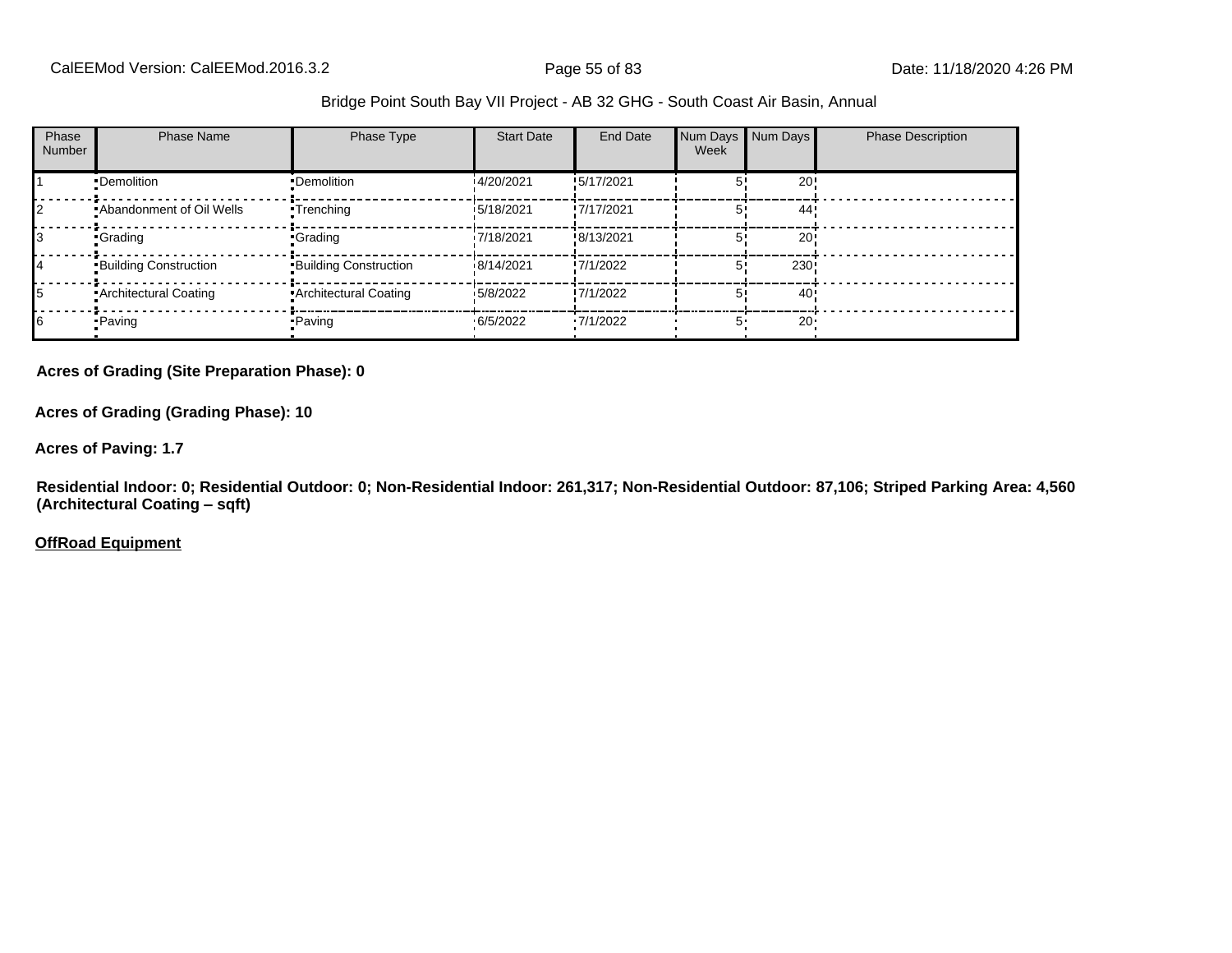| Phase Number | Phase Name | Phase Type | Start Date | End Date | Num Days Week | Num Days | Phase Description |
|---|---|---|---|---|---|---|---|
| 1 | Demolition | Demolition | 4/20/2021 | 5/17/2021 | 5 | 20 | |
| 2 | Abandonment of Oil Wells | Trenching | 5/18/2021 | 7/17/2021 | 5 | 44 | |
| 3 | Grading | Grading | 7/18/2021 | 8/13/2021 | 5 | 20 | |
| 4 | Building Construction | Building Construction | 8/14/2021 | 7/1/2022 | 5 | 230 | |
| 5 | Architectural Coating | Architectural Coating | 5/8/2022 | 7/1/2022 | 5 | 40 | |
| 6 | Paving | Paving | 6/5/2022 | 7/1/2022 | 5 | 20 | |

**Acres of Grading (Site Preparation Phase): 0**

**Acres of Grading (Grading Phase): 10**

**Acres of Paving: 1.7**

**Residential Indoor: 0; Residential Outdoor: 0; Non-Residential Indoor: 261,317; Non-Residential Outdoor: 87,106; Striped Parking Area: 4,560 (Architectural Coating – sqft)**

**OffRoad Equipment**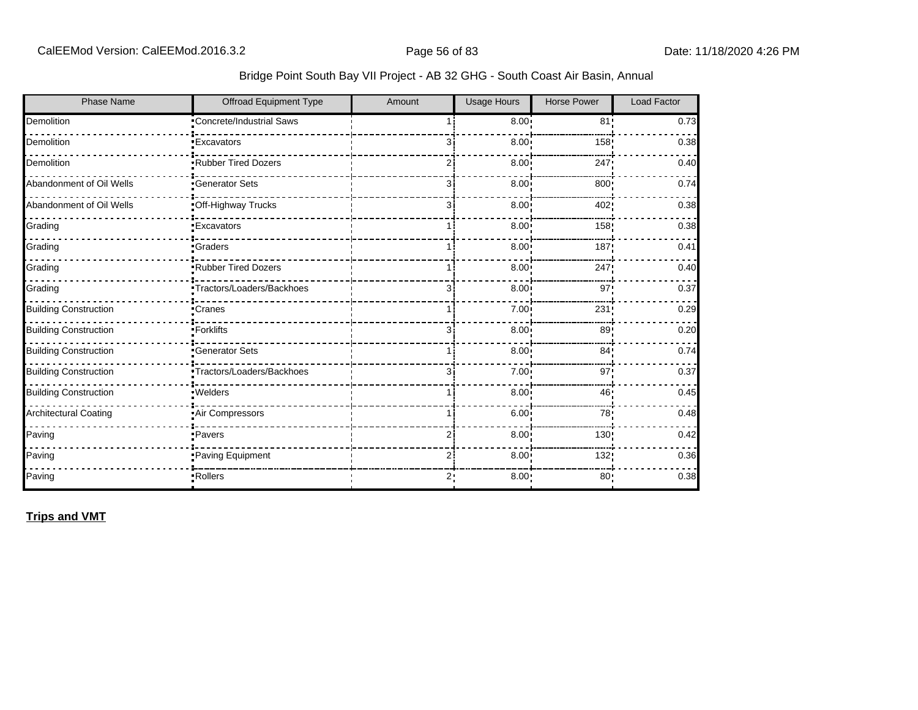Bridge Point South Bay VII Project - AB 32 GHG - South Coast Air Basin, Annual

| Phase Name | Offroad Equipment Type | Amount | Usage Hours | Horse Power | Load Factor |
| --- | --- | --- | --- | --- | --- |
| Demolition | Concrete/Industrial Saws | 1 | 8.00 | 81 | 0.73 |
| Demolition | Excavators | 3 | 8.00 | 158 | 0.38 |
| Demolition | Rubber Tired Dozers | 2 | 8.00 | 247 | 0.40 |
| Abandonment of Oil Wells | Generator Sets | 3 | 8.00 | 800 | 0.74 |
| Abandonment of Oil Wells | Off-Highway Trucks | 3 | 8.00 | 402 | 0.38 |
| Grading | Excavators | 1 | 8.00 | 158 | 0.38 |
| Grading | Graders | 1 | 8.00 | 187 | 0.41 |
| Grading | Rubber Tired Dozers | 1 | 8.00 | 247 | 0.40 |
| Grading | Tractors/Loaders/Backhoes | 3 | 8.00 | 97 | 0.37 |
| Building Construction | Cranes | 1 | 7.00 | 231 | 0.29 |
| Building Construction | Forklifts | 3 | 8.00 | 89 | 0.20 |
| Building Construction | Generator Sets | 1 | 8.00 | 84 | 0.74 |
| Building Construction | Tractors/Loaders/Backhoes | 3 | 7.00 | 97 | 0.37 |
| Building Construction | Welders | 1 | 8.00 | 46 | 0.45 |
| Architectural Coating | Air Compressors | 1 | 6.00 | 78 | 0.48 |
| Paving | Pavers | 2 | 8.00 | 130 | 0.42 |
| Paving | Paving Equipment | 2 | 8.00 | 132 | 0.36 |
| Paving | Rollers | 2 | 8.00 | 80 | 0.38 |

**Trips and VMT**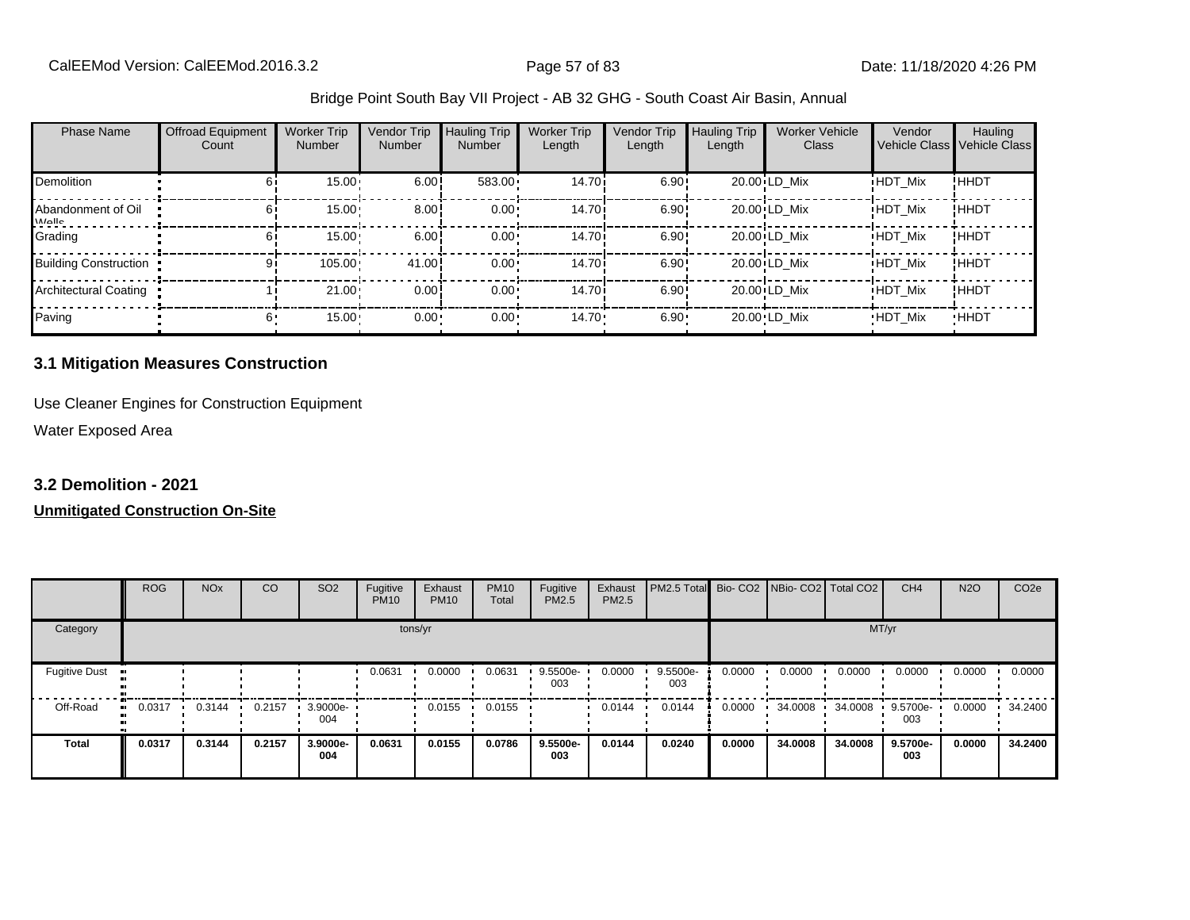Bridge Point South Bay VII Project - AB 32 GHG - South Coast Air Basin, Annual

| Phase Name | Offroad Equipment Count | Worker Trip Number | Vendor Trip Number | Hauling Trip Number | Worker Trip Length | Vendor Trip Length | Hauling Trip Length | Worker Vehicle Class | Vendor Vehicle Class | Hauling Vehicle Class |
|---|---|---|---|---|---|---|---|---|---|---|
| Demolition | 6 | 15.00 | 6.00 | 583.00 | 14.70 | 6.90 | 20.00 | LD_Mix | HDT_Mix | HHDT |
| Abandonment of Oil Wells | 6 | 15.00 | 8.00 | 0.00 | 14.70 | 6.90 | 20.00 | LD_Mix | HDT_Mix | HHDT |
| Grading | 6 | 15.00 | 6.00 | 0.00 | 14.70 | 6.90 | 20.00 | LD_Mix | HDT_Mix | HHDT |
| Building Construction | 9 | 105.00 | 41.00 | 0.00 | 14.70 | 6.90 | 20.00 | LD_Mix | HDT_Mix | HHDT |
| Architectural Coating | 1 | 21.00 | 0.00 | 0.00 | 14.70 | 6.90 | 20.00 | LD_Mix | HDT_Mix | HHDT |
| Paving | 6 | 15.00 | 0.00 | 0.00 | 14.70 | 6.90 | 20.00 | LD_Mix | HDT_Mix | HHDT |

## 3.1 Mitigation Measures Construction

Use Cleaner Engines for Construction Equipment

Water Exposed Area

## 3.2 Demolition - 2021

**Unmitigated Construction On-Site**

| | ROG | NOx | CO | SO2 | Fugitive PM10 | Exhaust PM10 | PM10 Total | Fugitive PM2.5 | Exhaust PM2.5 | PM2.5 Total | Bio- CO2 | NBio- CO2 | Total CO2 | CH4 | N2O | CO2e |
|---|---|---|---|---|---|---|---|---|---|---|---|---|---|---|---|---|
| Category | tons/yr | | | | | | | | | | MT/yr | | | | | |
| Fugitive Dust | | | | | 0.0631 | 0.0000 | 0.0631 | 9.5500e-003 | 0.0000 | 9.5500e-003 | 0.0000 | 0.0000 | 0.0000 | 0.0000 | 0.0000 | 0.0000 |
| Off-Road | 0.0317 | 0.3144 | 0.2157 | 3.9000e-004 | | 0.0155 | 0.0155 | | 0.0144 | 0.0144 | 0.0000 | 34.0008 | 34.0008 | 9.5700e-003 | 0.0000 | 34.2400 |
| **Total** | **0.0317** | **0.3144** | **0.2157** | **3.9000e-004** | **0.0631** | **0.0155** | **0.0786** | **9.5500e-003** | **0.0144** | **0.0240** | **0.0000** | **34.0008** | **34.0008** | **9.5700e-003** | **0.0000** | **34.2400** |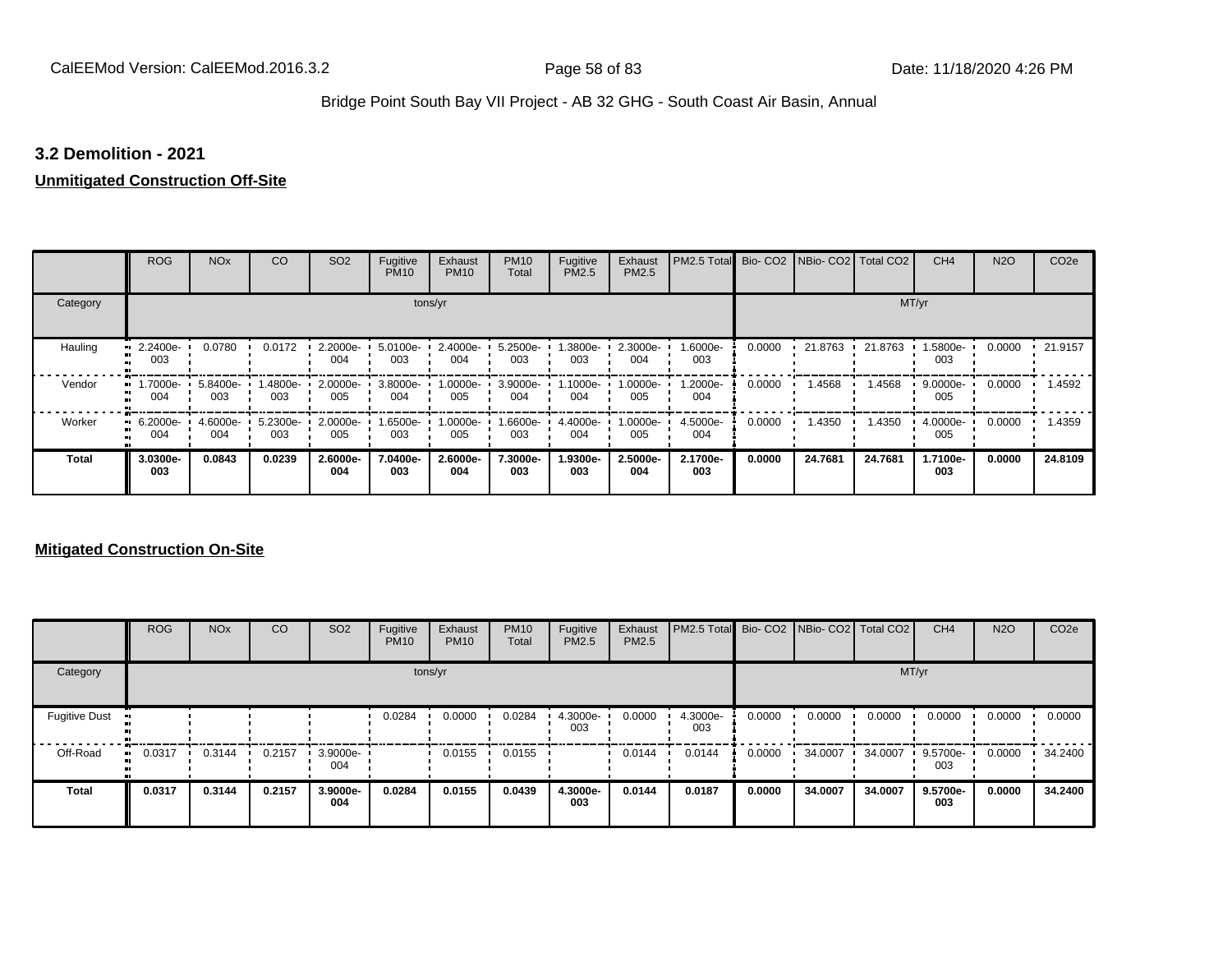## 3.2 Demolition - 2021

**Unmitigated Construction Off-Site**

| | ROG | NOx | CO | SO2 | Fugitive PM10 | Exhaust PM10 | PM10 Total | Fugitive PM2.5 | Exhaust PM2.5 | PM2.5 Total | Bio- CO2 | NBio- CO2 | Total CO2 | CH4 | N2O | CO2e |
|---|---|---|---|---|---|---|---|---|---|---|---|---|---|---|---|---|
| Category | tons/yr | | | | | | | | | | MT/yr | | | | | |
| Hauling | 2.2400e-003 | 0.0780 | 0.0172 | 2.2000e-004 | 5.0100e-003 | 2.4000e-004 | 5.2500e-003 | 1.3800e-003 | 2.3000e-004 | 1.6000e-003 | 0.0000 | 21.8763 | 21.8763 | 1.5800e-003 | 0.0000 | 21.9157 |
| Vendor | 1.7000e-004 | 5.8400e-003 | 1.4800e-003 | 2.0000e-005 | 3.8000e-004 | 1.0000e-005 | 3.9000e-004 | 1.1000e-004 | 1.0000e-005 | 1.2000e-004 | 0.0000 | 1.4568 | 1.4568 | 9.0000e-005 | 0.0000 | 1.4592 |
| Worker | 6.2000e-004 | 4.6000e-004 | 5.2300e-003 | 2.0000e-005 | 1.6500e-003 | 1.0000e-005 | 1.6600e-003 | 4.4000e-004 | 1.0000e-005 | 4.5000e-004 | 0.0000 | 1.4350 | 1.4350 | 4.0000e-005 | 0.0000 | 1.4359 |
| **Total** | **3.0300e-003** | **0.0843** | **0.0239** | **2.6000e-004** | **7.0400e-003** | **2.6000e-004** | **7.3000e-003** | **1.9300e-003** | **2.5000e-004** | **2.1700e-003** | **0.0000** | **24.7681** | **24.7681** | **1.7100e-003** | **0.0000** | **24.8109** |

**Mitigated Construction On-Site**

| | ROG | NOx | CO | SO2 | Fugitive PM10 | Exhaust PM10 | PM10 Total | Fugitive PM2.5 | Exhaust PM2.5 | PM2.5 Total | Bio- CO2 | NBio- CO2 | Total CO2 | CH4 | N2O | CO2e |
|---|---|---|---|---|---|---|---|---|---|---|---|---|---|---|---|---|
| Category | tons/yr | | | | | | | | | | MT/yr | | | | | |
| Fugitive Dust | | | | | 0.0284 | 0.0000 | 0.0284 | 4.3000e-003 | 0.0000 | 4.3000e-003 | 0.0000 | 0.0000 | 0.0000 | 0.0000 | 0.0000 | 0.0000 |
| Off-Road | 0.0317 | 0.3144 | 0.2157 | 3.9000e-004 | | 0.0155 | 0.0155 | | 0.0144 | 0.0144 | 0.0000 | 34.0007 | 34.0007 | 9.5700e-003 | 0.0000 | 34.2400 |
| **Total** | **0.0317** | **0.3144** | **0.2157** | **3.9000e-004** | **0.0284** | **0.0155** | **0.0439** | **4.3000e-003** | **0.0144** | **0.0187** | **0.0000** | **34.0007** | **34.0007** | **9.5700e-003** | **0.0000** | **34.2400** |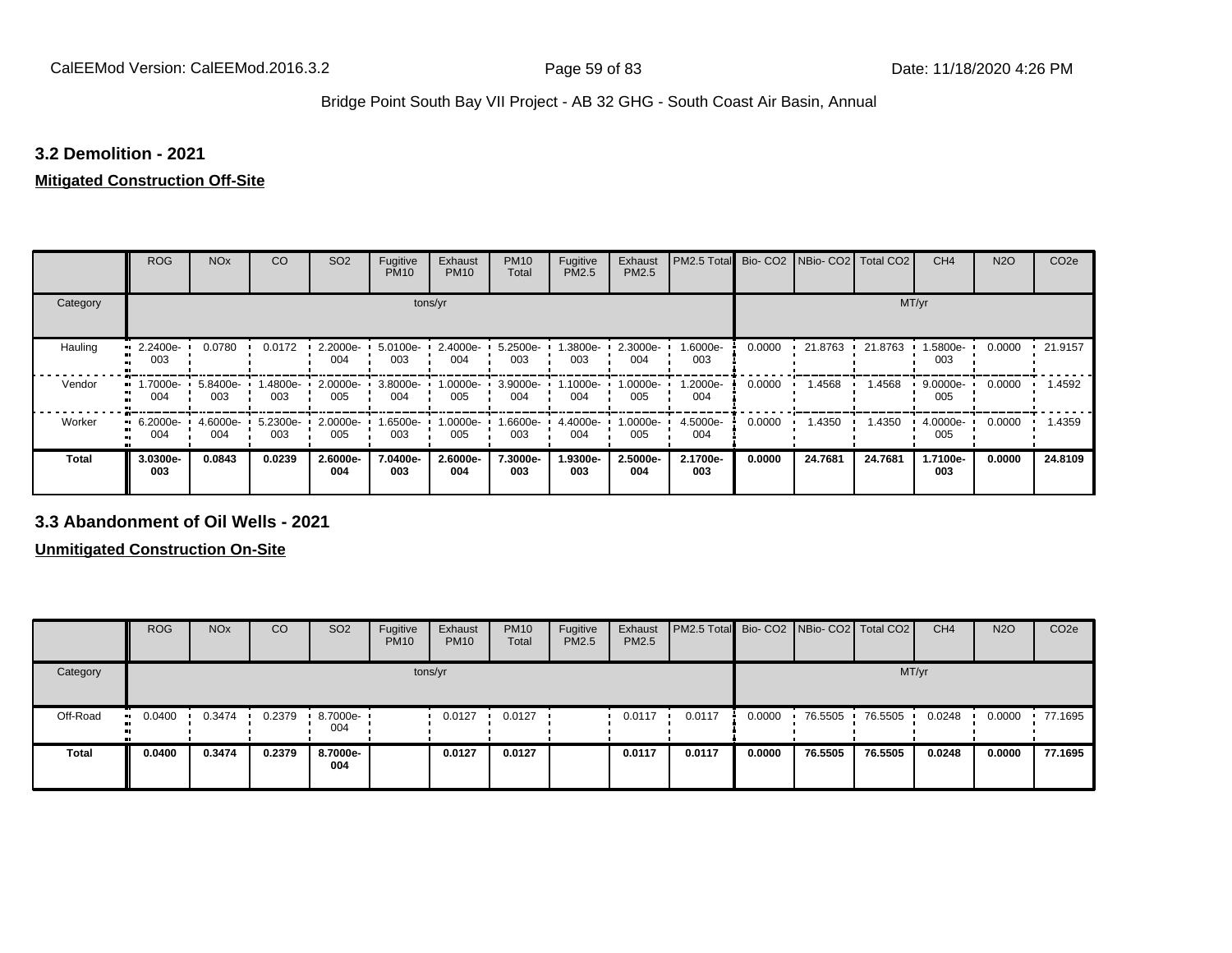## 3.2 Demolition - 2021

**Mitigated Construction Off-Site**

| | ROG | NOx | CO | SO2 | Fugitive PM10 | Exhaust PM10 | PM10 Total | Fugitive PM2.5 | Exhaust PM2.5 | PM2.5 Total | Bio- CO2 | NBio- CO2 | Total CO2 | CH4 | N2O | CO2e |
|---|---|---|---|---|---|---|---|---|---|---|---|---|---|---|---|---|
| Category | tons/yr | | | | | | | | | | MT/yr | | | | | |
| Hauling | 2.2400e-003 | 0.0780 | 0.0172 | 2.2000e-004 | 5.0100e-003 | 2.4000e-004 | 5.2500e-003 | 1.3800e-003 | 2.3000e-004 | 1.6000e-003 | 0.0000 | 21.8763 | 21.8763 | 1.5800e-003 | 0.0000 | 21.9157 |
| Vendor | 1.7000e-004 | 5.8400e-003 | 1.4800e-003 | 2.0000e-005 | 3.8000e-004 | 1.0000e-005 | 3.9000e-004 | 1.1000e-004 | 1.0000e-005 | 1.2000e-004 | 0.0000 | 1.4568 | 1.4568 | 9.0000e-005 | 0.0000 | 1.4592 |
| Worker | 6.2000e-004 | 4.6000e-004 | 5.2300e-003 | 2.0000e-005 | 1.6500e-003 | 1.0000e-005 | 1.6600e-003 | 4.4000e-004 | 1.0000e-005 | 4.5000e-004 | 0.0000 | 1.4350 | 1.4350 | 4.0000e-005 | 0.0000 | 1.4359 |
| **Total** | **3.0300e-003** | **0.0843** | **0.0239** | **2.6000e-004** | **7.0400e-003** | **2.6000e-004** | **7.3000e-003** | **1.9300e-003** | **2.5000e-004** | **2.1700e-003** | **0.0000** | **24.7681** | **24.7681** | **1.7100e-003** | **0.0000** | **24.8109** |

## 3.3 Abandonment of Oil Wells - 2021

**Unmitigated Construction On-Site**

| | ROG | NOx | CO | SO2 | Fugitive PM10 | Exhaust PM10 | PM10 Total | Fugitive PM2.5 | Exhaust PM2.5 | PM2.5 Total | Bio- CO2 | NBio- CO2 | Total CO2 | CH4 | N2O | CO2e |
|---|---|---|---|---|---|---|---|---|---|---|---|---|---|---|---|---|
| Category | tons/yr | | | | | | | | | | MT/yr | | | | | |
| Off-Road | 0.0400 | 0.3474 | 0.2379 | 8.7000e-004 | | 0.0127 | 0.0127 | | 0.0117 | 0.0117 | 0.0000 | 76.5505 | 76.5505 | 0.0248 | 0.0000 | 77.1695 |
| **Total** | **0.0400** | **0.3474** | **0.2379** | **8.7000e-004** | | **0.0127** | **0.0127** | | **0.0117** | **0.0117** | **0.0000** | **76.5505** | **76.5505** | **0.0248** | **0.0000** | **77.1695** |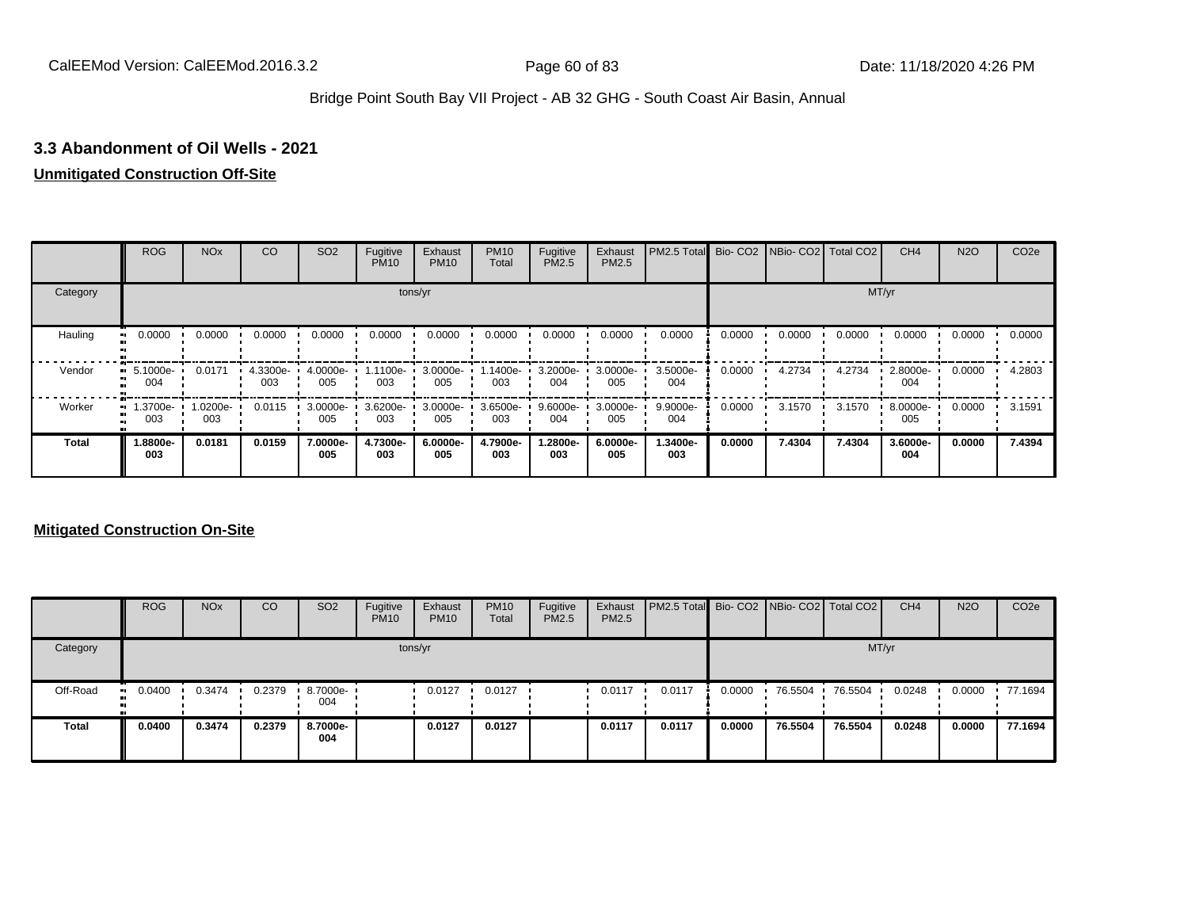## 3.3 Abandonment of Oil Wells - 2021

**Unmitigated Construction Off-Site**

| | ROG | NOx | CO | SO2 | Fugitive PM10 | Exhaust PM10 | PM10 Total | Fugitive PM2.5 | Exhaust PM2.5 | PM2.5 Total | Bio- CO2 | NBio- CO2 | Total CO2 | CH4 | N2O | CO2e |
|---|---|---|---|---|---|---|---|---|---|---|---|---|---|---|---|---|
| Category | tons/yr | | | | | | | | | | MT/yr | | | | | |
| Hauling | 0.0000 | 0.0000 | 0.0000 | 0.0000 | 0.0000 | 0.0000 | 0.0000 | 0.0000 | 0.0000 | 0.0000 | 0.0000 | 0.0000 | 0.0000 | 0.0000 | 0.0000 | 0.0000 |
| Vendor | 5.1000e-004 | 0.0171 | 4.3300e-003 | 4.0000e-005 | 1.1100e-003 | 3.0000e-005 | 1.1400e-003 | 3.2000e-004 | 3.0000e-005 | 3.5000e-004 | 0.0000 | 4.2734 | 4.2734 | 2.8000e-004 | 0.0000 | 4.2803 |
| Worker | 1.3700e-003 | 1.0200e-003 | 0.0115 | 3.0000e-005 | 3.6200e-003 | 3.0000e-005 | 3.6500e-003 | 9.6000e-004 | 3.0000e-005 | 9.9000e-004 | 0.0000 | 3.1570 | 3.1570 | 8.0000e-005 | 0.0000 | 3.1591 |
| **Total** | **1.8800e-003** | **0.0181** | **0.0159** | **7.0000e-005** | **4.7300e-003** | **6.0000e-005** | **4.7900e-003** | **1.2800e-003** | **6.0000e-005** | **1.3400e-003** | **0.0000** | **7.4304** | **7.4304** | **3.6000e-004** | **0.0000** | **7.4394** |

**Mitigated Construction On-Site**

| | ROG | NOx | CO | SO2 | Fugitive PM10 | Exhaust PM10 | PM10 Total | Fugitive PM2.5 | Exhaust PM2.5 | PM2.5 Total | Bio- CO2 | NBio- CO2 | Total CO2 | CH4 | N2O | CO2e |
|---|---|---|---|---|---|---|---|---|---|---|---|---|---|---|---|---|
| Category | tons/yr | | | | | | | | | | MT/yr | | | | | |
| Off-Road | 0.0400 | 0.3474 | 0.2379 | 8.7000e-004 | | 0.0127 | 0.0127 | | 0.0117 | 0.0117 | 0.0000 | 76.5504 | 76.5504 | 0.0248 | 0.0000 | 77.1694 |
| **Total** | **0.0400** | **0.3474** | **0.2379** | **8.7000e-004** | | **0.0127** | **0.0127** | | **0.0117** | **0.0117** | **0.0000** | **76.5504** | **76.5504** | **0.0248** | **0.0000** | **77.1694** |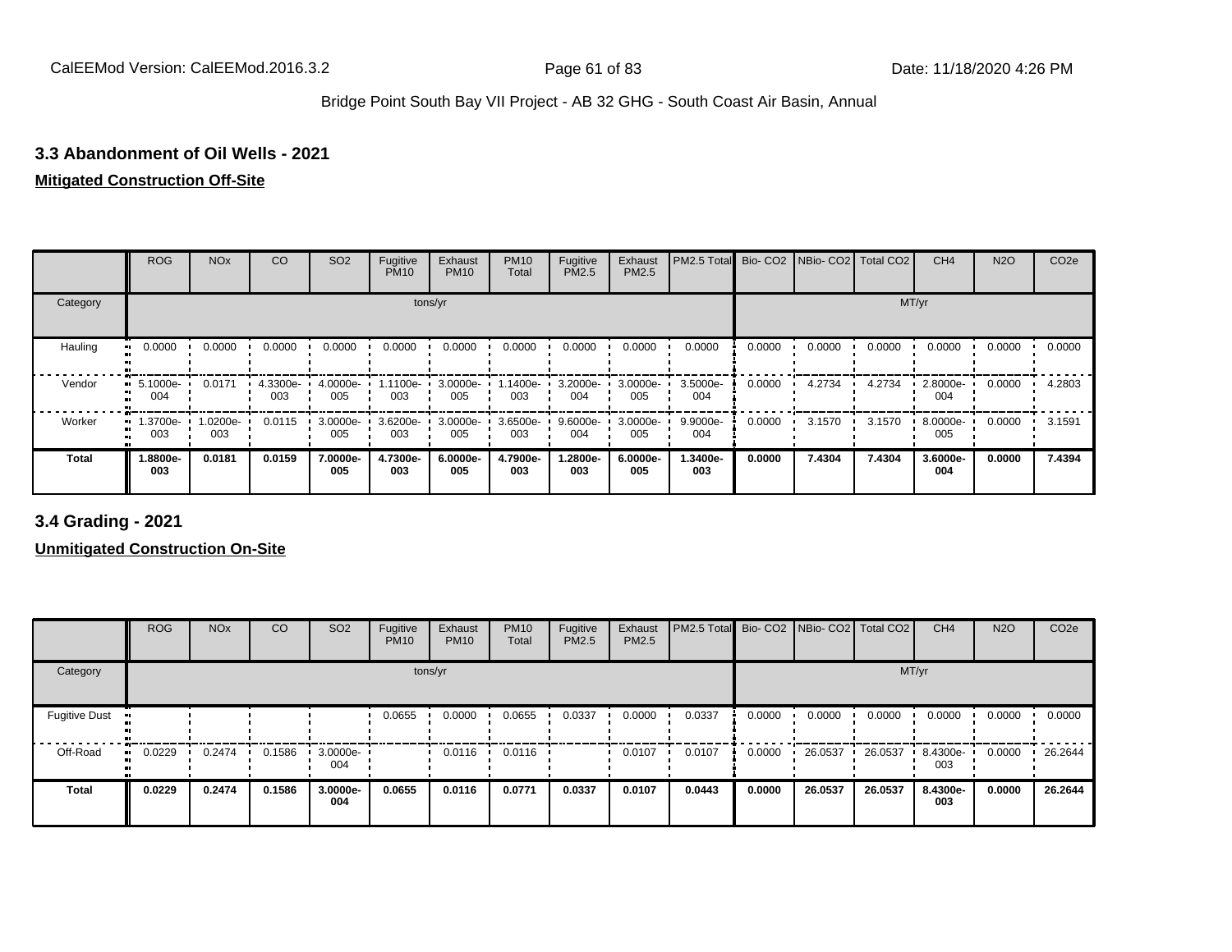## 3.3 Abandonment of Oil Wells - 2021

**Mitigated Construction Off-Site**

| | ROG | NOx | CO | SO2 | Fugitive PM10 | Exhaust PM10 | PM10 Total | Fugitive PM2.5 | Exhaust PM2.5 | PM2.5 Total | Bio- CO2 | NBio- CO2 | Total CO2 | CH4 | N2O | CO2e |
|---|---|---|---|---|---|---|---|---|---|---|---|---|---|---|---|---|
| Category | tons/yr | | | | | | | | | | MT/yr | | | | | |
| Hauling | 0.0000 | 0.0000 | 0.0000 | 0.0000 | 0.0000 | 0.0000 | 0.0000 | 0.0000 | 0.0000 | 0.0000 | 0.0000 | 0.0000 | 0.0000 | 0.0000 | 0.0000 | 0.0000 |
| Vendor | 5.1000e-004 | 0.0171 | 4.3300e-003 | 4.0000e-005 | 1.1100e-003 | 3.0000e-005 | 1.1400e-003 | 3.2000e-004 | 3.0000e-005 | 3.5000e-004 | 0.0000 | 4.2734 | 4.2734 | 2.8000e-004 | 0.0000 | 4.2803 |
| Worker | 1.3700e-003 | 1.0200e-003 | 0.0115 | 3.0000e-005 | 3.6200e-003 | 3.0000e-005 | 3.6500e-003 | 9.6000e-004 | 3.0000e-005 | 9.9000e-004 | 0.0000 | 3.1570 | 3.1570 | 8.0000e-005 | 0.0000 | 3.1591 |
| **Total** | **1.8800e-003** | **0.0181** | **0.0159** | **7.0000e-005** | **4.7300e-003** | **6.0000e-005** | **4.7900e-003** | **1.2800e-003** | **6.0000e-005** | **1.3400e-003** | **0.0000** | **7.4304** | **7.4304** | **3.6000e-004** | **0.0000** | **7.4394** |

## 3.4 Grading - 2021

**Unmitigated Construction On-Site**

| | ROG | NOx | CO | SO2 | Fugitive PM10 | Exhaust PM10 | PM10 Total | Fugitive PM2.5 | Exhaust PM2.5 | PM2.5 Total | Bio- CO2 | NBio- CO2 | Total CO2 | CH4 | N2O | CO2e |
|---|---|---|---|---|---|---|---|---|---|---|---|---|---|---|---|---|
| Category | tons/yr | | | | | | | | | | MT/yr | | | | | |
| Fugitive Dust | | | | | 0.0655 | 0.0000 | 0.0655 | 0.0337 | 0.0000 | 0.0337 | 0.0000 | 0.0000 | 0.0000 | 0.0000 | 0.0000 | 0.0000 |
| Off-Road | 0.0229 | 0.2474 | 0.1586 | 3.0000e-004 | | 0.0116 | 0.0116 | | 0.0107 | 0.0107 | 0.0000 | 26.0537 | 26.0537 | 8.4300e-003 | 0.0000 | 26.2644 |
| **Total** | **0.0229** | **0.2474** | **0.1586** | **3.0000e-004** | **0.0655** | **0.0116** | **0.0771** | **0.0337** | **0.0107** | **0.0443** | **0.0000** | **26.0537** | **26.0537** | **8.4300e-003** | **0.0000** | **26.2644** |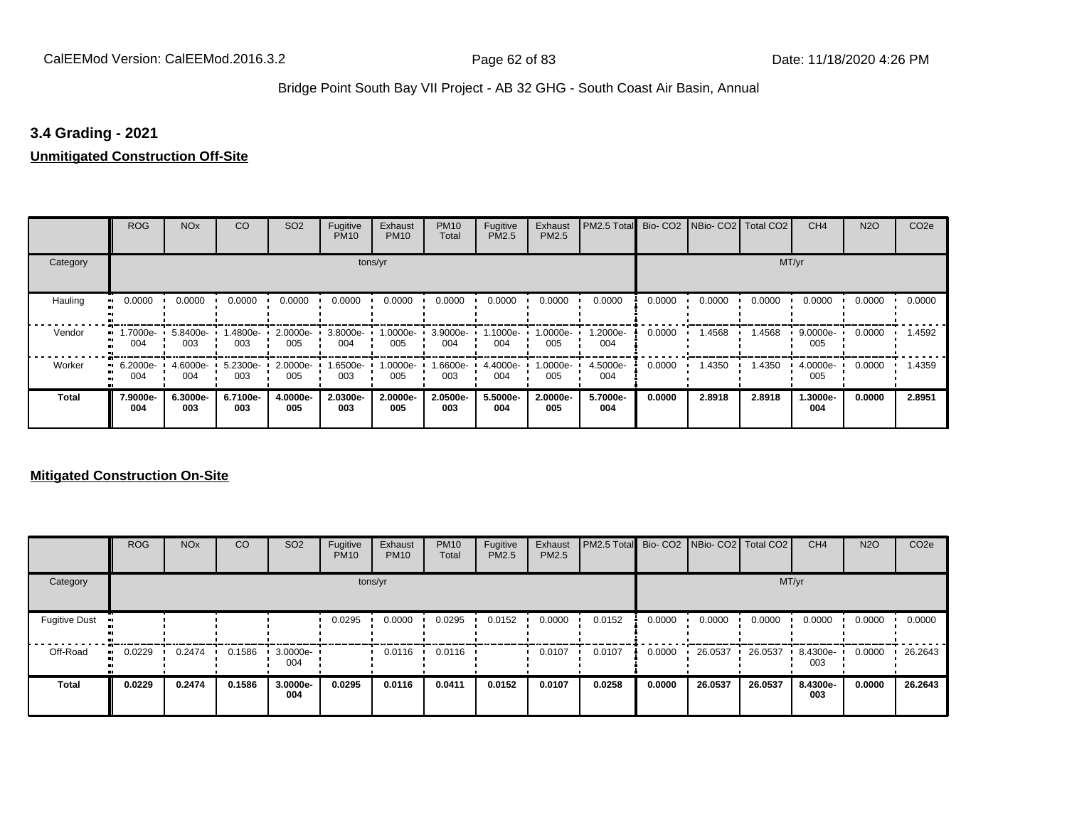### 3.4 Grading - 2021

**Unmitigated Construction Off-Site**

| | ROG | NOx | CO | SO2 | Fugitive PM10 | Exhaust PM10 | PM10 Total | Fugitive PM2.5 | Exhaust PM2.5 | PM2.5 Total | Bio- CO2 | NBio- CO2 | Total CO2 | CH4 | N2O | CO2e |
|---|---|---|---|---|---|---|---|---|---|---|---|---|---|---|---|---|
| Category | tons/yr | | | | | | | | | | MT/yr | | | | | |
| Hauling | 0.0000 | 0.0000 | 0.0000 | 0.0000 | 0.0000 | 0.0000 | 0.0000 | 0.0000 | 0.0000 | 0.0000 | 0.0000 | 0.0000 | 0.0000 | 0.0000 | 0.0000 | 0.0000 |
| Vendor | 1.7000e-004 | 5.8400e-003 | 1.4800e-003 | 2.0000e-005 | 3.8000e-004 | 1.0000e-005 | 3.9000e-004 | 1.1000e-004 | 1.0000e-005 | 1.2000e-004 | 0.0000 | 1.4568 | 1.4568 | 9.0000e-005 | 0.0000 | 1.4592 |
| Worker | 6.2000e-004 | 4.6000e-004 | 5.2300e-003 | 2.0000e-005 | 1.6500e-003 | 1.0000e-005 | 1.6600e-003 | 4.4000e-004 | 1.0000e-005 | 4.5000e-004 | 0.0000 | 1.4350 | 1.4350 | 4.0000e-005 | 0.0000 | 1.4359 |
| **Total** | **7.9000e-004** | **6.3000e-003** | **6.7100e-003** | **4.0000e-005** | **2.0300e-003** | **2.0000e-005** | **2.0500e-003** | **5.5000e-004** | **2.0000e-005** | **5.7000e-004** | **0.0000** | **2.8918** | **2.8918** | **1.3000e-004** | **0.0000** | **2.8951** |

**Mitigated Construction On-Site**

| | ROG | NOx | CO | SO2 | Fugitive PM10 | Exhaust PM10 | PM10 Total | Fugitive PM2.5 | Exhaust PM2.5 | PM2.5 Total | Bio- CO2 | NBio- CO2 | Total CO2 | CH4 | N2O | CO2e |
|---|---|---|---|---|---|---|---|---|---|---|---|---|---|---|---|---|
| Category | tons/yr | | | | | | | | | | MT/yr | | | | | |
| Fugitive Dust | | | | | 0.0295 | 0.0000 | 0.0295 | 0.0152 | 0.0000 | 0.0152 | 0.0000 | 0.0000 | 0.0000 | 0.0000 | 0.0000 | 0.0000 |
| Off-Road | 0.0229 | 0.2474 | 0.1586 | 3.0000e-004 | | 0.0116 | 0.0116 | | 0.0107 | 0.0107 | 0.0000 | 26.0537 | 26.0537 | 8.4300e-003 | 0.0000 | 26.2643 |
| **Total** | **0.0229** | **0.2474** | **0.1586** | **3.0000e-004** | **0.0295** | **0.0116** | **0.0411** | **0.0152** | **0.0107** | **0.0258** | **0.0000** | **26.0537** | **26.0537** | **8.4300e-003** | **0.0000** | **26.2643** |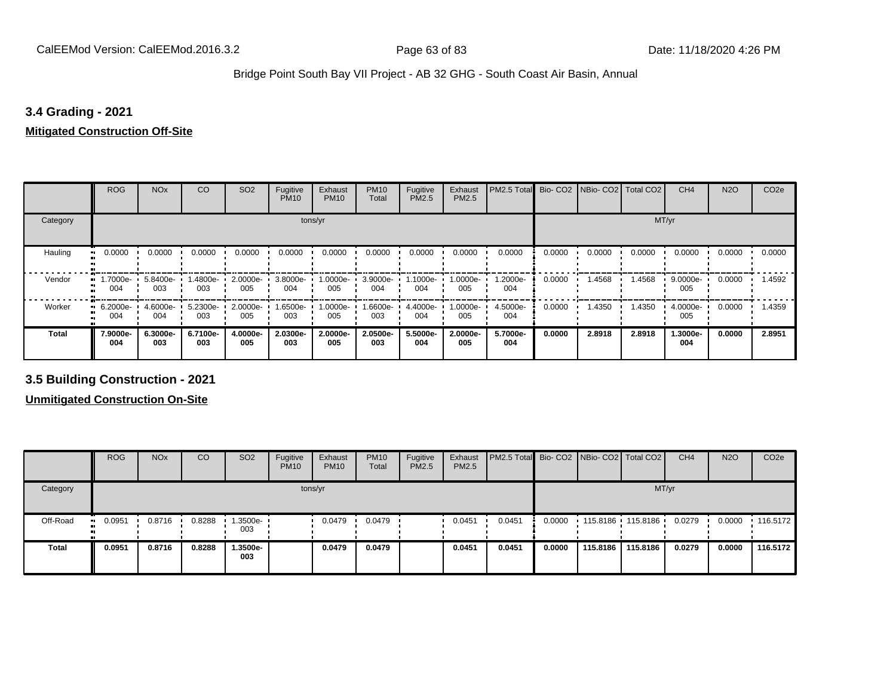### 3.4 Grading - 2021

**Mitigated Construction Off-Site**

| | ROG | NOx | CO | SO2 | Fugitive PM10 | Exhaust PM10 | PM10 Total | Fugitive PM2.5 | Exhaust PM2.5 | PM2.5 Total | Bio- CO2 | NBio- CO2 | Total CO2 | CH4 | N2O | CO2e |
|---|---|---|---|---|---|---|---|---|---|---|---|---|---|---|---|---|
| Category | tons/yr | | | | | | | | | | MT/yr | | | | | |
| Hauling | 0.0000 | 0.0000 | 0.0000 | 0.0000 | 0.0000 | 0.0000 | 0.0000 | 0.0000 | 0.0000 | 0.0000 | 0.0000 | 0.0000 | 0.0000 | 0.0000 | 0.0000 | 0.0000 |
| Vendor | 1.7000e-004 | 5.8400e-003 | 1.4800e-003 | 2.0000e-005 | 3.8000e-004 | 1.0000e-005 | 3.9000e-004 | 1.1000e-004 | 1.0000e-005 | 1.2000e-004 | 0.0000 | 1.4568 | 1.4568 | 9.0000e-005 | 0.0000 | 1.4592 |
| Worker | 6.2000e-004 | 4.6000e-004 | 5.2300e-003 | 2.0000e-005 | 1.6500e-003 | 1.0000e-005 | 1.6600e-003 | 4.4000e-004 | 1.0000e-005 | 4.5000e-004 | 0.0000 | 1.4350 | 1.4350 | 4.0000e-005 | 0.0000 | 1.4359 |
| **Total** | **7.9000e-004** | **6.3000e-003** | **6.7100e-003** | **4.0000e-005** | **2.0300e-003** | **2.0000e-005** | **2.0500e-003** | **5.5000e-004** | **2.0000e-005** | **5.7000e-004** | **0.0000** | **2.8918** | **2.8918** | **1.3000e-004** | **0.0000** | **2.8951** |

### 3.5 Building Construction - 2021

**Unmitigated Construction On-Site**

| | ROG | NOx | CO | SO2 | Fugitive PM10 | Exhaust PM10 | PM10 Total | Fugitive PM2.5 | Exhaust PM2.5 | PM2.5 Total | Bio- CO2 | NBio- CO2 | Total CO2 | CH4 | N2O | CO2e |
|---|---|---|---|---|---|---|---|---|---|---|---|---|---|---|---|---|
| Category | tons/yr | | | | | | | | | | MT/yr | | | | | |
| Off-Road | 0.0951 | 0.8716 | 0.8288 | 1.3500e-003 | | 0.0479 | 0.0479 | | 0.0451 | 0.0451 | 0.0000 | 115.8186 | 115.8186 | 0.0279 | 0.0000 | 116.5172 |
| **Total** | **0.0951** | **0.8716** | **0.8288** | **1.3500e-003** | | **0.0479** | **0.0479** | | **0.0451** | **0.0451** | **0.0000** | **115.8186** | **115.8186** | **0.0279** | **0.0000** | **116.5172** |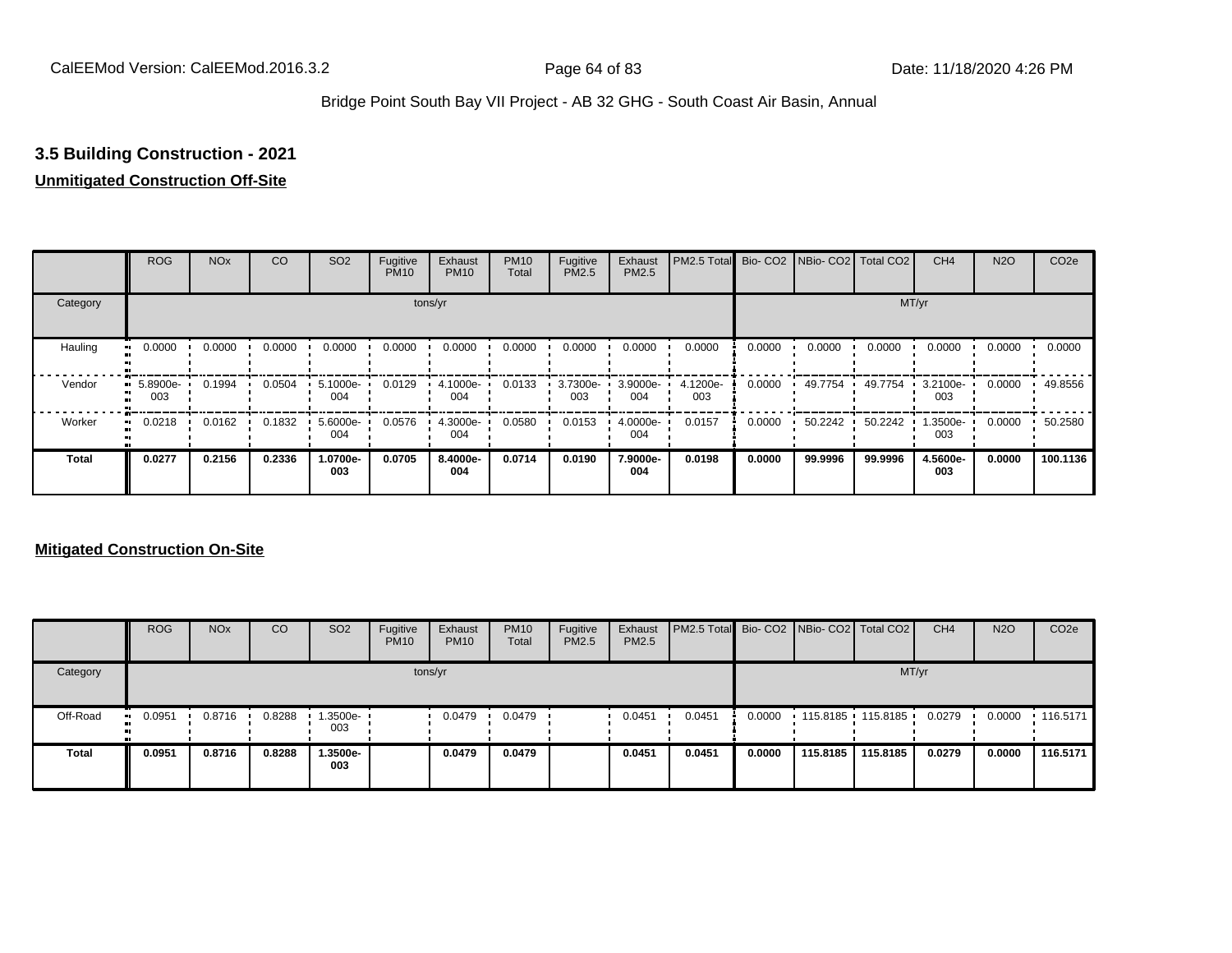### 3.5 Building Construction - 2021

**Unmitigated Construction Off-Site**

| | ROG | NOx | CO | SO2 | Fugitive PM10 | Exhaust PM10 | PM10 Total | Fugitive PM2.5 | Exhaust PM2.5 | PM2.5 Total | Bio- CO2 | NBio- CO2 | Total CO2 | CH4 | N2O | CO2e |
|---|---|---|---|---|---|---|---|---|---|---|---|---|---|---|---|---|
| Category | tons/yr | | | | | | | | | | MT/yr | | | | | |
| Hauling | 0.0000 | 0.0000 | 0.0000 | 0.0000 | 0.0000 | 0.0000 | 0.0000 | 0.0000 | 0.0000 | 0.0000 | 0.0000 | 0.0000 | 0.0000 | 0.0000 | 0.0000 | 0.0000 |
| Vendor | 5.8900e-003 | 0.1994 | 0.0504 | 5.1000e-004 | 0.0129 | 4.1000e-004 | 0.0133 | 3.7300e-003 | 3.9000e-004 | 4.1200e-003 | 0.0000 | 49.7754 | 49.7754 | 3.2100e-003 | 0.0000 | 49.8556 |
| Worker | 0.0218 | 0.0162 | 0.1832 | 5.6000e-004 | 0.0576 | 4.3000e-004 | 0.0580 | 0.0153 | 4.0000e-004 | 0.0157 | 0.0000 | 50.2242 | 50.2242 | 1.3500e-003 | 0.0000 | 50.2580 |
| **Total** | **0.0277** | **0.2156** | **0.2336** | **1.0700e-003** | **0.0705** | **8.4000e-004** | **0.0714** | **0.0190** | **7.9000e-004** | **0.0198** | **0.0000** | **99.9996** | **99.9996** | **4.5600e-003** | **0.0000** | **100.1136** |

**Mitigated Construction On-Site**

| | ROG | NOx | CO | SO2 | Fugitive PM10 | Exhaust PM10 | PM10 Total | Fugitive PM2.5 | Exhaust PM2.5 | PM2.5 Total | Bio- CO2 | NBio- CO2 | Total CO2 | CH4 | N2O | CO2e |
|---|---|---|---|---|---|---|---|---|---|---|---|---|---|---|---|---|
| Category | tons/yr | | | | | | | | | | MT/yr | | | | | |
| Off-Road | 0.0951 | 0.8716 | 0.8288 | 1.3500e-003 | | 0.0479 | 0.0479 | | 0.0451 | 0.0451 | 0.0000 | 115.8185 | 115.8185 | 0.0279 | 0.0000 | 116.5171 |
| **Total** | **0.0951** | **0.8716** | **0.8288** | **1.3500e-003** | | **0.0479** | **0.0479** | | **0.0451** | **0.0451** | **0.0000** | **115.8185** | **115.8185** | **0.0279** | **0.0000** | **116.5171** |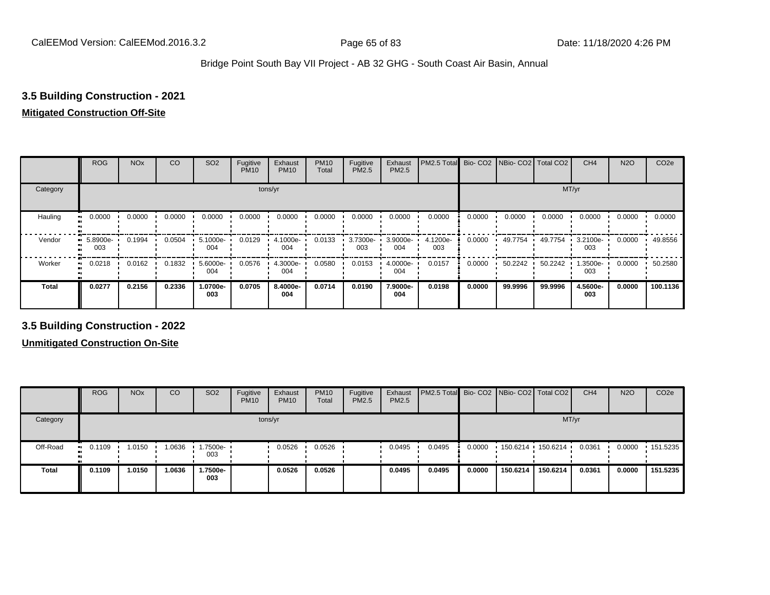## 3.5 Building Construction - 2021

**Mitigated Construction Off-Site**

| | ROG | NOx | CO | SO2 | Fugitive PM10 | Exhaust PM10 | PM10 Total | Fugitive PM2.5 | Exhaust PM2.5 | PM2.5 Total | Bio- CO2 | NBio- CO2 | Total CO2 | CH4 | N2O | CO2e |
|---|---|---|---|---|---|---|---|---|---|---|---|---|---|---|---|---|
| Category | | | | | | tons/yr | | | | | | | | MT/yr | | |
| Hauling | 0.0000 | 0.0000 | 0.0000 | 0.0000 | 0.0000 | 0.0000 | 0.0000 | 0.0000 | 0.0000 | 0.0000 | 0.0000 | 0.0000 | 0.0000 | 0.0000 | 0.0000 | 0.0000 |
| Vendor | 5.8900e-003 | 0.1994 | 0.0504 | 5.1000e-004 | 0.0129 | 4.1000e-004 | 0.0133 | 3.7300e-003 | 3.9000e-004 | 4.1200e-003 | 0.0000 | 49.7754 | 49.7754 | 3.2100e-003 | 0.0000 | 49.8556 |
| Worker | 0.0218 | 0.0162 | 0.1832 | 5.6000e-004 | 0.0576 | 4.3000e-004 | 0.0580 | 0.0153 | 4.0000e-004 | 0.0157 | 0.0000 | 50.2242 | 50.2242 | 1.3500e-003 | 0.0000 | 50.2580 |
| **Total** | **0.0277** | **0.2156** | **0.2336** | **1.0700e-003** | **0.0705** | **8.4000e-004** | **0.0714** | **0.0190** | **7.9000e-004** | **0.0198** | **0.0000** | **99.9996** | **99.9996** | **4.5600e-003** | **0.0000** | **100.1136** |

## 3.5 Building Construction - 2022

**Unmitigated Construction On-Site**

| | ROG | NOx | CO | SO2 | Fugitive PM10 | Exhaust PM10 | PM10 Total | Fugitive PM2.5 | Exhaust PM2.5 | PM2.5 Total | Bio- CO2 | NBio- CO2 | Total CO2 | CH4 | N2O | CO2e |
|---|---|---|---|---|---|---|---|---|---|---|---|---|---|---|---|---|
| Category | | | | | | tons/yr | | | | | | | | MT/yr | | |
| Off-Road | 0.1109 | 1.0150 | 1.0636 | 1.7500e-003 | | 0.0526 | 0.0526 | | 0.0495 | 0.0495 | 0.0000 | 150.6214 | 150.6214 | 0.0361 | 0.0000 | 151.5235 |
| **Total** | **0.1109** | **1.0150** | **1.0636** | **1.7500e-003** | | **0.0526** | **0.0526** | | **0.0495** | **0.0495** | **0.0000** | **150.6214** | **150.6214** | **0.0361** | **0.0000** | **151.5235** |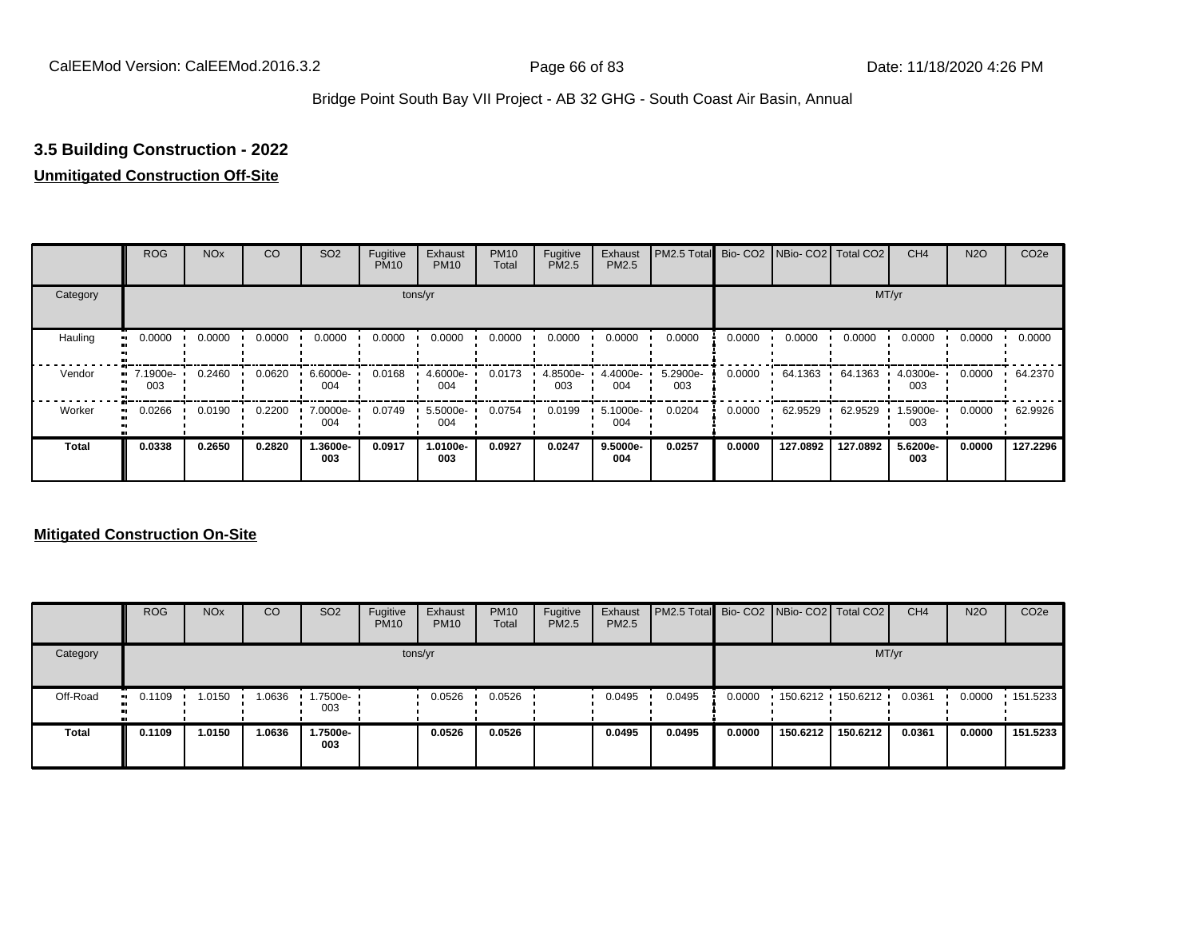### 3.5 Building Construction - 2022

**Unmitigated Construction Off-Site**

| | ROG | NOx | CO | SO2 | Fugitive PM10 | Exhaust PM10 | PM10 Total | Fugitive PM2.5 | Exhaust PM2.5 | PM2.5 Total | Bio- CO2 | NBio- CO2 | Total CO2 | CH4 | N2O | CO2e |
|---|---|---|---|---|---|---|---|---|---|---|---|---|---|---|---|---|
| Category | | | | | tons/yr | | | | | | | | | MT/yr | | |
| Hauling | 0.0000 | 0.0000 | 0.0000 | 0.0000 | 0.0000 | 0.0000 | 0.0000 | 0.0000 | 0.0000 | 0.0000 | 0.0000 | 0.0000 | 0.0000 | 0.0000 | 0.0000 | 0.0000 |
| Vendor | 7.1900e-003 | 0.2460 | 0.0620 | 6.6000e-004 | 0.0168 | 4.6000e-004 | 0.0173 | 4.8500e-003 | 4.4000e-004 | 5.2900e-003 | 0.0000 | 64.1363 | 64.1363 | 4.0300e-003 | 0.0000 | 64.2370 |
| Worker | 0.0266 | 0.0190 | 0.2200 | 7.0000e-004 | 0.0749 | 5.5000e-004 | 0.0754 | 0.0199 | 5.1000e-004 | 0.0204 | 0.0000 | 62.9529 | 62.9529 | 1.5900e-003 | 0.0000 | 62.9926 |
| **Total** | **0.0338** | **0.2650** | **0.2820** | **1.3600e-003** | **0.0917** | **1.0100e-003** | **0.0927** | **0.0247** | **9.5000e-004** | **0.0257** | **0.0000** | **127.0892** | **127.0892** | **5.6200e-003** | **0.0000** | **127.2296** |

**Mitigated Construction On-Site**

| | ROG | NOx | CO | SO2 | Fugitive PM10 | Exhaust PM10 | PM10 Total | Fugitive PM2.5 | Exhaust PM2.5 | PM2.5 Total | Bio- CO2 | NBio- CO2 | Total CO2 | CH4 | N2O | CO2e |
|---|---|---|---|---|---|---|---|---|---|---|---|---|---|---|---|---|
| Category | | | | | tons/yr | | | | | | | | | MT/yr | | |
| Off-Road | 0.1109 | 1.0150 | 1.0636 | 1.7500e-003 | | 0.0526 | 0.0526 | | 0.0495 | 0.0495 | 0.0000 | 150.6212 | 150.6212 | 0.0361 | 0.0000 | 151.5233 |
| **Total** | **0.1109** | **1.0150** | **1.0636** | **1.7500e-003** | | **0.0526** | **0.0526** | | **0.0495** | **0.0495** | **0.0000** | **150.6212** | **150.6212** | **0.0361** | **0.0000** | **151.5233** |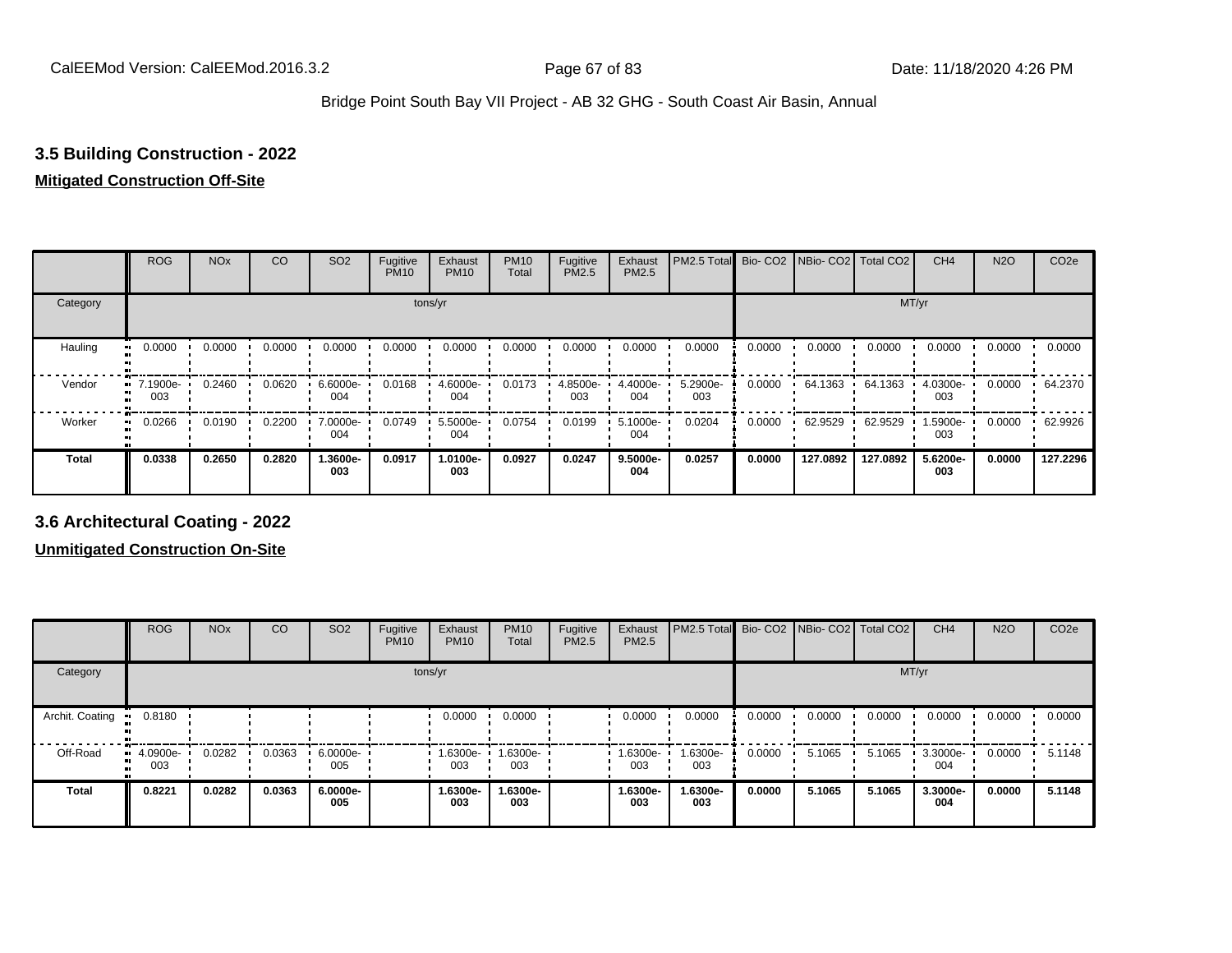## 3.5 Building Construction - 2022

**Mitigated Construction Off-Site**

| | ROG | NOx | CO | SO2 | Fugitive PM10 | Exhaust PM10 | PM10 Total | Fugitive PM2.5 | Exhaust PM2.5 | PM2.5 Total | Bio- CO2 | NBio- CO2 | Total CO2 | CH4 | N2O | CO2e |
|---|---|---|---|---|---|---|---|---|---|---|---|---|---|---|---|---|
| Category | tons/yr | | | | | | | | | | MT/yr | | | | | |
| Hauling | 0.0000 | 0.0000 | 0.0000 | 0.0000 | 0.0000 | 0.0000 | 0.0000 | 0.0000 | 0.0000 | 0.0000 | 0.0000 | 0.0000 | 0.0000 | 0.0000 | 0.0000 | 0.0000 |
| Vendor | 7.1900e-003 | 0.2460 | 0.0620 | 6.6000e-004 | 0.0168 | 4.6000e-004 | 0.0173 | 4.8500e-003 | 4.4000e-004 | 5.2900e-003 | 0.0000 | 64.1363 | 64.1363 | 4.0300e-003 | 0.0000 | 64.2370 |
| Worker | 0.0266 | 0.0190 | 0.2200 | 7.0000e-004 | 0.0749 | 5.5000e-004 | 0.0754 | 0.0199 | 5.1000e-004 | 0.0204 | 0.0000 | 62.9529 | 62.9529 | 1.5900e-003 | 0.0000 | 62.9926 |
| **Total** | **0.0338** | **0.2650** | **0.2820** | **1.3600e-003** | **0.0917** | **1.0100e-003** | **0.0927** | **0.0247** | **9.5000e-004** | **0.0257** | **0.0000** | **127.0892** | **127.0892** | **5.6200e-003** | **0.0000** | **127.2296** |

## 3.6 Architectural Coating - 2022

**Unmitigated Construction On-Site**

| | ROG | NOx | CO | SO2 | Fugitive PM10 | Exhaust PM10 | PM10 Total | Fugitive PM2.5 | Exhaust PM2.5 | PM2.5 Total | Bio- CO2 | NBio- CO2 | Total CO2 | CH4 | N2O | CO2e |
|---|---|---|---|---|---|---|---|---|---|---|---|---|---|---|---|---|
| Category | tons/yr | | | | | | | | | | MT/yr | | | | | |
| Archit. Coating | 0.8180 | | | | | 0.0000 | 0.0000 | | 0.0000 | 0.0000 | 0.0000 | 0.0000 | 0.0000 | 0.0000 | 0.0000 | 0.0000 |
| Off-Road | 4.0900e-003 | 0.0282 | 0.0363 | 6.0000e-005 | | 1.6300e-003 | 1.6300e-003 | | 1.6300e-003 | 1.6300e-003 | 0.0000 | 5.1065 | 5.1065 | 3.3000e-004 | 0.0000 | 5.1148 |
| **Total** | **0.8221** | **0.0282** | **0.0363** | **6.0000e-005** | | **1.6300e-003** | **1.6300e-003** | | **1.6300e-003** | **1.6300e-003** | **0.0000** | **5.1065** | **5.1065** | **3.3000e-004** | **0.0000** | **5.1148** |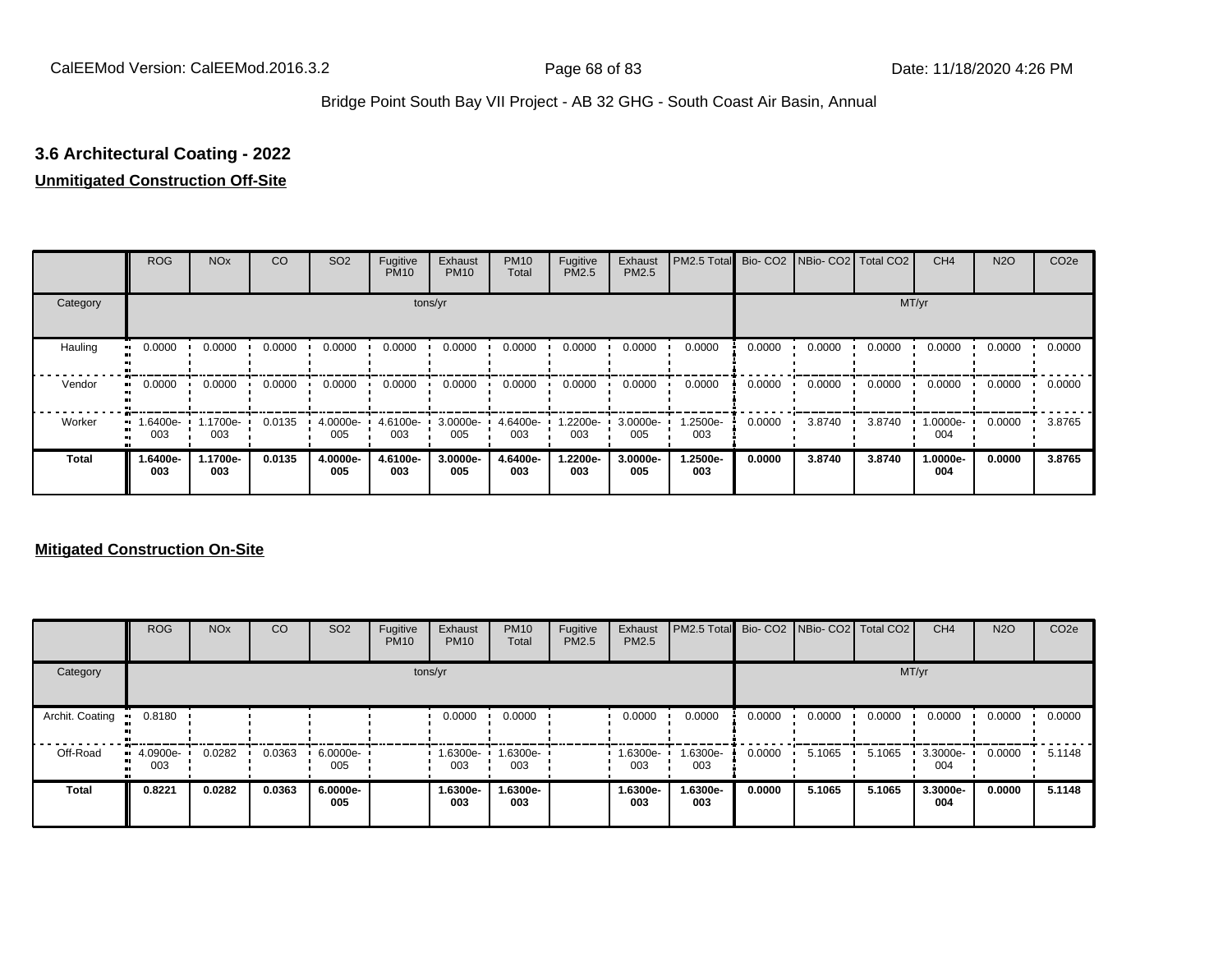### 3.6 Architectural Coating - 2022

**Unmitigated Construction Off-Site**

| | ROG | NOx | CO | SO2 | Fugitive PM10 | Exhaust PM10 | PM10 Total | Fugitive PM2.5 | Exhaust PM2.5 | PM2.5 Total | Bio- CO2 | NBio- CO2 | Total CO2 | CH4 | N2O | CO2e |
|---|---|---|---|---|---|---|---|---|---|---|---|---|---|---|---|---|
| Category | tons/yr | | | | | | | | | | MT/yr | | | | | |
| Hauling | 0.0000 | 0.0000 | 0.0000 | 0.0000 | 0.0000 | 0.0000 | 0.0000 | 0.0000 | 0.0000 | 0.0000 | 0.0000 | 0.0000 | 0.0000 | 0.0000 | 0.0000 | 0.0000 |
| Vendor | 0.0000 | 0.0000 | 0.0000 | 0.0000 | 0.0000 | 0.0000 | 0.0000 | 0.0000 | 0.0000 | 0.0000 | 0.0000 | 0.0000 | 0.0000 | 0.0000 | 0.0000 | 0.0000 |
| Worker | 1.6400e-003 | 1.1700e-003 | 0.0135 | 4.0000e-005 | 4.6100e-003 | 3.0000e-005 | 4.6400e-003 | 1.2200e-003 | 3.0000e-005 | 1.2500e-003 | 0.0000 | 3.8740 | 3.8740 | 1.0000e-004 | 0.0000 | 3.8765 |
| **Total** | **1.6400e-003** | **1.1700e-003** | **0.0135** | **4.0000e-005** | **4.6100e-003** | **3.0000e-005** | **4.6400e-003** | **1.2200e-003** | **3.0000e-005** | **1.2500e-003** | **0.0000** | **3.8740** | **3.8740** | **1.0000e-004** | **0.0000** | **3.8765** |

**Mitigated Construction On-Site**

| | ROG | NOx | CO | SO2 | Fugitive PM10 | Exhaust PM10 | PM10 Total | Fugitive PM2.5 | Exhaust PM2.5 | PM2.5 Total | Bio- CO2 | NBio- CO2 | Total CO2 | CH4 | N2O | CO2e |
|---|---|---|---|---|---|---|---|---|---|---|---|---|---|---|---|---|
| Category | tons/yr | | | | | | | | | | MT/yr | | | | | |
| Archit. Coating | 0.8180 | | | | | 0.0000 | 0.0000 | | 0.0000 | 0.0000 | 0.0000 | 0.0000 | 0.0000 | 0.0000 | 0.0000 | 0.0000 |
| Off-Road | 4.0900e-003 | 0.0282 | 0.0363 | 6.0000e-005 | | 1.6300e-003 | 1.6300e-003 | | 1.6300e-003 | 1.6300e-003 | 0.0000 | 5.1065 | 5.1065 | 3.3000e-004 | 0.0000 | 5.1148 |
| **Total** | **0.8221** | **0.0282** | **0.0363** | **6.0000e-005** | | **1.6300e-003** | **1.6300e-003** | | **1.6300e-003** | **1.6300e-003** | **0.0000** | **5.1065** | **5.1065** | **3.3000e-004** | **0.0000** | **5.1148** |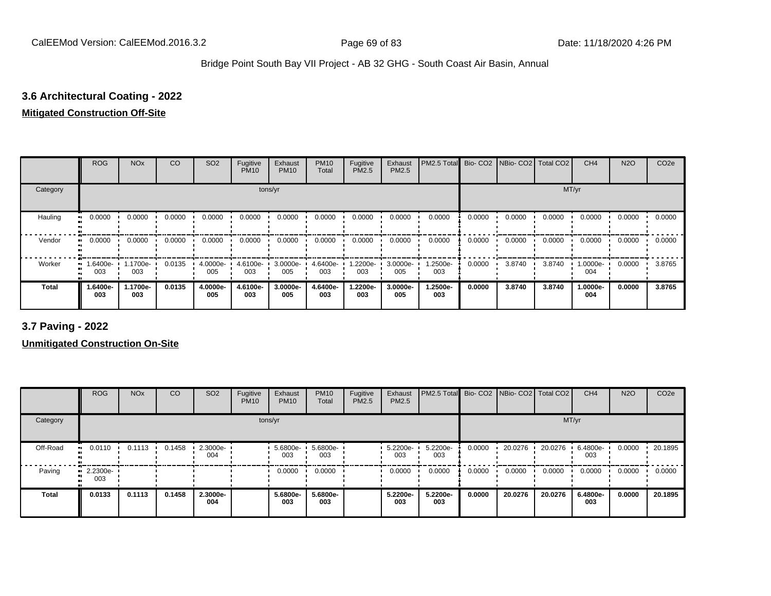## 3.6 Architectural Coating - 2022

**Mitigated Construction Off-Site**

| | ROG | NOx | CO | SO2 | Fugitive PM10 | Exhaust PM10 | PM10 Total | Fugitive PM2.5 | Exhaust PM2.5 | PM2.5 Total | Bio- CO2 | NBio- CO2 | Total CO2 | CH4 | N2O | CO2e |
|---|---|---|---|---|---|---|---|---|---|---|---|---|---|---|---|---|
| Category | tons/yr | | | | | | | | | | MT/yr | | | | | |
| Hauling | 0.0000 | 0.0000 | 0.0000 | 0.0000 | 0.0000 | 0.0000 | 0.0000 | 0.0000 | 0.0000 | 0.0000 | 0.0000 | 0.0000 | 0.0000 | 0.0000 | 0.0000 | 0.0000 |
| Vendor | 0.0000 | 0.0000 | 0.0000 | 0.0000 | 0.0000 | 0.0000 | 0.0000 | 0.0000 | 0.0000 | 0.0000 | 0.0000 | 0.0000 | 0.0000 | 0.0000 | 0.0000 | 0.0000 |
| Worker | 1.6400e-003 | 1.1700e-003 | 0.0135 | 4.0000e-005 | 4.6100e-003 | 3.0000e-005 | 4.6400e-003 | 1.2200e-003 | 3.0000e-005 | 1.2500e-003 | 0.0000 | 3.8740 | 3.8740 | 1.0000e-004 | 0.0000 | 3.8765 |
| **Total** | **1.6400e-003** | **1.1700e-003** | **0.0135** | **4.0000e-005** | **4.6100e-003** | **3.0000e-005** | **4.6400e-003** | **1.2200e-003** | **3.0000e-005** | **1.2500e-003** | **0.0000** | **3.8740** | **3.8740** | **1.0000e-004** | **0.0000** | **3.8765** |

## 3.7 Paving - 2022

**Unmitigated Construction On-Site**

| | ROG | NOx | CO | SO2 | Fugitive PM10 | Exhaust PM10 | PM10 Total | Fugitive PM2.5 | Exhaust PM2.5 | PM2.5 Total | Bio- CO2 | NBio- CO2 | Total CO2 | CH4 | N2O | CO2e |
|---|---|---|---|---|---|---|---|---|---|---|---|---|---|---|---|---|
| Category | tons/yr | | | | | | | | | | MT/yr | | | | | |
| Off-Road | 0.0110 | 0.1113 | 0.1458 | 2.3000e-004 | | 5.6800e-003 | 5.6800e-003 | | 5.2200e-003 | 5.2200e-003 | 0.0000 | 20.0276 | 20.0276 | 6.4800e-003 | 0.0000 | 20.1895 |
| Paving | 2.2300e-003 | | | | | 0.0000 | 0.0000 | | 0.0000 | 0.0000 | 0.0000 | 0.0000 | 0.0000 | 0.0000 | 0.0000 | 0.0000 |
| **Total** | **0.0133** | **0.1113** | **0.1458** | **2.3000e-004** | | **5.6800e-003** | **5.6800e-003** | | **5.2200e-003** | **5.2200e-003** | **0.0000** | **20.0276** | **20.0276** | **6.4800e-003** | **0.0000** | **20.1895** |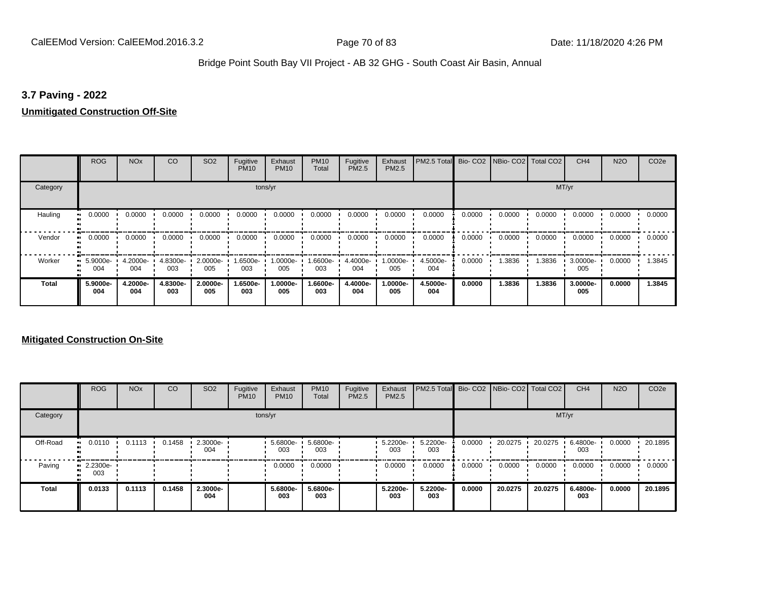## 3.7 Paving - 2022

### Unmitigated Construction Off-Site

| | ROG | NOx | CO | SO2 | Fugitive PM10 | Exhaust PM10 | PM10 Total | Fugitive PM2.5 | Exhaust PM2.5 | PM2.5 Total | Bio- CO2 | NBio- CO2 | Total CO2 | CH4 | N2O | CO2e |
|---|---|---|---|---|---|---|---|---|---|---|---|---|---|---|---|---|
| Category | tons/yr | | | | | | | | | | MT/yr | | | | | |
| Hauling | 0.0000 | 0.0000 | 0.0000 | 0.0000 | 0.0000 | 0.0000 | 0.0000 | 0.0000 | 0.0000 | 0.0000 | 0.0000 | 0.0000 | 0.0000 | 0.0000 | 0.0000 | 0.0000 |
| Vendor | 0.0000 | 0.0000 | 0.0000 | 0.0000 | 0.0000 | 0.0000 | 0.0000 | 0.0000 | 0.0000 | 0.0000 | 0.0000 | 0.0000 | 0.0000 | 0.0000 | 0.0000 | 0.0000 |
| Worker | 5.9000e-004 | 4.2000e-004 | 4.8300e-003 | 2.0000e-005 | 1.6500e-003 | 1.0000e-005 | 1.6600e-003 | 4.4000e-004 | 1.0000e-005 | 4.5000e-004 | 0.0000 | 1.3836 | 1.3836 | 3.0000e-005 | 0.0000 | 1.3845 |
| **Total** | **5.9000e-004** | **4.2000e-004** | **4.8300e-003** | **2.0000e-005** | **1.6500e-003** | **1.0000e-005** | **1.6600e-003** | **4.4000e-004** | **1.0000e-005** | **4.5000e-004** | **0.0000** | **1.3836** | **1.3836** | **3.0000e-005** | **0.0000** | **1.3845** |

### Mitigated Construction On-Site

| | ROG | NOx | CO | SO2 | Fugitive PM10 | Exhaust PM10 | PM10 Total | Fugitive PM2.5 | Exhaust PM2.5 | PM2.5 Total | Bio- CO2 | NBio- CO2 | Total CO2 | CH4 | N2O | CO2e |
|---|---|---|---|---|---|---|---|---|---|---|---|---|---|---|---|---|
| Category | tons/yr | | | | | | | | | | MT/yr | | | | | |
| Off-Road | 0.0110 | 0.1113 | 0.1458 | 2.3000e-004 | | 5.6800e-003 | 5.6800e-003 | | 5.2200e-003 | 5.2200e-003 | 0.0000 | 20.0275 | 20.0275 | 6.4800e-003 | 0.0000 | 20.1895 |
| Paving | 2.2300e-003 | | | | | 0.0000 | 0.0000 | | 0.0000 | 0.0000 | 0.0000 | 0.0000 | 0.0000 | 0.0000 | 0.0000 | 0.0000 |
| **Total** | **0.0133** | **0.1113** | **0.1458** | **2.3000e-004** | | **5.6800e-003** | **5.6800e-003** | | **5.2200e-003** | **5.2200e-003** | **0.0000** | **20.0275** | **20.0275** | **6.4800e-003** | **0.0000** | **20.1895** |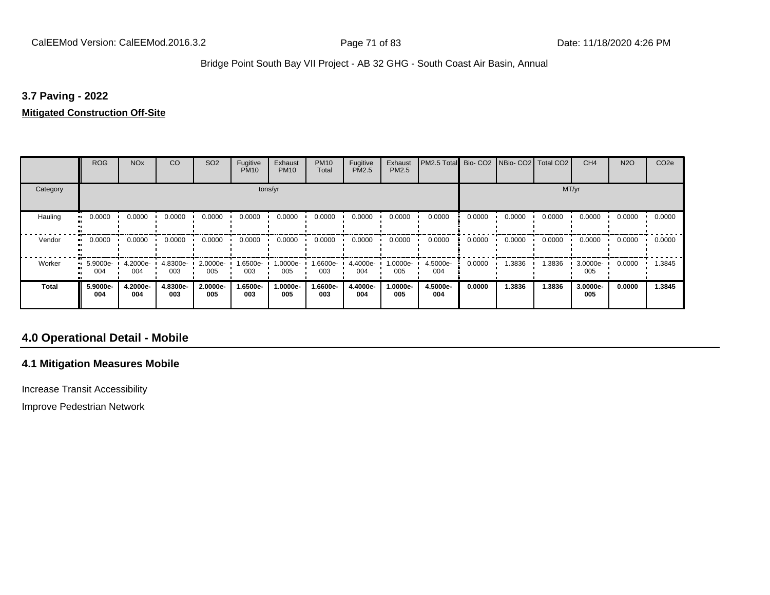### 3.7 Paving - 2022

**Mitigated Construction Off-Site**

| | ROG | NOx | CO | SO2 | Fugitive PM10 | Exhaust PM10 | PM10 Total | Fugitive PM2.5 | Exhaust PM2.5 | PM2.5 Total | Bio- CO2 | NBio- CO2 | Total CO2 | CH4 | N2O | CO2e |
|---|---|---|---|---|---|---|---|---|---|---|---|---|---|---|---|---|
| Category | tons/yr | | | | | | | | | | MT/yr | | | | | |
| Hauling | 0.0000 | 0.0000 | 0.0000 | 0.0000 | 0.0000 | 0.0000 | 0.0000 | 0.0000 | 0.0000 | 0.0000 | 0.0000 | 0.0000 | 0.0000 | 0.0000 | 0.0000 | 0.0000 |
| Vendor | 0.0000 | 0.0000 | 0.0000 | 0.0000 | 0.0000 | 0.0000 | 0.0000 | 0.0000 | 0.0000 | 0.0000 | 0.0000 | 0.0000 | 0.0000 | 0.0000 | 0.0000 | 0.0000 |
| Worker | 5.9000e-004 | 4.2000e-004 | 4.8300e-003 | 2.0000e-005 | 1.6500e-003 | 1.0000e-005 | 1.6600e-003 | 4.4000e-004 | 1.0000e-005 | 4.5000e-004 | 0.0000 | 1.3836 | 1.3836 | 3.0000e-005 | 0.0000 | 1.3845 |
| **Total** | **5.9000e-004** | **4.2000e-004** | **4.8300e-003** | **2.0000e-005** | **1.6500e-003** | **1.0000e-005** | **1.6600e-003** | **4.4000e-004** | **1.0000e-005** | **4.5000e-004** | **0.0000** | **1.3836** | **1.3836** | **3.0000e-005** | **0.0000** | **1.3845** |

## 4.0 Operational Detail - Mobile

### 4.1 Mitigation Measures Mobile

Increase Transit Accessibility

Improve Pedestrian Network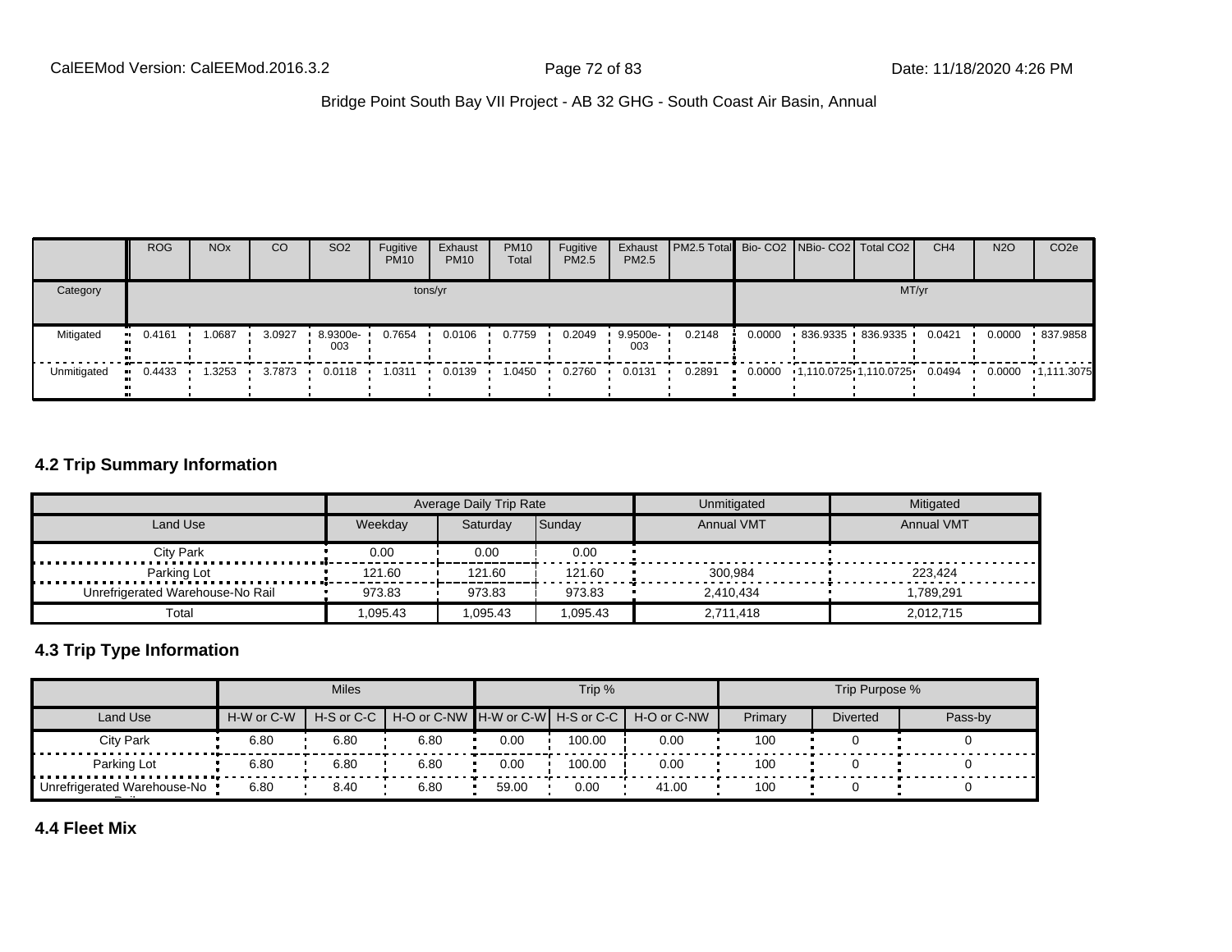| | ROG | NOx | CO | SO2 | Fugitive PM10 | Exhaust PM10 | PM10 Total | Fugitive PM2.5 | Exhaust PM2.5 | PM2.5 Total | Bio- CO2 | NBio- CO2 | Total CO2 | CH4 | N2O | CO2e |
|---|---|---|---|---|---|---|---|---|---|---|---|---|---|---|---|---|
| Category | tons/yr | | | | | | | | | | MT/yr | | | | | |
| Mitigated | 0.4161 | 1.0687 | 3.0927 | 8.9300e-003 | 0.7654 | 0.0106 | 0.7759 | 0.2049 | 9.9500e-003 | 0.2148 | 0.0000 | 836.9335 | 836.9335 | 0.0421 | 0.0000 | 837.9858 |
| Unmitigated | 0.4433 | 1.3253 | 3.7873 | 0.0118 | 1.0311 | 0.0139 | 1.0450 | 0.2760 | 0.0131 | 0.2891 | 0.0000 | 1,110.0725 | 1,110.0725 | 0.0494 | 0.0000 | 1,111.3075 |

## 4.2 Trip Summary Information

| | Average Daily Trip Rate | | | Unmitigated | Mitigated |
|---|---|---|---|---|---|
| Land Use | Weekday | Saturday | Sunday | Annual VMT | Annual VMT |
| City Park | 0.00 | 0.00 | 0.00 | | |
| Parking Lot | 121.60 | 121.60 | 121.60 | 300,984 | 223,424 |
| Unrefrigerated Warehouse-No Rail | 973.83 | 973.83 | 973.83 | 2,410,434 | 1,789,291 |
| Total | 1,095.43 | 1,095.43 | 1,095.43 | 2,711,418 | 2,012,715 |

## 4.3 Trip Type Information

| | Miles | | | Trip % | | | Trip Purpose % | | |
|---|---|---|---|---|---|---|---|---|---|
| Land Use | H-W or C-W | H-S or C-C | H-O or C-NW | H-W or C-W | H-S or C-C | H-O or C-NW | Primary | Diverted | Pass-by |
| City Park | 6.80 | 6.80 | 6.80 | 0.00 | 100.00 | 0.00 | 100 | 0 | 0 |
| Parking Lot | 6.80 | 6.80 | 6.80 | 0.00 | 100.00 | 0.00 | 100 | 0 | 0 |
| Unrefrigerated Warehouse-No Rail | 6.80 | 8.40 | 6.80 | 59.00 | 0.00 | 41.00 | 100 | 0 | 0 |

## 4.4 Fleet Mix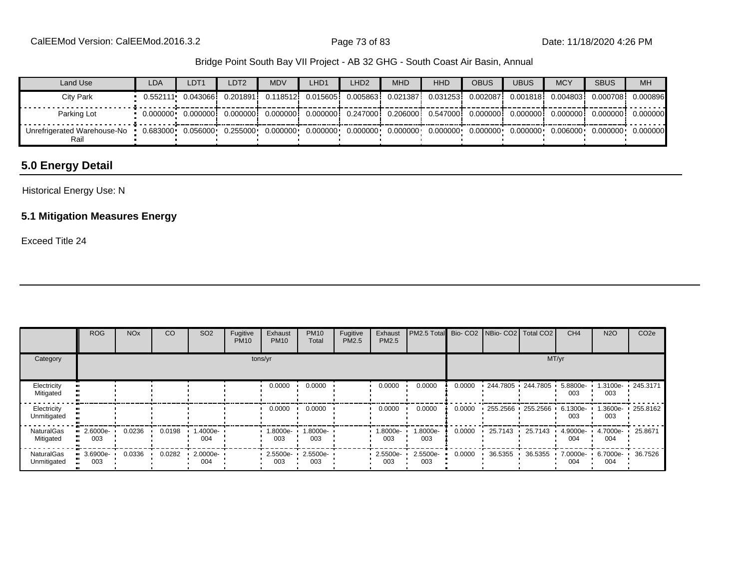| Land Use | LDA | LDT1 | LDT2 | MDV | LHD1 | LHD2 | MHD | HHD | OBUS | UBUS | MCY | SBUS | MH |
|---|---|---|---|---|---|---|---|---|---|---|---|---|---|
| City Park | 0.552111 | 0.043066 | 0.201891 | 0.118512 | 0.015605 | 0.005863 | 0.021387 | 0.031253 | 0.002087 | 0.001818 | 0.004803 | 0.000708 | 0.000896 |
| Parking Lot | 0.000000 | 0.000000 | 0.000000 | 0.000000 | 0.000000 | 0.247000 | 0.206000 | 0.547000 | 0.000000 | 0.000000 | 0.000000 | 0.000000 | 0.000000 |
| Unrefrigerated Warehouse-No Rail | 0.683000 | 0.056000 | 0.255000 | 0.000000 | 0.000000 | 0.000000 | 0.000000 | 0.000000 | 0.000000 | 0.000000 | 0.006000 | 0.000000 | 0.000000 |

## 5.0 Energy Detail

Historical Energy Use: N

### 5.1 Mitigation Measures Energy

Exceed Title 24

| | ROG | NOx | CO | SO2 | Fugitive PM10 | Exhaust PM10 | PM10 Total | Fugitive PM2.5 | Exhaust PM2.5 | PM2.5 Total | Bio- CO2 | NBio- CO2 | Total CO2 | CH4 | N2O | CO2e |
|---|---|---|---|---|---|---|---|---|---|---|---|---|---|---|---|---|
| Category | tons/yr | | | | | | | | | | MT/yr | | | | | |
| Electricity Mitigated | | | | | | 0.0000 | 0.0000 | | 0.0000 | 0.0000 | 0.0000 | 244.7805 | 244.7805 | 5.8800e-003 | 1.3100e-003 | 245.3171 |
| Electricity Unmitigated | | | | | | 0.0000 | 0.0000 | | 0.0000 | 0.0000 | 0.0000 | 255.2566 | 255.2566 | 6.1300e-003 | 1.3600e-003 | 255.8162 |
| NaturalGas Mitigated | 2.6000e-003 | 0.0236 | 0.0198 | 1.4000e-004 | | 1.8000e-003 | 1.8000e-003 | | 1.8000e-003 | 1.8000e-003 | 0.0000 | 25.7143 | 25.7143 | 4.9000e-004 | 4.7000e-004 | 25.8671 |
| NaturalGas Unmitigated | 3.6900e-003 | 0.0336 | 0.0282 | 2.0000e-004 | | 2.5500e-003 | 2.5500e-003 | | 2.5500e-003 | 2.5500e-003 | 0.0000 | 36.5355 | 36.5355 | 7.0000e-004 | 6.7000e-004 | 36.7526 |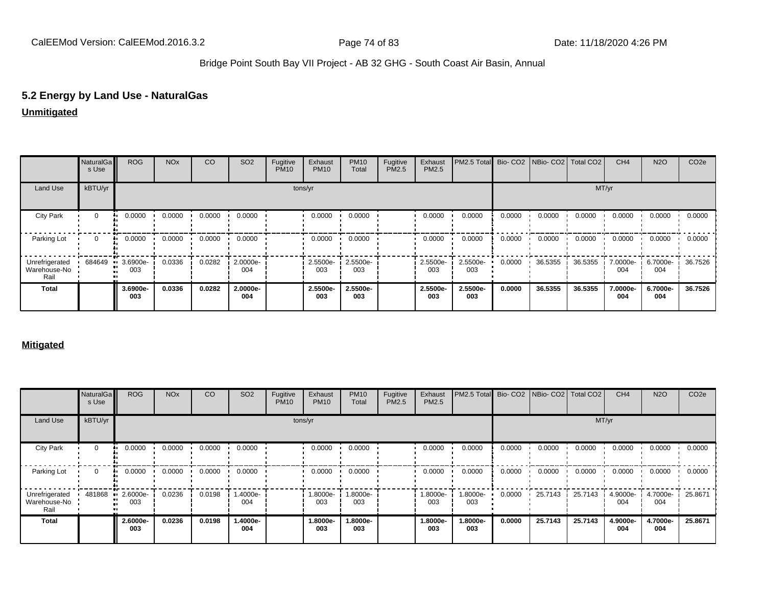## 5.2 Energy by Land Use - NaturalGas

**Unmitigated**

| | NaturalGas Use | ROG | NOx | CO | SO2 | Fugitive PM10 | Exhaust PM10 | PM10 Total | Fugitive PM2.5 | Exhaust PM2.5 | PM2.5 Total | Bio- CO2 | NBio- CO2 | Total CO2 | CH4 | N2O | CO2e |
|---|---|---|---|---|---|---|---|---|---|---|---|---|---|---|---|---|---|
| Land Use | kBTU/yr | tons/yr | | | | | | | | | | MT/yr | | | | | |
| City Park | 0 | 0.0000 | 0.0000 | 0.0000 | 0.0000 | | 0.0000 | 0.0000 | | 0.0000 | 0.0000 | 0.0000 | 0.0000 | 0.0000 | 0.0000 | 0.0000 | 0.0000 |
| Parking Lot | 0 | 0.0000 | 0.0000 | 0.0000 | 0.0000 | | 0.0000 | 0.0000 | | 0.0000 | 0.0000 | 0.0000 | 0.0000 | 0.0000 | 0.0000 | 0.0000 | 0.0000 |
| Unrefrigerated Warehouse-No Rail | 684649 | 3.6900e-003 | 0.0336 | 0.0282 | 2.0000e-004 | | 2.5500e-003 | 2.5500e-003 | | 2.5500e-003 | 2.5500e-003 | 0.0000 | 36.5355 | 36.5355 | 7.0000e-004 | 6.7000e-004 | 36.7526 |
| **Total** | | **3.6900e-003** | **0.0336** | **0.0282** | **2.0000e-004** | | **2.5500e-003** | **2.5500e-003** | | **2.5500e-003** | **2.5500e-003** | **0.0000** | **36.5355** | **36.5355** | **7.0000e-004** | **6.7000e-004** | **36.7526** |

**Mitigated**

| | NaturalGas Use | ROG | NOx | CO | SO2 | Fugitive PM10 | Exhaust PM10 | PM10 Total | Fugitive PM2.5 | Exhaust PM2.5 | PM2.5 Total | Bio- CO2 | NBio- CO2 | Total CO2 | CH4 | N2O | CO2e |
|---|---|---|---|---|---|---|---|---|---|---|---|---|---|---|---|---|---|
| Land Use | kBTU/yr | tons/yr | | | | | | | | | | MT/yr | | | | | |
| City Park | 0 | 0.0000 | 0.0000 | 0.0000 | 0.0000 | | 0.0000 | 0.0000 | | 0.0000 | 0.0000 | 0.0000 | 0.0000 | 0.0000 | 0.0000 | 0.0000 | 0.0000 |
| Parking Lot | 0 | 0.0000 | 0.0000 | 0.0000 | 0.0000 | | 0.0000 | 0.0000 | | 0.0000 | 0.0000 | 0.0000 | 0.0000 | 0.0000 | 0.0000 | 0.0000 | 0.0000 |
| Unrefrigerated Warehouse-No Rail | 481868 | 2.6000e-003 | 0.0236 | 0.0198 | 1.4000e-004 | | 1.8000e-003 | 1.8000e-003 | | 1.8000e-003 | 1.8000e-003 | 0.0000 | 25.7143 | 25.7143 | 4.9000e-004 | 4.7000e-004 | 25.8671 |
| **Total** | | **2.6000e-003** | **0.0236** | **0.0198** | **1.4000e-004** | | **1.8000e-003** | **1.8000e-003** | | **1.8000e-003** | **1.8000e-003** | **0.0000** | **25.7143** | **25.7143** | **4.9000e-004** | **4.7000e-004** | **25.8671** |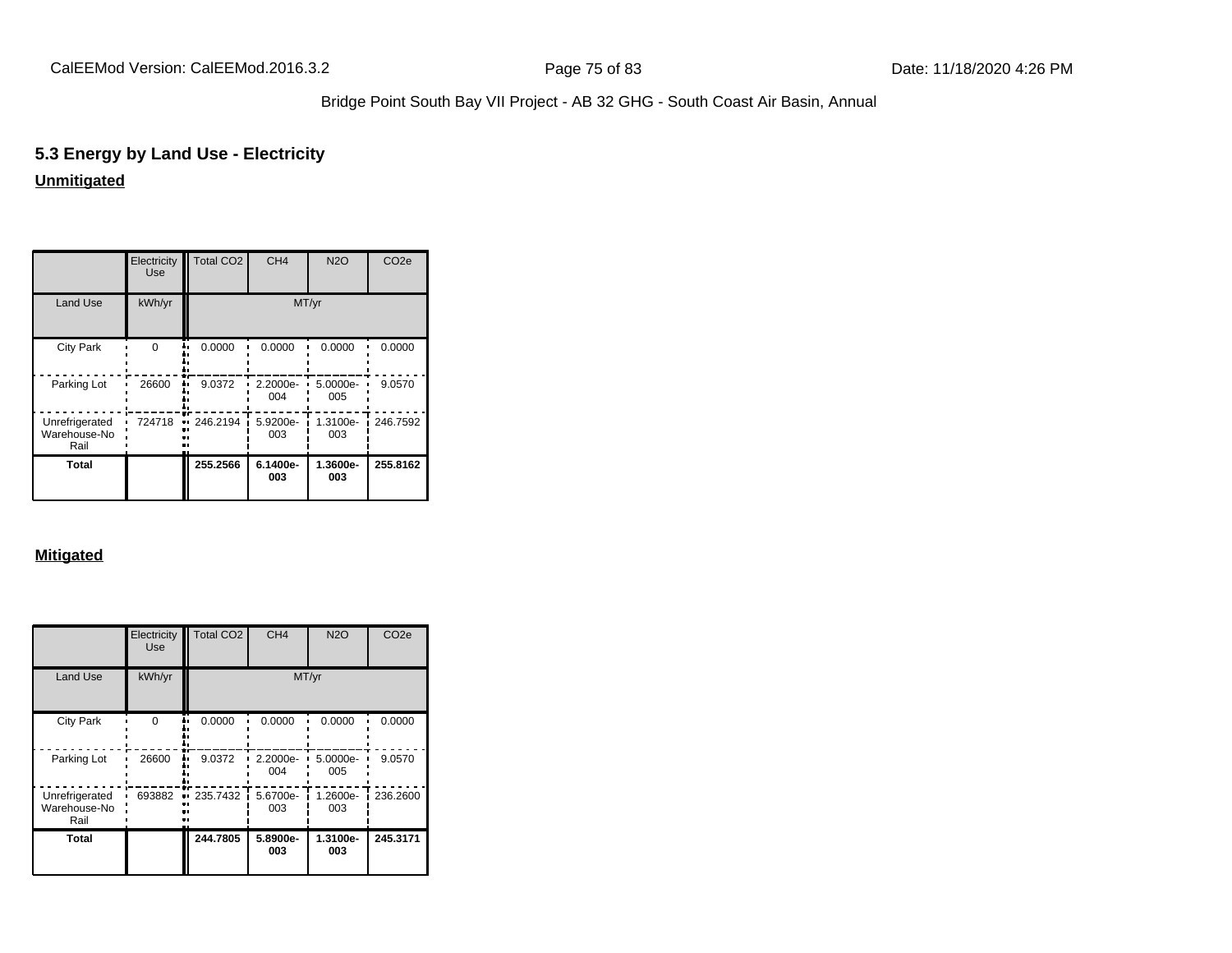## 5.3 Energy by Land Use - Electricity

**Unmitigated**

| | Electricity Use | Total CO2 | CH4 | N2O | CO2e |
|---|---|---|---|---|---|
| Land Use | kWh/yr | MT/yr | | | |
| City Park | 0 | 0.0000 | 0.0000 | 0.0000 | 0.0000 |
| Parking Lot | 26600 | 9.0372 | 2.2000e-004 | 5.0000e-005 | 9.0570 |
| Unrefrigerated Warehouse-No Rail | 724718 | 246.2194 | 5.9200e-003 | 1.3100e-003 | 246.7592 |
| **Total** | | **255.2566** | **6.1400e-003** | **1.3600e-003** | **255.8162** |

**Mitigated**

| | Electricity Use | Total CO2 | CH4 | N2O | CO2e |
|---|---|---|---|---|---|
| Land Use | kWh/yr | MT/yr | | | |
| City Park | 0 | 0.0000 | 0.0000 | 0.0000 | 0.0000 |
| Parking Lot | 26600 | 9.0372 | 2.2000e-004 | 5.0000e-005 | 9.0570 |
| Unrefrigerated Warehouse-No Rail | 693882 | 235.7432 | 5.6700e-003 | 1.2600e-003 | 236.2600 |
| **Total** | | **244.7805** | **5.8900e-003** | **1.3100e-003** | **245.3171** |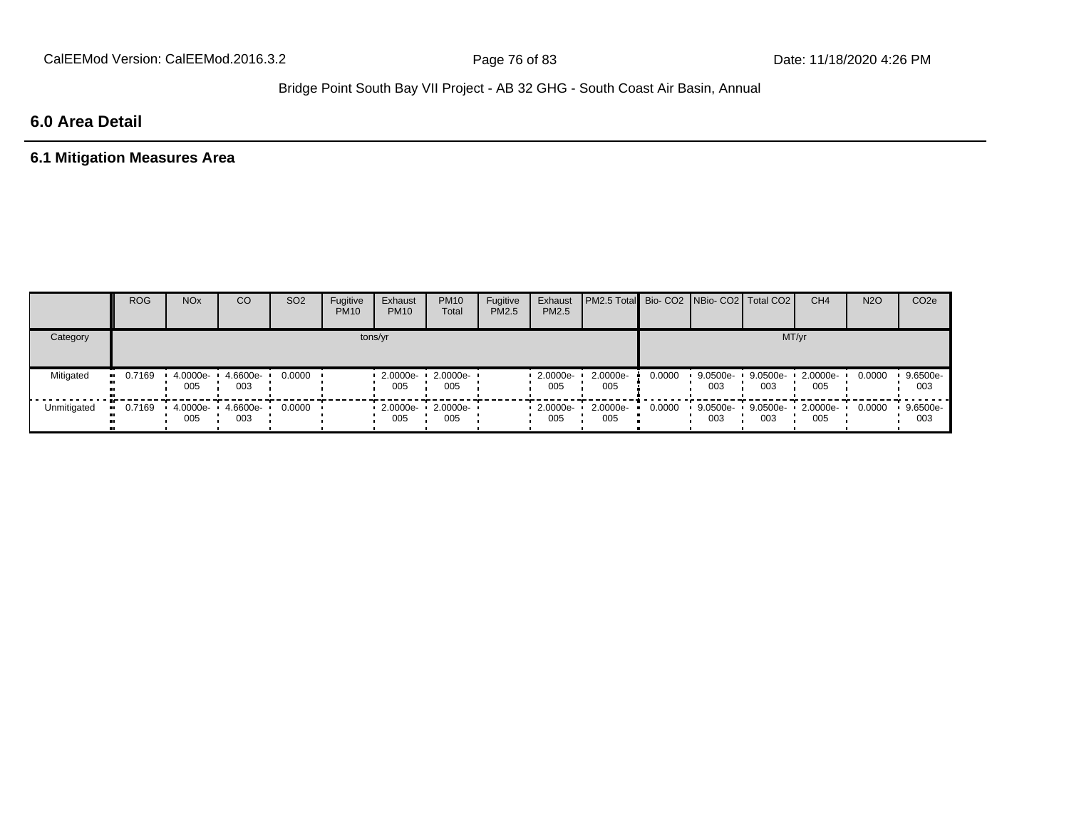## 6.0 Area Detail

### 6.1 Mitigation Measures Area

| | ROG | NOx | CO | SO2 | Fugitive PM10 | Exhaust PM10 | PM10 Total | Fugitive PM2.5 | Exhaust PM2.5 | PM2.5 Total | Bio- CO2 | NBio- CO2 | Total CO2 | CH4 | N2O | CO2e |
|---|---|---|---|---|---|---|---|---|---|---|---|---|---|---|---|---|
| Category | tons/yr | | | | | | | | | | MT/yr | | | | | |
| Mitigated | 0.7169 | 4.0000e-005 | 4.6600e-003 | 0.0000 | | 2.0000e-005 | 2.0000e-005 | | 2.0000e-005 | 2.0000e-005 | 0.0000 | 9.0500e-003 | 9.0500e-003 | 2.0000e-005 | 0.0000 | 9.6500e-003 |
| Unmitigated | 0.7169 | 4.0000e-005 | 4.6600e-003 | 0.0000 | | 2.0000e-005 | 2.0000e-005 | | 2.0000e-005 | 2.0000e-005 | 0.0000 | 9.0500e-003 | 9.0500e-003 | 2.0000e-005 | 0.0000 | 9.6500e-003 |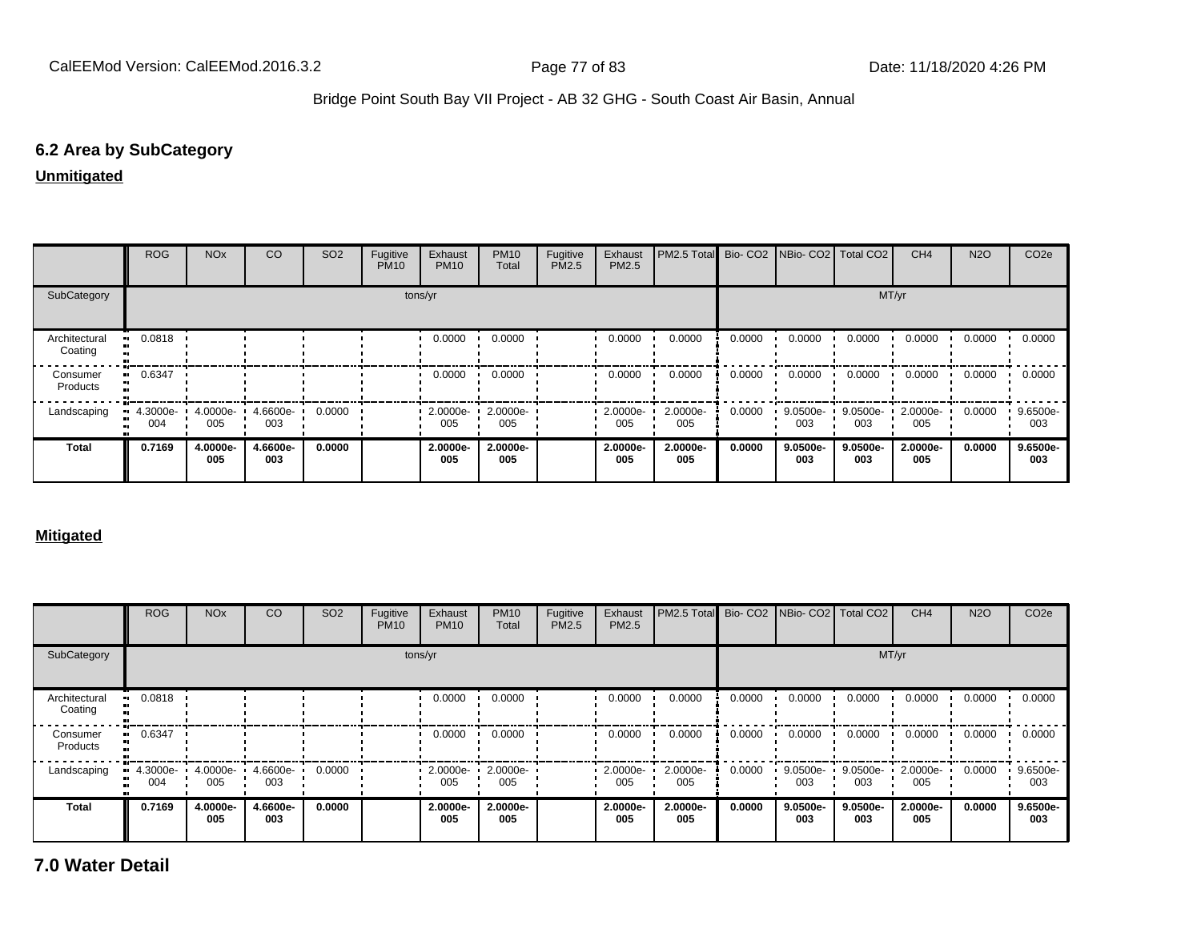## 6.2 Area by SubCategory

**Unmitigated**

| | ROG | NOx | CO | SO2 | Fugitive PM10 | Exhaust PM10 | PM10 Total | Fugitive PM2.5 | Exhaust PM2.5 | PM2.5 Total | Bio- CO2 | NBio- CO2 | Total CO2 | CH4 | N2O | CO2e |
|---|---|---|---|---|---|---|---|---|---|---|---|---|---|---|---|---|
| SubCategory | tons/yr | | | | | | | | | | MT/yr | | | | | |
| Architectural Coating | 0.0818 | | | | | 0.0000 | 0.0000 | | 0.0000 | 0.0000 | 0.0000 | 0.0000 | 0.0000 | 0.0000 | 0.0000 | 0.0000 |
| Consumer Products | 0.6347 | | | | | 0.0000 | 0.0000 | | 0.0000 | 0.0000 | 0.0000 | 0.0000 | 0.0000 | 0.0000 | 0.0000 | 0.0000 |
| Landscaping | 4.3000e-004 | 4.0000e-005 | 4.6600e-003 | 0.0000 | | 2.0000e-005 | 2.0000e-005 | | 2.0000e-005 | 2.0000e-005 | 0.0000 | 9.0500e-003 | 9.0500e-003 | 2.0000e-005 | 0.0000 | 9.6500e-003 |
| **Total** | **0.7169** | **4.0000e-005** | **4.6600e-003** | **0.0000** | | **2.0000e-005** | **2.0000e-005** | | **2.0000e-005** | **2.0000e-005** | **0.0000** | **9.0500e-003** | **9.0500e-003** | **2.0000e-005** | **0.0000** | **9.6500e-003** |

**Mitigated**

| | ROG | NOx | CO | SO2 | Fugitive PM10 | Exhaust PM10 | PM10 Total | Fugitive PM2.5 | Exhaust PM2.5 | PM2.5 Total | Bio- CO2 | NBio- CO2 | Total CO2 | CH4 | N2O | CO2e |
|---|---|---|---|---|---|---|---|---|---|---|---|---|---|---|---|---|
| SubCategory | tons/yr | | | | | | | | | | MT/yr | | | | | |
| Architectural Coating | 0.0818 | | | | | 0.0000 | 0.0000 | | 0.0000 | 0.0000 | 0.0000 | 0.0000 | 0.0000 | 0.0000 | 0.0000 | 0.0000 |
| Consumer Products | 0.6347 | | | | | 0.0000 | 0.0000 | | 0.0000 | 0.0000 | 0.0000 | 0.0000 | 0.0000 | 0.0000 | 0.0000 | 0.0000 |
| Landscaping | 4.3000e-004 | 4.0000e-005 | 4.6600e-003 | 0.0000 | | 2.0000e-005 | 2.0000e-005 | | 2.0000e-005 | 2.0000e-005 | 0.0000 | 9.0500e-003 | 9.0500e-003 | 2.0000e-005 | 0.0000 | 9.6500e-003 |
| **Total** | **0.7169** | **4.0000e-005** | **4.6600e-003** | **0.0000** | | **2.0000e-005** | **2.0000e-005** | | **2.0000e-005** | **2.0000e-005** | **0.0000** | **9.0500e-003** | **9.0500e-003** | **2.0000e-005** | **0.0000** | **9.6500e-003** |

# 7.0 Water Detail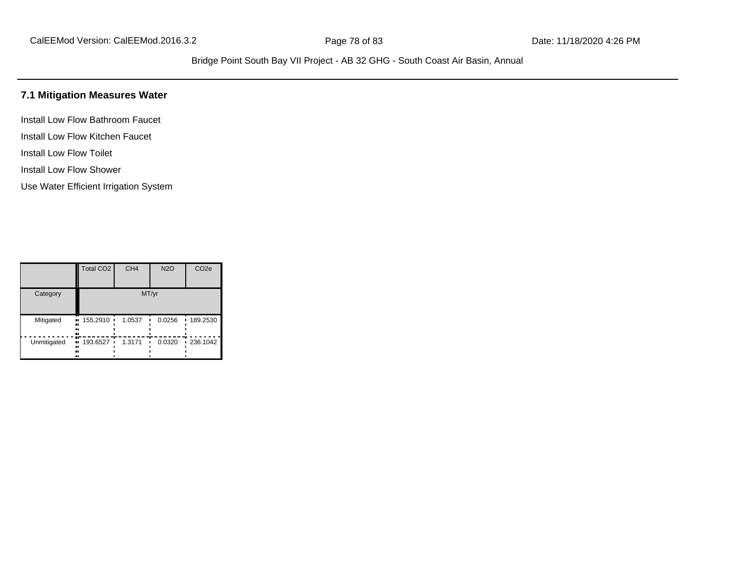## 7.1 Mitigation Measures Water

Install Low Flow Bathroom Faucet

Install Low Flow Kitchen Faucet

Install Low Flow Toilet

Install Low Flow Shower

Use Water Efficient Irrigation System

| | Total CO2 | CH4 | N2O | CO2e |
|---|---|---|---|---|
| Category | MT/yr | | | |
| Mitigated | 155.2910 | 1.0537 | 0.0256 | 189.2530 |
| Unmitigated | 193.6527 | 1.3171 | 0.0320 | 236.1042 |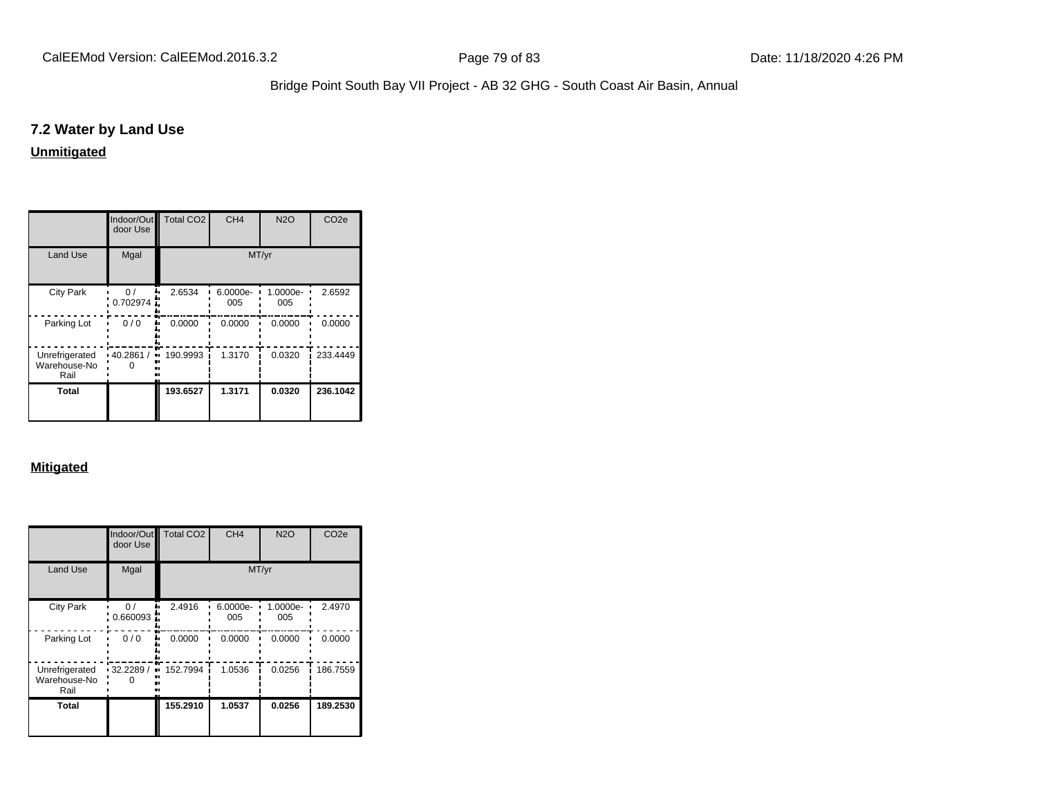## 7.2 Water by Land Use

**Unmitigated**

| | Indoor/Outdoor Use | Total CO2 | CH4 | N2O | CO2e |
|---|---|---|---|---|---|
| Land Use | Mgal | MT/yr | | | |
| City Park | 0 / 0.702974 | 2.6534 | 6.0000e-005 | 1.0000e-005 | 2.6592 |
| Parking Lot | 0 / 0 | 0.0000 | 0.0000 | 0.0000 | 0.0000 |
| Unrefrigerated Warehouse-No Rail | 40.2861 / 0 | 190.9993 | 1.3170 | 0.0320 | 233.4449 |
| **Total** | | **193.6527** | **1.3171** | **0.0320** | **236.1042** |

**Mitigated**

| | Indoor/Outdoor Use | Total CO2 | CH4 | N2O | CO2e |
|---|---|---|---|---|---|
| Land Use | Mgal | MT/yr | | | |
| City Park | 0 / 0.660093 | 2.4916 | 6.0000e-005 | 1.0000e-005 | 2.4970 |
| Parking Lot | 0 / 0 | 0.0000 | 0.0000 | 0.0000 | 0.0000 |
| Unrefrigerated Warehouse-No Rail | 32.2289 / 0 | 152.7994 | 1.0536 | 0.0256 | 186.7559 |
| **Total** | | **155.2910** | **1.0537** | **0.0256** | **189.2530** |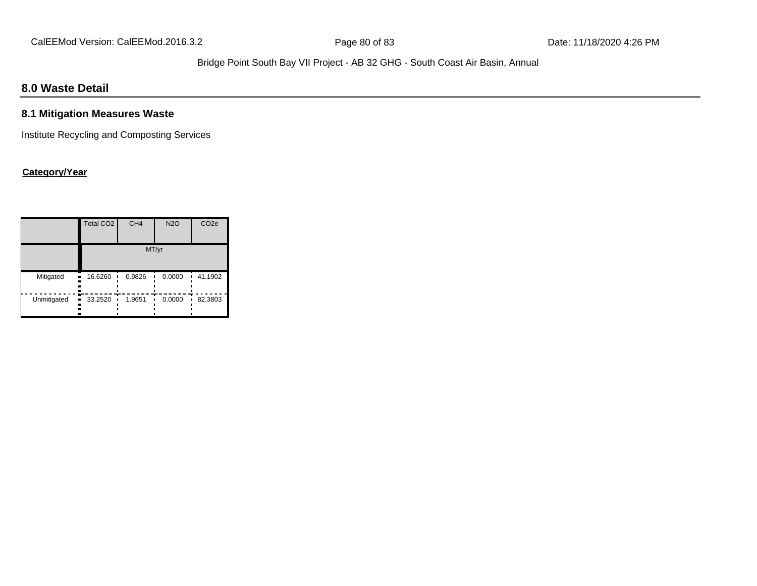## 8.0 Waste Detail

### 8.1 Mitigation Measures Waste

Institute Recycling and Composting Services

**Category/Year**

| | Total $CO_2$ | $CH_4$ | $N_2O$ | $CO_2e$ |
|---|---|---|---|---|
| | MT/yr | | | |
| Mitigated | 16.6260 | 0.9826 | 0.0000 | 41.1902 |
| Unmitigated | 33.2520 | 1.9651 | 0.0000 | 82.3803 |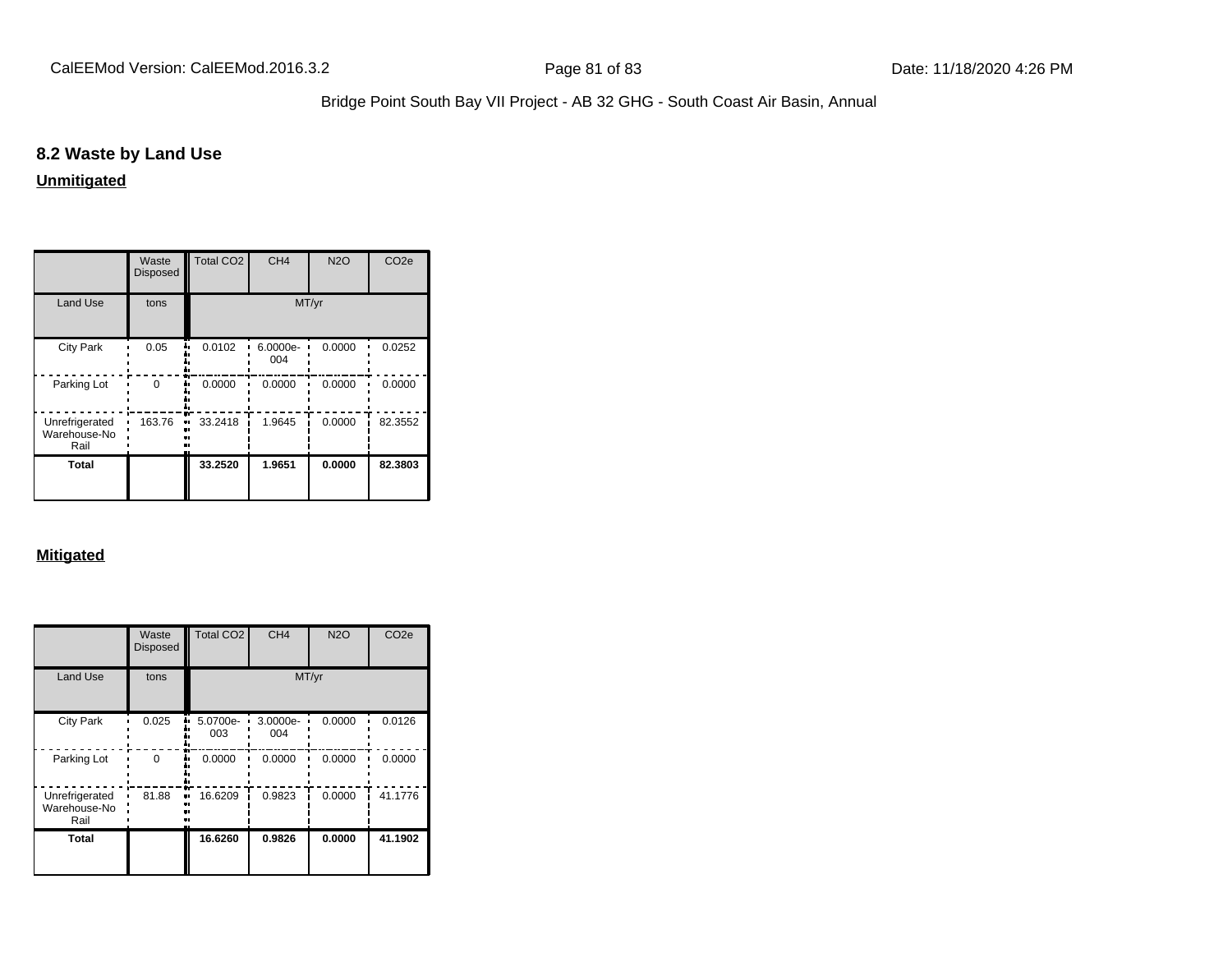## 8.2 Waste by Land Use

**Unmitigated**

| | Waste Disposed | Total CO2 | CH4 | N2O | CO2e |
|---|---|---|---|---|---|
| Land Use | tons | MT/yr | | | |
| City Park | 0.05 | 0.0102 | 6.0000e-004 | 0.0000 | 0.0252 |
| Parking Lot | 0 | 0.0000 | 0.0000 | 0.0000 | 0.0000 |
| Unrefrigerated Warehouse-No Rail | 163.76 | 33.2418 | 1.9645 | 0.0000 | 82.3552 |
| **Total** | | **33.2520** | **1.9651** | **0.0000** | **82.3803** |

**Mitigated**

| | Waste Disposed | Total CO2 | CH4 | N2O | CO2e |
|---|---|---|---|---|---|
| Land Use | tons | MT/yr | | | |
| City Park | 0.025 | 5.0700e-003 | 3.0000e-004 | 0.0000 | 0.0126 |
| Parking Lot | 0 | 0.0000 | 0.0000 | 0.0000 | 0.0000 |
| Unrefrigerated Warehouse-No Rail | 81.88 | 16.6209 | 0.9823 | 0.0000 | 41.1776 |
| **Total** | | **16.6260** | **0.9826** | **0.0000** | **41.1902** |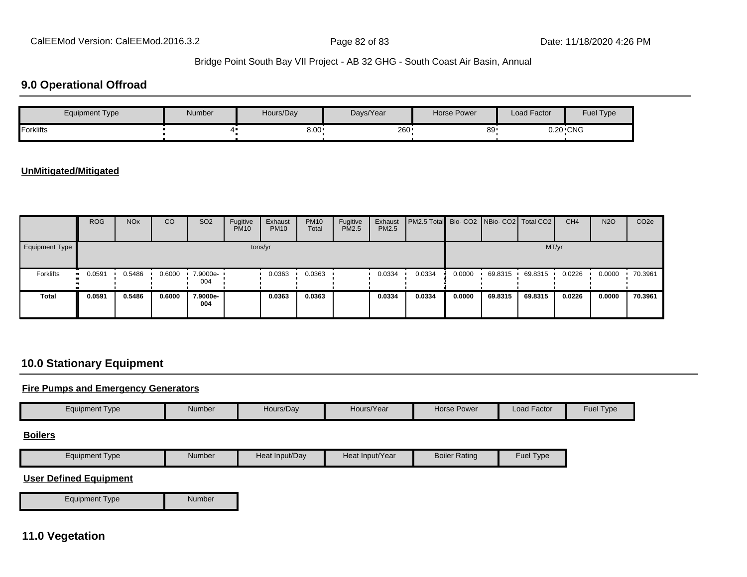## 9.0 Operational Offroad

| Equipment Type | Number | Hours/Day | Days/Year | Horse Power | Load Factor | Fuel Type |
|---|---|---|---|---|---|---|
| Forklifts | 4 | 8.00 | 260 | 89 | 0.20 | CNG |

**UnMitigated/Mitigated**

| | ROG | NOx | CO | SO2 | Fugitive PM10 | Exhaust PM10 | PM10 Total | Fugitive PM2.5 | Exhaust PM2.5 | PM2.5 Total | Bio- CO2 | NBio- CO2 | Total CO2 | CH4 | N2O | CO2e |
|---|---|---|---|---|---|---|---|---|---|---|---|---|---|---|---|---|
| Equipment Type | tons/yr | | | | | | | | | | MT/yr | | | | | |
| Forklifts | 0.0591 | 0.5486 | 0.6000 | 7.9000e-004 | | 0.0363 | 0.0363 | | 0.0334 | 0.0334 | 0.0000 | 69.8315 | 69.8315 | 0.0226 | 0.0000 | 70.3961 |
| **Total** | **0.0591** | **0.5486** | **0.6000** | **7.9000e-004** | | **0.0363** | **0.0363** | | **0.0334** | **0.0334** | **0.0000** | **69.8315** | **69.8315** | **0.0226** | **0.0000** | **70.3961** |

## 10.0 Stationary Equipment

**Fire Pumps and Emergency Generators**

| Equipment Type | Number | Hours/Day | Hours/Year | Horse Power | Load Factor | Fuel Type |
|---|---|---|---|---|---|---|

**Boilers**

| Equipment Type | Number | Heat Input/Day | Heat Input/Year | Boiler Rating | Fuel Type |
|---|---|---|---|---|---|

**User Defined Equipment**

| Equipment Type | Number |
|---|---|

## 11.0 Vegetation